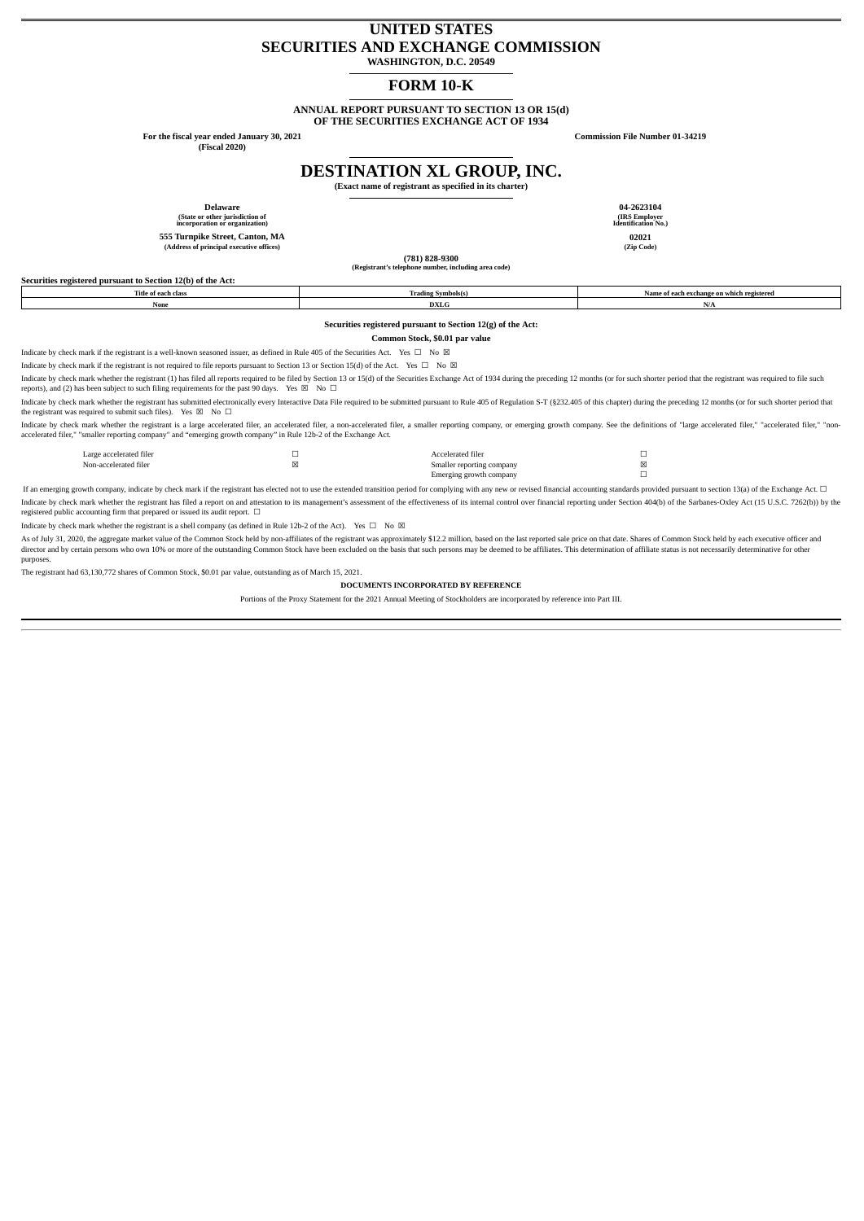# UNITED STATES
# SECURITIES AND EXCHANGE COMMISSION

**WASHINGTON, D.C. 20549**

## FORM 10-K

**ANNUAL REPORT PURSUANT TO SECTION 13 OR 15(d)**
**OF THE SECURITIES EXCHANGE ACT OF 1934**

**For the fiscal year ended January 30, 2021**
**(Fiscal 2020)**

**Commission File Number 01-34219**

# DESTINATION XL GROUP, INC.

**(Exact name of registrant as specified in its charter)**

| | |
|---|---|
| **Delaware** | **04-2623104** |
| **(State or other jurisdiction of incorporation or organization)** | **(IRS Employer Identification No.)** |
| **555 Turnpike Street, Canton, MA** | **02021** |
| **(Address of principal executive offices)** | **(Zip Code)** |

**(781) 828-9300**
**(Registrant's telephone number, including area code)**

**Securities registered pursuant to Section 12(b) of the Act:**

| Title of each class | Trading Symbols(s) | Name of each exchange on which registered |
|---|---|---|
| None | DXLG | N/A |

**Securities registered pursuant to Section 12(g) of the Act:**

**Common Stock, $0.01 par value**

Indicate by check mark if the registrant is a well-known seasoned issuer, as defined in Rule 405 of the Securities Act. Yes ☐ No ☒

Indicate by check mark if the registrant is not required to file reports pursuant to Section 13 or Section 15(d) of the Act. Yes ☐ No ☒

Indicate by check mark whether the registrant (1) has filed all reports required to be filed by Section 13 or 15(d) of the Securities Exchange Act of 1934 during the preceding 12 months (or for such shorter period that the registrant was required to file such reports), and (2) has been subject to such filing requirements for the past 90 days. Yes ☒ No ☐

Indicate by check mark whether the registrant has submitted electronically every Interactive Data File required to be submitted pursuant to Rule 405 of Regulation S-T (§232.405 of this chapter) during the preceding 12 months (or for such shorter period that the registrant was required to submit such files). Yes ☒ No ☐

Indicate by check mark whether the registrant is a large accelerated filer, an accelerated filer, a non-accelerated filer, a smaller reporting company, or emerging growth company. See the definitions of "large accelerated filer," "accelerated filer," "non-accelerated filer," "smaller reporting company" and "emerging growth company" in Rule 12b-2 of the Exchange Act.

| | | | |
|---|---|---|---|
| Large accelerated filer | ☐ | Accelerated filer | ☐ |
| Non-accelerated filer | ☒ | Smaller reporting company | ☒ |
| | | Emerging growth company | ☐ |

If an emerging growth company, indicate by check mark if the registrant has elected not to use the extended transition period for complying with any new or revised financial accounting standards provided pursuant to section 13(a) of the Exchange Act. ☐

Indicate by check mark whether the registrant has filed a report on and attestation to its management's assessment of the effectiveness of its internal control over financial reporting under Section 404(b) of the Sarbanes-Oxley Act (15 U.S.C. 7262(b)) by the registered public accounting firm that prepared or issued its audit report. ☐

Indicate by check mark whether the registrant is a shell company (as defined in Rule 12b-2 of the Act). Yes ☐ No ☒

As of July 31, 2020, the aggregate market value of the Common Stock held by non-affiliates of the registrant was approximately $12.2 million, based on the last reported sale price on that date. Shares of Common Stock held by each executive officer and director and by certain persons who own 10% or more of the outstanding Common Stock have been excluded on the basis that such persons may be deemed to be affiliates. This determination of affiliate status is not necessarily determinative for other purposes.

The registrant had 63,130,772 shares of Common Stock, $0.01 par value, outstanding as of March 15, 2021.

**DOCUMENTS INCORPORATED BY REFERENCE**

Portions of the Proxy Statement for the 2021 Annual Meeting of Stockholders are incorporated by reference into Part III.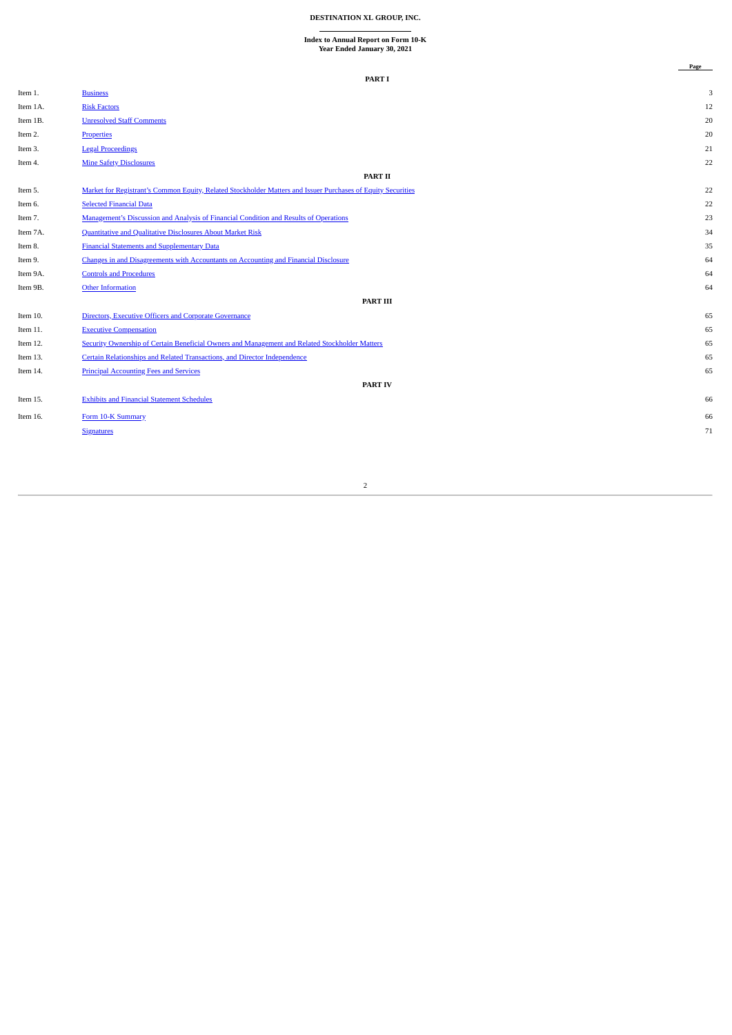**DESTINATION XL GROUP, INC.**

**Index to Annual Report on Form 10-K**
**Year Ended January 30, 2021**

| | | Page |
|---|---|---|
| | **PART I** | |
| Item 1. | Business | 3 |
| Item 1A. | Risk Factors | 12 |
| Item 1B. | Unresolved Staff Comments | 20 |
| Item 2. | Properties | 20 |
| Item 3. | Legal Proceedings | 21 |
| Item 4. | Mine Safety Disclosures | 22 |
| | **PART II** | |
| Item 5. | Market for Registrant's Common Equity, Related Stockholder Matters and Issuer Purchases of Equity Securities | 22 |
| Item 6. | Selected Financial Data | 22 |
| Item 7. | Management's Discussion and Analysis of Financial Condition and Results of Operations | 23 |
| Item 7A. | Quantitative and Qualitative Disclosures About Market Risk | 34 |
| Item 8. | Financial Statements and Supplementary Data | 35 |
| Item 9. | Changes in and Disagreements with Accountants on Accounting and Financial Disclosure | 64 |
| Item 9A. | Controls and Procedures | 64 |
| Item 9B. | Other Information | 64 |
| | **PART III** | |
| Item 10. | Directors, Executive Officers and Corporate Governance | 65 |
| Item 11. | Executive Compensation | 65 |
| Item 12. | Security Ownership of Certain Beneficial Owners and Management and Related Stockholder Matters | 65 |
| Item 13. | Certain Relationships and Related Transactions, and Director Independence | 65 |
| Item 14. | Principal Accounting Fees and Services | 65 |
| | **PART IV** | |
| Item 15. | Exhibits and Financial Statement Schedules | 66 |
| Item 16. | Form 10-K Summary | 66 |
| | Signatures | 71 |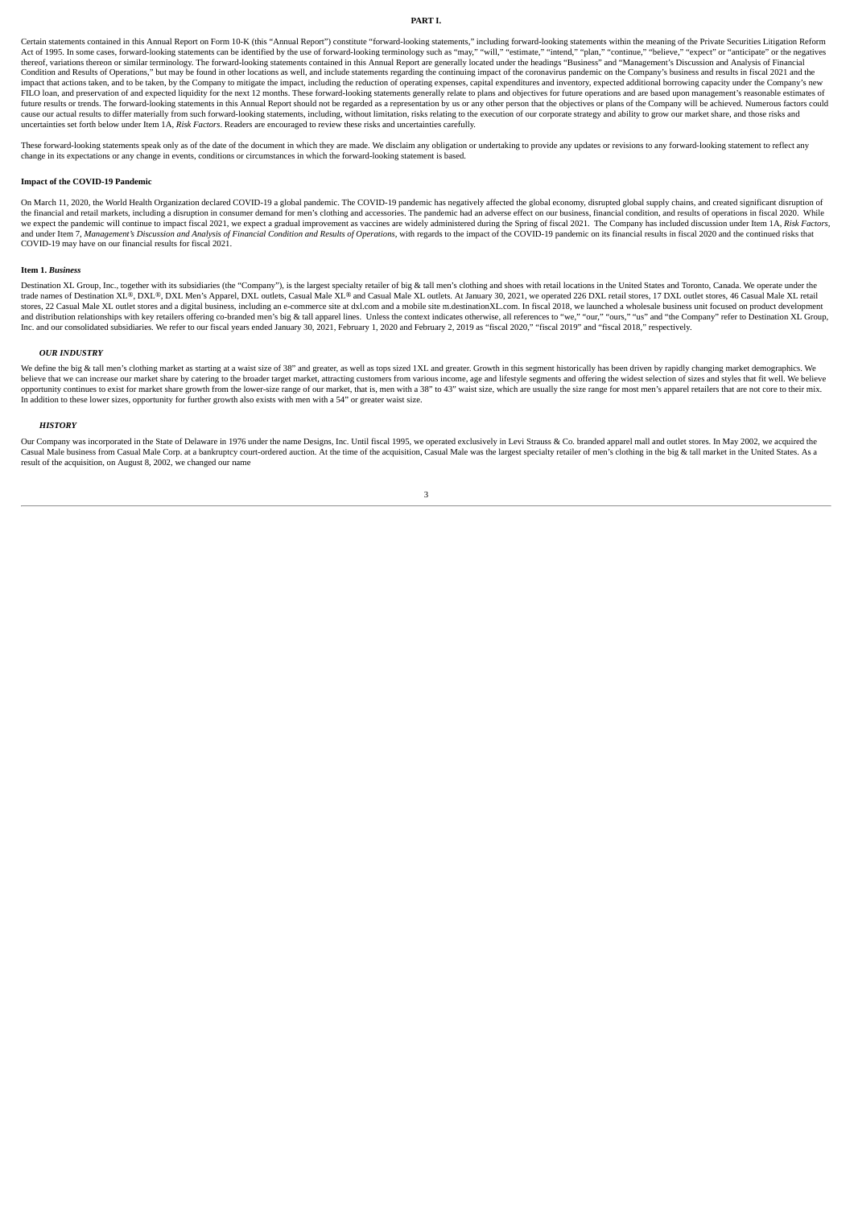# PART I.

Certain statements contained in this Annual Report on Form 10-K (this "Annual Report") constitute "forward-looking statements," including forward-looking statements within the meaning of the Private Securities Litigation Reform Act of 1995. In some cases, forward-looking statements can be identified by the use of forward-looking terminology such as "may," "will," "estimate," "intend," "plan," "continue," "believe," "expect" or "anticipate" or the negatives thereof, variations thereon or similar terminology. The forward-looking statements contained in this Annual Report are generally located under the headings "Business" and "Management's Discussion and Analysis of Financial Condition and Results of Operations," but may be found in other locations as well, and include statements regarding the continuing impact of the coronavirus pandemic on the Company's business and results in fiscal 2021 and the impact that actions taken, and to be taken, by the Company to mitigate the impact, including the reduction of operating expenses, capital expenditures and inventory, expected additional borrowing capacity under the Company's new FILO loan, and preservation of and expected liquidity for the next 12 months. These forward-looking statements generally relate to plans and objectives for future operations and are based upon management's reasonable estimates of future results or trends. The forward-looking statements in this Annual Report should not be regarded as a representation by us or any other person that the objectives or plans of the Company will be achieved. Numerous factors could cause our actual results to differ materially from such forward-looking statements, including, without limitation, risks relating to the execution of our corporate strategy and ability to grow our market share, and those risks and uncertainties set forth below under Item 1A, *Risk Factors*. Readers are encouraged to review these risks and uncertainties carefully.

These forward-looking statements speak only as of the date of the document in which they are made. We disclaim any obligation or undertaking to provide any updates or revisions to any forward-looking statement to reflect any change in its expectations or any change in events, conditions or circumstances in which the forward-looking statement is based.

**Impact of the COVID-19 Pandemic**

On March 11, 2020, the World Health Organization declared COVID-19 a global pandemic. The COVID-19 pandemic has negatively affected the global economy, disrupted global supply chains, and created significant disruption of the financial and retail markets, including a disruption in consumer demand for men's clothing and accessories. The pandemic had an adverse effect on our business, financial condition, and results of operations in fiscal 2020. While we expect the pandemic will continue to impact fiscal 2021, we expect a gradual improvement as vaccines are widely administered during the Spring of fiscal 2021. The Company has included discussion under Item 1A, *Risk Factors*, and under Item 7, *Management's Discussion and Analysis of Financial Condition and Results of Operations*, with regards to the impact of the COVID-19 pandemic on its financial results in fiscal 2020 and the continued risks that COVID-19 may have on our financial results for fiscal 2021.

## Item 1. *Business*

Destination XL Group, Inc., together with its subsidiaries (the "Company"), is the largest specialty retailer of big & tall men's clothing and shoes with retail locations in the United States and Toronto, Canada. We operate under the trade names of Destination XL®, DXL®, DXL Men's Apparel, DXL outlets, Casual Male XL® and Casual Male XL outlets. At January 30, 2021, we operated 226 DXL retail stores, 17 DXL outlet stores, 46 Casual Male XL retail stores, 22 Casual Male XL outlet stores and a digital business, including an e-commerce site at dxl.com and a mobile site m.destinationXL.com. In fiscal 2018, we launched a wholesale business unit focused on product development and distribution relationships with key retailers offering co-branded men's big & tall apparel lines. Unless the context indicates otherwise, all references to "we," "our," "ours," "us" and "the Company" refer to Destination XL Group, Inc. and our consolidated subsidiaries. We refer to our fiscal years ended January 30, 2021, February 1, 2020 and February 2, 2019 as "fiscal 2020," "fiscal 2019" and "fiscal 2018," respectively.

### *OUR INDUSTRY*

We define the big & tall men's clothing market as starting at a waist size of 38" and greater, as well as tops sized 1XL and greater. Growth in this segment historically has been driven by rapidly changing market demographics. We believe that we can increase our market share by catering to the broader target market, attracting customers from various income, age and lifestyle segments and offering the widest selection of sizes and styles that fit well. We believe opportunity continues to exist for market share growth from the lower-size range of our market, that is, men with a 38" to 43" waist size, which are usually the size range for most men's apparel retailers that are not core to their mix. In addition to these lower sizes, opportunity for further growth also exists with men with a 54" or greater waist size.

### *HISTORY*

Our Company was incorporated in the State of Delaware in 1976 under the name Designs, Inc. Until fiscal 1995, we operated exclusively in Levi Strauss & Co. branded apparel mall and outlet stores. In May 2002, we acquired the Casual Male business from Casual Male Corp. at a bankruptcy court-ordered auction. At the time of the acquisition, Casual Male was the largest specialty retailer of men's clothing in the big & tall market in the United States. As a result of the acquisition, on August 8, 2002, we changed our name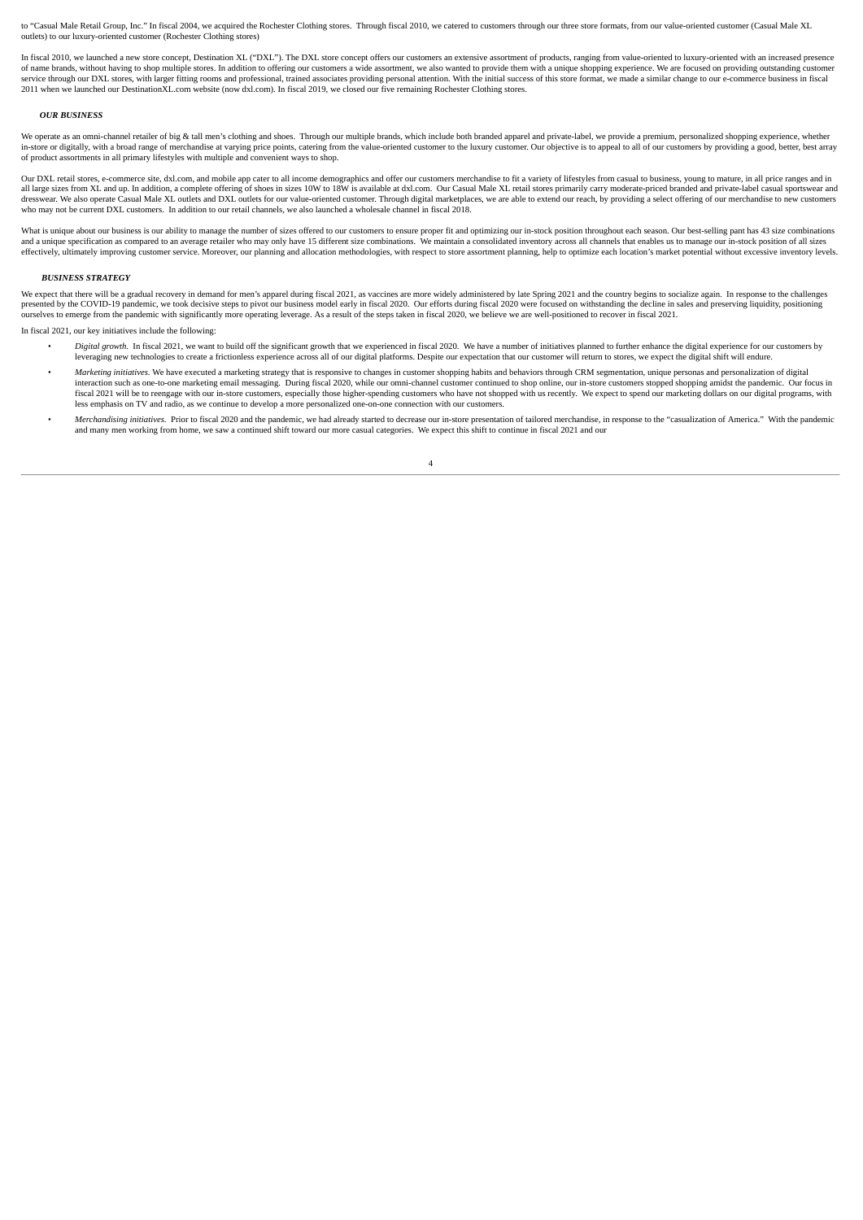to "Casual Male Retail Group, Inc." In fiscal 2004, we acquired the Rochester Clothing stores. Through fiscal 2010, we catered to customers through our three store formats, from our value-oriented customer (Casual Male XL outlets) to our luxury-oriented customer (Rochester Clothing stores)

In fiscal 2010, we launched a new store concept, Destination XL ("DXL"). The DXL store concept offers our customers an extensive assortment of products, ranging from value-oriented to luxury-oriented with an increased presence of name brands, without having to shop multiple stores. In addition to offering our customers a wide assortment, we also wanted to provide them with a unique shopping experience. We are focused on providing outstanding customer service through our DXL stores, with larger fitting rooms and professional, trained associates providing personal attention. With the initial success of this store format, we made a similar change to our e-commerce business in fiscal 2011 when we launched our DestinationXL.com website (now dxl.com). In fiscal 2019, we closed our five remaining Rochester Clothing stores.

***OUR BUSINESS***

We operate as an omni-channel retailer of big & tall men's clothing and shoes. Through our multiple brands, which include both branded apparel and private-label, we provide a premium, personalized shopping experience, whether in-store or digitally, with a broad range of merchandise at varying price points, catering from the value-oriented customer to the luxury customer. Our objective is to appeal to all of our customers by providing a good, better, best array of product assortments in all primary lifestyles with multiple and convenient ways to shop.

Our DXL retail stores, e-commerce site, dxl.com, and mobile app cater to all income demographics and offer our customers merchandise to fit a variety of lifestyles from casual to business, young to mature, in all price ranges and in all large sizes from XL and up. In addition, a complete offering of shoes in sizes 10W to 18W is available at dxl.com. Our Casual Male XL retail stores primarily carry moderate-priced branded and private-label casual sportswear and dresswear. We also operate Casual Male XL outlets and DXL outlets for our value-oriented customer. Through digital marketplaces, we are able to extend our reach, by providing a select offering of our merchandise to new customers who may not be current DXL customers. In addition to our retail channels, we also launched a wholesale channel in fiscal 2018.

What is unique about our business is our ability to manage the number of sizes offered to our customers to ensure proper fit and optimizing our in-stock position throughout each season. Our best-selling pant has 43 size combinations and a unique specification as compared to an average retailer who may only have 15 different size combinations. We maintain a consolidated inventory across all channels that enables us to manage our in-stock position of all sizes effectively, ultimately improving customer service. Moreover, our planning and allocation methodologies, with respect to store assortment planning, help to optimize each location's market potential without excessive inventory levels.

***BUSINESS STRATEGY***

We expect that there will be a gradual recovery in demand for men's apparel during fiscal 2021, as vaccines are more widely administered by late Spring 2021 and the country begins to socialize again. In response to the challenges presented by the COVID-19 pandemic, we took decisive steps to pivot our business model early in fiscal 2020. Our efforts during fiscal 2020 were focused on withstanding the decline in sales and preserving liquidity, positioning ourselves to emerge from the pandemic with significantly more operating leverage. As a result of the steps taken in fiscal 2020, we believe we are well-positioned to recover in fiscal 2021.

In fiscal 2021, our key initiatives include the following:

- *Digital growth.* In fiscal 2021, we want to build off the significant growth that we experienced in fiscal 2020. We have a number of initiatives planned to further enhance the digital experience for our customers by leveraging new technologies to create a frictionless experience across all of our digital platforms. Despite our expectation that our customer will return to stores, we expect the digital shift will endure.
- *Marketing initiatives.* We have executed a marketing strategy that is responsive to changes in customer shopping habits and behaviors through CRM segmentation, unique personas and personalization of digital interaction such as one-to-one marketing email messaging. During fiscal 2020, while our omni-channel customer continued to shop online, our in-store customers stopped shopping amidst the pandemic. Our focus in fiscal 2021 will be to reengage with our in-store customers, especially those higher-spending customers who have not shopped with us recently. We expect to spend our marketing dollars on our digital programs, with less emphasis on TV and radio, as we continue to develop a more personalized one-on-one connection with our customers.
- *Merchandising initiatives.* Prior to fiscal 2020 and the pandemic, we had already started to decrease our in-store presentation of tailored merchandise, in response to the "casualization of America." With the pandemic and many men working from home, we saw a continued shift toward our more casual categories. We expect this shift to continue in fiscal 2021 and our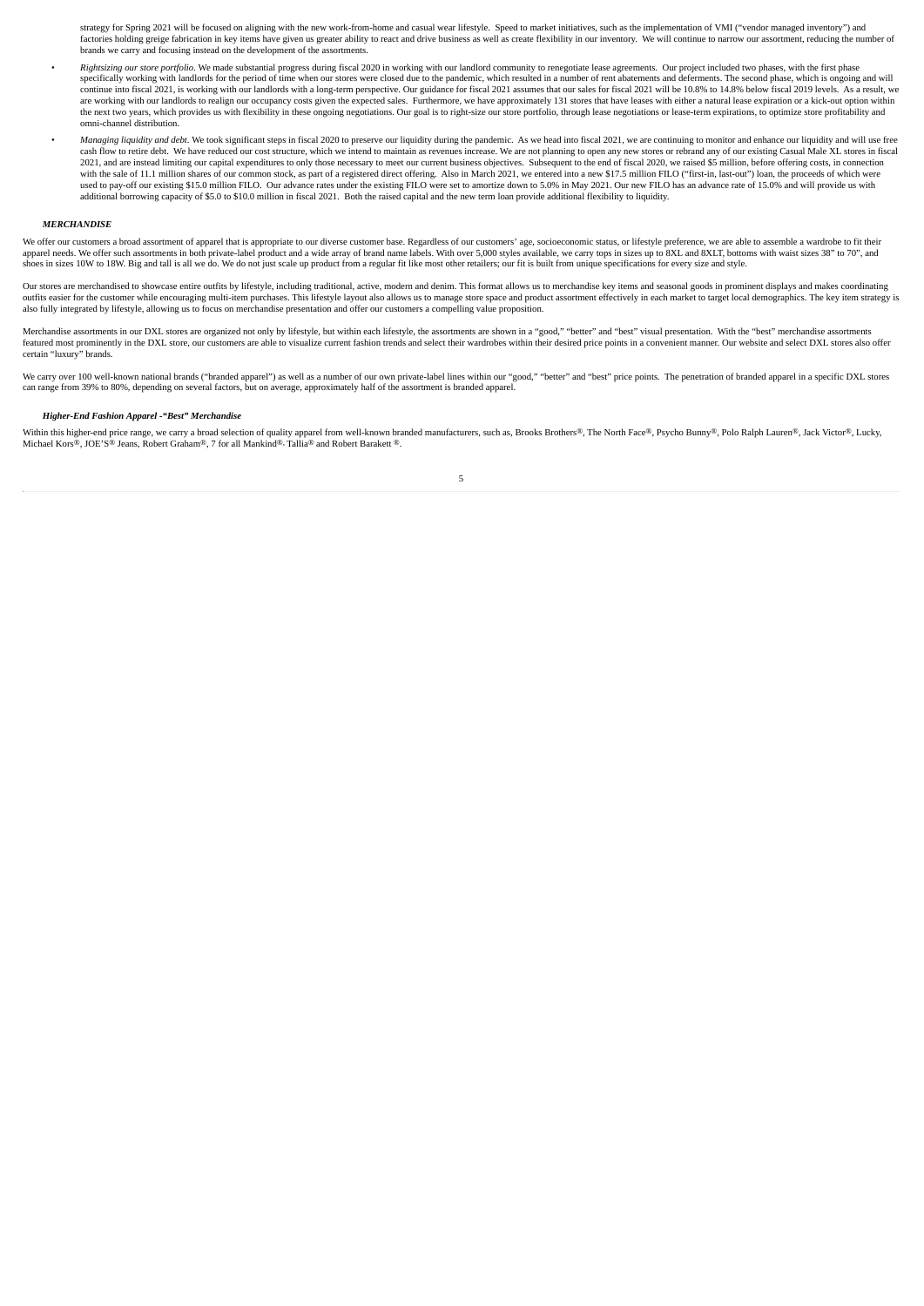strategy for Spring 2021 will be focused on aligning with the new work-from-home and casual wear lifestyle. Speed to market initiatives, such as the implementation of VMI ("vendor managed inventory") and factories holding greige fabrication in key items have given us greater ability to react and drive business as well as create flexibility in our inventory. We will continue to narrow our assortment, reducing the number of brands we carry and focusing instead on the development of the assortments.

- *Rightsizing our store portfolio.* We made substantial progress during fiscal 2020 in working with our landlord community to renegotiate lease agreements. Our project included two phases, with the first phase specifically working with landlords for the period of time when our stores were closed due to the pandemic, which resulted in a number of rent abatements and deferments. The second phase, which is ongoing and will continue into fiscal 2021, is working with our landlords with a long-term perspective. Our guidance for fiscal 2021 assumes that our sales for fiscal 2021 will be 10.8% to 14.8% below fiscal 2019 levels. As a result, we are working with our landlords to realign our occupancy costs given the expected sales. Furthermore, we have approximately 131 stores that have leases with either a natural lease expiration or a kick-out option within the next two years, which provides us with flexibility in these ongoing negotiations. Our goal is to right-size our store portfolio, through lease negotiations or lease-term expirations, to optimize store profitability and omni-channel distribution.

- *Managing liquidity and debt.* We took significant steps in fiscal 2020 to preserve our liquidity during the pandemic. As we head into fiscal 2021, we are continuing to monitor and enhance our liquidity and will use free cash flow to retire debt. We have reduced our cost structure, which we intend to maintain as revenues increase. We are not planning to open any new stores or rebrand any of our existing Casual Male XL stores in fiscal 2021, and are instead limiting our capital expenditures to only those necessary to meet our current business objectives. Subsequent to the end of fiscal 2020, we raised $5 million, before offering costs, in connection with the sale of 11.1 million shares of our common stock, as part of a registered direct offering. Also in March 2021, we entered into a new $17.5 million FILO ("first-in, last-out") loan, the proceeds of which were used to pay-off our existing $15.0 million FILO. Our advance rates under the existing FILO were set to amortize down to 5.0% in May 2021. Our new FILO has an advance rate of 15.0% and will provide us with additional borrowing capacity of $5.0 to $10.0 million in fiscal 2021. Both the raised capital and the new term loan provide additional flexibility to liquidity.

### ***MERCHANDISE***

We offer our customers a broad assortment of apparel that is appropriate to our diverse customer base. Regardless of our customers' age, socioeconomic status, or lifestyle preference, we are able to assemble a wardrobe to fit their apparel needs. We offer such assortments in both private-label product and a wide array of brand name labels. With over 5,000 styles available, we carry tops in sizes up to 8XL and 8XLT, bottoms with waist sizes 38" to 70", and shoes in sizes 10W to 18W. Big and tall is all we do. We do not just scale up product from a regular fit like most other retailers; our fit is built from unique specifications for every size and style.

Our stores are merchandised to showcase entire outfits by lifestyle, including traditional, active, modern and denim. This format allows us to merchandise key items and seasonal goods in prominent displays and makes coordinating outfits easier for the customer while encouraging multi-item purchases. This lifestyle layout also allows us to manage store space and product assortment effectively in each market to target local demographics. The key item strategy is also fully integrated by lifestyle, allowing us to focus on merchandise presentation and offer our customers a compelling value proposition.

Merchandise assortments in our DXL stores are organized not only by lifestyle, but within each lifestyle, the assortments are shown in a "good," "better" and "best" visual presentation. With the "best" merchandise assortments featured most prominently in the DXL store, our customers are able to visualize current fashion trends and select their wardrobes within their desired price points in a convenient manner. Our website and select DXL stores also offer certain "luxury" brands.

We carry over 100 well-known national brands ("branded apparel") as well as a number of our own private-label lines within our "good," "better" and "best" price points. The penetration of branded apparel in a specific DXL stores can range from 39% to 80%, depending on several factors, but on average, approximately half of the assortment is branded apparel.

#### ***Higher-End Fashion Apparel -"Best" Merchandise***

Within this higher-end price range, we carry a broad selection of quality apparel from well-known branded manufacturers, such as, Brooks Brothers®, The North Face®, Psycho Bunny®, Polo Ralph Lauren®, Jack Victor®, Lucky, Michael Kors®, JOE'S® Jeans, Robert Graham®, 7 for all Mankind®, Tallia® and Robert Barakett ®.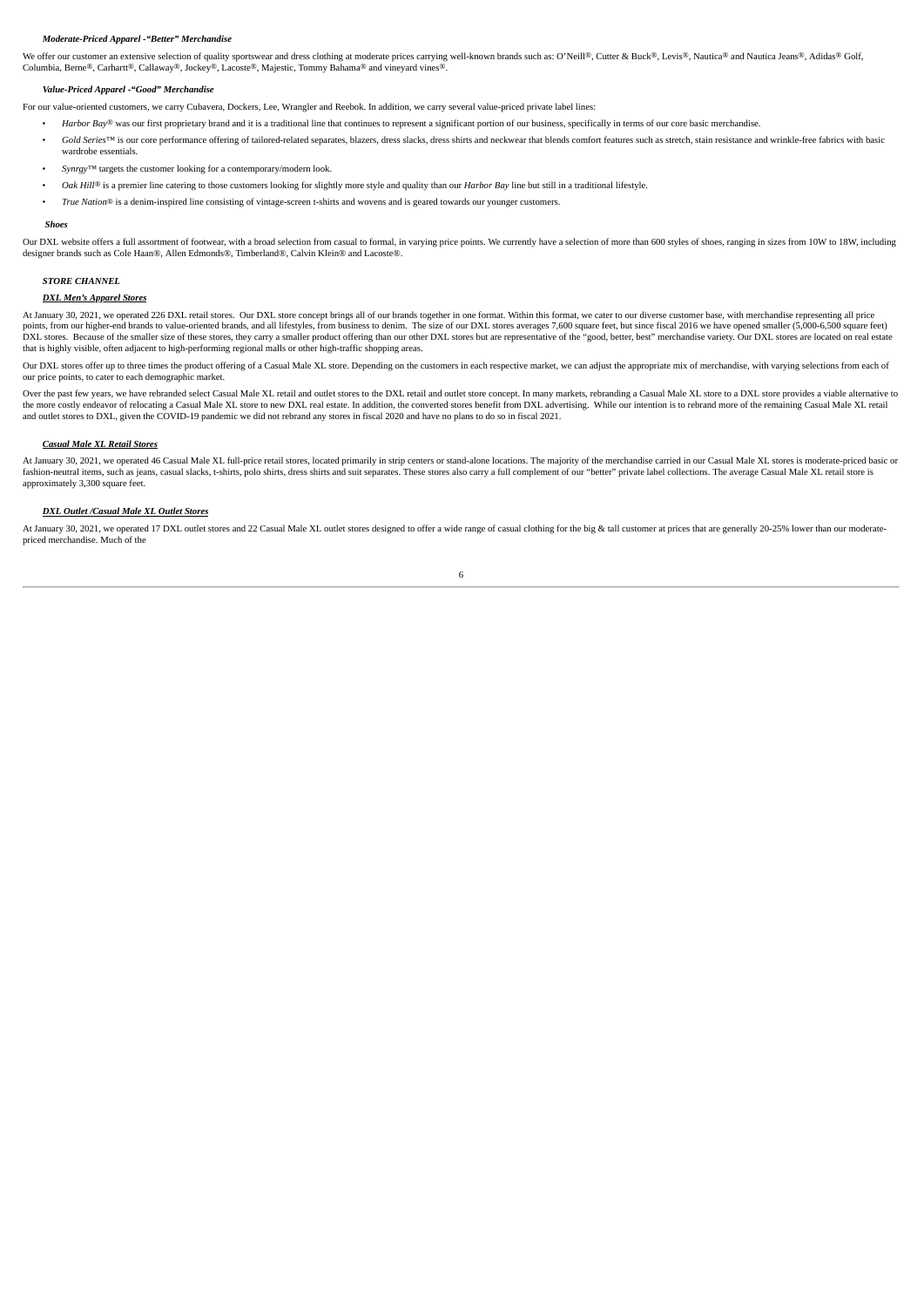***Moderate-Priced Apparel -"Better" Merchandise***

We offer our customer an extensive selection of quality sportswear and dress clothing at moderate prices carrying well-known brands such as: O'Neill®, Cutter & Buck®, Levis®, Nautica® and Nautica Jeans®, Adidas® Golf, Columbia, Berne®, Carhartt®, Callaway®, Jockey®, Lacoste®, Majestic, Tommy Bahama® and vineyard vines®.

***Value-Priced Apparel -"Good" Merchandise***

For our value-oriented customers, we carry Cubavera, Dockers, Lee, Wrangler and Reebok. In addition, we carry several value-priced private label lines:

- *Harbor Bay®* was our first proprietary brand and it is a traditional line that continues to represent a significant portion of our business, specifically in terms of our core basic merchandise.
- *Gold Series*™ is our core performance offering of tailored-related separates, blazers, dress slacks, dress shirts and neckwear that blends comfort features such as stretch, stain resistance and wrinkle-free fabrics with basic wardrobe essentials.
- *Synrgy*™ targets the customer looking for a contemporary/modern look.
- *Oak Hill®* is a premier line catering to those customers looking for slightly more style and quality than our *Harbor Bay* line but still in a traditional lifestyle.
- *True Nation®* is a denim-inspired line consisting of vintage-screen t-shirts and wovens and is geared towards our younger customers.

***Shoes***

Our DXL website offers a full assortment of footwear, with a broad selection from casual to formal, in varying price points. We currently have a selection of more than 600 styles of shoes, ranging in sizes from 10W to 18W, including designer brands such as Cole Haan®, Allen Edmonds®, Timberland®, Calvin Klein® and Lacoste®.

***STORE CHANNEL***

***DXL Men's Apparel Stores***

At January 30, 2021, we operated 226 DXL retail stores. Our DXL store concept brings all of our brands together in one format. Within this format, we cater to our diverse customer base, with merchandise representing all price points, from our higher-end brands to value-oriented brands, and all lifestyles, from business to denim. The size of our DXL stores averages 7,600 square feet, but since fiscal 2016 we have opened smaller (5,000-6,500 square feet) DXL stores. Because of the smaller size of these stores, they carry a smaller product offering than our other DXL stores but are representative of the "good, better, best" merchandise variety. Our DXL stores are located on real estate that is highly visible, often adjacent to high-performing regional malls or other high-traffic shopping areas.

Our DXL stores offer up to three times the product offering of a Casual Male XL store. Depending on the customers in each respective market, we can adjust the appropriate mix of merchandise, with varying selections from each of our price points, to cater to each demographic market.

Over the past few years, we have rebranded select Casual Male XL retail and outlet stores to the DXL retail and outlet store concept. In many markets, rebranding a Casual Male XL store to a DXL store provides a viable alternative to the more costly endeavor of relocating a Casual Male XL store to new DXL real estate. In addition, the converted stores benefit from DXL advertising. While our intention is to rebrand more of the remaining Casual Male XL retail and outlet stores to DXL, given the COVID-19 pandemic we did not rebrand any stores in fiscal 2020 and have no plans to do so in fiscal 2021.

***Casual Male XL Retail Stores***

At January 30, 2021, we operated 46 Casual Male XL full-price retail stores, located primarily in strip centers or stand-alone locations. The majority of the merchandise carried in our Casual Male XL stores is moderate-priced basic or fashion-neutral items, such as jeans, casual slacks, t-shirts, polo shirts, dress shirts and suit separates. These stores also carry a full complement of our "better" private label collections. The average Casual Male XL retail store is approximately 3,300 square feet.

***DXL Outlet /Casual Male XL Outlet Stores***

At January 30, 2021, we operated 17 DXL outlet stores and 22 Casual Male XL outlet stores designed to offer a wide range of casual clothing for the big & tall customer at prices that are generally 20-25% lower than our moderate-priced merchandise. Much of the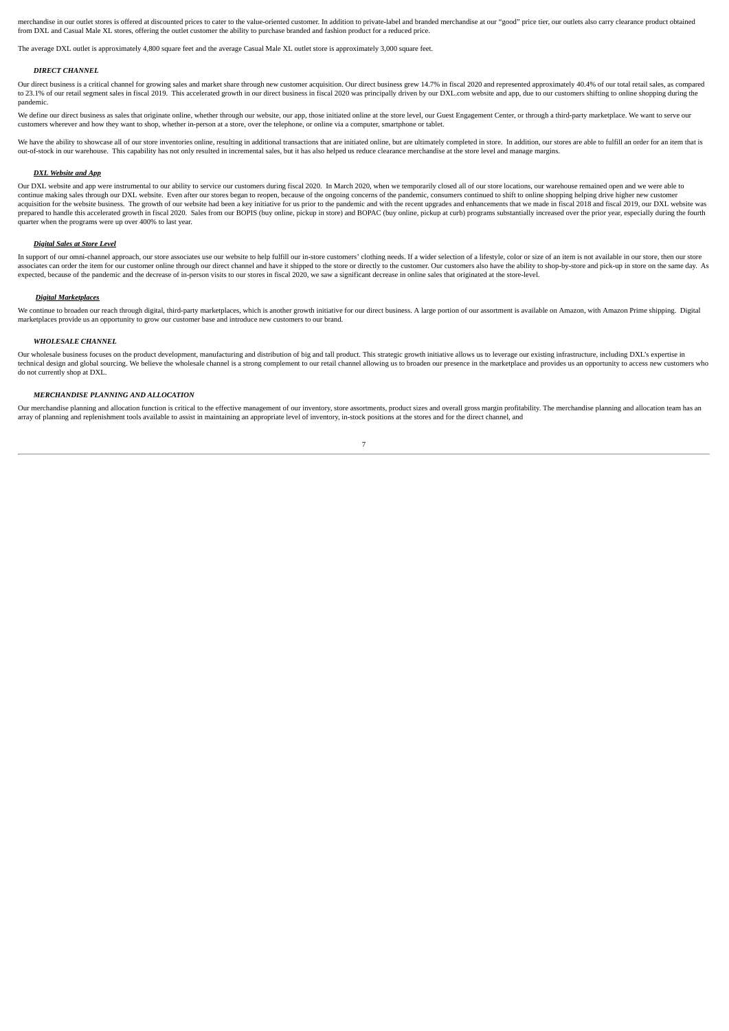merchandise in our outlet stores is offered at discounted prices to cater to the value-oriented customer. In addition to private-label and branded merchandise at our "good" price tier, our outlets also carry clearance product obtained from DXL and Casual Male XL stores, offering the outlet customer the ability to purchase branded and fashion product for a reduced price.

The average DXL outlet is approximately 4,800 square feet and the average Casual Male XL outlet store is approximately 3,000 square feet.

### ***DIRECT CHANNEL***

Our direct business is a critical channel for growing sales and market share through new customer acquisition. Our direct business grew 14.7% in fiscal 2020 and represented approximately 40.4% of our total retail sales, as compared to 23.1% of our retail segment sales in fiscal 2019. This accelerated growth in our direct business in fiscal 2020 was principally driven by our DXL.com website and app, due to our customers shifting to online shopping during the pandemic.

We define our direct business as sales that originate online, whether through our website, our app, those initiated online at the store level, our Guest Engagement Center, or through a third-party marketplace. We want to serve our customers wherever and how they want to shop, whether in-person at a store, over the telephone, or online via a computer, smartphone or tablet.

We have the ability to showcase all of our store inventories online, resulting in additional transactions that are initiated online, but are ultimately completed in store. In addition, our stores are able to fulfill an order for an item that is out-of-stock in our warehouse. This capability has not only resulted in incremental sales, but it has also helped us reduce clearance merchandise at the store level and manage margins.

#### ***DXL Website and App***

Our DXL website and app were instrumental to our ability to service our customers during fiscal 2020. In March 2020, when we temporarily closed all of our store locations, our warehouse remained open and we were able to continue making sales through our DXL website. Even after our stores began to reopen, because of the ongoing concerns of the pandemic, consumers continued to shift to online shopping helping drive higher new customer acquisition for the website business. The growth of our website had been a key initiative for us prior to the pandemic and with the recent upgrades and enhancements that we made in fiscal 2018 and fiscal 2019, our DXL website was prepared to handle this accelerated growth in fiscal 2020. Sales from our BOPIS (buy online, pickup in store) and BOPAC (buy online, pickup at curb) programs substantially increased over the prior year, especially during the fourth quarter when the programs were up over 400% to last year.

#### ***Digital Sales at Store Level***

In support of our omni-channel approach, our store associates use our website to help fulfill our in-store customers' clothing needs. If a wider selection of a lifestyle, color or size of an item is not available in our store, then our store associates can order the item for our customer online through our direct channel and have it shipped to the store or directly to the customer. Our customers also have the ability to shop-by-store and pick-up in store on the same day. As expected, because of the pandemic and the decrease of in-person visits to our stores in fiscal 2020, we saw a significant decrease in online sales that originated at the store-level.

#### ***Digital Marketplaces***

We continue to broaden our reach through digital, third-party marketplaces, which is another growth initiative for our direct business. A large portion of our assortment is available on Amazon, with Amazon Prime shipping. Digital marketplaces provide us an opportunity to grow our customer base and introduce new customers to our brand.

### ***WHOLESALE CHANNEL***

Our wholesale business focuses on the product development, manufacturing and distribution of big and tall product. This strategic growth initiative allows us to leverage our existing infrastructure, including DXL's expertise in technical design and global sourcing. We believe the wholesale channel is a strong complement to our retail channel allowing us to broaden our presence in the marketplace and provides us an opportunity to access new customers who do not currently shop at DXL.

### ***MERCHANDISE PLANNING AND ALLOCATION***

Our merchandise planning and allocation function is critical to the effective management of our inventory, store assortments, product sizes and overall gross margin profitability. The merchandise planning and allocation team has an array of planning and replenishment tools available to assist in maintaining an appropriate level of inventory, in-stock positions at the stores and for the direct channel, and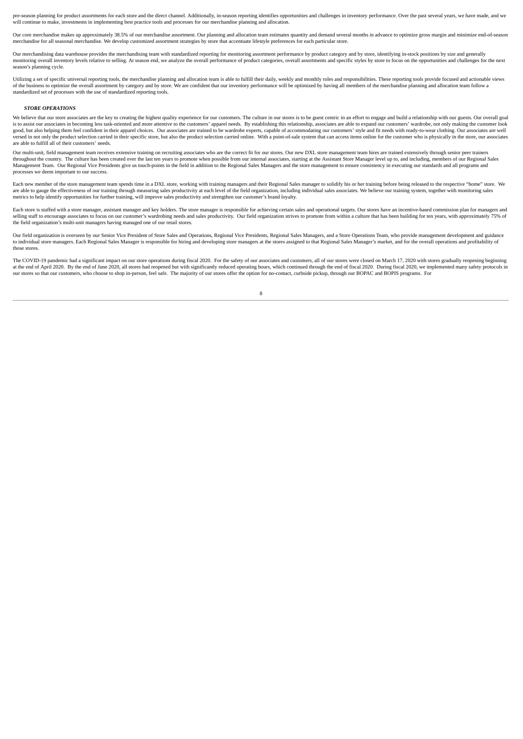pre-season planning for product assortments for each store and the direct channel. Additionally, in-season reporting identifies opportunities and challenges in inventory performance. Over the past several years, we have made, and we will continue to make, investments in implementing best practice tools and processes for our merchandise planning and allocation.

Our core merchandise makes up approximately 38.5% of our merchandise assortment. Our planning and allocation team estimates quantity and demand several months in advance to optimize gross margin and minimize end-of-season merchandise for all seasonal merchandise. We develop customized assortment strategies by store that accentuate lifestyle preferences for each particular store.

Our merchandising data warehouse provides the merchandising team with standardized reporting for monitoring assortment performance by product category and by store, identifying in-stock positions by size and generally monitoring overall inventory levels relative to selling. At season end, we analyze the overall performance of product categories, overall assortments and specific styles by store to focus on the opportunities and challenges for the next season's planning cycle.

Utilizing a set of specific universal reporting tools, the merchandise planning and allocation team is able to fulfill their daily, weekly and monthly roles and responsibilities. These reporting tools provide focused and actionable views of the business to optimize the overall assortment by category and by store. We are confident that our inventory performance will be optimized by having all members of the merchandise planning and allocation team follow a standardized set of processes with the use of standardized reporting tools.

***STORE OPERATIONS***

We believe that our store associates are the key to creating the highest quality experience for our customers. The culture in our stores is to be guest centric in an effort to engage and build a relationship with our guests. Our overall goal is to assist our associates in becoming less task-oriented and more attentive to the customers' apparel needs. By establishing this relationship, associates are able to expand our customers' wardrobe, not only making the customer look good, but also helping them feel confident in their apparel choices. Our associates are trained to be wardrobe experts, capable of accommodating our customers' style and fit needs with ready-to-wear clothing. Our associates are well versed in not only the product selection carried in their specific store, but also the product selection carried online. With a point-of-sale system that can access items online for the customer who is physically in the store, our associates are able to fulfill all of their customers' needs.

Our multi-unit, field management team receives extensive training on recruiting associates who are the correct fit for our stores. Our new DXL store management team hires are trained extensively through senior peer trainers throughout the country. The culture has been created over the last ten years to promote when possible from our internal associates, starting at the Assistant Store Manager level up to, and including, members of our Regional Sales Management Team. Our Regional Vice Presidents give us touch-points in the field in addition to the Regional Sales Managers and the store management to ensure consistency in executing our standards and all programs and processes we deem important to our success.

Each new member of the store management team spends time in a DXL store, working with training managers and their Regional Sales manager to solidify his or her training before being released to the respective "home" store. We are able to gauge the effectiveness of our training through measuring sales productivity at each level of the field organization, including individual sales associates. We believe our training system, together with monitoring sales metrics to help identify opportunities for further training, will improve sales productivity and strengthen our customer's brand loyalty.

Each store is staffed with a store manager, assistant manager and key holders. The store manager is responsible for achieving certain sales and operational targets. Our stores have an incentive-based commission plan for managers and selling staff to encourage associates to focus on our customer's wardrobing needs and sales productivity. Our field organization strives to promote from within a culture that has been building for ten years, with approximately 75% of the field organization's multi-unit managers having managed one of our retail stores.

Our field organization is overseen by our Senior Vice President of Store Sales and Operations, Regional Vice Presidents, Regional Sales Managers, and a Store Operations Team, who provide management development and guidance to individual store managers. Each Regional Sales Manager is responsible for hiring and developing store managers at the stores assigned to that Regional Sales Manager's market, and for the overall operations and profitability of those stores.

The COVID-19 pandemic had a significant impact on our store operations during fiscal 2020. For the safety of our associates and customers, all of our stores were closed on March 17, 2020 with stores gradually reopening beginning at the end of April 2020. By the end of June 2020, all stores had reopened but with significantly reduced operating hours, which continued through the end of fiscal 2020. During fiscal 2020, we implemented many safety protocols in our stores so that our customers, who choose to shop in-person, feel safe. The majority of our stores offer the option for no-contact, curbside pickup, through our BOPAC and BOPIS programs. For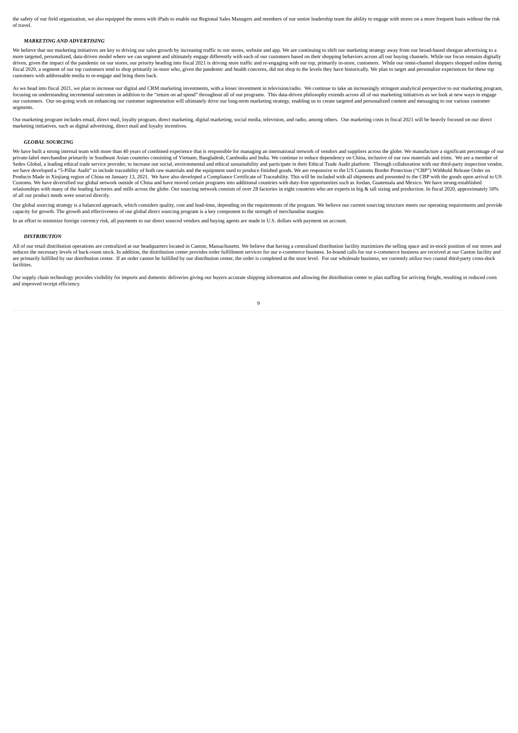the safety of our field organization, we also equipped the stores with iPads to enable our Regional Sales Managers and members of our senior leadership team the ability to engage with stores on a more frequent basis without the risk of travel.

### *MARKETING AND ADVERTISING*

We believe that our marketing initiatives are key to driving our sales growth by increasing traffic to our stores, website and app. We are continuing to shift our marketing strategy away from our broad-based shotgun advertising to a more targeted, personalized, data-driven model where we can segment and ultimately engage differently with each of our customers based on their shopping behaviors across all our buying channels. While our focus remains digitally driven, given the impact of the pandemic on our stores, our priority heading into fiscal 2021 is driving store traffic and re-engaging with our top, primarily in-store, customers. While our omni-channel shoppers shopped online during fiscal 2020, a segment of our top customers tend to shop primarily in-store who, given the pandemic and health concerns, did not shop to the levels they have historically. We plan to target and personalize experiences for these top customers with addressable media to re-engage and bring them back.

As we head into fiscal 2021, we plan to increase our digital and CRM marketing investments, with a lesser investment in television/radio. We continue to take an increasingly stringent analytical perspective to our marketing program, focusing on understanding incremental outcomes in addition to the "return on ad spend" throughout all of our programs. This data-driven philosophy extends across all of our marketing initiatives as we look at new ways to engage our customers. Our on-going work on enhancing our customer segmentation will ultimately drive our long-term marketing strategy, enabling us to create targeted and personalized content and messaging to our various customer segments.

Our marketing program includes email, direct mail, loyalty program, direct marketing, digital marketing, social media, television, and radio, among others. Our marketing costs in fiscal 2021 will be heavily focused on our direct marketing initiatives, such as digital advertising, direct mail and loyalty incentives.

### *GLOBAL SOURCING*

We have built a strong internal team with more than 40 years of combined experience that is responsible for managing an international network of vendors and suppliers across the globe. We manufacture a significant percentage of our private-label merchandise primarily in Southeast Asian countries consisting of Vietnam, Bangladesh, Cambodia and India. We continue to reduce dependency on China, inclusive of our raw materials and trims. We are a member of Sedex Global, a leading ethical trade service provider, to increase our social, environmental and ethical sustainability and participate in their Ethical Trade Audit platform. Through collaboration with our third-party inspection vendor, we have developed a "5-Pillar Audit" to include traceability of both raw materials and the equipment used to produce finished goods. We are responsive to the US Customs Border Protection ("CBP") Withhold Release Order on Products Made in Xinjiang region of China on January 13, 2021. We have also developed a Compliance Certificate of Traceability. This will be included with all shipments and presented to the CBP with the goods upon arrival to US Customs. We have diversified our global network outside of China and have moved certain programs into additional countries with duty-free opportunities such as Jordan, Guatemala and Mexico. We have strong-established relationships with many of the leading factories and mills across the globe. Our sourcing network consists of over 28 factories in eight countries who are experts in big & tall sizing and production. In fiscal 2020, approximately 50% of all our product needs were sourced directly.

Our global sourcing strategy is a balanced approach, which considers quality, cost and lead-time, depending on the requirements of the program. We believe our current sourcing structure meets our operating requirements and provide capacity for growth. The growth and effectiveness of our global direct sourcing program is a key component to the strength of merchandise margins.

In an effort to minimize foreign currency risk, all payments to our direct sourced vendors and buying agents are made in U.S. dollars with payment on account.

### *DISTRIBUTION*

All of our retail distribution operations are centralized at our headquarters located in Canton, Massachusetts. We believe that having a centralized distribution facility maximizes the selling space and in-stock position of our stores and reduces the necessary levels of back-room stock. In addition, the distribution center provides order fulfillment services for our e-commerce business. In-bound calls for our e-commerce business are received at our Canton facility and are primarily fulfilled by our distribution center. If an order cannot be fulfilled by our distribution center, the order is completed at the store level. For our wholesale business, we currently utilize two coastal third-party cross-dock facilities.

Our supply chain technology provides visibility for imports and domestic deliveries giving our buyers accurate shipping information and allowing the distribution center to plan staffing for arriving freight, resulting in reduced costs and improved receipt efficiency.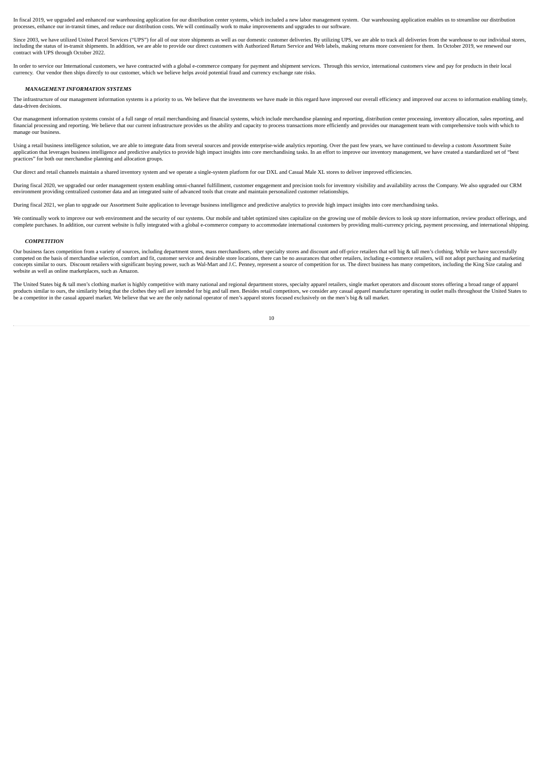In fiscal 2019, we upgraded and enhanced our warehousing application for our distribution center systems, which included a new labor management system. Our warehousing application enables us to streamline our distribution processes, enhance our in-transit times, and reduce our distribution costs. We will continually work to make improvements and upgrades to our software.

Since 2003, we have utilized United Parcel Services ("UPS") for all of our store shipments as well as our domestic customer deliveries. By utilizing UPS, we are able to track all deliveries from the warehouse to our individual stores, including the status of in-transit shipments. In addition, we are able to provide our direct customers with Authorized Return Service and Web labels, making returns more convenient for them. In October 2019, we renewed our contract with UPS through October 2022.

In order to service our International customers, we have contracted with a global e-commerce company for payment and shipment services. Through this service, international customers view and pay for products in their local currency. Our vendor then ships directly to our customer, which we believe helps avoid potential fraud and currency exchange rate risks.

### *MANAGEMENT INFORMATION SYSTEMS*

The infrastructure of our management information systems is a priority to us. We believe that the investments we have made in this regard have improved our overall efficiency and improved our access to information enabling timely, data-driven decisions.

Our management information systems consist of a full range of retail merchandising and financial systems, which include merchandise planning and reporting, distribution center processing, inventory allocation, sales reporting, and financial processing and reporting. We believe that our current infrastructure provides us the ability and capacity to process transactions more efficiently and provides our management team with comprehensive tools with which to manage our business.

Using a retail business intelligence solution, we are able to integrate data from several sources and provide enterprise-wide analytics reporting. Over the past few years, we have continued to develop a custom Assortment Suite application that leverages business intelligence and predictive analytics to provide high impact insights into core merchandising tasks. In an effort to improve our inventory management, we have created a standardized set of "best practices" for both our merchandise planning and allocation groups.

Our direct and retail channels maintain a shared inventory system and we operate a single-system platform for our DXL and Casual Male XL stores to deliver improved efficiencies.

During fiscal 2020, we upgraded our order management system enabling omni-channel fulfillment, customer engagement and precision tools for inventory visibility and availability across the Company. We also upgraded our CRM environment providing centralized customer data and an integrated suite of advanced tools that create and maintain personalized customer relationships.

During fiscal 2021, we plan to upgrade our Assortment Suite application to leverage business intelligence and predictive analytics to provide high impact insights into core merchandising tasks.

We continually work to improve our web environment and the security of our systems. Our mobile and tablet optimized sites capitalize on the growing use of mobile devices to look up store information, review product offerings, and complete purchases. In addition, our current website is fully integrated with a global e-commerce company to accommodate international customers by providing multi-currency pricing, payment processing, and international shipping.

### *COMPETITION*

Our business faces competition from a variety of sources, including department stores, mass merchandisers, other specialty stores and discount and off-price retailers that sell big & tall men's clothing. While we have successfully competed on the basis of merchandise selection, comfort and fit, customer service and desirable store locations, there can be no assurances that other retailers, including e-commerce retailers, will not adopt purchasing and marketing concepts similar to ours. Discount retailers with significant buying power, such as Wal-Mart and J.C. Penney, represent a source of competition for us. The direct business has many competitors, including the King Size catalog and website as well as online marketplaces, such as Amazon.

The United States big & tall men's clothing market is highly competitive with many national and regional department stores, specialty apparel retailers, single market operators and discount stores offering a broad range of apparel products similar to ours, the similarity being that the clothes they sell are intended for big and tall men. Besides retail competitors, we consider any casual apparel manufacturer operating in outlet malls throughout the United States to be a competitor in the casual apparel market. We believe that we are the only national operator of men's apparel stores focused exclusively on the men's big & tall market.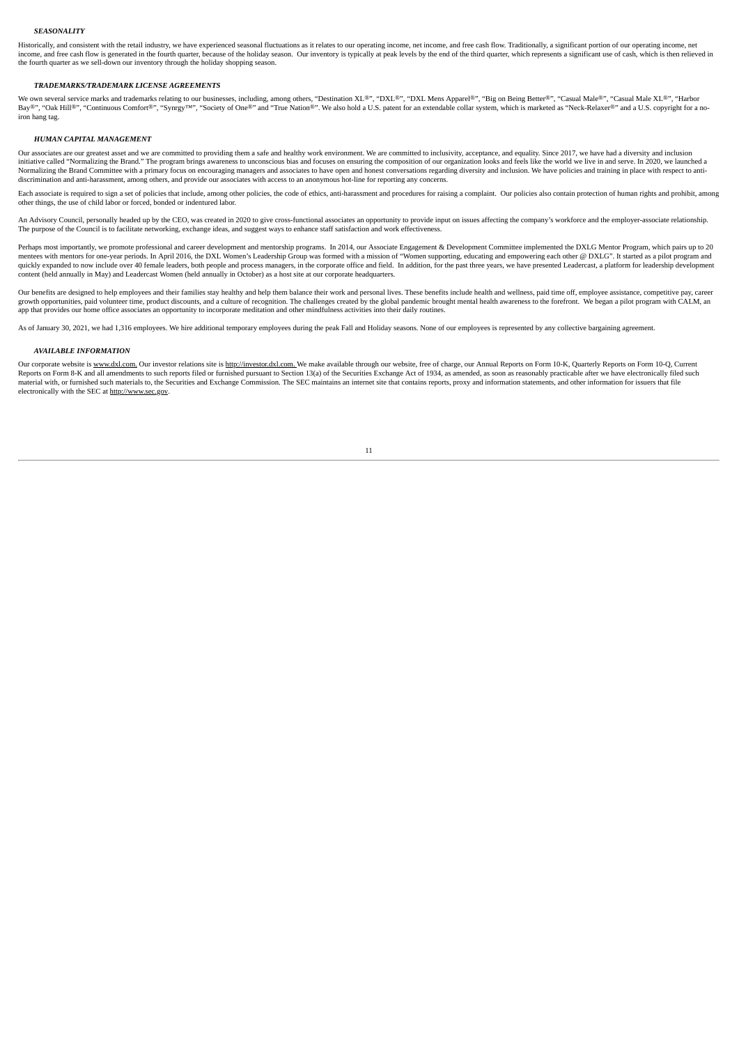### *SEASONALITY*

Historically, and consistent with the retail industry, we have experienced seasonal fluctuations as it relates to our operating income, net income, and free cash flow. Traditionally, a significant portion of our operating income, net income, and free cash flow is generated in the fourth quarter, because of the holiday season. Our inventory is typically at peak levels by the end of the third quarter, which represents a significant use of cash, which is then relieved in the fourth quarter as we sell-down our inventory through the holiday shopping season.

### *TRADEMARKS/TRADEMARK LICENSE AGREEMENTS*

We own several service marks and trademarks relating to our businesses, including, among others, "Destination XL®", "DXL®", "DXL Mens Apparel®", "Big on Being Better®", "Casual Male®", "Casual Male XL®", "Harbor Bay®", "Oak Hill®", "Continuous Comfort®", "Synrgy™", "Society of One®" and "True Nation®". We also hold a U.S. patent for an extendable collar system, which is marketed as "Neck-Relaxer®" and a U.S. copyright for a no-iron hang tag.

### *HUMAN CAPITAL MANAGEMENT*

Our associates are our greatest asset and we are committed to providing them a safe and healthy work environment. We are committed to inclusivity, acceptance, and equality. Since 2017, we have had a diversity and inclusion initiative called "Normalizing the Brand." The program brings awareness to unconscious bias and focuses on ensuring the composition of our organization looks and feels like the world we live in and serve. In 2020, we launched a Normalizing the Brand Committee with a primary focus on encouraging managers and associates to have open and honest conversations regarding diversity and inclusion. We have policies and training in place with respect to anti-discrimination and anti-harassment, among others, and provide our associates with access to an anonymous hot-line for reporting any concerns.

Each associate is required to sign a set of policies that include, among other policies, the code of ethics, anti-harassment and procedures for raising a complaint. Our policies also contain protection of human rights and prohibit, among other things, the use of child labor or forced, bonded or indentured labor.

An Advisory Council, personally headed up by the CEO, was created in 2020 to give cross-functional associates an opportunity to provide input on issues affecting the company's workforce and the employer-associate relationship. The purpose of the Council is to facilitate networking, exchange ideas, and suggest ways to enhance staff satisfaction and work effectiveness.

Perhaps most importantly, we promote professional and career development and mentorship programs. In 2014, our Associate Engagement & Development Committee implemented the DXLG Mentor Program, which pairs up to 20 mentees with mentors for one-year periods. In April 2016, the DXL Women's Leadership Group was formed with a mission of "Women supporting, educating and empowering each other @ DXLG". It started as a pilot program and quickly expanded to now include over 40 female leaders, both people and process managers, in the corporate office and field. In addition, for the past three years, we have presented Leadercast, a platform for leadership development content (held annually in May) and Leadercast Women (held annually in October) as a host site at our corporate headquarters.

Our benefits are designed to help employees and their families stay healthy and help them balance their work and personal lives. These benefits include health and wellness, paid time off, employee assistance, competitive pay, career growth opportunities, paid volunteer time, product discounts, and a culture of recognition. The challenges created by the global pandemic brought mental health awareness to the forefront. We began a pilot program with CALM, an app that provides our home office associates an opportunity to incorporate meditation and other mindfulness activities into their daily routines.

As of January 30, 2021, we had 1,316 employees. We hire additional temporary employees during the peak Fall and Holiday seasons. None of our employees is represented by any collective bargaining agreement.

### *AVAILABLE INFORMATION*

Our corporate website is www.dxl.com. Our investor relations site is http://investor.dxl.com. We make available through our website, free of charge, our Annual Reports on Form 10-K, Quarterly Reports on Form 10-Q, Current Reports on Form 8-K and all amendments to such reports filed or furnished pursuant to Section 13(a) of the Securities Exchange Act of 1934, as amended, as soon as reasonably practicable after we have electronically filed such material with, or furnished such materials to, the Securities and Exchange Commission. The SEC maintains an internet site that contains reports, proxy and information statements, and other information for issuers that file electronically with the SEC at http://www.sec.gov.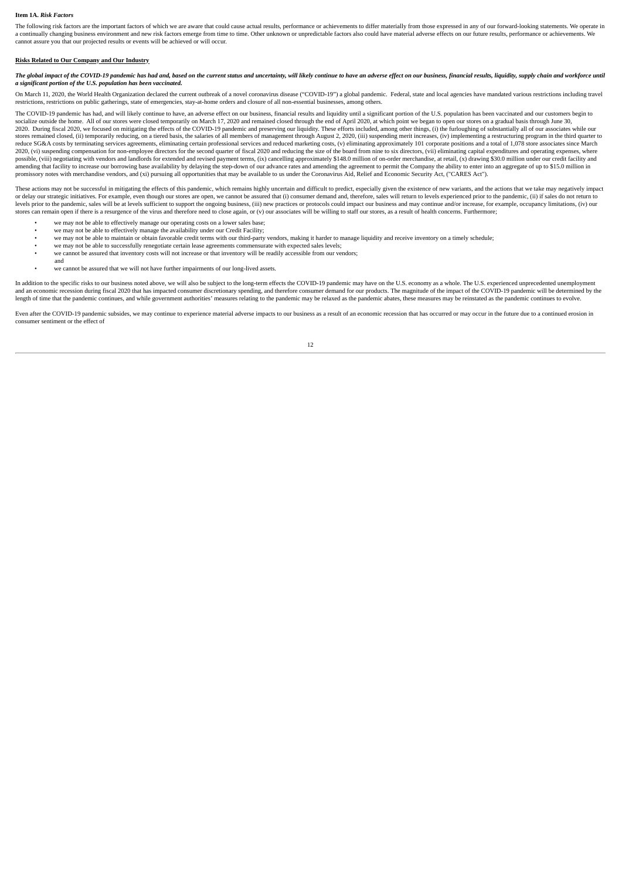**Item 1A.** ***Risk Factors***

The following risk factors are the important factors of which we are aware that could cause actual results, performance or achievements to differ materially from those expressed in any of our forward-looking statements. We operate in a continually changing business environment and new risk factors emerge from time to time. Other unknown or unpredictable factors also could have material adverse effects on our future results, performance or achievements. We cannot assure you that our projected results or events will be achieved or will occur.

**Risks Related to Our Company and Our Industry**

***The global impact of the COVID-19 pandemic has had and, based on the current status and uncertainty, will likely continue to have an adverse effect on our business, financial results, liquidity, supply chain and workforce until a significant portion of the U.S. population has been vaccinated.***

On March 11, 2020, the World Health Organization declared the current outbreak of a novel coronavirus disease ("COVID-19") a global pandemic. Federal, state and local agencies have mandated various restrictions including travel restrictions, restrictions on public gatherings, state of emergencies, stay-at-home orders and closure of all non-essential businesses, among others.

The COVID-19 pandemic has had, and will likely continue to have, an adverse effect on our business, financial results and liquidity until a significant portion of the U.S. population has been vaccinated and our customers begin to socialize outside the home. All of our stores were closed temporarily on March 17, 2020 and remained closed through the end of April 2020, at which point we began to open our stores on a gradual basis through June 30, 2020. During fiscal 2020, we focused on mitigating the effects of the COVID-19 pandemic and preserving our liquidity. These efforts included, among other things, (i) the furloughing of substantially all of our associates while our stores remained closed, (ii) temporarily reducing, on a tiered basis, the salaries of all members of management through August 2, 2020, (iii) suspending merit increases, (iv) implementing a restructuring program in the third quarter to reduce SG&A costs by terminating services agreements, eliminating certain professional services and reduced marketing costs, (v) eliminating approximately 101 corporate positions and a total of 1,078 store associates since March 2020, (vi) suspending compensation for non-employee directors for the second quarter of fiscal 2020 and reducing the size of the board from nine to six directors, (vii) eliminating capital expenditures and operating expenses, where possible, (viii) negotiating with vendors and landlords for extended and revised payment terms, (ix) cancelling approximately $148.0 million of on-order merchandise, at retail, (x) drawing $30.0 million under our credit facility and amending that facility to increase our borrowing base availability by delaying the step-down of our advance rates and amending the agreement to permit the Company the ability to enter into an aggregate of up to $15.0 million in promissory notes with merchandise vendors, and (xi) pursuing all opportunities that may be available to us under the Coronavirus Aid, Relief and Economic Security Act, ("CARES Act").

These actions may not be successful in mitigating the effects of this pandemic, which remains highly uncertain and difficult to predict, especially given the existence of new variants, and the actions that we take may negatively impact or delay our strategic initiatives. For example, even though our stores are open, we cannot be assured that (i) consumer demand and, therefore, sales will return to levels experienced prior to the pandemic, (ii) if sales do not return to levels prior to the pandemic, sales will be at levels sufficient to support the ongoing business, (iii) new practices or protocols could impact our business and may continue and/or increase, for example, occupancy limitations, (iv) our stores can remain open if there is a resurgence of the virus and therefore need to close again, or (v) our associates will be willing to staff our stores, as a result of health concerns. Furthermore;

- we may not be able to effectively manage our operating costs on a lower sales base;
- we may not be able to effectively manage the availability under our Credit Facility;
- we may not be able to maintain or obtain favorable credit terms with our third-party vendors, making it harder to manage liquidity and receive inventory on a timely schedule;
- we may not be able to successfully renegotiate certain lease agreements commensurate with expected sales levels;
- we cannot be assured that inventory costs will not increase or that inventory will be readily accessible from our vendors; and
- we cannot be assured that we will not have further impairments of our long-lived assets.

In addition to the specific risks to our business noted above, we will also be subject to the long-term effects the COVID-19 pandemic may have on the U.S. economy as a whole. The U.S. experienced unprecedented unemployment and an economic recession during fiscal 2020 that has impacted consumer discretionary spending, and therefore consumer demand for our products. The magnitude of the impact of the COVID-19 pandemic will be determined by the length of time that the pandemic continues, and while government authorities' measures relating to the pandemic may be relaxed as the pandemic abates, these measures may be reinstated as the pandemic continues to evolve.

Even after the COVID-19 pandemic subsides, we may continue to experience material adverse impacts to our business as a result of an economic recession that has occurred or may occur in the future due to a continued erosion in consumer sentiment or the effect of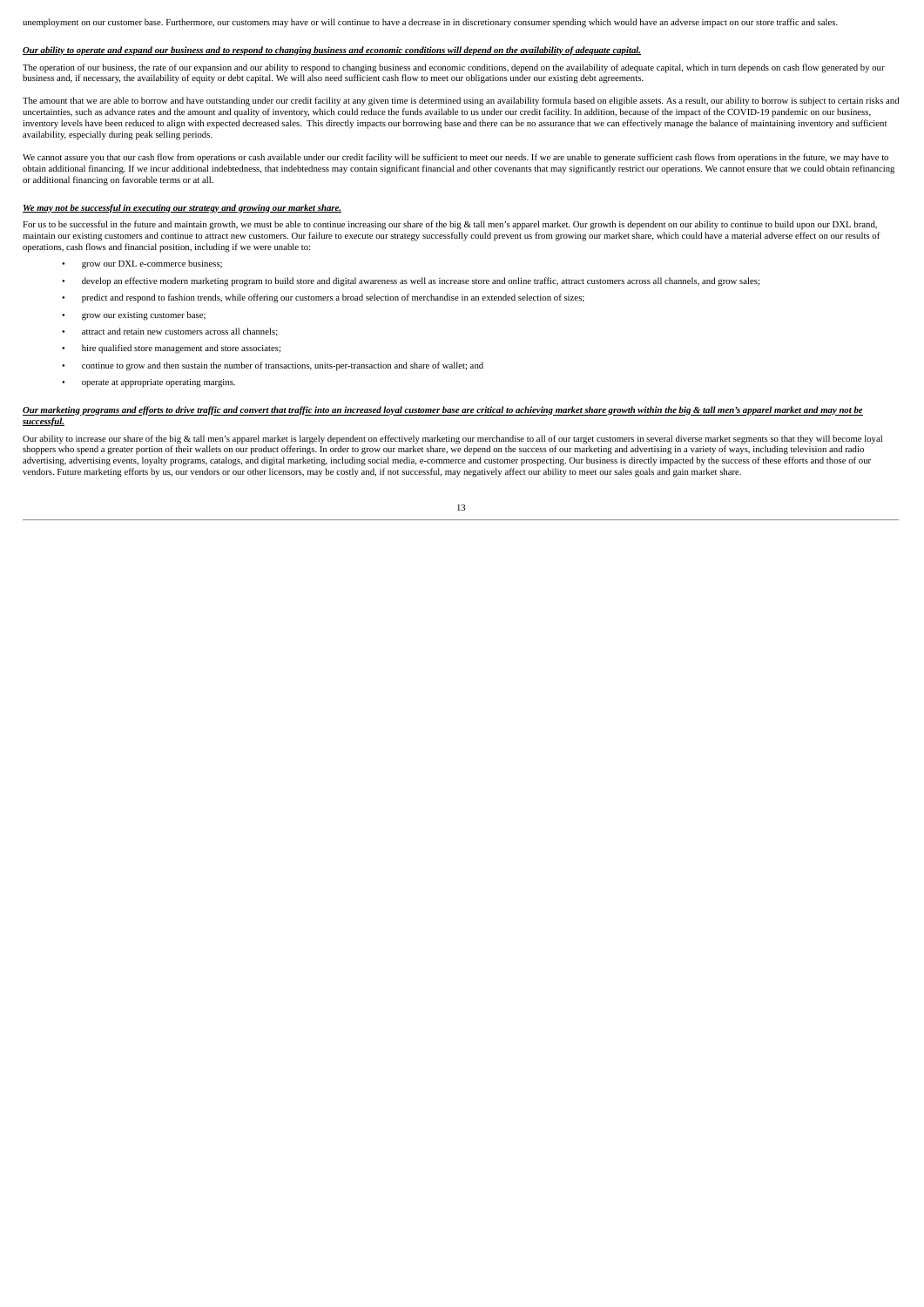unemployment on our customer base. Furthermore, our customers may have or will continue to have a decrease in in discretionary consumer spending which would have an adverse impact on our store traffic and sales.

***Our ability to operate and expand our business and to respond to changing business and economic conditions will depend on the availability of adequate capital.***

The operation of our business, the rate of our expansion and our ability to respond to changing business and economic conditions, depend on the availability of adequate capital, which in turn depends on cash flow generated by our business and, if necessary, the availability of equity or debt capital. We will also need sufficient cash flow to meet our obligations under our existing debt agreements.

The amount that we are able to borrow and have outstanding under our credit facility at any given time is determined using an availability formula based on eligible assets. As a result, our ability to borrow is subject to certain risks and uncertainties, such as advance rates and the amount and quality of inventory, which could reduce the funds available to us under our credit facility. In addition, because of the impact of the COVID-19 pandemic on our business, inventory levels have been reduced to align with expected decreased sales. This directly impacts our borrowing base and there can be no assurance that we can effectively manage the balance of maintaining inventory and sufficient availability, especially during peak selling periods.

We cannot assure you that our cash flow from operations or cash available under our credit facility will be sufficient to meet our needs. If we are unable to generate sufficient cash flows from operations in the future, we may have to obtain additional financing. If we incur additional indebtedness, that indebtedness may contain significant financial and other covenants that may significantly restrict our operations. We cannot ensure that we could obtain refinancing or additional financing on favorable terms or at all.

***We may not be successful in executing our strategy and growing our market share.***

For us to be successful in the future and maintain growth, we must be able to continue increasing our share of the big & tall men's apparel market. Our growth is dependent on our ability to continue to build upon our DXL brand, maintain our existing customers and continue to attract new customers. Our failure to execute our strategy successfully could prevent us from growing our market share, which could have a material adverse effect on our results of operations, cash flows and financial position, including if we were unable to:

- grow our DXL e-commerce business;
- develop an effective modern marketing program to build store and digital awareness as well as increase store and online traffic, attract customers across all channels, and grow sales;
- predict and respond to fashion trends, while offering our customers a broad selection of merchandise in an extended selection of sizes;
- grow our existing customer base;
- attract and retain new customers across all channels;
- hire qualified store management and store associates;
- continue to grow and then sustain the number of transactions, units-per-transaction and share of wallet; and
- operate at appropriate operating margins.

***Our marketing programs and efforts to drive traffic and convert that traffic into an increased loyal customer base are critical to achieving market share growth within the big & tall men's apparel market and may not be successful.***

Our ability to increase our share of the big & tall men's apparel market is largely dependent on effectively marketing our merchandise to all of our target customers in several diverse market segments so that they will become loyal shoppers who spend a greater portion of their wallets on our product offerings. In order to grow our market share, we depend on the success of our marketing and advertising in a variety of ways, including television and radio advertising, advertising events, loyalty programs, catalogs, and digital marketing, including social media, e-commerce and customer prospecting. Our business is directly impacted by the success of these efforts and those of our vendors. Future marketing efforts by us, our vendors or our other licensors, may be costly and, if not successful, may negatively affect our ability to meet our sales goals and gain market share.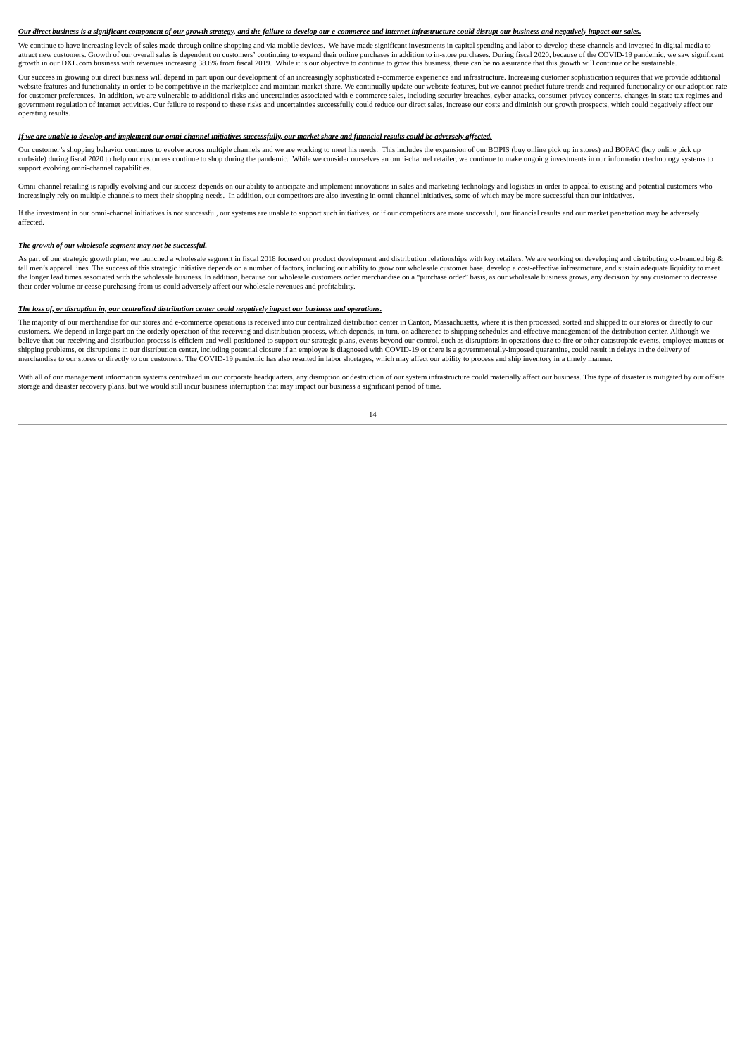***Our direct business is a significant component of our growth strategy, and the failure to develop our e-commerce and internet infrastructure could disrupt our business and negatively impact our sales.***

We continue to have increasing levels of sales made through online shopping and via mobile devices. We have made significant investments in capital spending and labor to develop these channels and invested in digital media to attract new customers. Growth of our overall sales is dependent on customers' continuing to expand their online purchases in addition to in-store purchases. During fiscal 2020, because of the COVID-19 pandemic, we saw significant growth in our DXL.com business with revenues increasing 38.6% from fiscal 2019. While it is our objective to continue to grow this business, there can be no assurance that this growth will continue or be sustainable.

Our success in growing our direct business will depend in part upon our development of an increasingly sophisticated e-commerce experience and infrastructure. Increasing customer sophistication requires that we provide additional website features and functionality in order to be competitive in the marketplace and maintain market share. We continually update our website features, but we cannot predict future trends and required functionality or our adoption rate for customer preferences. In addition, we are vulnerable to additional risks and uncertainties associated with e-commerce sales, including security breaches, cyber-attacks, consumer privacy concerns, changes in state tax regimes and government regulation of internet activities. Our failure to respond to these risks and uncertainties successfully could reduce our direct sales, increase our costs and diminish our growth prospects, which could negatively affect our operating results.

***If we are unable to develop and implement our omni-channel initiatives successfully, our market share and financial results could be adversely affected.***

Our customer's shopping behavior continues to evolve across multiple channels and we are working to meet his needs. This includes the expansion of our BOPIS (buy online pick up in stores) and BOPAC (buy online pick up curbside) during fiscal 2020 to help our customers continue to shop during the pandemic. While we consider ourselves an omni-channel retailer, we continue to make ongoing investments in our information technology systems to support evolving omni-channel capabilities.

Omni-channel retailing is rapidly evolving and our success depends on our ability to anticipate and implement innovations in sales and marketing technology and logistics in order to appeal to existing and potential customers who increasingly rely on multiple channels to meet their shopping needs. In addition, our competitors are also investing in omni-channel initiatives, some of which may be more successful than our initiatives.

If the investment in our omni-channel initiatives is not successful, our systems are unable to support such initiatives, or if our competitors are more successful, our financial results and our market penetration may be adversely affected.

***The growth of our wholesale segment may not be successful.***

As part of our strategic growth plan, we launched a wholesale segment in fiscal 2018 focused on product development and distribution relationships with key retailers. We are working on developing and distributing co-branded big & tall men's apparel lines. The success of this strategic initiative depends on a number of factors, including our ability to grow our wholesale customer base, develop a cost-effective infrastructure, and sustain adequate liquidity to meet the longer lead times associated with the wholesale business. In addition, because our wholesale customers order merchandise on a "purchase order" basis, as our wholesale business grows, any decision by any customer to decrease their order volume or cease purchasing from us could adversely affect our wholesale revenues and profitability.

***The loss of, or disruption in, our centralized distribution center could negatively impact our business and operations.***

The majority of our merchandise for our stores and e-commerce operations is received into our centralized distribution center in Canton, Massachusetts, where it is then processed, sorted and shipped to our stores or directly to our customers. We depend in large part on the orderly operation of this receiving and distribution process, which depends, in turn, on adherence to shipping schedules and effective management of the distribution center. Although we believe that our receiving and distribution process is efficient and well-positioned to support our strategic plans, events beyond our control, such as disruptions in operations due to fire or other catastrophic events, employee matters or shipping problems, or disruptions in our distribution center, including potential closure if an employee is diagnosed with COVID-19 or there is a governmentally-imposed quarantine, could result in delays in the delivery of merchandise to our stores or directly to our customers. The COVID-19 pandemic has also resulted in labor shortages, which may affect our ability to process and ship inventory in a timely manner.

With all of our management information systems centralized in our corporate headquarters, any disruption or destruction of our system infrastructure could materially affect our business. This type of disaster is mitigated by our offsite storage and disaster recovery plans, but we would still incur business interruption that may impact our business a significant period of time.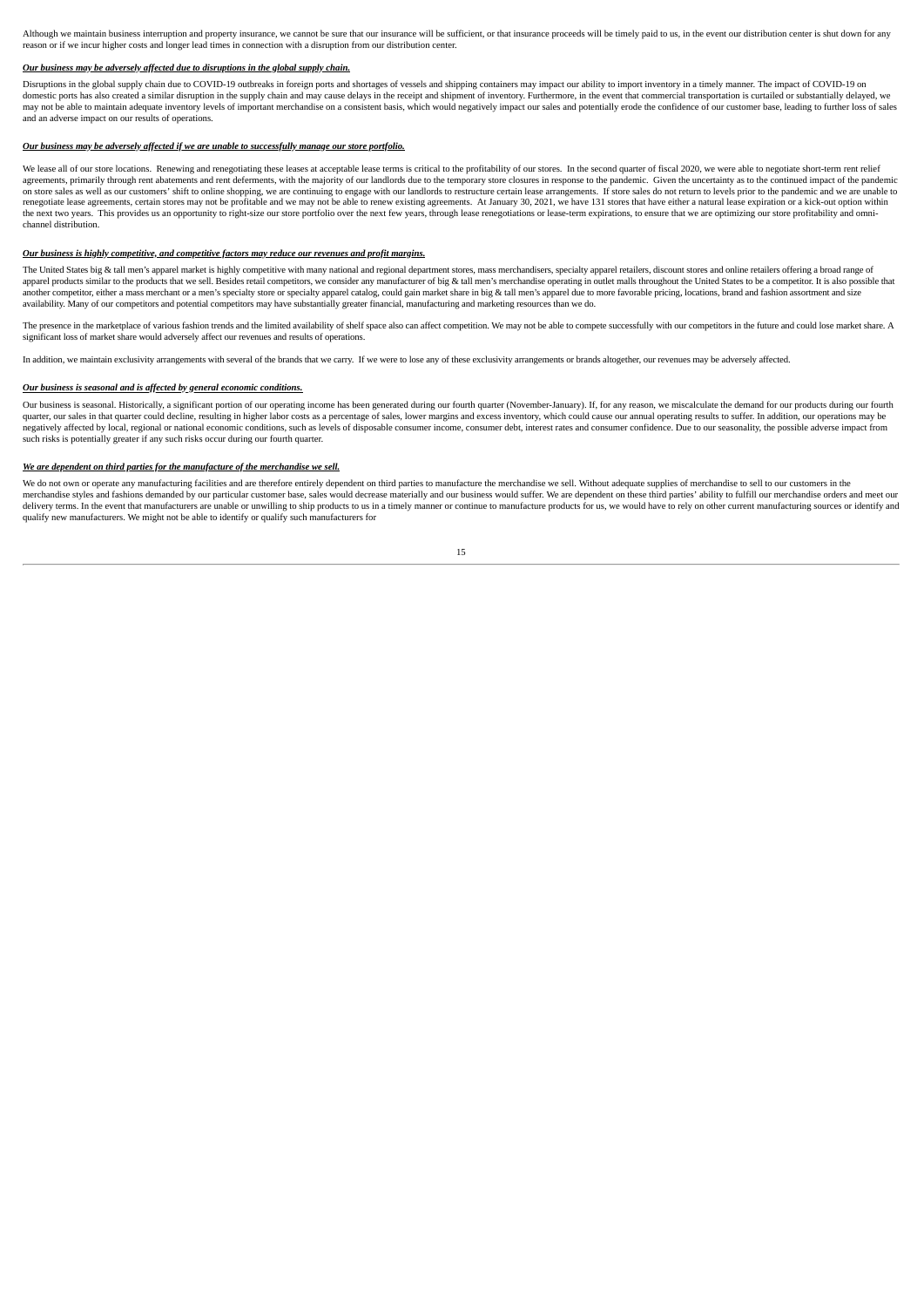Although we maintain business interruption and property insurance, we cannot be sure that our insurance will be sufficient, or that insurance proceeds will be timely paid to us, in the event our distribution center is shut down for any reason or if we incur higher costs and longer lead times in connection with a disruption from our distribution center.

***Our business may be adversely affected due to disruptions in the global supply chain.***

Disruptions in the global supply chain due to COVID-19 outbreaks in foreign ports and shortages of vessels and shipping containers may impact our ability to import inventory in a timely manner. The impact of COVID-19 on domestic ports has also created a similar disruption in the supply chain and may cause delays in the receipt and shipment of inventory. Furthermore, in the event that commercial transportation is curtailed or substantially delayed, we may not be able to maintain adequate inventory levels of important merchandise on a consistent basis, which would negatively impact our sales and potentially erode the confidence of our customer base, leading to further loss of sales and an adverse impact on our results of operations.

***Our business may be adversely affected if we are unable to successfully manage our store portfolio.***

We lease all of our store locations. Renewing and renegotiating these leases at acceptable lease terms is critical to the profitability of our stores. In the second quarter of fiscal 2020, we were able to negotiate short-term rent relief agreements, primarily through rent abatements and rent deferments, with the majority of our landlords due to the temporary store closures in response to the pandemic. Given the uncertainty as to the continued impact of the pandemic on store sales as well as our customers' shift to online shopping, we are continuing to engage with our landlords to restructure certain lease arrangements. If store sales do not return to levels prior to the pandemic and we are unable to renegotiate lease agreements, certain stores may not be profitable and we may not be able to renew existing agreements. At January 30, 2021, we have 131 stores that have either a natural lease expiration or a kick-out option within the next two years. This provides us an opportunity to right-size our store portfolio over the next few years, through lease renegotiations or lease-term expirations, to ensure that we are optimizing our store profitability and omni-channel distribution.

***Our business is highly competitive, and competitive factors may reduce our revenues and profit margins.***

The United States big & tall men's apparel market is highly competitive with many national and regional department stores, mass merchandisers, specialty apparel retailers, discount stores and online retailers offering a broad range of apparel products similar to the products that we sell. Besides retail competitors, we consider any manufacturer of big & tall men's merchandise operating in outlet malls throughout the United States to be a competitor. It is also possible that another competitor, either a mass merchant or a men's specialty store or specialty apparel catalog, could gain market share in big & tall men's apparel due to more favorable pricing, locations, brand and fashion assortment and size availability. Many of our competitors and potential competitors may have substantially greater financial, manufacturing and marketing resources than we do.

The presence in the marketplace of various fashion trends and the limited availability of shelf space also can affect competition. We may not be able to compete successfully with our competitors in the future and could lose market share. A significant loss of market share would adversely affect our revenues and results of operations.

In addition, we maintain exclusivity arrangements with several of the brands that we carry. If we were to lose any of these exclusivity arrangements or brands altogether, our revenues may be adversely affected.

***Our business is seasonal and is affected by general economic conditions.***

Our business is seasonal. Historically, a significant portion of our operating income has been generated during our fourth quarter (November-January). If, for any reason, we miscalculate the demand for our products during our fourth quarter, our sales in that quarter could decline, resulting in higher labor costs as a percentage of sales, lower margins and excess inventory, which could cause our annual operating results to suffer. In addition, our operations may be negatively affected by local, regional or national economic conditions, such as levels of disposable consumer income, consumer debt, interest rates and consumer confidence. Due to our seasonality, the possible adverse impact from such risks is potentially greater if any such risks occur during our fourth quarter.

***We are dependent on third parties for the manufacture of the merchandise we sell.***

We do not own or operate any manufacturing facilities and are therefore entirely dependent on third parties to manufacture the merchandise we sell. Without adequate supplies of merchandise to sell to our customers in the merchandise styles and fashions demanded by our particular customer base, sales would decrease materially and our business would suffer. We are dependent on these third parties' ability to fulfill our merchandise orders and meet our delivery terms. In the event that manufacturers are unable or unwilling to ship products to us in a timely manner or continue to manufacture products for us, we would have to rely on other current manufacturing sources or identify and qualify new manufacturers. We might not be able to identify or qualify such manufacturers for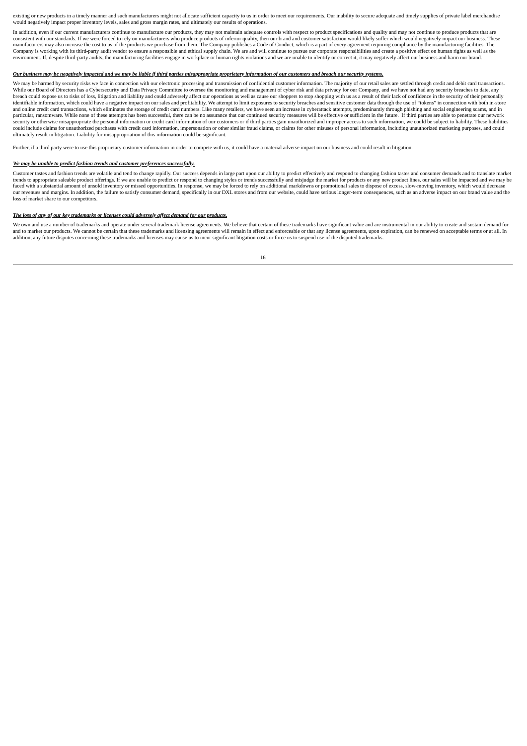existing or new products in a timely manner and such manufacturers might not allocate sufficient capacity to us in order to meet our requirements. Our inability to secure adequate and timely supplies of private label merchandise would negatively impact proper inventory levels, sales and gross margin rates, and ultimately our results of operations.

In addition, even if our current manufacturers continue to manufacture our products, they may not maintain adequate controls with respect to product specifications and quality and may not continue to produce products that are consistent with our standards. If we were forced to rely on manufacturers who produce products of inferior quality, then our brand and customer satisfaction would likely suffer which would negatively impact our business. These manufacturers may also increase the cost to us of the products we purchase from them. The Company publishes a Code of Conduct, which is a part of every agreement requiring compliance by the manufacturing facilities. The Company is working with its third-party audit vendor to ensure a responsible and ethical supply chain. We are and will continue to pursue our corporate responsibilities and create a positive effect on human rights as well as the environment. If, despite third-party audits, the manufacturing facilities engage in workplace or human rights violations and we are unable to identify or correct it, it may negatively affect our business and harm our brand.

***Our business may be negatively impacted and we may be liable if third parties misappropriate proprietary information of our customers and breach our security systems.***

We may be harmed by security risks we face in connection with our electronic processing and transmission of confidential customer information. The majority of our retail sales are settled through credit and debit card transactions. While our Board of Directors has a Cybersecurity and Data Privacy Committee to oversee the monitoring and management of cyber risk and data privacy for our Company, and we have not had any security breaches to date, any breach could expose us to risks of loss, litigation and liability and could adversely affect our operations as well as cause our shoppers to stop shopping with us as a result of their lack of confidence in the security of their personally identifiable information, which could have a negative impact on our sales and profitability. We attempt to limit exposures to security breaches and sensitive customer data through the use of "tokens" in connection with both in-store and online credit card transactions, which eliminates the storage of credit card numbers. Like many retailers, we have seen an increase in cyberattack attempts, predominantly through phishing and social engineering scams, and in particular, ransomware. While none of these attempts has been successful, there can be no assurance that our continued security measures will be effective or sufficient in the future. If third parties are able to penetrate our network security or otherwise misappropriate the personal information or credit card information of our customers or if third parties gain unauthorized and improper access to such information, we could be subject to liability. These liabilities could include claims for unauthorized purchases with credit card information, impersonation or other similar fraud claims, or claims for other misuses of personal information, including unauthorized marketing purposes, and could ultimately result in litigation. Liability for misappropriation of this information could be significant.

Further, if a third party were to use this proprietary customer information in order to compete with us, it could have a material adverse impact on our business and could result in litigation.

***We may be unable to predict fashion trends and customer preferences successfully.***

Customer tastes and fashion trends are volatile and tend to change rapidly. Our success depends in large part upon our ability to predict effectively and respond to changing fashion tastes and consumer demands and to translate market trends to appropriate saleable product offerings. If we are unable to predict or respond to changing styles or trends successfully and misjudge the market for products or any new product lines, our sales will be impacted and we may be faced with a substantial amount of unsold inventory or missed opportunities. In response, we may be forced to rely on additional markdowns or promotional sales to dispose of excess, slow-moving inventory, which would decrease our revenues and margins. In addition, the failure to satisfy consumer demand, specifically in our DXL stores and from our website, could have serious longer-term consequences, such as an adverse impact on our brand value and the loss of market share to our competitors.

***The loss of any of our key trademarks or licenses could adversely affect demand for our products.***

We own and use a number of trademarks and operate under several trademark license agreements. We believe that certain of these trademarks have significant value and are instrumental in our ability to create and sustain demand for and to market our products. We cannot be certain that these trademarks and licensing agreements will remain in effect and enforceable or that any license agreements, upon expiration, can be renewed on acceptable terms or at all. In addition, any future disputes concerning these trademarks and licenses may cause us to incur significant litigation costs or force us to suspend use of the disputed trademarks.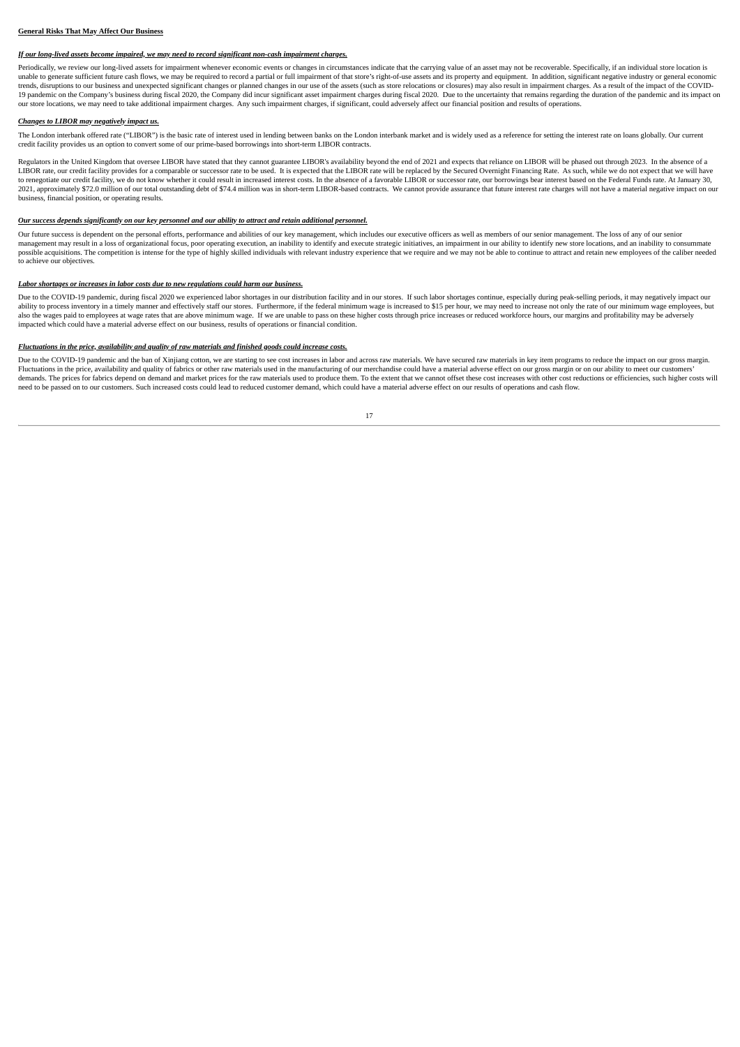**General Risks That May Affect Our Business**

***If our long-lived assets become impaired, we may need to record significant non-cash impairment charges.***

Periodically, we review our long-lived assets for impairment whenever economic events or changes in circumstances indicate that the carrying value of an asset may not be recoverable. Specifically, if an individual store location is unable to generate sufficient future cash flows, we may be required to record a partial or full impairment of that store's right-of-use assets and its property and equipment. In addition, significant negative industry or general economic trends, disruptions to our business and unexpected significant changes or planned changes in our use of the assets (such as store relocations or closures) may also result in impairment charges. As a result of the impact of the COVID-19 pandemic on the Company's business during fiscal 2020, the Company did incur significant asset impairment charges during fiscal 2020. Due to the uncertainty that remains regarding the duration of the pandemic and its impact on our store locations, we may need to take additional impairment charges. Any such impairment charges, if significant, could adversely affect our financial position and results of operations.

***Changes to LIBOR may negatively impact us.***

The London interbank offered rate ("LIBOR") is the basic rate of interest used in lending between banks on the London interbank market and is widely used as a reference for setting the interest rate on loans globally. Our current credit facility provides us an option to convert some of our prime-based borrowings into short-term LIBOR contracts.

Regulators in the United Kingdom that oversee LIBOR have stated that they cannot guarantee LIBOR's availability beyond the end of 2021 and expects that reliance on LIBOR will be phased out through 2023. In the absence of a LIBOR rate, our credit facility provides for a comparable or successor rate to be used. It is expected that the LIBOR rate will be replaced by the Secured Overnight Financing Rate. As such, while we do not expect that we will have to renegotiate our credit facility, we do not know whether it could result in increased interest costs. In the absence of a favorable LIBOR or successor rate, our borrowings bear interest based on the Federal Funds rate. At January 30, 2021, approximately $72.0 million of our total outstanding debt of $74.4 million was in short-term LIBOR-based contracts. We cannot provide assurance that future interest rate charges will not have a material negative impact on our business, financial position, or operating results.

***Our success depends significantly on our key personnel and our ability to attract and retain additional personnel.***

Our future success is dependent on the personal efforts, performance and abilities of our key management, which includes our executive officers as well as members of our senior management. The loss of any of our senior management may result in a loss of organizational focus, poor operating execution, an inability to identify and execute strategic initiatives, an impairment in our ability to identify new store locations, and an inability to consummate possible acquisitions. The competition is intense for the type of highly skilled individuals with relevant industry experience that we require and we may not be able to continue to attract and retain new employees of the caliber needed to achieve our objectives.

***Labor shortages or increases in labor costs due to new regulations could harm our business.***

Due to the COVID-19 pandemic, during fiscal 2020 we experienced labor shortages in our distribution facility and in our stores. If such labor shortages continue, especially during peak-selling periods, it may negatively impact our ability to process inventory in a timely manner and effectively staff our stores. Furthermore, if the federal minimum wage is increased to $15 per hour, we may need to increase not only the rate of our minimum wage employees, but also the wages paid to employees at wage rates that are above minimum wage. If we are unable to pass on these higher costs through price increases or reduced workforce hours, our margins and profitability may be adversely impacted which could have a material adverse effect on our business, results of operations or financial condition.

***Fluctuations in the price, availability and quality of raw materials and finished goods could increase costs.***

Due to the COVID-19 pandemic and the ban of Xinjiang cotton, we are starting to see cost increases in labor and across raw materials. We have secured raw materials in key item programs to reduce the impact on our gross margin. Fluctuations in the price, availability and quality of fabrics or other raw materials used in the manufacturing of our merchandise could have a material adverse effect on our gross margin or on our ability to meet our customers' demands. The prices for fabrics depend on demand and market prices for the raw materials used to produce them. To the extent that we cannot offset these cost increases with other cost reductions or efficiencies, such higher costs will need to be passed on to our customers. Such increased costs could lead to reduced customer demand, which could have a material adverse effect on our results of operations and cash flow.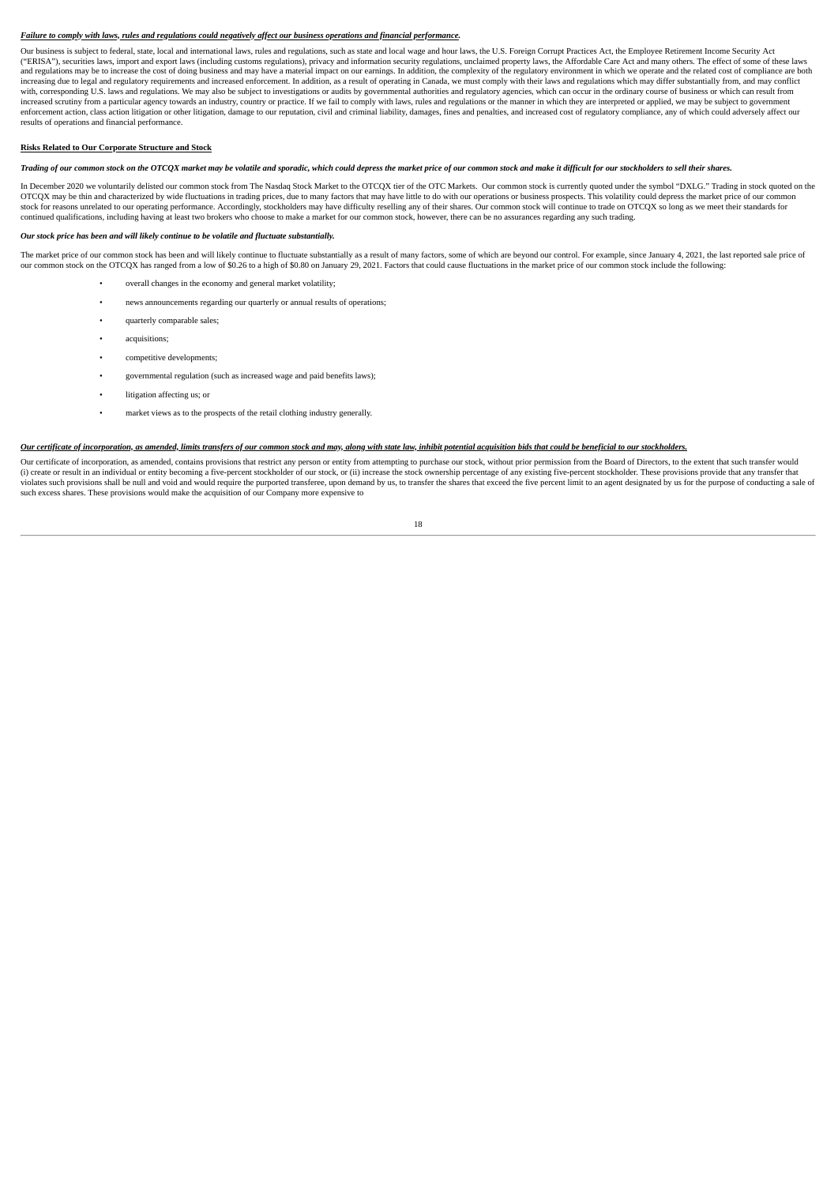***Failure to comply with laws, rules and regulations could negatively affect our business operations and financial performance.***

Our business is subject to federal, state, local and international laws, rules and regulations, such as state and local wage and hour laws, the U.S. Foreign Corrupt Practices Act, the Employee Retirement Income Security Act ("ERISA"), securities laws, import and export laws (including customs regulations), privacy and information security regulations, unclaimed property laws, the Affordable Care Act and many others. The effect of some of these laws and regulations may be to increase the cost of doing business and may have a material impact on our earnings. In addition, the complexity of the regulatory environment in which we operate and the related cost of compliance are both increasing due to legal and regulatory requirements and increased enforcement. In addition, as a result of operating in Canada, we must comply with their laws and regulations which may differ substantially from, and may conflict with, corresponding U.S. laws and regulations. We may also be subject to investigations or audits by governmental authorities and regulatory agencies, which can occur in the ordinary course of business or which can result from increased scrutiny from a particular agency towards an industry, country or practice. If we fail to comply with laws, rules and regulations or the manner in which they are interpreted or applied, we may be subject to government enforcement action, class action litigation or other litigation, damage to our reputation, civil and criminal liability, damages, fines and penalties, and increased cost of regulatory compliance, any of which could adversely affect our results of operations and financial performance.

**Risks Related to Our Corporate Structure and Stock**

***Trading of our common stock on the OTCQX market may be volatile and sporadic, which could depress the market price of our common stock and make it difficult for our stockholders to sell their shares.***

In December 2020 we voluntarily delisted our common stock from The Nasdaq Stock Market to the OTCQX tier of the OTC Markets. Our common stock is currently quoted under the symbol "DXLG." Trading in stock quoted on the OTCQX may be thin and characterized by wide fluctuations in trading prices, due to many factors that may have little to do with our operations or business prospects. This volatility could depress the market price of our common stock for reasons unrelated to our operating performance. Accordingly, stockholders may have difficulty reselling any of their shares. Our common stock will continue to trade on OTCQX so long as we meet their standards for continued qualifications, including having at least two brokers who choose to make a market for our common stock, however, there can be no assurances regarding any such trading.

***Our stock price has been and will likely continue to be volatile and fluctuate substantially.***

The market price of our common stock has been and will likely continue to fluctuate substantially as a result of many factors, some of which are beyond our control. For example, since January 4, 2021, the last reported sale price of our common stock on the OTCQX has ranged from a low of $0.26 to a high of $0.80 on January 29, 2021. Factors that could cause fluctuations in the market price of our common stock include the following:

- overall changes in the economy and general market volatility;
- news announcements regarding our quarterly or annual results of operations;
- quarterly comparable sales;
- acquisitions;
- competitive developments;
- governmental regulation (such as increased wage and paid benefits laws);
- litigation affecting us; or
- market views as to the prospects of the retail clothing industry generally.

***Our certificate of incorporation, as amended, limits transfers of our common stock and may, along with state law, inhibit potential acquisition bids that could be beneficial to our stockholders.***

Our certificate of incorporation, as amended, contains provisions that restrict any person or entity from attempting to purchase our stock, without prior permission from the Board of Directors, to the extent that such transfer would (i) create or result in an individual or entity becoming a five-percent stockholder of our stock, or (ii) increase the stock ownership percentage of any existing five-percent stockholder. These provisions provide that any transfer that violates such provisions shall be null and void and would require the purported transferee, upon demand by us, to transfer the shares that exceed the five percent limit to an agent designated by us for the purpose of conducting a sale of such excess shares. These provisions would make the acquisition of our Company more expensive to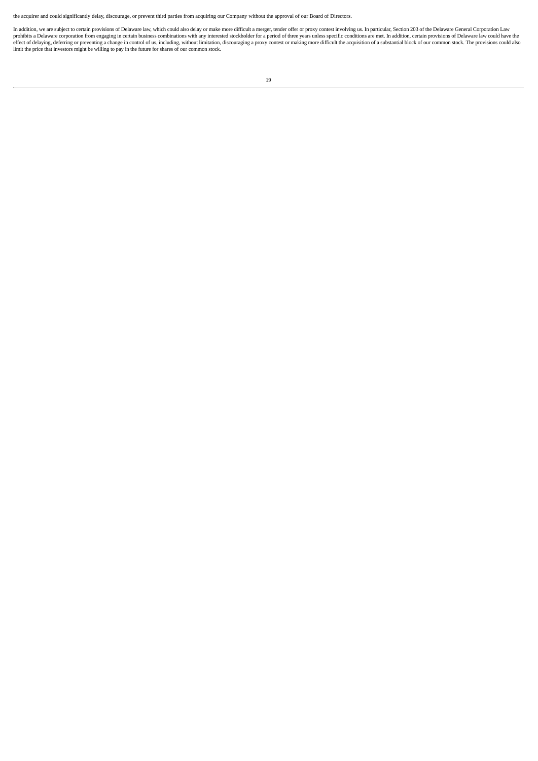the acquirer and could significantly delay, discourage, or prevent third parties from acquiring our Company without the approval of our Board of Directors.

In addition, we are subject to certain provisions of Delaware law, which could also delay or make more difficult a merger, tender offer or proxy contest involving us. In particular, Section 203 of the Delaware General Corporation Law prohibits a Delaware corporation from engaging in certain business combinations with any interested stockholder for a period of three years unless specific conditions are met. In addition, certain provisions of Delaware law could have the effect of delaying, deferring or preventing a change in control of us, including, without limitation, discouraging a proxy contest or making more difficult the acquisition of a substantial block of our common stock. The provisions could also limit the price that investors might be willing to pay in the future for shares of our common stock.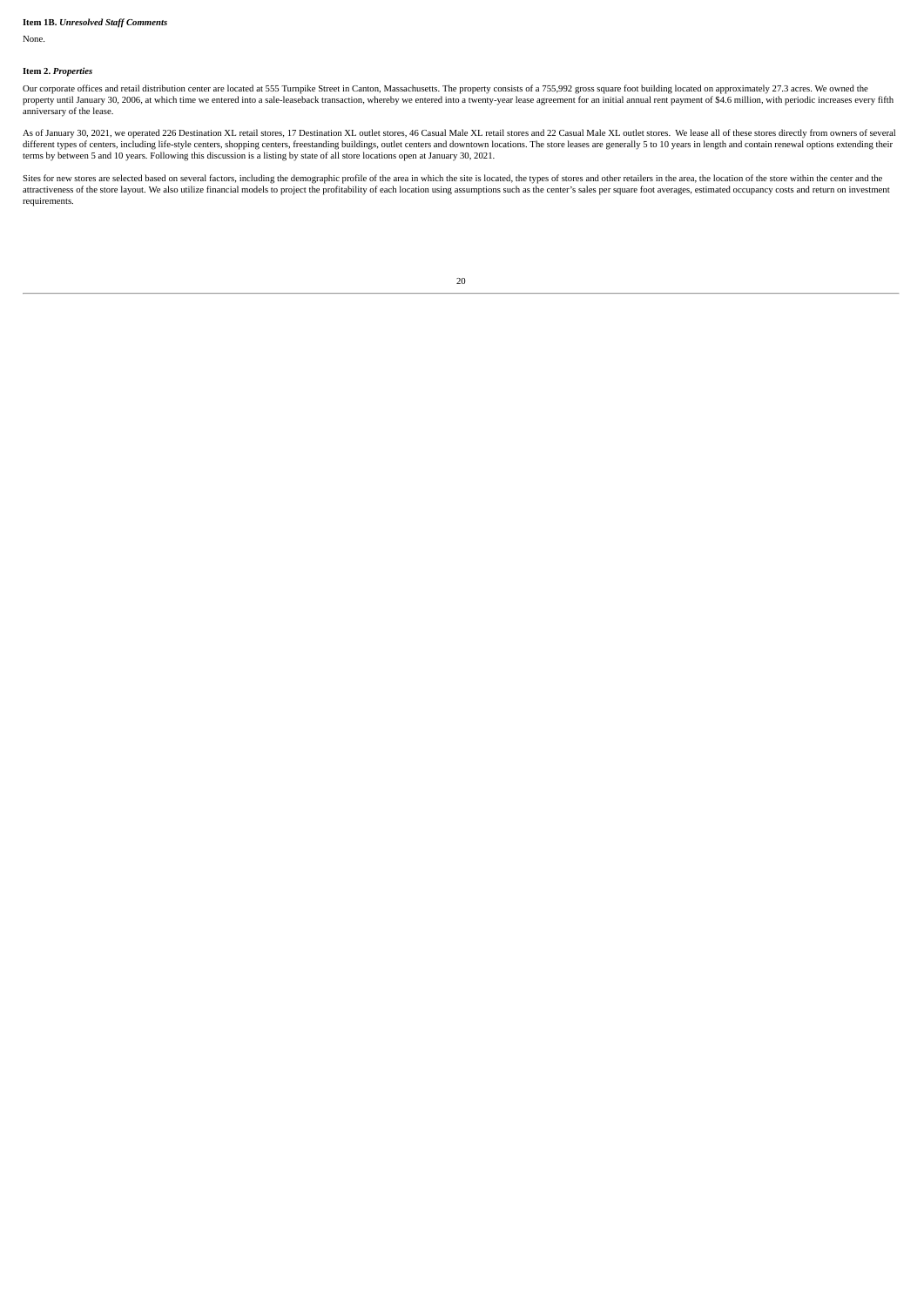**Item 1B.** ***Unresolved Staff Comments***

None.

**Item 2.** ***Properties***

Our corporate offices and retail distribution center are located at 555 Turnpike Street in Canton, Massachusetts. The property consists of a 755,992 gross square foot building located on approximately 27.3 acres. We owned the property until January 30, 2006, at which time we entered into a sale-leaseback transaction, whereby we entered into a twenty-year lease agreement for an initial annual rent payment of $4.6 million, with periodic increases every fifth anniversary of the lease.

As of January 30, 2021, we operated 226 Destination XL retail stores, 17 Destination XL outlet stores, 46 Casual Male XL retail stores and 22 Casual Male XL outlet stores. We lease all of these stores directly from owners of several different types of centers, including life-style centers, shopping centers, freestanding buildings, outlet centers and downtown locations. The store leases are generally 5 to 10 years in length and contain renewal options extending their terms by between 5 and 10 years. Following this discussion is a listing by state of all store locations open at January 30, 2021.

Sites for new stores are selected based on several factors, including the demographic profile of the area in which the site is located, the types of stores and other retailers in the area, the location of the store within the center and the attractiveness of the store layout. We also utilize financial models to project the profitability of each location using assumptions such as the center's sales per square foot averages, estimated occupancy costs and return on investment requirements.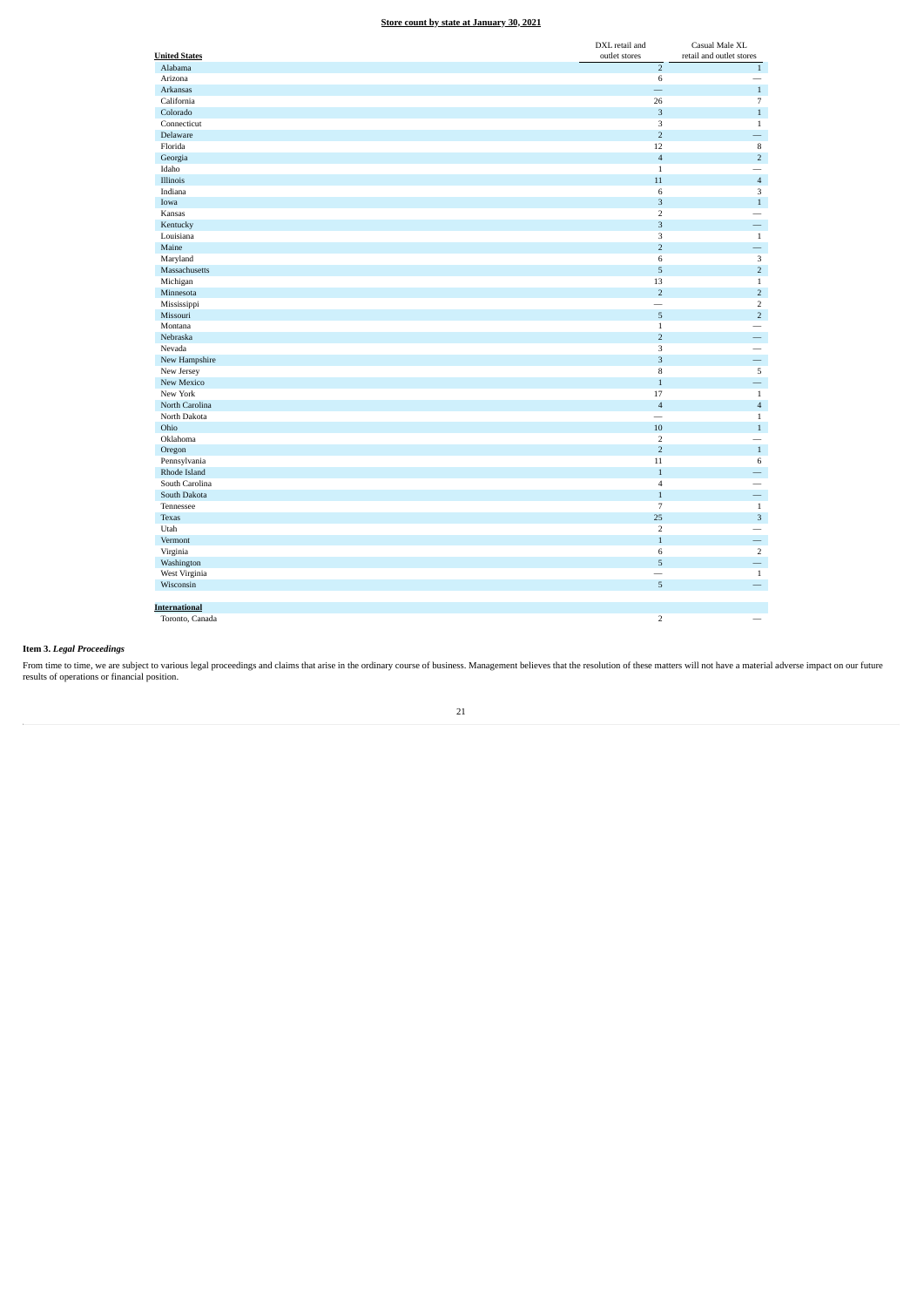**Store count by state at January 30, 2021**

| United States | DXL retail and outlet stores | Casual Male XL retail and outlet stores |
|---|---|---|
| Alabama | 2 | 1 |
| Arizona | 6 | — |
| Arkansas | — | 1 |
| California | 26 | 7 |
| Colorado | 3 | 1 |
| Connecticut | 3 | 1 |
| Delaware | 2 | — |
| Florida | 12 | 8 |
| Georgia | 4 | 2 |
| Idaho | 1 | — |
| Illinois | 11 | 4 |
| Indiana | 6 | 3 |
| Iowa | 3 | 1 |
| Kansas | 2 | — |
| Kentucky | 3 | — |
| Louisiana | 3 | 1 |
| Maine | 2 | — |
| Maryland | 6 | 3 |
| Massachusetts | 5 | 2 |
| Michigan | 13 | 1 |
| Minnesota | 2 | 2 |
| Mississippi | — | 2 |
| Missouri | 5 | 2 |
| Montana | 1 | — |
| Nebraska | 2 | — |
| Nevada | 3 | — |
| New Hampshire | 3 | — |
| New Jersey | 8 | 5 |
| New Mexico | 1 | — |
| New York | 17 | 1 |
| North Carolina | 4 | 4 |
| North Dakota | — | 1 |
| Ohio | 10 | 1 |
| Oklahoma | 2 | — |
| Oregon | 2 | 1 |
| Pennsylvania | 11 | 6 |
| Rhode Island | 1 | — |
| South Carolina | 4 | — |
| South Dakota | 1 | — |
| Tennessee | 7 | 1 |
| Texas | 25 | 3 |
| Utah | 2 | — |
| Vermont | 1 | — |
| Virginia | 6 | 2 |
| Washington | 5 | — |
| West Virginia | — | 1 |
| Wisconsin | 5 | — |
| **International** | | |
| Toronto, Canada | 2 | — |

**Item 3.** ***Legal Proceedings***

From time to time, we are subject to various legal proceedings and claims that arise in the ordinary course of business. Management believes that the resolution of these matters will not have a material adverse impact on our future results of operations or financial position.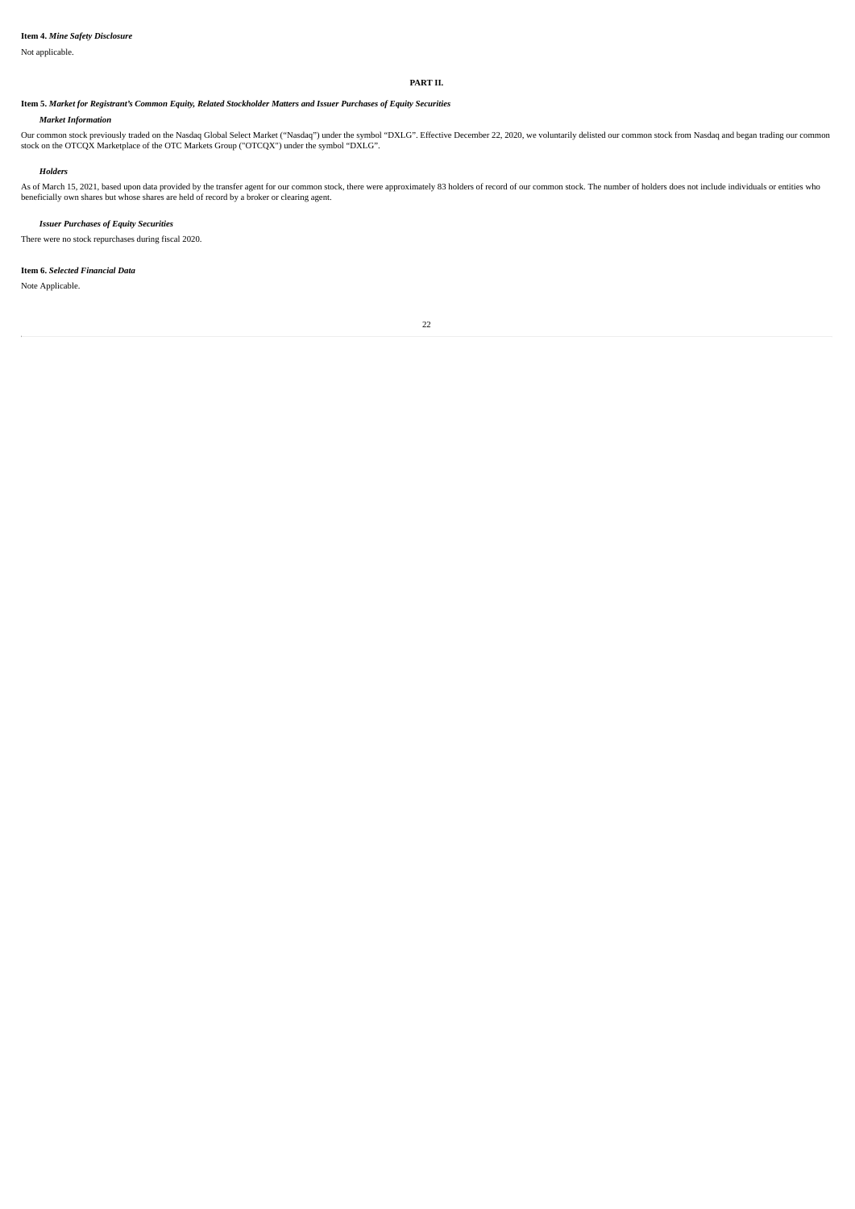**Item 4.** ***Mine Safety Disclosure***

Not applicable.

## PART II.

**Item 5.** ***Market for Registrant's Common Equity, Related Stockholder Matters and Issuer Purchases of Equity Securities***

***Market Information***

Our common stock previously traded on the Nasdaq Global Select Market ("Nasdaq") under the symbol "DXLG". Effective December 22, 2020, we voluntarily delisted our common stock from Nasdaq and began trading our common stock on the OTCQX Marketplace of the OTC Markets Group ("OTCQX") under the symbol "DXLG".

***Holders***

As of March 15, 2021, based upon data provided by the transfer agent for our common stock, there were approximately 83 holders of record of our common stock. The number of holders does not include individuals or entities who beneficially own shares but whose shares are held of record by a broker or clearing agent.

***Issuer Purchases of Equity Securities***

There were no stock repurchases during fiscal 2020.

**Item 6.** ***Selected Financial Data***

Note Applicable.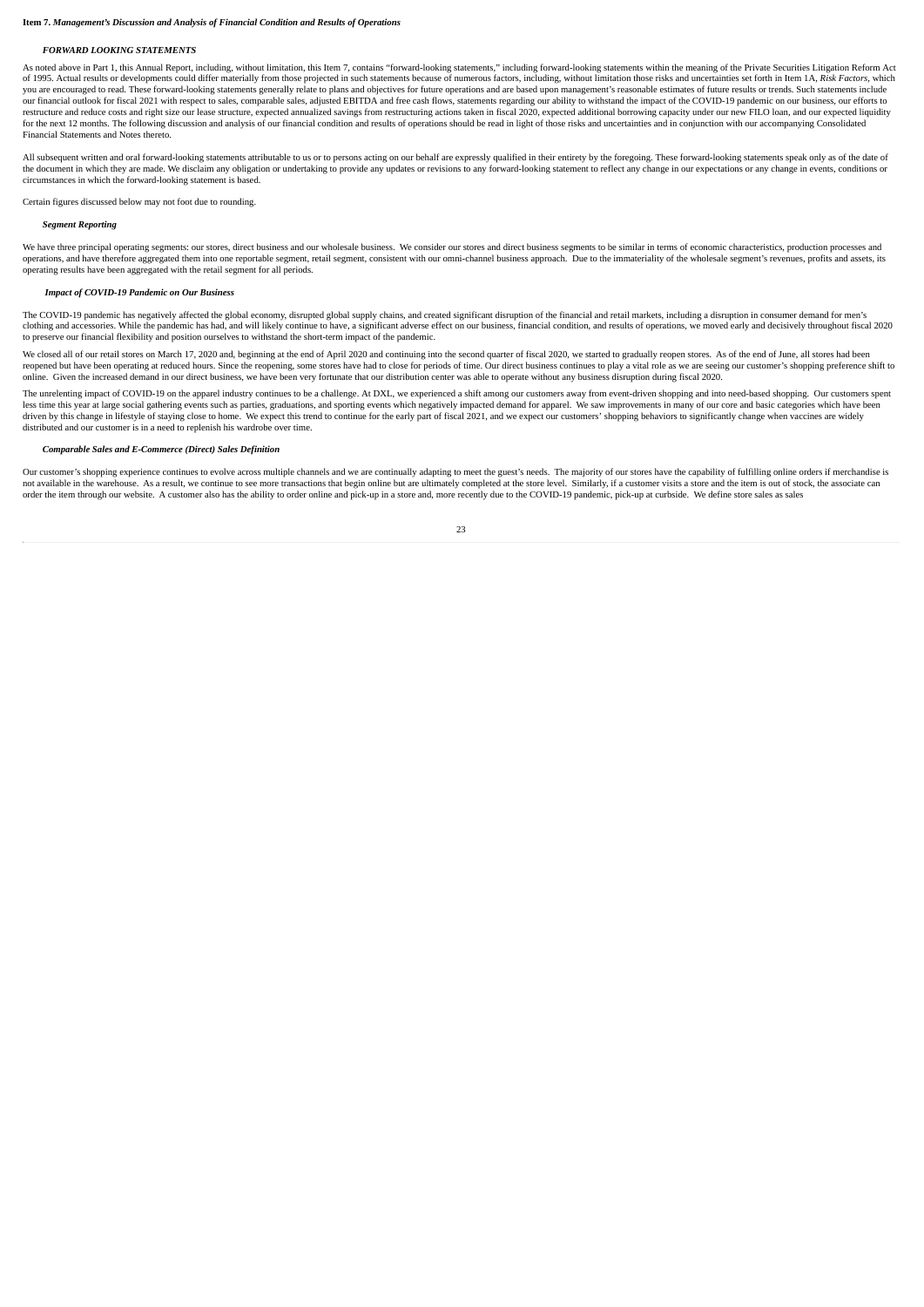**Item 7.** ***Management's Discussion and Analysis of Financial Condition and Results of Operations***

***FORWARD LOOKING STATEMENTS***

As noted above in Part 1, this Annual Report, including, without limitation, this Item 7, contains "forward-looking statements," including forward-looking statements within the meaning of the Private Securities Litigation Reform Act of 1995. Actual results or developments could differ materially from those projected in such statements because of numerous factors, including, without limitation those risks and uncertainties set forth in Item 1A, *Risk Factors*, which you are encouraged to read. These forward-looking statements generally relate to plans and objectives for future operations and are based upon management's reasonable estimates of future results or trends. Such statements include our financial outlook for fiscal 2021 with respect to sales, comparable sales, adjusted EBITDA and free cash flows, statements regarding our ability to withstand the impact of the COVID-19 pandemic on our business, our efforts to restructure and reduce costs and right size our lease structure, expected annualized savings from restructuring actions taken in fiscal 2020, expected additional borrowing capacity under our new FILO loan, and our expected liquidity for the next 12 months. The following discussion and analysis of our financial condition and results of operations should be read in light of those risks and uncertainties and in conjunction with our accompanying Consolidated Financial Statements and Notes thereto.

All subsequent written and oral forward-looking statements attributable to us or to persons acting on our behalf are expressly qualified in their entirety by the foregoing. These forward-looking statements speak only as of the date of the document in which they are made. We disclaim any obligation or undertaking to provide any updates or revisions to any forward-looking statement to reflect any change in our expectations or any change in events, conditions or circumstances in which the forward-looking statement is based.

Certain figures discussed below may not foot due to rounding.

***Segment Reporting***

We have three principal operating segments: our stores, direct business and our wholesale business. We consider our stores and direct business segments to be similar in terms of economic characteristics, production processes and operations, and have therefore aggregated them into one reportable segment, retail segment, consistent with our omni-channel business approach. Due to the immateriality of the wholesale segment's revenues, profits and assets, its operating results have been aggregated with the retail segment for all periods.

***Impact of COVID-19 Pandemic on Our Business***

The COVID-19 pandemic has negatively affected the global economy, disrupted global supply chains, and created significant disruption of the financial and retail markets, including a disruption in consumer demand for men's clothing and accessories. While the pandemic has had, and will likely continue to have, a significant adverse effect on our business, financial condition, and results of operations, we moved early and decisively throughout fiscal 2020 to preserve our financial flexibility and position ourselves to withstand the short-term impact of the pandemic.

We closed all of our retail stores on March 17, 2020 and, beginning at the end of April 2020 and continuing into the second quarter of fiscal 2020, we started to gradually reopen stores. As of the end of June, all stores had been reopened but have been operating at reduced hours. Since the reopening, some stores have had to close for periods of time. Our direct business continues to play a vital role as we are seeing our customer's shopping preference shift to online. Given the increased demand in our direct business, we have been very fortunate that our distribution center was able to operate without any business disruption during fiscal 2020.

The unrelenting impact of COVID-19 on the apparel industry continues to be a challenge. At DXL, we experienced a shift among our customers away from event-driven shopping and into need-based shopping. Our customers spent less time this year at large social gathering events such as parties, graduations, and sporting events which negatively impacted demand for apparel. We saw improvements in many of our core and basic categories which have been driven by this change in lifestyle of staying close to home. We expect this trend to continue for the early part of fiscal 2021, and we expect our customers' shopping behaviors to significantly change when vaccines are widely distributed and our customer is in a need to replenish his wardrobe over time.

***Comparable Sales and E-Commerce (Direct) Sales Definition***

Our customer's shopping experience continues to evolve across multiple channels and we are continually adapting to meet the guest's needs. The majority of our stores have the capability of fulfilling online orders if merchandise is not available in the warehouse. As a result, we continue to see more transactions that begin online but are ultimately completed at the store level. Similarly, if a customer visits a store and the item is out of stock, the associate can order the item through our website. A customer also has the ability to order online and pick-up in a store and, more recently due to the COVID-19 pandemic, pick-up at curbside. We define store sales as sales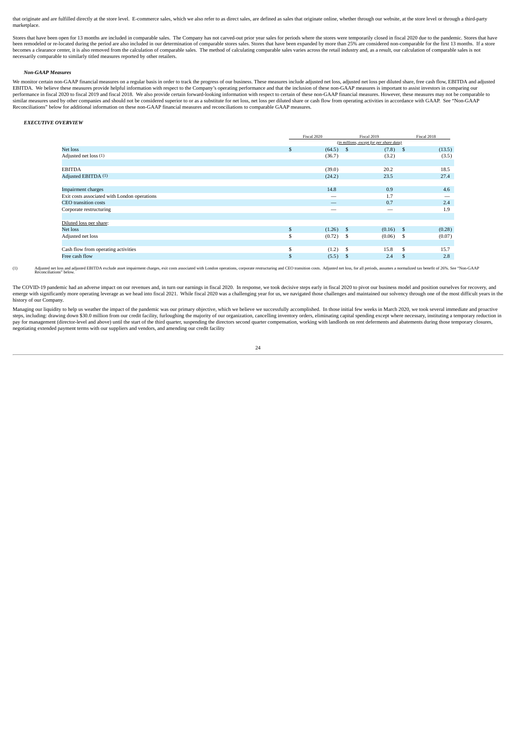that originate and are fulfilled directly at the store level. E-commerce sales, which we also refer to as direct sales, are defined as sales that originate online, whether through our website, at the store level or through a third-party marketplace.

Stores that have been open for 13 months are included in comparable sales. The Company has not carved-out prior year sales for periods where the stores were temporarily closed in fiscal 2020 due to the pandemic. Stores that have been remodeled or re-located during the period are also included in our determination of comparable stores sales. Stores that have been expanded by more than 25% are considered non-comparable for the first 13 months. If a store becomes a clearance center, it is also removed from the calculation of comparable sales. The method of calculating comparable sales varies across the retail industry and, as a result, our calculation of comparable sales is not necessarily comparable to similarly titled measures reported by other retailers.

***Non-GAAP Measures***

We monitor certain non-GAAP financial measures on a regular basis in order to track the progress of our business. These measures include adjusted net loss, adjusted net loss per diluted share, free cash flow, EBITDA and adjusted EBITDA. We believe these measures provide helpful information with respect to the Company's operating performance and that the inclusion of these non-GAAP measures is important to assist investors in comparing our performance in fiscal 2020 to fiscal 2019 and fiscal 2018. We also provide certain forward-looking information with respect to certain of these non-GAAP financial measures. However, these measures may not be comparable to similar measures used by other companies and should not be considered superior to or as a substitute for net loss, net loss per diluted share or cash flow from operating activities in accordance with GAAP. See "Non-GAAP Reconciliations" below for additional information on these non-GAAP financial measures and reconciliations to comparable GAAP measures.

***EXECUTIVE OVERVIEW***

| | Fiscal 2020 | Fiscal 2019 | Fiscal 2018 |
|---|---|---|---|
| | *(in millions, except for per share data)* | | |
| Net loss | $ (64.5) | $ (7.8) | $ (13.5) |
| Adjusted net loss (1) | (36.7) | (3.2) | (3.5) |
| | | | |
| EBITDA | (39.0) | 20.2 | 18.5 |
| Adjusted EBITDA (1) | (24.2) | 23.5 | 27.4 |
| | | | |
| Impairment charges | 14.8 | 0.9 | 4.6 |
| Exit costs associated with London operations | — | 1.7 | — |
| CEO transition costs | — | 0.7 | 2.4 |
| Corporate restructuring | — | — | 1.9 |
| | | | |
| Diluted loss per share: | | | |
| Net loss | $ (1.26) | $ (0.16) | $ (0.28) |
| Adjusted net loss | $ (0.72) | $ (0.06) | $ (0.07) |
| | | | |
| Cash flow from operating activities | $ (1.2) | $ 15.8 | $ 15.7 |
| Free cash flow | $ (5.5) | $ 2.4 | $ 2.8 |

(1) Adjusted net loss and adjusted EBITDA exclude asset impairment charges, exit costs associated with London operations, corporate restructuring and CEO transition costs. Adjusted net loss, for all periods, assumes a normalized tax benefit of 26%. See "Non-GAAP Reconciliations" below.

The COVID-19 pandemic had an adverse impact on our revenues and, in turn our earnings in fiscal 2020. In response, we took decisive steps early in fiscal 2020 to pivot our business model and position ourselves for recovery, and emerge with significantly more operating leverage as we head into fiscal 2021. While fiscal 2020 was a challenging year for us, we navigated those challenges and maintained our solvency through one of the most difficult years in the history of our Company.

Managing our liquidity to help us weather the impact of the pandemic was our primary objective, which we believe we successfully accomplished. In those initial few weeks in March 2020, we took several immediate and proactive steps, including: drawing down $30.0 million from our credit facility, furloughing the majority of our organization, cancelling inventory orders, eliminating capital spending except where necessary, instituting a temporary reduction in pay for management (director-level and above) until the start of the third quarter, suspending the directors second quarter compensation, working with landlords on rent deferments and abatements during those temporary closures, negotiating extended payment terms with our suppliers and vendors, and amending our credit facility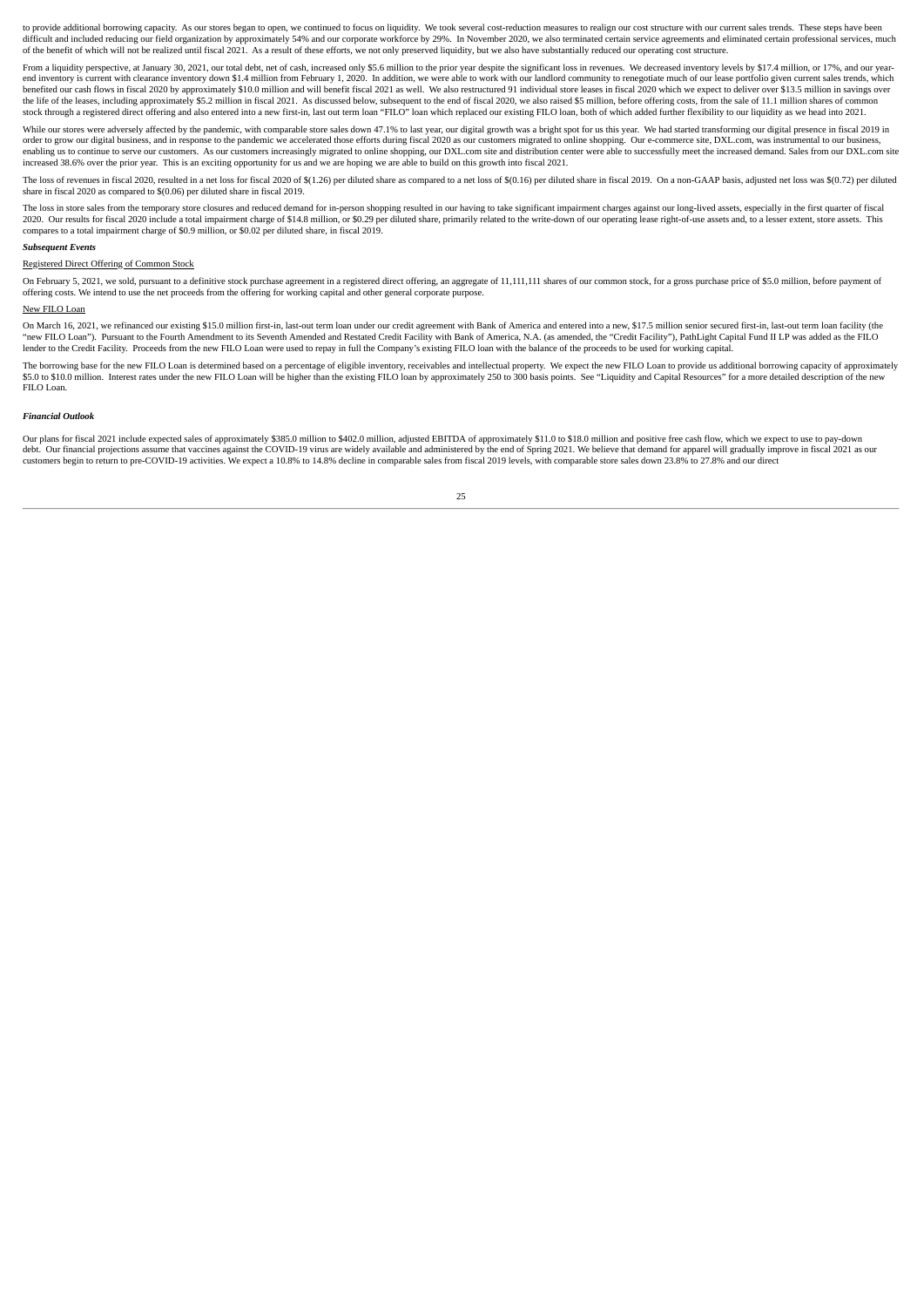to provide additional borrowing capacity. As our stores began to open, we continued to focus on liquidity. We took several cost-reduction measures to realign our cost structure with our current sales trends. These steps have been difficult and included reducing our field organization by approximately 54% and our corporate workforce by 29%. In November 2020, we also terminated certain service agreements and eliminated certain professional services, much of the benefit of which will not be realized until fiscal 2021. As a result of these efforts, we not only preserved liquidity, but we also have substantially reduced our operating cost structure.

From a liquidity perspective, at January 30, 2021, our total debt, net of cash, increased only $5.6 million to the prior year despite the significant loss in revenues. We decreased inventory levels by $17.4 million, or 17%, and our year-end inventory is current with clearance inventory down $1.4 million from February 1, 2020. In addition, we were able to work with our landlord community to renegotiate much of our lease portfolio given current sales trends, which benefited our cash flows in fiscal 2020 by approximately $10.0 million and will benefit fiscal 2021 as well. We also restructured 91 individual store leases in fiscal 2020 which we expect to deliver over $13.5 million in savings over the life of the leases, including approximately $5.2 million in fiscal 2021. As discussed below, subsequent to the end of fiscal 2020, we also raised $5 million, before offering costs, from the sale of 11.1 million shares of common stock through a registered direct offering and also entered into a new first-in, last out term loan "FILO" loan which replaced our existing FILO loan, both of which added further flexibility to our liquidity as we head into 2021.

While our stores were adversely affected by the pandemic, with comparable store sales down 47.1% to last year, our digital growth was a bright spot for us this year. We had started transforming our digital presence in fiscal 2019 in order to grow our digital business, and in response to the pandemic we accelerated those efforts during fiscal 2020 as our customers migrated to online shopping. Our e-commerce site, DXL.com, was instrumental to our business, enabling us to continue to serve our customers. As our customers increasingly migrated to online shopping, our DXL.com site and distribution center were able to successfully meet the increased demand. Sales from our DXL.com site increased 38.6% over the prior year. This is an exciting opportunity for us and we are hoping we are able to build on this growth into fiscal 2021.

The loss of revenues in fiscal 2020, resulted in a net loss for fiscal 2020 of $(1.26) per diluted share as compared to a net loss of $(0.16) per diluted share in fiscal 2019. On a non-GAAP basis, adjusted net loss was $(0.72) per diluted share in fiscal 2020 as compared to $(0.06) per diluted share in fiscal 2019.

The loss in store sales from the temporary store closures and reduced demand for in-person shopping resulted in our having to take significant impairment charges against our long-lived assets, especially in the first quarter of fiscal 2020. Our results for fiscal 2020 include a total impairment charge of $14.8 million, or $0.29 per diluted share, primarily related to the write-down of our operating lease right-of-use assets and, to a lesser extent, store assets. This compares to a total impairment charge of $0.9 million, or $0.02 per diluted share, in fiscal 2019.

***Subsequent Events***

Registered Direct Offering of Common Stock

On February 5, 2021, we sold, pursuant to a definitive stock purchase agreement in a registered direct offering, an aggregate of 11,111,111 shares of our common stock, for a gross purchase price of $5.0 million, before payment of offering costs. We intend to use the net proceeds from the offering for working capital and other general corporate purpose.

New FILO Loan

On March 16, 2021, we refinanced our existing $15.0 million first-in, last-out term loan under our credit agreement with Bank of America and entered into a new, $17.5 million senior secured first-in, last-out term loan facility (the "new FILO Loan"). Pursuant to the Fourth Amendment to its Seventh Amended and Restated Credit Facility with Bank of America, N.A. (as amended, the "Credit Facility"), PathLight Capital Fund II LP was added as the FILO lender to the Credit Facility. Proceeds from the new FILO Loan were used to repay in full the Company's existing FILO loan with the balance of the proceeds to be used for working capital.

The borrowing base for the new FILO Loan is determined based on a percentage of eligible inventory, receivables and intellectual property. We expect the new FILO Loan to provide us additional borrowing capacity of approximately $5.0 to $10.0 million. Interest rates under the new FILO Loan will be higher than the existing FILO loan by approximately 250 to 300 basis points. See "Liquidity and Capital Resources" for a more detailed description of the new FILO Loan.

***Financial Outlook***

Our plans for fiscal 2021 include expected sales of approximately $385.0 million to $402.0 million, adjusted EBITDA of approximately $11.0 to $18.0 million and positive free cash flow, which we expect to use to pay-down debt. Our financial projections assume that vaccines against the COVID-19 virus are widely available and administered by the end of Spring 2021. We believe that demand for apparel will gradually improve in fiscal 2021 as our customers begin to return to pre-COVID-19 activities. We expect a 10.8% to 14.8% decline in comparable sales from fiscal 2019 levels, with comparable store sales down 23.8% to 27.8% and our direct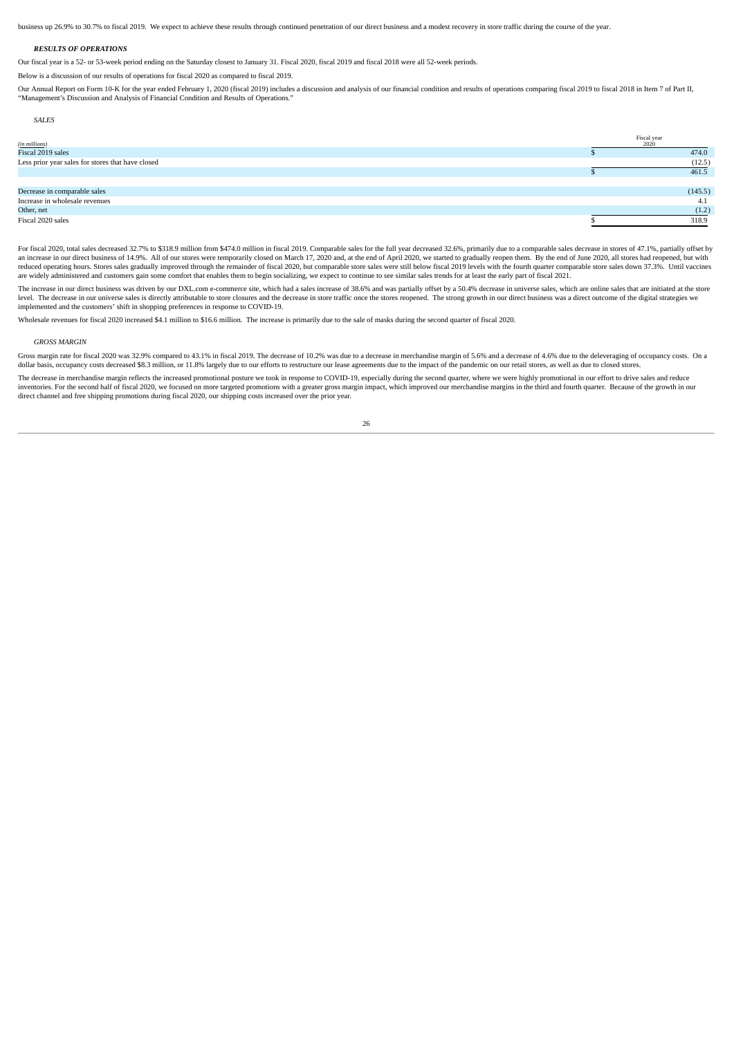business up 26.9% to 30.7% to fiscal 2019. We expect to achieve these results through continued penetration of our direct business and a modest recovery in store traffic during the course of the year.

***RESULTS OF OPERATIONS***

Our fiscal year is a 52- or 53-week period ending on the Saturday closest to January 31. Fiscal 2020, fiscal 2019 and fiscal 2018 were all 52-week periods.

Below is a discussion of our results of operations for fiscal 2020 as compared to fiscal 2019.

Our Annual Report on Form 10-K for the year ended February 1, 2020 (fiscal 2019) includes a discussion and analysis of our financial condition and results of operations comparing fiscal 2019 to fiscal 2018 in Item 7 of Part II, "Management's Discussion and Analysis of Financial Condition and Results of Operations."

*SALES*

| *(in millions)* | | Fiscal year 2020 |
|---|---|---|
| Fiscal 2019 sales | $ | 474.0 |
| Less prior year sales for stores that have closed | | (12.5) |
| | $ | 461.5 |
| | | |
| Decrease in comparable sales | | (145.5) |
| Increase in wholesale revenues | | 4.1 |
| Other, net | | (1.2) |
| Fiscal 2020 sales | $ | 318.9 |

For fiscal 2020, total sales decreased 32.7% to $318.9 million from $474.0 million in fiscal 2019. Comparable sales for the full year decreased 32.6%, primarily due to a comparable sales decrease in stores of 47.1%, partially offset by an increase in our direct business of 14.9%. All of our stores were temporarily closed on March 17, 2020 and, at the end of April 2020, we started to gradually reopen them. By the end of June 2020, all stores had reopened, but with reduced operating hours. Stores sales gradually improved through the remainder of fiscal 2020, but comparable store sales were still below fiscal 2019 levels with the fourth quarter comparable store sales down 37.3%. Until vaccines are widely administered and customers gain some comfort that enables them to begin socializing, we expect to continue to see similar sales trends for at least the early part of fiscal 2021.

The increase in our direct business was driven by our DXL.com e-commerce site, which had a sales increase of 38.6% and was partially offset by a 50.4% decrease in universe sales, which are online sales that are initiated at the store level. The decrease in our universe sales is directly attributable to store closures and the decrease in store traffic once the stores reopened. The strong growth in our direct business was a direct outcome of the digital strategies we implemented and the customers' shift in shopping preferences in response to COVID-19.

Wholesale revenues for fiscal 2020 increased $4.1 million to $16.6 million. The increase is primarily due to the sale of masks during the second quarter of fiscal 2020.

*GROSS MARGIN*

Gross margin rate for fiscal 2020 was 32.9% compared to 43.1% in fiscal 2019. The decrease of 10.2% was due to a decrease in merchandise margin of 5.6% and a decrease of 4.6% due to the deleveraging of occupancy costs. On a dollar basis, occupancy costs decreased $8.3 million, or 11.8% largely due to our efforts to restructure our lease agreements due to the impact of the pandemic on our retail stores, as well as due to closed stores.

The decrease in merchandise margin reflects the increased promotional posture we took in response to COVID-19, especially during the second quarter, where we were highly promotional in our effort to drive sales and reduce inventories. For the second half of fiscal 2020, we focused on more targeted promotions with a greater gross margin impact, which improved our merchandise margins in the third and fourth quarter. Because of the growth in our direct channel and free shipping promotions during fiscal 2020, our shipping costs increased over the prior year.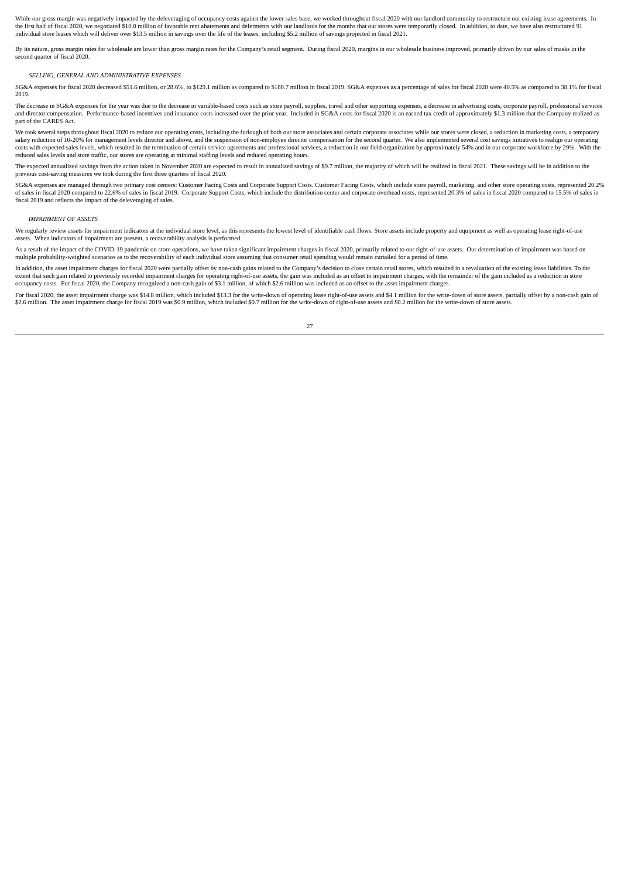While our gross margin was negatively impacted by the deleveraging of occupancy costs against the lower sales base, we worked throughout fiscal 2020 with our landlord community to restructure our existing lease agreements. In the first half of fiscal 2020, we negotiated $10.0 million of favorable rent abatements and deferments with our landlords for the months that our stores were temporarily closed. In addition, to date, we have also restructured 91 individual store leases which will deliver over $13.5 million in savings over the life of the leases, including $5.2 million of savings projected in fiscal 2021.

By its nature, gross margin rates for wholesale are lower than gross margin rates for the Company's retail segment. During fiscal 2020, margins in our wholesale business improved, primarily driven by our sales of masks in the second quarter of fiscal 2020.

*SELLING, GENERAL AND ADMINISTRATIVE EXPENSES*

SG&A expenses for fiscal 2020 decreased $51.6 million, or 28.6%, to $129.1 million as compared to $180.7 million in fiscal 2019. SG&A expenses as a percentage of sales for fiscal 2020 were 40.5% as compared to 38.1% for fiscal 2019.

The decrease in SG&A expenses for the year was due to the decrease in variable-based costs such as store payroll, supplies, travel and other supporting expenses, a decrease in advertising costs, corporate payroll, professional services and director compensation. Performance-based incentives and insurance costs increased over the prior year. Included in SG&A costs for fiscal 2020 is an earned tax credit of approximately $1.3 million that the Company realized as part of the CARES Act.

We took several steps throughout fiscal 2020 to reduce our operating costs, including the furlough of both our store associates and certain corporate associates while our stores were closed, a reduction in marketing costs, a temporary salary reduction of 10-20% for management levels director and above, and the suspension of non-employee director compensation for the second quarter. We also implemented several cost savings initiatives to realign our operating costs with expected sales levels, which resulted in the termination of certain service agreements and professional services, a reduction in our field organization by approximately 54% and in our corporate workforce by 29%. With the reduced sales levels and store traffic, our stores are operating at minimal staffing levels and reduced operating hours.

The expected annualized savings from the action taken in November 2020 are expected to result in annualized savings of $9.7 million, the majority of which will be realized in fiscal 2021. These savings will be in addition to the previous cost-saving measures we took during the first three quarters of fiscal 2020.

SG&A expenses are managed through two primary cost centers: Customer Facing Costs and Corporate Support Costs. Customer Facing Costs, which include store payroll, marketing, and other store operating costs, represented 20.2% of sales in fiscal 2020 compared to 22.6% of sales in fiscal 2019. Corporate Support Costs, which include the distribution center and corporate overhead costs, represented 20.3% of sales in fiscal 2020 compared to 15.5% of sales in fiscal 2019 and reflects the impact of the deleveraging of sales.

*IMPAIRMENT OF ASSETS*

We regularly review assets for impairment indicators at the individual store level, as this represents the lowest level of identifiable cash flows. Store assets include property and equipment as well as operating lease right-of-use assets. When indicators of impairment are present, a recoverability analysis is performed.

As a result of the impact of the COVID-19 pandemic on store operations, we have taken significant impairment charges in fiscal 2020, primarily related to our right-of-use assets. Our determination of impairment was based on multiple probability-weighted scenarios as to the recoverability of each individual store assuming that consumer retail spending would remain curtailed for a period of time.

In addition, the asset impairment charges for fiscal 2020 were partially offset by non-cash gains related to the Company's decision to close certain retail stores, which resulted in a revaluation of the existing lease liabilities. To the extent that such gain related to previously recorded impairment charges for operating right-of-use assets, the gain was included as an offset to impairment charges, with the remainder of the gain included as a reduction in store occupancy costs. For fiscal 2020, the Company recognized a non-cash gain of $3.1 million, of which $2.6 million was included as an offset to the asset impairment charges.

For fiscal 2020, the asset impairment charge was $14.8 million, which included $13.3 for the write-down of operating lease right-of-use assets and $4.1 million for the write-down of store assets, partially offset by a non-cash gain of $2.6 million. The asset impairment charge for fiscal 2019 was $0.9 million, which included $0.7 million for the write-down of right-of-use assets and $0.2 million for the write-down of store assets.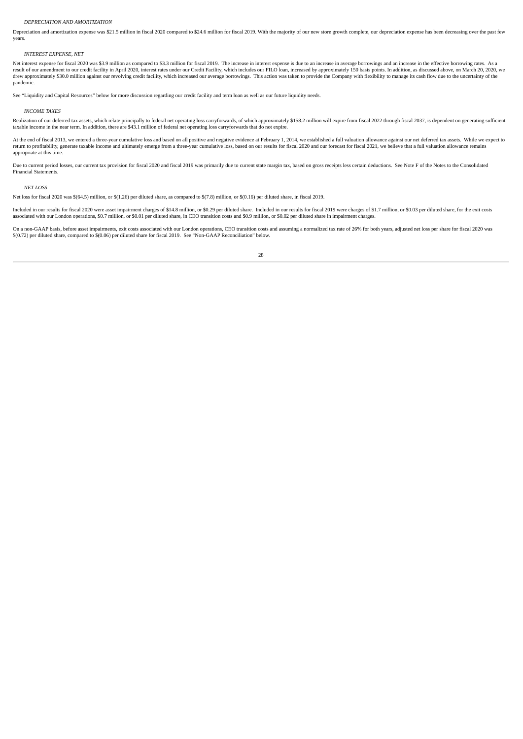*DEPRECIATION AND AMORTIZATION*

Depreciation and amortization expense was $21.5 million in fiscal 2020 compared to $24.6 million for fiscal 2019. With the majority of our new store growth complete, our depreciation expense has been decreasing over the past few years.

*INTEREST EXPENSE, NET*

Net interest expense for fiscal 2020 was $3.9 million as compared to $3.3 million for fiscal 2019. The increase in interest expense is due to an increase in average borrowings and an increase in the effective borrowing rates. As a result of our amendment to our credit facility in April 2020, interest rates under our Credit Facility, which includes our FILO loan, increased by approximately 150 basis points. In addition, as discussed above, on March 20, 2020, we drew approximately $30.0 million against our revolving credit facility, which increased our average borrowings. This action was taken to provide the Company with flexibility to manage its cash flow due to the uncertainty of the pandemic.

See "Liquidity and Capital Resources" below for more discussion regarding our credit facility and term loan as well as our future liquidity needs.

*INCOME TAXES*

Realization of our deferred tax assets, which relate principally to federal net operating loss carryforwards, of which approximately $158.2 million will expire from fiscal 2022 through fiscal 2037, is dependent on generating sufficient taxable income in the near term. In addition, there are $43.1 million of federal net operating loss carryforwards that do not expire.

At the end of fiscal 2013, we entered a three-year cumulative loss and based on all positive and negative evidence at February 1, 2014, we established a full valuation allowance against our net deferred tax assets. While we expect to return to profitability, generate taxable income and ultimately emerge from a three-year cumulative loss, based on our results for fiscal 2020 and our forecast for fiscal 2021, we believe that a full valuation allowance remains appropriate at this time.

Due to current period losses, our current tax provision for fiscal 2020 and fiscal 2019 was primarily due to current state margin tax, based on gross receipts less certain deductions. See Note F of the Notes to the Consolidated Financial Statements.

*NET LOSS*

Net loss for fiscal 2020 was $(64.5) million, or $(1.26) per diluted share, as compared to $(7.8) million, or $(0.16) per diluted share, in fiscal 2019.

Included in our results for fiscal 2020 were asset impairment charges of $14.8 million, or $0.29 per diluted share. Included in our results for fiscal 2019 were charges of $1.7 million, or $0.03 per diluted share, for the exit costs associated with our London operations, $0.7 million, or $0.01 per diluted share, in CEO transition costs and $0.9 million, or $0.02 per diluted share in impairment charges.

On a non-GAAP basis, before asset impairments, exit costs associated with our London operations, CEO transition costs and assuming a normalized tax rate of 26% for both years, adjusted net loss per share for fiscal 2020 was $(0.72) per diluted share, compared to $(0.06) per diluted share for fiscal 2019. See "Non-GAAP Reconciliation" below.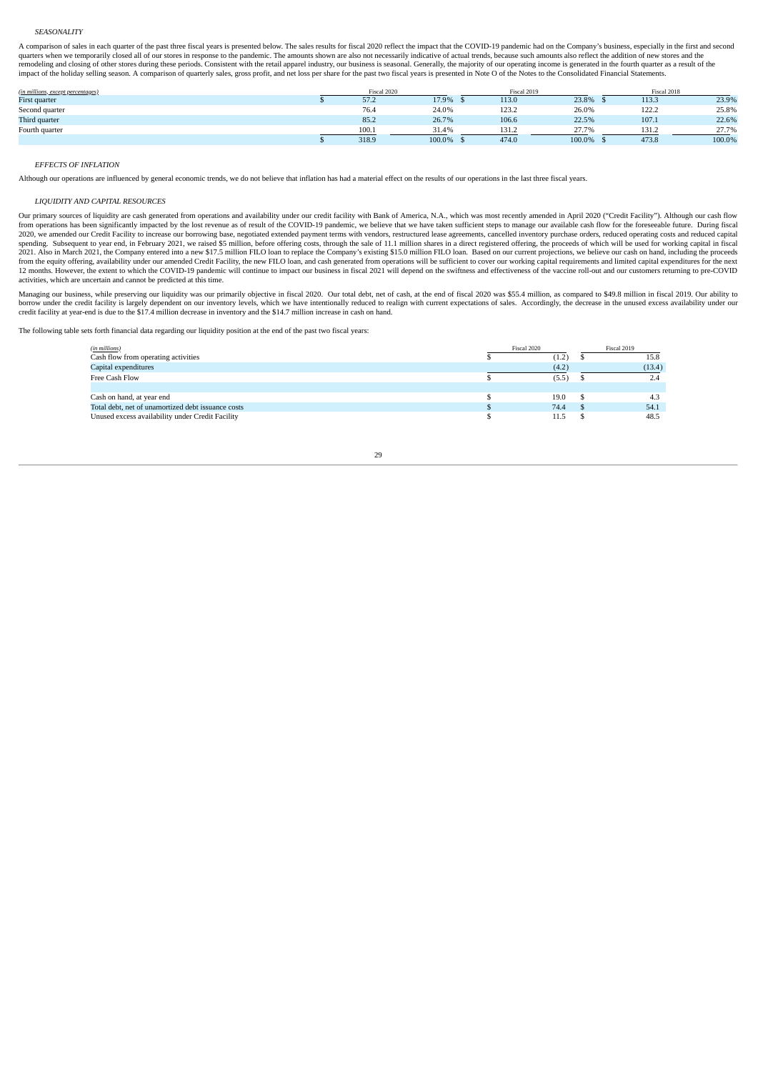### *SEASONALITY*

A comparison of sales in each quarter of the past three fiscal years is presented below. The sales results for fiscal 2020 reflect the impact that the COVID-19 pandemic had on the Company's business, especially in the first and second quarters when we temporarily closed all of our stores in response to the pandemic. The amounts shown are also not necessarily indicative of actual trends, because such amounts also reflect the addition of new stores and the remodeling and closing of other stores during these periods. Consistent with the retail apparel industry, our business is seasonal. Generally, the majority of our operating income is generated in the fourth quarter as a result of the impact of the holiday selling season. A comparison of quarterly sales, gross profit, and net loss per share for the past two fiscal years is presented in Note O of the Notes to the Consolidated Financial Statements.

| *(in millions, except percentages)* | Fiscal 2020 | | Fiscal 2019 | | Fiscal 2018 | |
|---|---|---|---|---|---|---|
| First quarter | $ 57.2 | 17.9% | $ 113.0 | 23.8% | $ 113.3 | 23.9% |
| Second quarter | 76.4 | 24.0% | 123.2 | 26.0% | 122.2 | 25.8% |
| Third quarter | 85.2 | 26.7% | 106.6 | 22.5% | 107.1 | 22.6% |
| Fourth quarter | 100.1 | 31.4% | 131.2 | 27.7% | 131.2 | 27.7% |
| | $ 318.9 | 100.0% | $ 474.0 | 100.0% | $ 473.8 | 100.0% |

### *EFFECTS OF INFLATION*

Although our operations are influenced by general economic trends, we do not believe that inflation has had a material effect on the results of our operations in the last three fiscal years.

### *LIQUIDITY AND CAPITAL RESOURCES*

Our primary sources of liquidity are cash generated from operations and availability under our credit facility with Bank of America, N.A., which was most recently amended in April 2020 ("Credit Facility"). Although our cash flow from operations has been significantly impacted by the lost revenue as of result of the COVID-19 pandemic, we believe that we have taken sufficient steps to manage our available cash flow for the foreseeable future. During fiscal 2020, we amended our Credit Facility to increase our borrowing base, negotiated extended payment terms with vendors, restructured lease agreements, cancelled inventory purchase orders, reduced operating costs and reduced capital spending. Subsequent to year end, in February 2021, we raised $5 million, before offering costs, through the sale of 11.1 million shares in a direct registered offering, the proceeds of which will be used for working capital in fiscal 2021. Also in March 2021, the Company entered into a new $17.5 million FILO loan to replace the Company's existing $15.0 million FILO loan. Based on our current projections, we believe our cash on hand, including the proceeds from the equity offering, availability under our amended Credit Facility, the new FILO loan, and cash generated from operations will be sufficient to cover our working capital requirements and limited capital expenditures for the next 12 months. However, the extent to which the COVID-19 pandemic will continue to impact our business in fiscal 2021 will depend on the swiftness and effectiveness of the vaccine roll-out and our customers returning to pre-COVID activities, which are uncertain and cannot be predicted at this time.

Managing our business, while preserving our liquidity was our primarily objective in fiscal 2020. Our total debt, net of cash, at the end of fiscal 2020 was $55.4 million, as compared to $49.8 million in fiscal 2019. Our ability to borrow under the credit facility is largely dependent on our inventory levels, which we have intentionally reduced to realign with current expectations of sales. Accordingly, the decrease in the unused excess availability under our credit facility at year-end is due to the $17.4 million decrease in inventory and the $14.7 million increase in cash on hand.

The following table sets forth financial data regarding our liquidity position at the end of the past two fiscal years:

| *(in millions)* | Fiscal 2020 | Fiscal 2019 |
|---|---|---|
| Cash flow from operating activities | $ (1.2) | $ 15.8 |
| Capital expenditures | (4.2) | (13.4) |
| Free Cash Flow | $ (5.5) | $ 2.4 |
| | | |
| Cash on hand, at year end | $ 19.0 | $ 4.3 |
| Total debt, net of unamortized debt issuance costs | $ 74.4 | $ 54.1 |
| Unused excess availability under Credit Facility | $ 11.5 | $ 48.5 |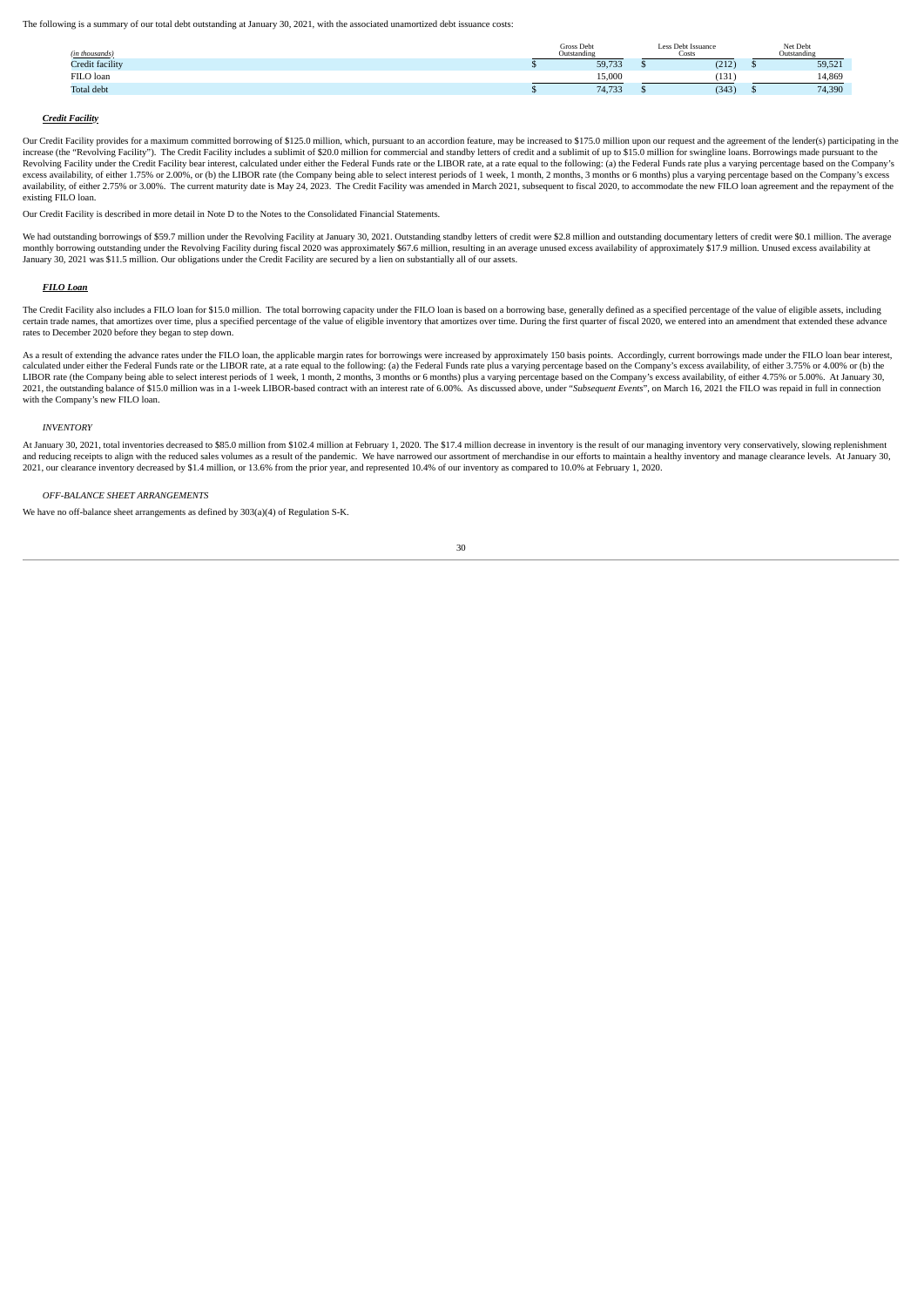The following is a summary of our total debt outstanding at January 30, 2021, with the associated unamortized debt issuance costs:

| (in thousands) | Gross Debt Outstanding | Less Debt Issuance Costs | Net Debt Outstanding |
|---|---|---|---|
| Credit facility | $ 59,733 | $ (212) | $ 59,521 |
| FILO loan | 15,000 | (131) | 14,869 |
| Total debt | $ 74,733 | $ (343) | $ 74,390 |

***Credit Facility***

Our Credit Facility provides for a maximum committed borrowing of $125.0 million, which, pursuant to an accordion feature, may be increased to $175.0 million upon our request and the agreement of the lender(s) participating in the increase (the "Revolving Facility"). The Credit Facility includes a sublimit of $20.0 million for commercial and standby letters of credit and a sublimit of up to $15.0 million for swingline loans. Borrowings made pursuant to the Revolving Facility under the Credit Facility bear interest, calculated under either the Federal Funds rate or the LIBOR rate, at a rate equal to the following: (a) the Federal Funds rate plus a varying percentage based on the Company's excess availability, of either 1.75% or 2.00%, or (b) the LIBOR rate (the Company being able to select interest periods of 1 week, 1 month, 2 months, 3 months or 6 months) plus a varying percentage based on the Company's excess availability, of either 2.75% or 3.00%. The current maturity date is May 24, 2023. The Credit Facility was amended in March 2021, subsequent to fiscal 2020, to accommodate the new FILO loan agreement and the repayment of the existing FILO loan.

Our Credit Facility is described in more detail in Note D to the Notes to the Consolidated Financial Statements.

We had outstanding borrowings of $59.7 million under the Revolving Facility at January 30, 2021. Outstanding standby letters of credit were $2.8 million and outstanding documentary letters of credit were $0.1 million. The average monthly borrowing outstanding under the Revolving Facility during fiscal 2020 was approximately $67.6 million, resulting in an average unused excess availability of approximately $17.9 million. Unused excess availability at January 30, 2021 was $11.5 million. Our obligations under the Credit Facility are secured by a lien on substantially all of our assets.

***FILO Loan***

The Credit Facility also includes a FILO loan for $15.0 million. The total borrowing capacity under the FILO loan is based on a borrowing base, generally defined as a specified percentage of the value of eligible assets, including certain trade names, that amortizes over time, plus a specified percentage of the value of eligible inventory that amortizes over time. During the first quarter of fiscal 2020, we entered into an amendment that extended these advance rates to December 2020 before they began to step down.

As a result of extending the advance rates under the FILO loan, the applicable margin rates for borrowings were increased by approximately 150 basis points. Accordingly, current borrowings made under the FILO loan bear interest, calculated under either the Federal Funds rate or the LIBOR rate, at a rate equal to the following: (a) the Federal Funds rate plus a varying percentage based on the Company's excess availability, of either 3.75% or 4.00% or (b) the LIBOR rate (the Company being able to select interest periods of 1 week, 1 month, 2 months, 3 months or 6 months) plus a varying percentage based on the Company's excess availability, of either 4.75% or 5.00%. At January 30, 2021, the outstanding balance of $15.0 million was in a 1-week LIBOR-based contract with an interest rate of 6.00%. As discussed above, under "*Subsequent Events*", on March 16, 2021 the FILO was repaid in full in connection with the Company's new FILO loan.

*INVENTORY*

At January 30, 2021, total inventories decreased to $85.0 million from $102.4 million at February 1, 2020. The $17.4 million decrease in inventory is the result of our managing inventory very conservatively, slowing replenishment and reducing receipts to align with the reduced sales volumes as a result of the pandemic. We have narrowed our assortment of merchandise in our efforts to maintain a healthy inventory and manage clearance levels. At January 30, 2021, our clearance inventory decreased by $1.4 million, or 13.6% from the prior year, and represented 10.4% of our inventory as compared to 10.0% at February 1, 2020.

*OFF-BALANCE SHEET ARRANGEMENTS*

We have no off-balance sheet arrangements as defined by 303(a)(4) of Regulation S-K.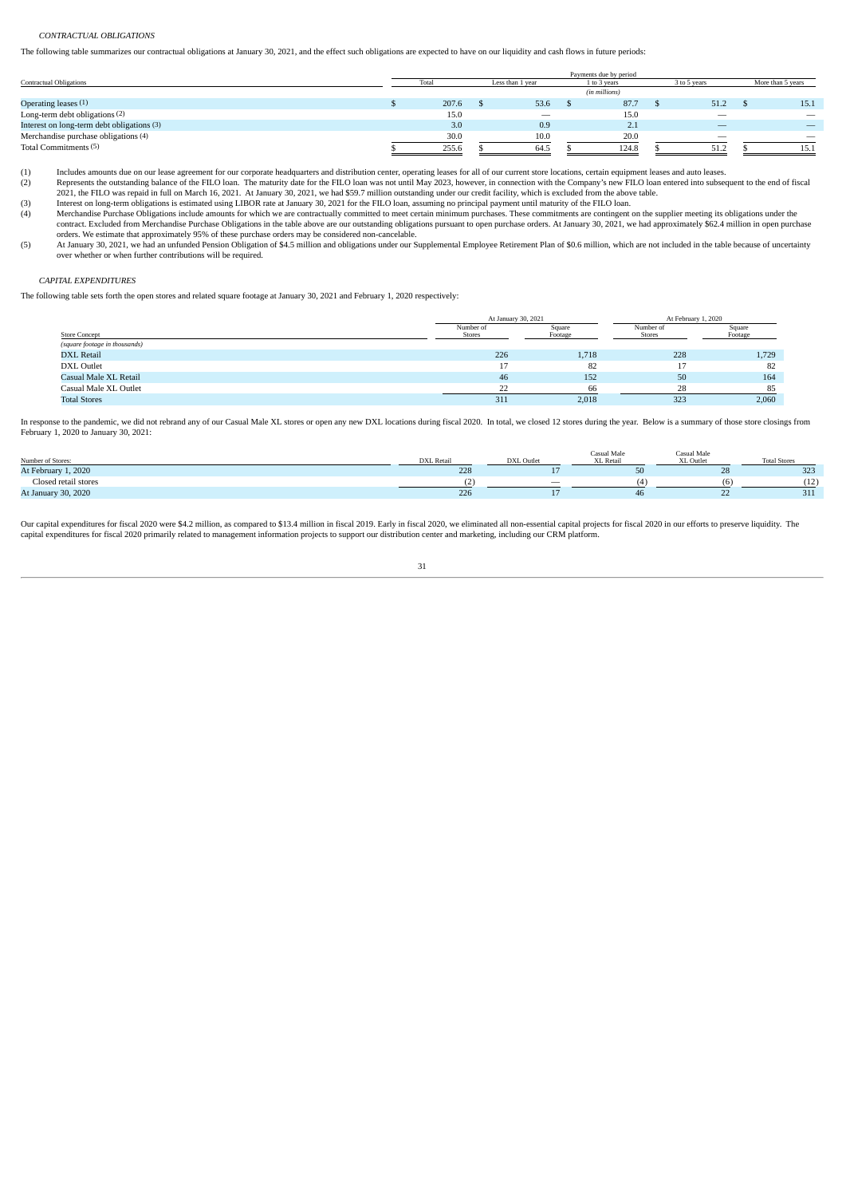*CONTRACTUAL OBLIGATIONS*

The following table summarizes our contractual obligations at January 30, 2021, and the effect such obligations are expected to have on our liquidity and cash flows in future periods:

| Contractual Obligations | Payments due by period | | | | |
|---|---|---|---|---|---|
| | Total | Less than 1 year | 1 to 3 years | 3 to 5 years | More than 5 years |
| | *(in millions)* | | | | |
| Operating leases (1) | $ 207.6 | $ 53.6 | $ 87.7 | $ 51.2 | $ 15.1 |
| Long-term debt obligations (2) | 15.0 | — | 15.0 | — | — |
| Interest on long-term debt obligations (3) | 3.0 | 0.9 | 2.1 | — | — |
| Merchandise purchase obligations (4) | 30.0 | 10.0 | 20.0 | — | — |
| Total Commitments (5) | $ 255.6 | $ 64.5 | $ 124.8 | $ 51.2 | $ 15.1 |

(1) Includes amounts due on our lease agreement for our corporate headquarters and distribution center, operating leases for all of our current store locations, certain equipment leases and auto leases.

(2) Represents the outstanding balance of the FILO loan. The maturity date for the FILO loan was not until May 2023, however, in connection with the Company's new FILO loan entered into subsequent to the end of fiscal 2021, the FILO was repaid in full on March 16, 2021. At January 30, 2021, we had $59.7 million outstanding under our credit facility, which is excluded from the above table.

(3) Interest on long-term obligations is estimated using LIBOR rate at January 30, 2021 for the FILO loan, assuming no principal payment until maturity of the FILO loan.

(4) Merchandise Purchase Obligations include amounts for which we are contractually committed to meet certain minimum purchases. These commitments are contingent on the supplier meeting its obligations under the contract. Excluded from Merchandise Purchase Obligations in the table above are our outstanding obligations pursuant to open purchase orders. At January 30, 2021, we had approximately $62.4 million in open purchase orders. We estimate that approximately 95% of these purchase orders may be considered non-cancelable.

(5) At January 30, 2021, we had an unfunded Pension Obligation of $4.5 million and obligations under our Supplemental Employee Retirement Plan of $0.6 million, which are not included in the table because of uncertainty over whether or when further contributions will be required.

*CAPITAL EXPENDITURES*

The following table sets forth the open stores and related square footage at January 30, 2021 and February 1, 2020 respectively:

| Store Concept | At January 30, 2021 | | At February 1, 2020 | |
|---|---|---|---|---|
| | Number of Stores | Square Footage | Number of Stores | Square Footage |
| *(square footage in thousands)* | | | | |
| DXL Retail | 226 | 1,718 | 228 | 1,729 |
| DXL Outlet | 17 | 82 | 17 | 82 |
| Casual Male XL Retail | 46 | 152 | 50 | 164 |
| Casual Male XL Outlet | 22 | 66 | 28 | 85 |
| Total Stores | 311 | 2,018 | 323 | 2,060 |

In response to the pandemic, we did not rebrand any of our Casual Male XL stores or open any new DXL locations during fiscal 2020. In total, we closed 12 stores during the year. Below is a summary of those store closings from February 1, 2020 to January 30, 2021:

| Number of Stores: | DXL Retail | DXL Outlet | Casual Male XL Retail | Casual Male XL Outlet | Total Stores |
|---|---|---|---|---|---|
| At February 1, 2020 | 228 | 17 | 50 | 28 | 323 |
| Closed retail stores | (2) | — | (4) | (6) | (12) |
| At January 30, 2020 | 226 | 17 | 46 | 22 | 311 |

Our capital expenditures for fiscal 2020 were $4.2 million, as compared to $13.4 million in fiscal 2019. Early in fiscal 2020, we eliminated all non-essential capital projects for fiscal 2020 in our efforts to preserve liquidity. The capital expenditures for fiscal 2020 primarily related to management information projects to support our distribution center and marketing, including our CRM platform.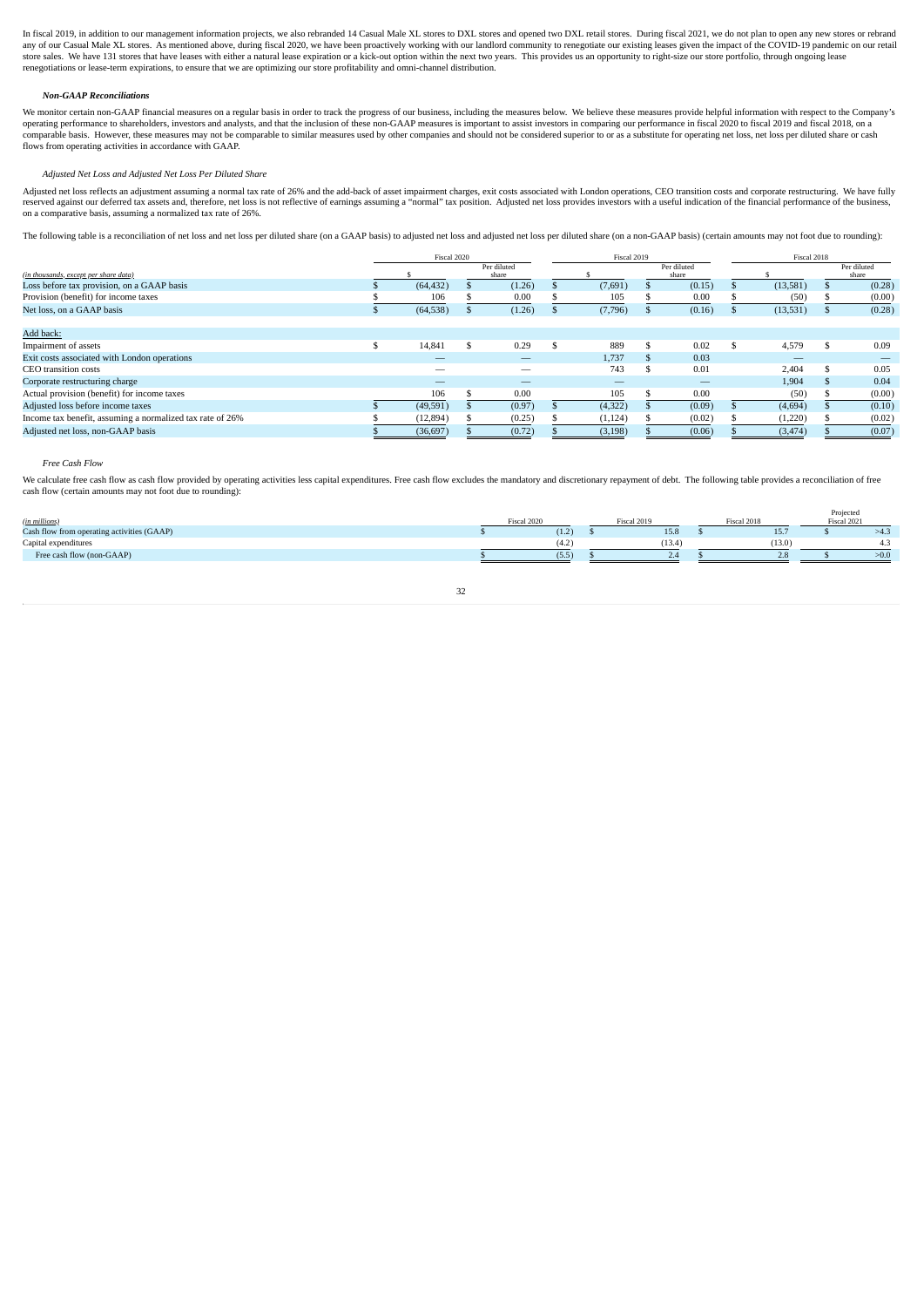In fiscal 2019, in addition to our management information projects, we also rebranded 14 Casual Male XL stores to DXL stores and opened two DXL retail stores. During fiscal 2021, we do not plan to open any new stores or rebrand any of our Casual Male XL stores. As mentioned above, during fiscal 2020, we have been proactively working with our landlord community to renegotiate our existing leases given the impact of the COVID-19 pandemic on our retail store sales. We have 131 stores that have leases with either a natural lease expiration or a kick-out option within the next two years. This provides us an opportunity to right-size our store portfolio, through ongoing lease renegotiations or lease-term expirations, to ensure that we are optimizing our store profitability and omni-channel distribution.

***Non-GAAP Reconciliations***

We monitor certain non-GAAP financial measures on a regular basis in order to track the progress of our business, including the measures below. We believe these measures provide helpful information with respect to the Company's operating performance to shareholders, investors and analysts, and that the inclusion of these non-GAAP measures is important to assist investors in comparing our performance in fiscal 2020 to fiscal 2019 and fiscal 2018, on a comparable basis. However, these measures may not be comparable to similar measures used by other companies and should not be considered superior to or as a substitute for operating net loss, net loss per diluted share or cash flows from operating activities in accordance with GAAP.

*Adjusted Net Loss and Adjusted Net Loss Per Diluted Share*

Adjusted net loss reflects an adjustment assuming a normal tax rate of 26% and the add-back of asset impairment charges, exit costs associated with London operations, CEO transition costs and corporate restructuring. We have fully reserved against our deferred tax assets and, therefore, net loss is not reflective of earnings assuming a "normal" tax position. Adjusted net loss provides investors with a useful indication of the financial performance of the business, on a comparative basis, assuming a normalized tax rate of 26%.

The following table is a reconciliation of net loss and net loss per diluted share (on a GAAP basis) to adjusted net loss and adjusted net loss per diluted share (on a non-GAAP basis) (certain amounts may not foot due to rounding):

| *(in thousands, except per share data)* | Fiscal 2020 | | Fiscal 2019 | | Fiscal 2018 | |
|---|---|---|---|---|---|---|
| | $ | Per diluted share | $ | Per diluted share | $ | Per diluted share |
| Loss before tax provision, on a GAAP basis | $ (64,432) | $ (1.26) | $ (7,691) | $ (0.15) | $ (13,581) | $ (0.28) |
| Provision (benefit) for income taxes | $ 106 | $ 0.00 | $ 105 | $ 0.00 | $ (50) | $ (0.00) |
| Net loss, on a GAAP basis | $ (64,538) | $ (1.26) | $ (7,796) | $ (0.16) | $ (13,531) | $ (0.28) |
| Add back: | | | | | | |
| Impairment of assets | $ 14,841 | $ 0.29 | $ 889 | $ 0.02 | $ 4,579 | $ 0.09 |
| Exit costs associated with London operations | — | — | 1,737 | $ 0.03 | — | — |
| CEO transition costs | — | — | 743 | $ 0.01 | 2,404 | $ 0.05 |
| Corporate restructuring charge | — | — | — | — | 1,904 | $ 0.04 |
| Actual provision (benefit) for income taxes | 106 | $ 0.00 | 105 | $ 0.00 | (50) | $ (0.00) |
| Adjusted loss before income taxes | $ (49,591) | $ (0.97) | $ (4,322) | $ (0.09) | $ (4,694) | $ (0.10) |
| Income tax benefit, assuming a normalized tax rate of 26% | $ (12,894) | $ (0.25) | $ (1,124) | $ (0.02) | $ (1,220) | $ (0.02) |
| Adjusted net loss, non-GAAP basis | $ (36,697) | $ (0.72) | $ (3,198) | $ (0.06) | $ (3,474) | $ (0.07) |

*Free Cash Flow*

We calculate free cash flow as cash flow provided by operating activities less capital expenditures. Free cash flow excludes the mandatory and discretionary repayment of debt. The following table provides a reconciliation of free cash flow (certain amounts may not foot due to rounding):

| *(in millions)* | Fiscal 2020 | Fiscal 2019 | Fiscal 2018 | Projected Fiscal 2021 |
|---|---|---|---|---|
| Cash flow from operating activities (GAAP) | $ (1.2) | $ 15.8 | $ 15.7 | $ >4.3 |
| Capital expenditures | (4.2) | (13.4) | (13.0) | 4.3 |
| Free cash flow (non-GAAP) | $ (5.5) | $ 2.4 | $ 2.8 | $ >0.0 |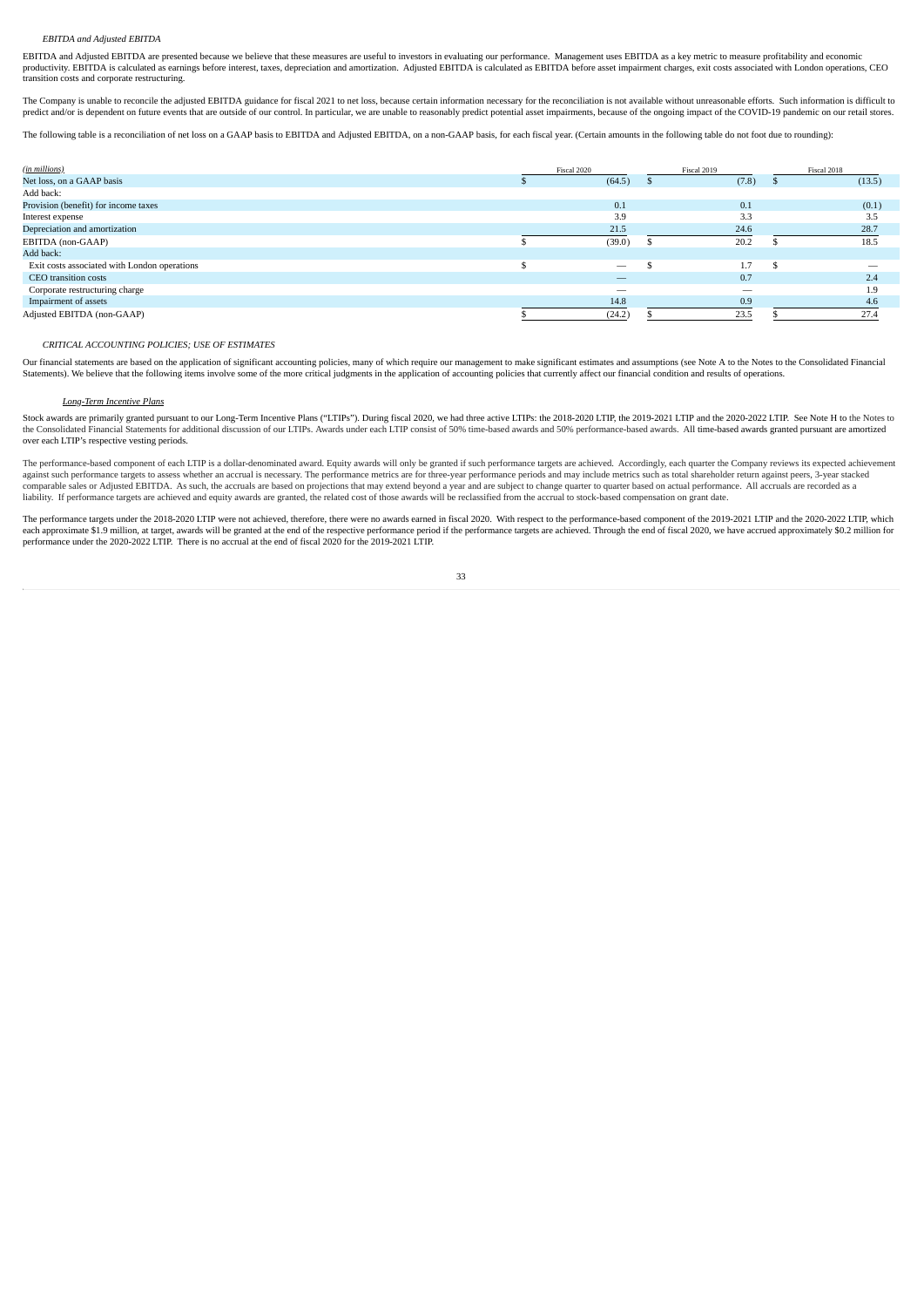*EBITDA and Adjusted EBITDA*

EBITDA and Adjusted EBITDA are presented because we believe that these measures are useful to investors in evaluating our performance. Management uses EBITDA as a key metric to measure profitability and economic productivity. EBITDA is calculated as earnings before interest, taxes, depreciation and amortization. Adjusted EBITDA is calculated as EBITDA before asset impairment charges, exit costs associated with London operations, CEO transition costs and corporate restructuring.

The Company is unable to reconcile the adjusted EBITDA guidance for fiscal 2021 to net loss, because certain information necessary for the reconciliation is not available without unreasonable efforts. Such information is difficult to predict and/or is dependent on future events that are outside of our control. In particular, we are unable to reasonably predict potential asset impairments, because of the ongoing impact of the COVID-19 pandemic on our retail stores.

The following table is a reconciliation of net loss on a GAAP basis to EBITDA and Adjusted EBITDA, on a non-GAAP basis, for each fiscal year. (Certain amounts in the following table do not foot due to rounding):

| *(in millions)* | Fiscal 2020 | Fiscal 2019 | Fiscal 2018 |
|---|---|---|---|
| Net loss, on a GAAP basis | $ (64.5) | $ (7.8) | $ (13.5) |
| Add back: | | | |
| Provision (benefit) for income taxes | 0.1 | 0.1 | (0.1) |
| Interest expense | 3.9 | 3.3 | 3.5 |
| Depreciation and amortization | 21.5 | 24.6 | 28.7 |
| EBITDA (non-GAAP) | $ (39.0) | $ 20.2 | $ 18.5 |
| Add back: | | | |
| Exit costs associated with London operations | $ — | $ 1.7 | $ — |
| CEO transition costs | — | 0.7 | 2.4 |
| Corporate restructuring charge | — | — | 1.9 |
| Impairment of assets | 14.8 | 0.9 | 4.6 |
| Adjusted EBITDA (non-GAAP) | $ (24.2) | $ 23.5 | $ 27.4 |

## *CRITICAL ACCOUNTING POLICIES; USE OF ESTIMATES*

Our financial statements are based on the application of significant accounting policies, many of which require our management to make significant estimates and assumptions (see Note A to the Notes to the Consolidated Financial Statements). We believe that the following items involve some of the more critical judgments in the application of accounting policies that currently affect our financial condition and results of operations.

### *Long-Term Incentive Plans*

Stock awards are primarily granted pursuant to our Long-Term Incentive Plans ("LTIPs"). During fiscal 2020, we had three active LTIPs: the 2018-2020 LTIP, the 2019-2021 LTIP and the 2020-2022 LTIP. See Note H to the Notes to the Consolidated Financial Statements for additional discussion of our LTIPs. Awards under each LTIP consist of 50% time-based awards and 50% performance-based awards. All time-based awards granted pursuant are amortized over each LTIP's respective vesting periods.

The performance-based component of each LTIP is a dollar-denominated award. Equity awards will only be granted if such performance targets are achieved. Accordingly, each quarter the Company reviews its expected achievement against such performance targets to assess whether an accrual is necessary. The performance metrics are for three-year performance periods and may include metrics such as total shareholder return against peers, 3-year stacked comparable sales or Adjusted EBITDA. As such, the accruals are based on projections that may extend beyond a year and are subject to change quarter to quarter based on actual performance. All accruals are recorded as a liability. If performance targets are achieved and equity awards are granted, the related cost of those awards will be reclassified from the accrual to stock-based compensation on grant date.

The performance targets under the 2018-2020 LTIP were not achieved, therefore, there were no awards earned in fiscal 2020. With respect to the performance-based component of the 2019-2021 LTIP and the 2020-2022 LTIP, which each approximate $1.9 million, at target, awards will be granted at the end of the respective performance period if the performance targets are achieved. Through the end of fiscal 2020, we have accrued approximately $0.2 million for performance under the 2020-2022 LTIP. There is no accrual at the end of fiscal 2020 for the 2019-2021 LTIP.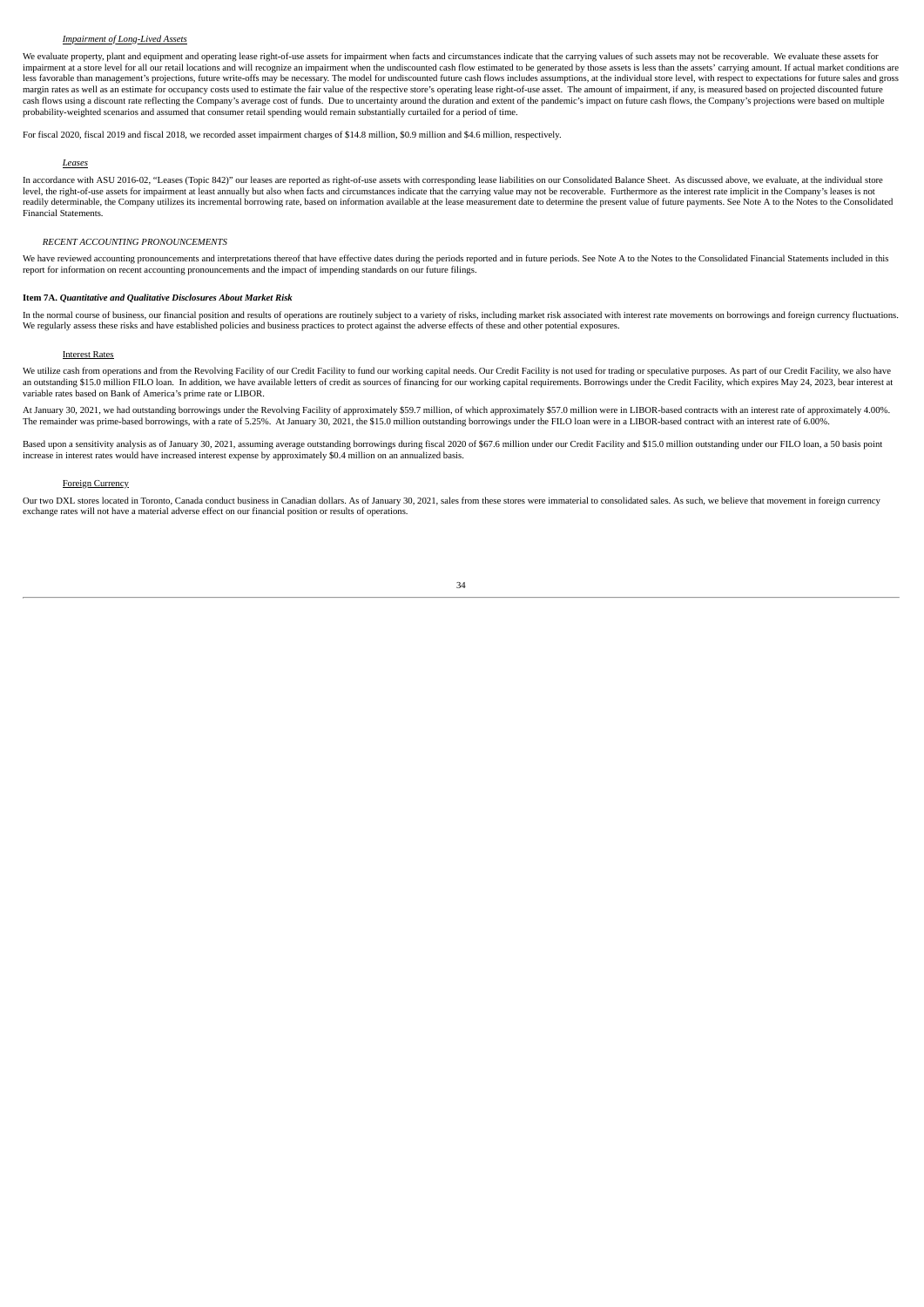*Impairment of Long-Lived Assets*

We evaluate property, plant and equipment and operating lease right-of-use assets for impairment when facts and circumstances indicate that the carrying values of such assets may not be recoverable. We evaluate these assets for impairment at a store level for all our retail locations and will recognize an impairment when the undiscounted cash flow estimated to be generated by those assets is less than the assets' carrying amount. If actual market conditions are less favorable than management's projections, future write-offs may be necessary. The model for undiscounted future cash flows includes assumptions, at the individual store level, with respect to expectations for future sales and gross margin rates as well as an estimate for occupancy costs used to estimate the fair value of the respective store's operating lease right-of-use asset. The amount of impairment, if any, is measured based on projected discounted future cash flows using a discount rate reflecting the Company's average cost of funds. Due to uncertainty around the duration and extent of the pandemic's impact on future cash flows, the Company's projections were based on multiple probability-weighted scenarios and assumed that consumer retail spending would remain substantially curtailed for a period of time.

For fiscal 2020, fiscal 2019 and fiscal 2018, we recorded asset impairment charges of $14.8 million, $0.9 million and $4.6 million, respectively.

*Leases*

In accordance with ASU 2016-02, "Leases (Topic 842)" our leases are reported as right-of-use assets with corresponding lease liabilities on our Consolidated Balance Sheet. As discussed above, we evaluate, at the individual store level, the right-of-use assets for impairment at least annually but also when facts and circumstances indicate that the carrying value may not be recoverable. Furthermore as the interest rate implicit in the Company's leases is not readily determinable, the Company utilizes its incremental borrowing rate, based on information available at the lease measurement date to determine the present value of future payments. See Note A to the Notes to the Consolidated Financial Statements.

*RECENT ACCOUNTING PRONOUNCEMENTS*

We have reviewed accounting pronouncements and interpretations thereof that have effective dates during the periods reported and in future periods. See Note A to the Notes to the Consolidated Financial Statements included in this report for information on recent accounting pronouncements and the impact of impending standards on our future filings.

**Item 7A.** ***Quantitative and Qualitative Disclosures About Market Risk***

In the normal course of business, our financial position and results of operations are routinely subject to a variety of risks, including market risk associated with interest rate movements on borrowings and foreign currency fluctuations. We regularly assess these risks and have established policies and business practices to protect against the adverse effects of these and other potential exposures.

Interest Rates

We utilize cash from operations and from the Revolving Facility of our Credit Facility to fund our working capital needs. Our Credit Facility is not used for trading or speculative purposes. As part of our Credit Facility, we also have an outstanding $15.0 million FILO loan. In addition, we have available letters of credit as sources of financing for our working capital requirements. Borrowings under the Credit Facility, which expires May 24, 2023, bear interest at variable rates based on Bank of America's prime rate or LIBOR.

At January 30, 2021, we had outstanding borrowings under the Revolving Facility of approximately $59.7 million, of which approximately $57.0 million were in LIBOR-based contracts with an interest rate of approximately 4.00%. The remainder was prime-based borrowings, with a rate of 5.25%. At January 30, 2021, the $15.0 million outstanding borrowings under the FILO loan were in a LIBOR-based contract with an interest rate of 6.00%.

Based upon a sensitivity analysis as of January 30, 2021, assuming average outstanding borrowings during fiscal 2020 of $67.6 million under our Credit Facility and $15.0 million outstanding under our FILO loan, a 50 basis point increase in interest rates would have increased interest expense by approximately $0.4 million on an annualized basis.

Foreign Currency

Our two DXL stores located in Toronto, Canada conduct business in Canadian dollars. As of January 30, 2021, sales from these stores were immaterial to consolidated sales. As such, we believe that movement in foreign currency exchange rates will not have a material adverse effect on our financial position or results of operations.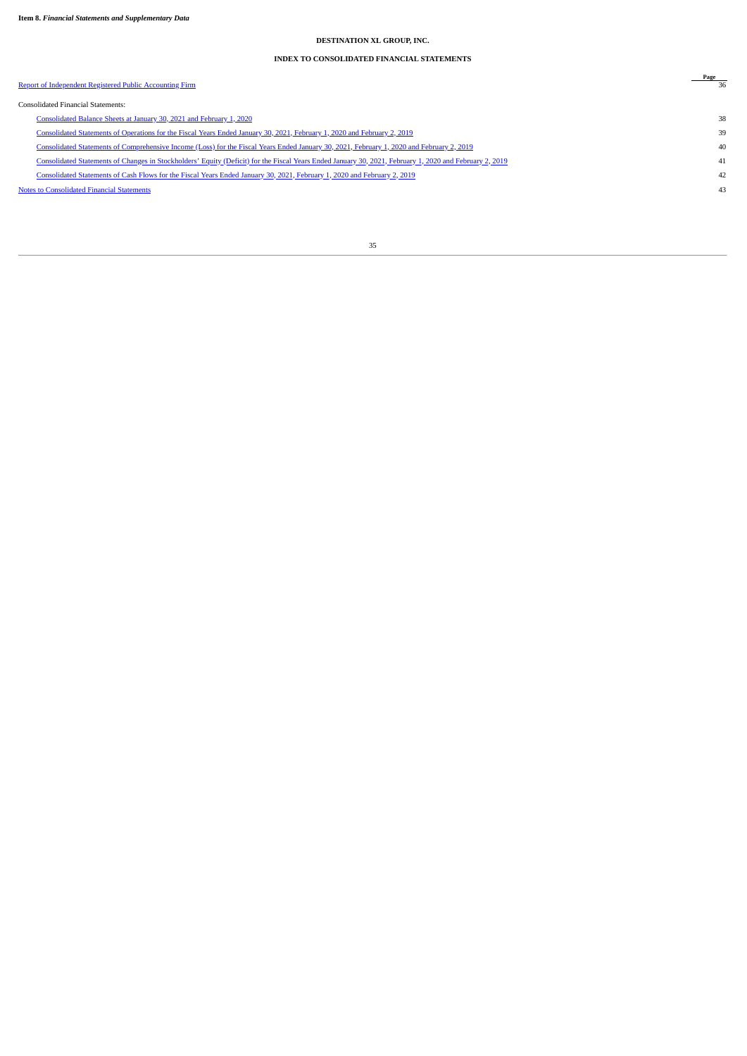**Item 8.** ***Financial Statements and Supplementary Data***

**DESTINATION XL GROUP, INC.**

**INDEX TO CONSOLIDATED FINANCIAL STATEMENTS**

| | Page |
|---|---|
| Report of Independent Registered Public Accounting Firm | 36 |
| Consolidated Financial Statements: | |
| Consolidated Balance Sheets at January 30, 2021 and February 1, 2020 | 38 |
| Consolidated Statements of Operations for the Fiscal Years Ended January 30, 2021, February 1, 2020 and February 2, 2019 | 39 |
| Consolidated Statements of Comprehensive Income (Loss) for the Fiscal Years Ended January 30, 2021, February 1, 2020 and February 2, 2019 | 40 |
| Consolidated Statements of Changes in Stockholders' Equity (Deficit) for the Fiscal Years Ended January 30, 2021, February 1, 2020 and February 2, 2019 | 41 |
| Consolidated Statements of Cash Flows for the Fiscal Years Ended January 30, 2021, February 1, 2020 and February 2, 2019 | 42 |
| Notes to Consolidated Financial Statements | 43 |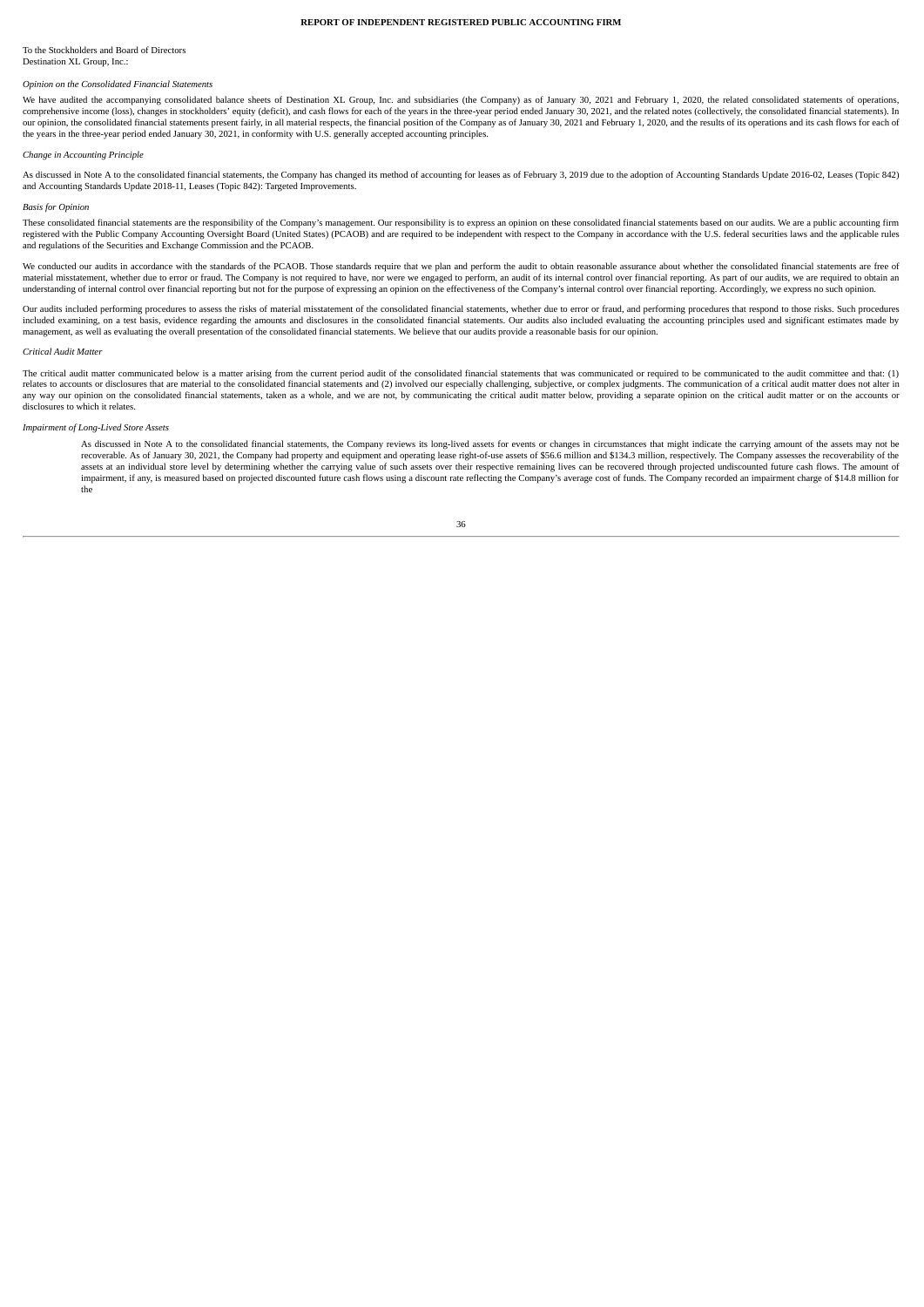**REPORT OF INDEPENDENT REGISTERED PUBLIC ACCOUNTING FIRM**

To the Stockholders and Board of Directors
Destination XL Group, Inc.:

*Opinion on the Consolidated Financial Statements*

We have audited the accompanying consolidated balance sheets of Destination XL Group, Inc. and subsidiaries (the Company) as of January 30, 2021 and February 1, 2020, the related consolidated statements of operations, comprehensive income (loss), changes in stockholders' equity (deficit), and cash flows for each of the years in the three-year period ended January 30, 2021, and the related notes (collectively, the consolidated financial statements). In our opinion, the consolidated financial statements present fairly, in all material respects, the financial position of the Company as of January 30, 2021 and February 1, 2020, and the results of its operations and its cash flows for each of the years in the three-year period ended January 30, 2021, in conformity with U.S. generally accepted accounting principles.

*Change in Accounting Principle*

As discussed in Note A to the consolidated financial statements, the Company has changed its method of accounting for leases as of February 3, 2019 due to the adoption of Accounting Standards Update 2016-02, Leases (Topic 842) and Accounting Standards Update 2018-11, Leases (Topic 842): Targeted Improvements.

*Basis for Opinion*

These consolidated financial statements are the responsibility of the Company's management. Our responsibility is to express an opinion on these consolidated financial statements based on our audits. We are a public accounting firm registered with the Public Company Accounting Oversight Board (United States) (PCAOB) and are required to be independent with respect to the Company in accordance with the U.S. federal securities laws and the applicable rules and regulations of the Securities and Exchange Commission and the PCAOB.

We conducted our audits in accordance with the standards of the PCAOB. Those standards require that we plan and perform the audit to obtain reasonable assurance about whether the consolidated financial statements are free of material misstatement, whether due to error or fraud. The Company is not required to have, nor were we engaged to perform, an audit of its internal control over financial reporting. As part of our audits, we are required to obtain an understanding of internal control over financial reporting but not for the purpose of expressing an opinion on the effectiveness of the Company's internal control over financial reporting. Accordingly, we express no such opinion.

Our audits included performing procedures to assess the risks of material misstatement of the consolidated financial statements, whether due to error or fraud, and performing procedures that respond to those risks. Such procedures included examining, on a test basis, evidence regarding the amounts and disclosures in the consolidated financial statements. Our audits also included evaluating the accounting principles used and significant estimates made by management, as well as evaluating the overall presentation of the consolidated financial statements. We believe that our audits provide a reasonable basis for our opinion.

*Critical Audit Matter*

The critical audit matter communicated below is a matter arising from the current period audit of the consolidated financial statements that was communicated or required to be communicated to the audit committee and that: (1) relates to accounts or disclosures that are material to the consolidated financial statements and (2) involved our especially challenging, subjective, or complex judgments. The communication of a critical audit matter does not alter in any way our opinion on the consolidated financial statements, taken as a whole, and we are not, by communicating the critical audit matter below, providing a separate opinion on the critical audit matter or on the accounts or disclosures to which it relates.

*Impairment of Long-Lived Store Assets*

As discussed in Note A to the consolidated financial statements, the Company reviews its long-lived assets for events or changes in circumstances that might indicate the carrying amount of the assets may not be recoverable. As of January 30, 2021, the Company had property and equipment and operating lease right-of-use assets of $56.6 million and $134.3 million, respectively. The Company assesses the recoverability of the assets at an individual store level by determining whether the carrying value of such assets over their respective remaining lives can be recovered through projected undiscounted future cash flows. The amount of impairment, if any, is measured based on projected discounted future cash flows using a discount rate reflecting the Company's average cost of funds. The Company recorded an impairment charge of $14.8 million for the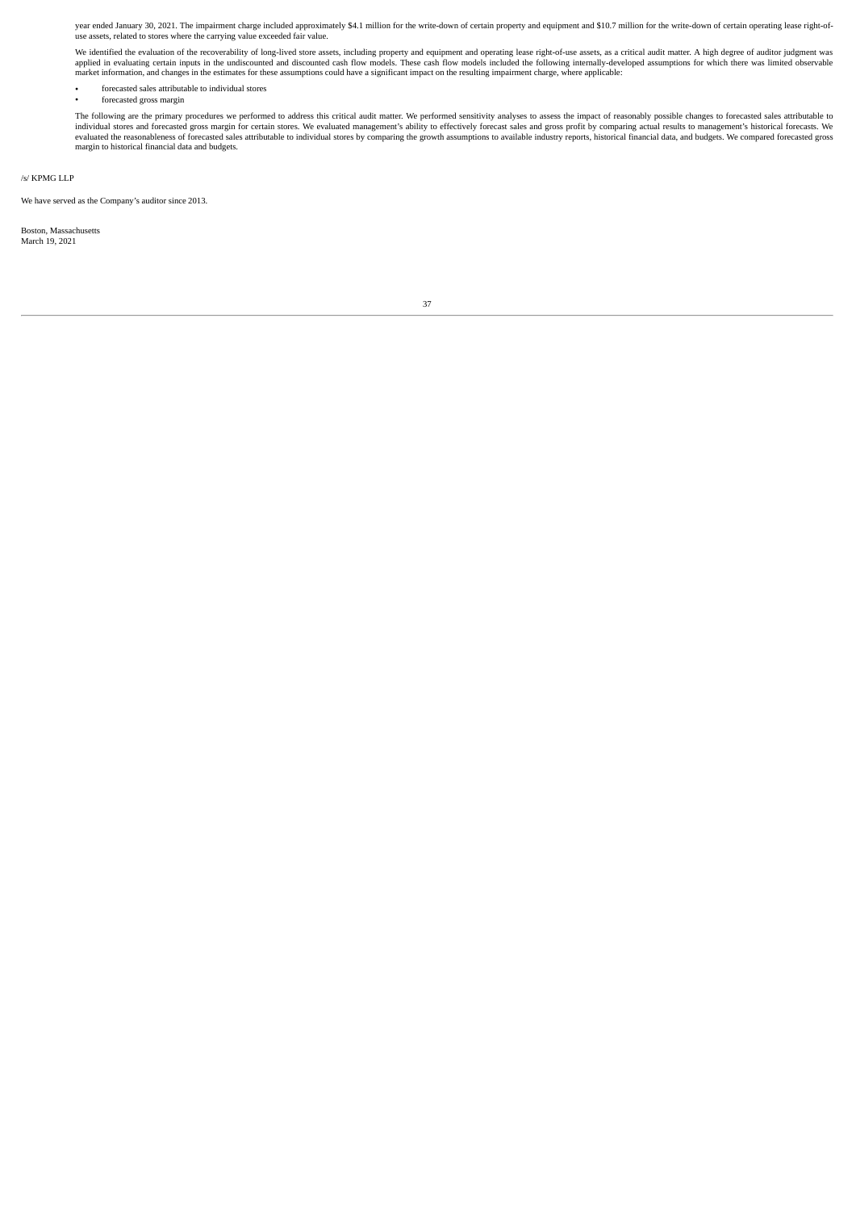year ended January 30, 2021. The impairment charge included approximately $4.1 million for the write-down of certain property and equipment and $10.7 million for the write-down of certain operating lease right-of-use assets, related to stores where the carrying value exceeded fair value.

We identified the evaluation of the recoverability of long-lived store assets, including property and equipment and operating lease right-of-use assets, as a critical audit matter. A high degree of auditor judgment was applied in evaluating certain inputs in the undiscounted and discounted cash flow models. These cash flow models included the following internally-developed assumptions for which there was limited observable market information, and changes in the estimates for these assumptions could have a significant impact on the resulting impairment charge, where applicable:

- forecasted sales attributable to individual stores
- forecasted gross margin

The following are the primary procedures we performed to address this critical audit matter. We performed sensitivity analyses to assess the impact of reasonably possible changes to forecasted sales attributable to individual stores and forecasted gross margin for certain stores. We evaluated management's ability to effectively forecast sales and gross profit by comparing actual results to management's historical forecasts. We evaluated the reasonableness of forecasted sales attributable to individual stores by comparing the growth assumptions to available industry reports, historical financial data, and budgets. We compared forecasted gross margin to historical financial data and budgets.

/s/ KPMG LLP

We have served as the Company's auditor since 2013.

Boston, Massachusetts
March 19, 2021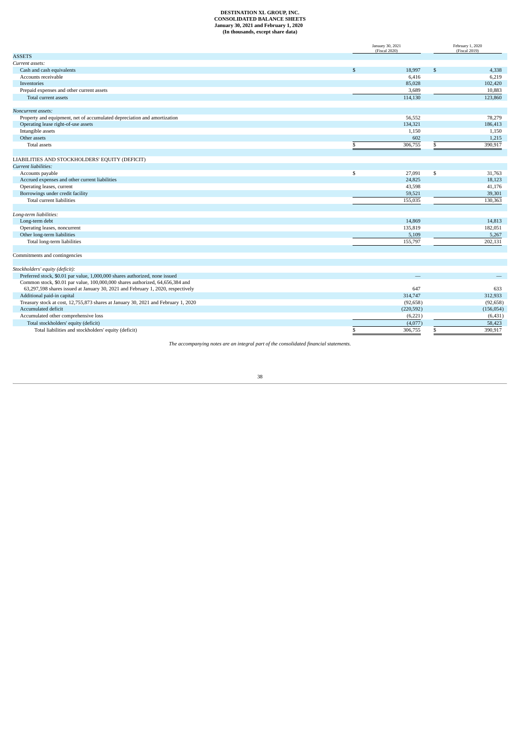**DESTINATION XL GROUP, INC.**
**CONSOLIDATED BALANCE SHEETS**
**January 30, 2021 and February 1, 2020**
**(In thousands, except share data)**

| | January 30, 2021 (Fiscal 2020) | February 1, 2020 (Fiscal 2019) |
|---|---|---|
| ASSETS | | |
| *Current assets:* | | |
| Cash and cash equivalents | $ 18,997 | $ 4,338 |
| Accounts receivable | 6,416 | 6,219 |
| Inventories | 85,028 | 102,420 |
| Prepaid expenses and other current assets | 3,689 | 10,883 |
| Total current assets | 114,130 | 123,860 |
| *Noncurrent assets:* | | |
| Property and equipment, net of accumulated depreciation and amortization | 56,552 | 78,279 |
| Operating lease right-of-use assets | 134,321 | 186,413 |
| Intangible assets | 1,150 | 1,150 |
| Other assets | 602 | 1,215 |
| Total assets | $ 306,755 | $ 390,917 |
| LIABILITIES AND STOCKHOLDERS' EQUITY (DEFICIT) | | |
| *Current liabilities:* | | |
| Accounts payable | $ 27,091 | $ 31,763 |
| Accrued expenses and other current liabilities | 24,825 | 18,123 |
| Operating leases, current | 43,598 | 41,176 |
| Borrowings under credit facility | 59,521 | 39,301 |
| Total current liabilities | 155,035 | 130,363 |
| *Long-term liabilities:* | | |
| Long-term debt | 14,869 | 14,813 |
| Operating leases, noncurrent | 135,819 | 182,051 |
| Other long-term liabilities | 5,109 | 5,267 |
| Total long-term liabilities | 155,797 | 202,131 |
| Commitments and contingencies | | |
| *Stockholders' equity (deficit):* | | |
| Preferred stock, $0.01 par value, 1,000,000 shares authorized, none issued | — | — |
| Common stock, $0.01 par value, 100,000,000 shares authorized, 64,656,384 and 63,297,598 shares issued at January 30, 2021 and February 1, 2020, respectively | 647 | 633 |
| Additional paid-in capital | 314,747 | 312,933 |
| Treasury stock at cost, 12,755,873 shares at January 30, 2021 and February 1, 2020 | (92,658) | (92,658) |
| Accumulated deficit | (220,592) | (156,054) |
| Accumulated other comprehensive loss | (6,221) | (6,431) |
| Total stockholders' equity (deficit) | (4,077) | 58,423 |
| Total liabilities and stockholders' equity (deficit) | $ 306,755 | $ 390,917 |

*The accompanying notes are an integral part of the consolidated financial statements.*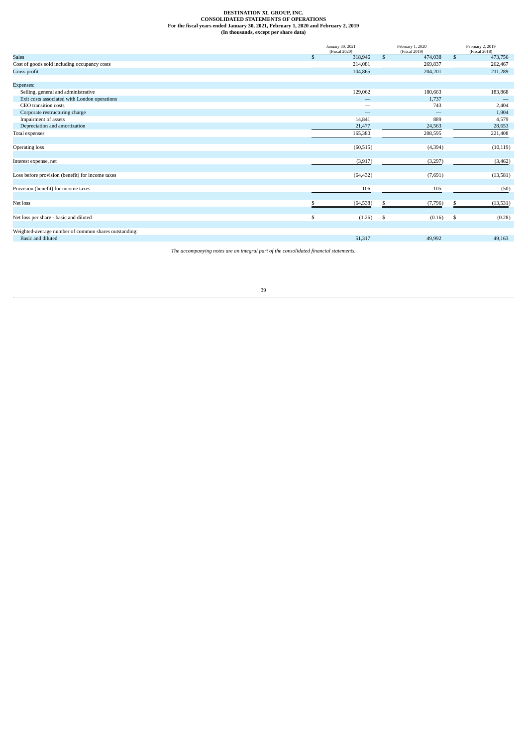**DESTINATION XL GROUP, INC.**
**CONSOLIDATED STATEMENTS OF OPERATIONS**
**For the fiscal years ended January 30, 2021, February 1, 2020 and February 2, 2019**
**(In thousands, except per share data)**

| | January 30, 2021 (Fiscal 2020) | February 1, 2020 (Fiscal 2019) | February 2, 2019 (Fiscal 2018) |
|---|---|---|---|
| Sales | $ 318,946 | $ 474,038 | $ 473,756 |
| Cost of goods sold including occupancy costs | 214,081 | 269,837 | 262,467 |
| Gross profit | 104,865 | 204,201 | 211,289 |
| | | | |
| Expenses: | | | |
| Selling, general and administrative | 129,062 | 180,663 | 183,868 |
| Exit costs associated with London operations | — | 1,737 | — |
| CEO transition costs | — | 743 | 2,404 |
| Corporate restructuring charge | — | — | 1,904 |
| Impairment of assets | 14,841 | 889 | 4,579 |
| Depreciation and amortization | 21,477 | 24,563 | 28,653 |
| Total expenses | 165,380 | 208,595 | 221,408 |
| | | | |
| Operating loss | (60,515) | (4,394) | (10,119) |
| | | | |
| Interest expense, net | (3,917) | (3,297) | (3,462) |
| | | | |
| Loss before provision (benefit) for income taxes | (64,432) | (7,691) | (13,581) |
| | | | |
| Provision (benefit) for income taxes | 106 | 105 | (50) |
| | | | |
| Net loss | $ (64,538) | $ (7,796) | $ (13,531) |
| | | | |
| Net loss per share - basic and diluted | $ (1.26) | $ (0.16) | $ (0.28) |
| | | | |
| Weighted-average number of common shares outstanding: | | | |
| Basic and diluted | 51,317 | 49,992 | 49,163 |

*The accompanying notes are an integral part of the consolidated financial statements.*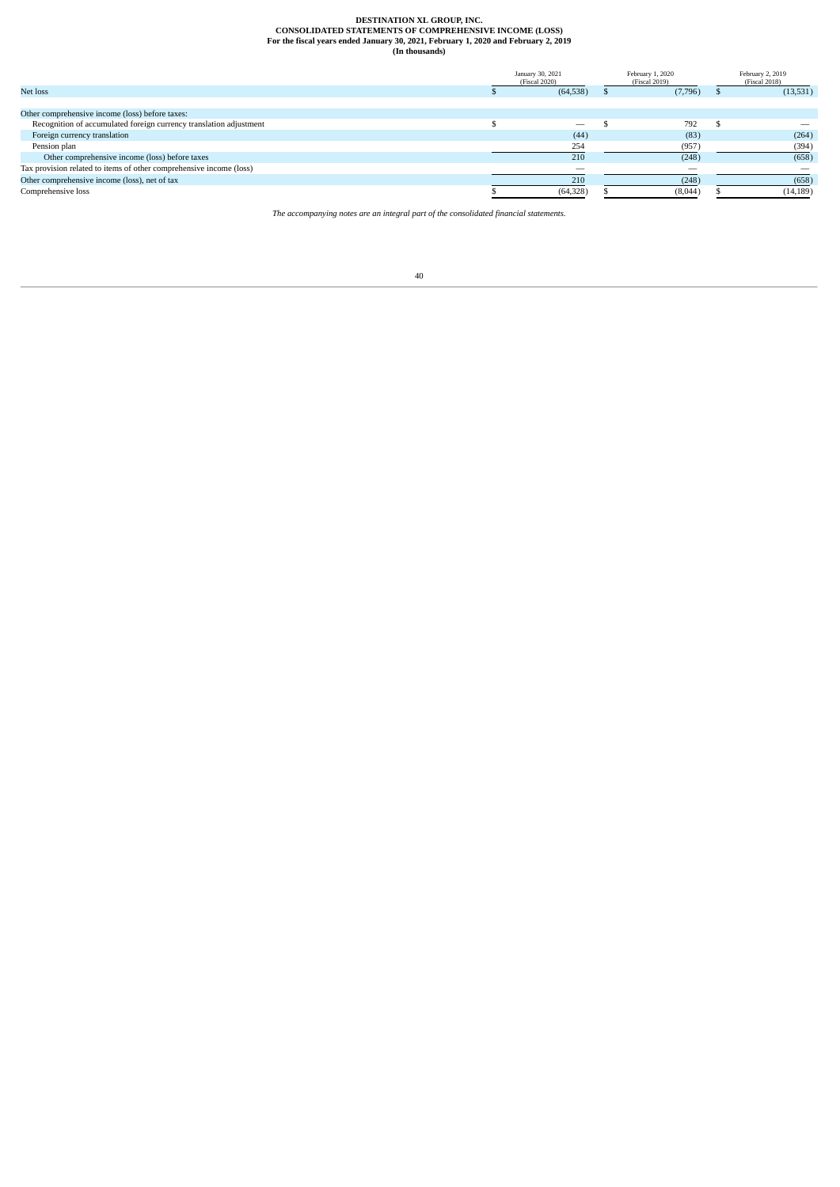**DESTINATION XL GROUP, INC.**
**CONSOLIDATED STATEMENTS OF COMPREHENSIVE INCOME (LOSS)**
**For the fiscal years ended January 30, 2021, February 1, 2020 and February 2, 2019**
**(In thousands)**

| | January 30, 2021 (Fiscal 2020) | February 1, 2020 (Fiscal 2019) | February 2, 2019 (Fiscal 2018) |
|---|---|---|---|
| Net loss | $ (64,538) | $ (7,796) | $ (13,531) |
| | | | |
| Other comprehensive income (loss) before taxes: | | | |
| Recognition of accumulated foreign currency translation adjustment | $ — | $ 792 | $ — |
| Foreign currency translation | (44) | (83) | (264) |
| Pension plan | 254 | (957) | (394) |
| Other comprehensive income (loss) before taxes | 210 | (248) | (658) |
| Tax provision related to items of other comprehensive income (loss) | — | — | — |
| Other comprehensive income (loss), net of tax | 210 | (248) | (658) |
| Comprehensive loss | $ (64,328) | $ (8,044) | $ (14,189) |

*The accompanying notes are an integral part of the consolidated financial statements.*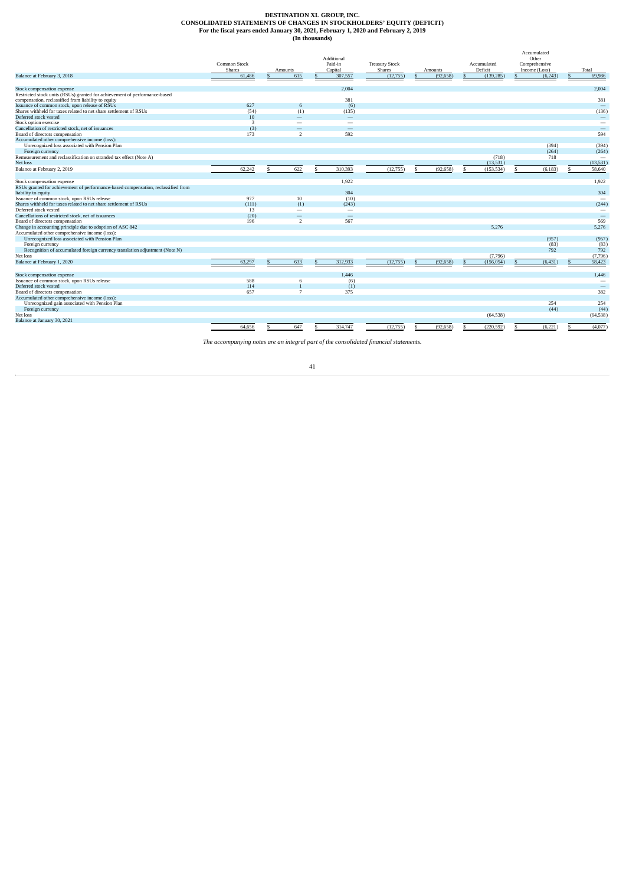**DESTINATION XL GROUP, INC.**
**CONSOLIDATED STATEMENTS OF CHANGES IN STOCKHOLDERS' EQUITY (DEFICIT)**
**For the fiscal years ended January 30, 2021, February 1, 2020 and February 2, 2019**
**(In thousands)**

| | Common Stock Shares | Common Stock Amounts | Additional Paid-in Capital | Treasury Stock Shares | Treasury Stock Amounts | Accumulated Deficit | Accumulated Other Comprehensive Income (Loss) | Total |
|---|---|---|---|---|---|---|---|---|
| Balance at February 3, 2018 | 61,486 | $ 615 | $ 307,557 | (12,755) | $ (92,658) | $ (139,285) | $ (6,243) | $ 69,986 |
| Stock compensation expense | | | 2,004 | | | | | 2,004 |
| Restricted stock units (RSUs) granted for achievement of performance-based compensation, reclassified from liability to equity | | | 381 | | | | | 381 |
| Issuance of common stock, upon release of RSUs | 627 | 6 | (6) | | | | | — |
| Shares withheld for taxes related to net share settlement of RSUs | (54) | (1) | (135) | | | | | (136) |
| Deferred stock vested | 10 | — | — | | | | | — |
| Stock option exercise | 3 | — | — | | | | | — |
| Cancellation of restricted stock, net of issuances | (3) | — | — | | | | | — |
| Board of directors compensation | 173 | 2 | 592 | | | | | 594 |
| Accumulated other comprehensive income (loss): | | | | | | | | |
| Unrecognized loss associated with Pension Plan | | | | | | | (394) | (394) |
| Foreign currency | | | | | | | (264) | (264) |
| Remeasurement and reclassification on stranded tax effect (Note A) | | | | | | (718) | 718 | — |
| Net loss | | | | | | (13,531) | | (13,531) |
| Balance at February 2, 2019 | 62,242 | $ 622 | $ 310,393 | (12,755) | $ (92,658) | $ (153,534) | $ (6,183) | $ 58,640 |
| Stock compensation expense | | | 1,922 | | | | | 1,922 |
| RSUs granted for achievement of performance-based compensation, reclassified from liability to equity | | | 304 | | | | | 304 |
| Issuance of common stock, upon RSUs release | 977 | 10 | (10) | | | | | — |
| Shares withheld for taxes related to net share settlement of RSUs | (111) | (1) | (243) | | | | | (244) |
| Deferred stock vested | 13 | — | — | | | | | — |
| Cancellations of restricted stock, net of issuances | (20) | — | — | | | | | — |
| Board of directors compensation | 196 | 2 | 567 | | | | | 569 |
| Change in accounting principle due to adoption of ASC 842 | | | | | | 5,276 | | 5,276 |
| Accumulated other comprehensive income (loss): | | | | | | | | |
| Unrecognized loss associated with Pension Plan | | | | | | | (957) | (957) |
| Foreign currency | | | | | | | (83) | (83) |
| Recognition of accumulated foreign currency translation adjustment (Note N) | | | | | | | 792 | 792 |
| Net loss | | | | | | (7,796) | | (7,796) |
| Balance at February 1, 2020 | 63,297 | $ 633 | $ 312,933 | (12,755) | $ (92,658) | $ (156,054) | $ (6,431) | $ 58,423 |
| Stock compensation expense | | | 1,446 | | | | | 1,446 |
| Issuance of common stock, upon RSUs release | 588 | 6 | (6) | | | | | — |
| Deferred stock vested | 114 | 1 | (1) | | | | | — |
| Board of directors compensation | 657 | 7 | 375 | | | | | 382 |
| Accumulated other comprehensive income (loss): | | | | | | | | |
| Unrecognized gain associated with Pension Plan | | | | | | | 254 | 254 |
| Foreign currency | | | | | | | (44) | (44) |
| Net loss | | | | | | (64,538) | | (64,538) |
| Balance at January 30, 2021 | 64,656 | $ 647 | $ 314,747 | (12,755) | $ (92,658) | $ (220,592) | $ (6,221) | $ (4,077) |

*The accompanying notes are an integral part of the consolidated financial statements.*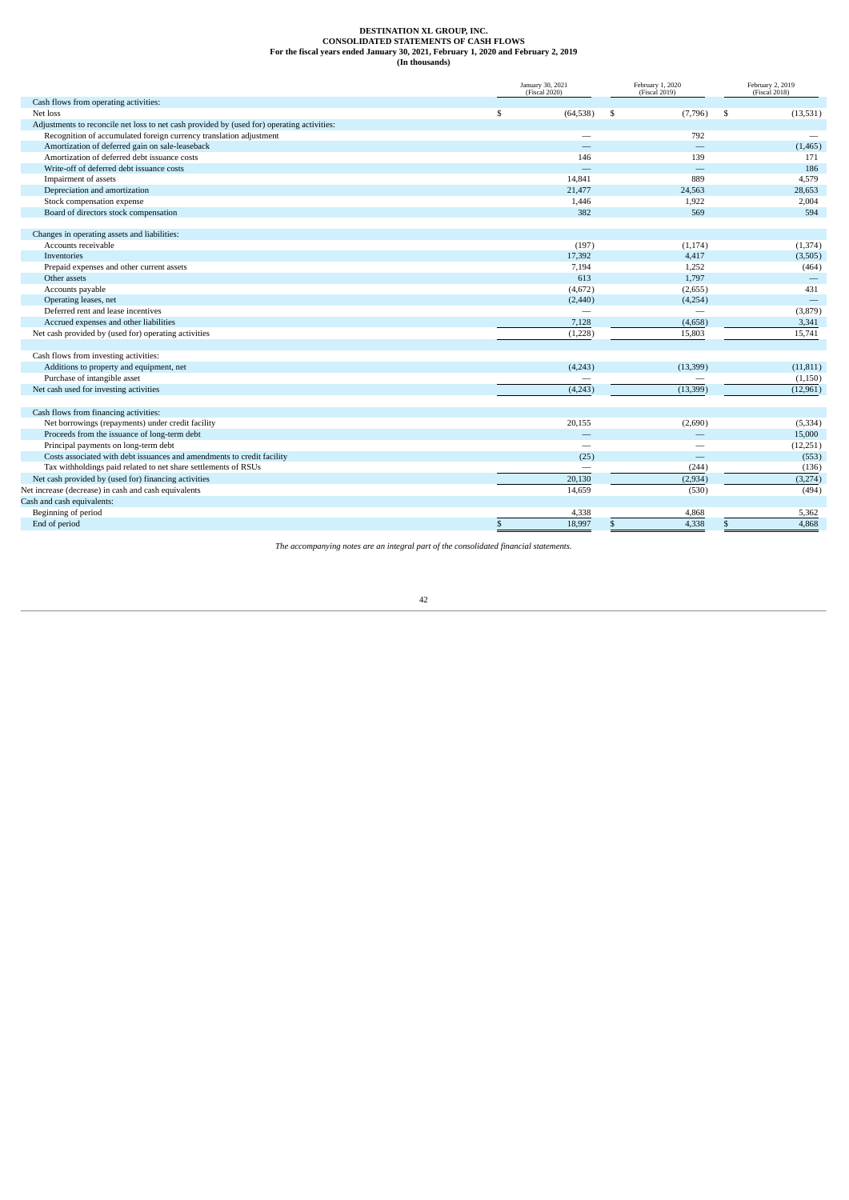**DESTINATION XL GROUP, INC.**
**CONSOLIDATED STATEMENTS OF CASH FLOWS**
**For the fiscal years ended January 30, 2021, February 1, 2020 and February 2, 2019**
**(In thousands)**

| | January 30, 2021 (Fiscal 2020) | February 1, 2020 (Fiscal 2019) | February 2, 2019 (Fiscal 2018) |
|---|---|---|---|
| Cash flows from operating activities: | | | |
| Net loss | $ (64,538) | $ (7,796) | $ (13,531) |
| Adjustments to reconcile net loss to net cash provided by (used for) operating activities: | | | |
| Recognition of accumulated foreign currency translation adjustment | — | 792 | — |
| Amortization of deferred gain on sale-leaseback | — | — | (1,465) |
| Amortization of deferred debt issuance costs | 146 | 139 | 171 |
| Write-off of deferred debt issuance costs | — | — | 186 |
| Impairment of assets | 14,841 | 889 | 4,579 |
| Depreciation and amortization | 21,477 | 24,563 | 28,653 |
| Stock compensation expense | 1,446 | 1,922 | 2,004 |
| Board of directors stock compensation | 382 | 569 | 594 |
| Changes in operating assets and liabilities: | | | |
| Accounts receivable | (197) | (1,174) | (1,374) |
| Inventories | 17,392 | 4,417 | (3,505) |
| Prepaid expenses and other current assets | 7,194 | 1,252 | (464) |
| Other assets | 613 | 1,797 | — |
| Accounts payable | (4,672) | (2,655) | 431 |
| Operating leases, net | (2,440) | (4,254) | — |
| Deferred rent and lease incentives | — | — | (3,879) |
| Accrued expenses and other liabilities | 7,128 | (4,658) | 3,341 |
| Net cash provided by (used for) operating activities | (1,228) | 15,803 | 15,741 |
| Cash flows from investing activities: | | | |
| Additions to property and equipment, net | (4,243) | (13,399) | (11,811) |
| Purchase of intangible asset | — | — | (1,150) |
| Net cash used for investing activities | (4,243) | (13,399) | (12,961) |
| Cash flows from financing activities: | | | |
| Net borrowings (repayments) under credit facility | 20,155 | (2,690) | (5,334) |
| Proceeds from the issuance of long-term debt | — | — | 15,000 |
| Principal payments on long-term debt | — | — | (12,251) |
| Costs associated with debt issuances and amendments to credit facility | (25) | — | (553) |
| Tax withholdings paid related to net share settlements of RSUs | — | (244) | (136) |
| Net cash provided by (used for) financing activities | 20,130 | (2,934) | (3,274) |
| Net increase (decrease) in cash and cash equivalents | 14,659 | (530) | (494) |
| Cash and cash equivalents: | | | |
| Beginning of period | 4,338 | 4,868 | 5,362 |
| End of period | $ 18,997 | $ 4,338 | $ 4,868 |

*The accompanying notes are an integral part of the consolidated financial statements.*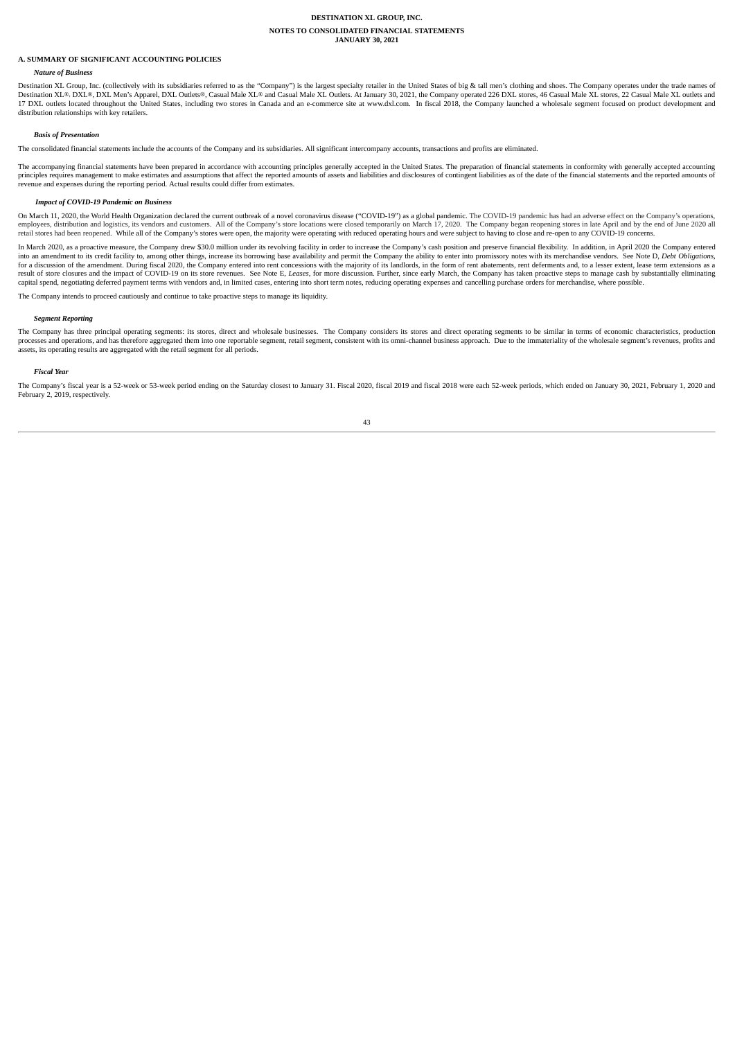# DESTINATION XL GROUP, INC.

## NOTES TO CONSOLIDATED FINANCIAL STATEMENTS
## JANUARY 30, 2021

### A. SUMMARY OF SIGNIFICANT ACCOUNTING POLICIES

***Nature of Business***

Destination XL Group, Inc. (collectively with its subsidiaries referred to as the "Company") is the largest specialty retailer in the United States of big & tall men's clothing and shoes. The Company operates under the trade names of Destination XL®, DXL®, DXL Men's Apparel, DXL Outlets®, Casual Male XL® and Casual Male XL Outlets. At January 30, 2021, the Company operated 226 DXL stores, 46 Casual Male XL stores, 22 Casual Male XL outlets and 17 DXL outlets located throughout the United States, including two stores in Canada and an e-commerce site at www.dxl.com. In fiscal 2018, the Company launched a wholesale segment focused on product development and distribution relationships with key retailers.

***Basis of Presentation***

The consolidated financial statements include the accounts of the Company and its subsidiaries. All significant intercompany accounts, transactions and profits are eliminated.

The accompanying financial statements have been prepared in accordance with accounting principles generally accepted in the United States. The preparation of financial statements in conformity with generally accepted accounting principles requires management to make estimates and assumptions that affect the reported amounts of assets and liabilities and disclosures of contingent liabilities as of the date of the financial statements and the reported amounts of revenue and expenses during the reporting period. Actual results could differ from estimates.

***Impact of COVID-19 Pandemic on Business***

On March 11, 2020, the World Health Organization declared the current outbreak of a novel coronavirus disease ("COVID-19") as a global pandemic. The COVID-19 pandemic has had an adverse effect on the Company's operations, employees, distribution and logistics, its vendors and customers. All of the Company's store locations were closed temporarily on March 17, 2020. The Company began reopening stores in late April and by the end of June 2020 all retail stores had been reopened. While all of the Company's stores were open, the majority were operating with reduced operating hours and were subject to having to close and re-open to any COVID-19 concerns.

In March 2020, as a proactive measure, the Company drew $30.0 million under its revolving facility in order to increase the Company's cash position and preserve financial flexibility. In addition, in April 2020 the Company entered into an amendment to its credit facility to, among other things, increase its borrowing base availability and permit the Company the ability to enter into promissory notes with its merchandise vendors. See Note D, *Debt Obligations*, for a discussion of the amendment. During fiscal 2020, the Company entered into rent concessions with the majority of its landlords, in the form of rent abatements, rent deferments and, to a lesser extent, lease term extensions as a result of store closures and the impact of COVID-19 on its store revenues. See Note E, *Leases*, for more discussion. Further, since early March, the Company has taken proactive steps to manage cash by substantially eliminating capital spend, negotiating deferred payment terms with vendors and, in limited cases, entering into short term notes, reducing operating expenses and cancelling purchase orders for merchandise, where possible.

The Company intends to proceed cautiously and continue to take proactive steps to manage its liquidity.

***Segment Reporting***

The Company has three principal operating segments: its stores, direct and wholesale businesses. The Company considers its stores and direct operating segments to be similar in terms of economic characteristics, production processes and operations, and has therefore aggregated them into one reportable segment, retail segment, consistent with its omni-channel business approach. Due to the immateriality of the wholesale segment's revenues, profits and assets, its operating results are aggregated with the retail segment for all periods.

***Fiscal Year***

The Company's fiscal year is a 52-week or 53-week period ending on the Saturday closest to January 31. Fiscal 2020, fiscal 2019 and fiscal 2018 were each 52-week periods, which ended on January 30, 2021, February 1, 2020 and February 2, 2019, respectively.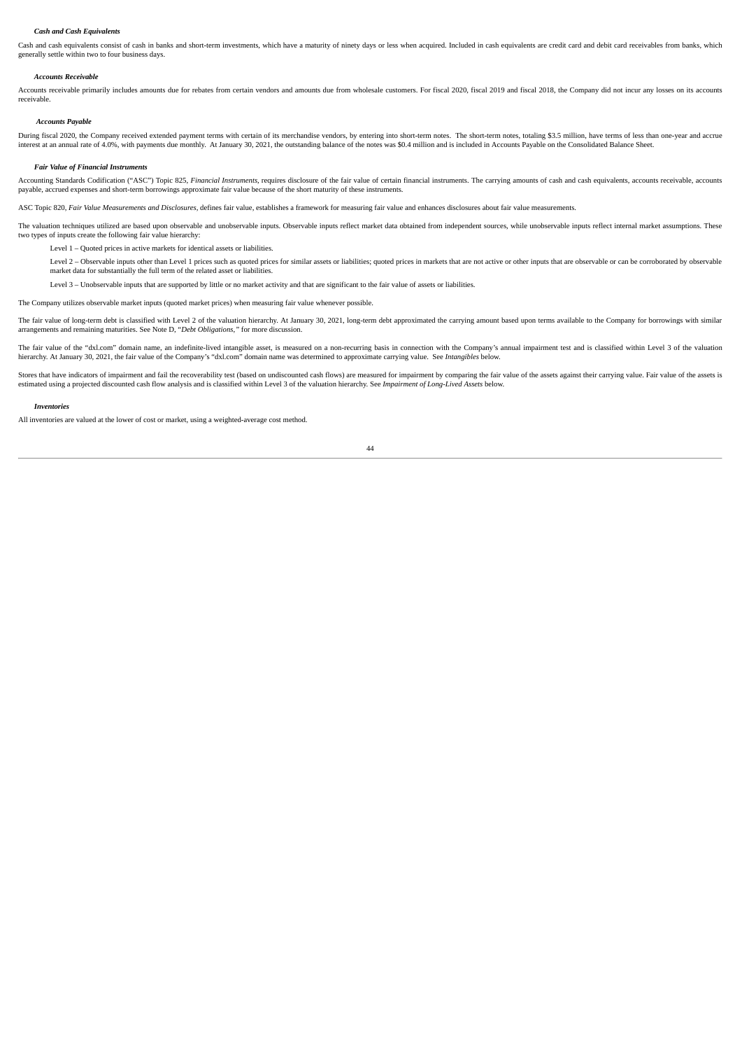***Cash and Cash Equivalents***

Cash and cash equivalents consist of cash in banks and short-term investments, which have a maturity of ninety days or less when acquired. Included in cash equivalents are credit card and debit card receivables from banks, which generally settle within two to four business days.

***Accounts Receivable***

Accounts receivable primarily includes amounts due for rebates from certain vendors and amounts due from wholesale customers. For fiscal 2020, fiscal 2019 and fiscal 2018, the Company did not incur any losses on its accounts receivable.

***Accounts Payable***

During fiscal 2020, the Company received extended payment terms with certain of its merchandise vendors, by entering into short-term notes. The short-term notes, totaling $3.5 million, have terms of less than one-year and accrue interest at an annual rate of 4.0%, with payments due monthly. At January 30, 2021, the outstanding balance of the notes was $0.4 million and is included in Accounts Payable on the Consolidated Balance Sheet.

***Fair Value of Financial Instruments***

Accounting Standards Codification ("ASC") Topic 825, *Financial Instruments*, requires disclosure of the fair value of certain financial instruments. The carrying amounts of cash and cash equivalents, accounts receivable, accounts payable, accrued expenses and short-term borrowings approximate fair value because of the short maturity of these instruments.

ASC Topic 820, *Fair Value Measurements and Disclosures*, defines fair value, establishes a framework for measuring fair value and enhances disclosures about fair value measurements.

The valuation techniques utilized are based upon observable and unobservable inputs. Observable inputs reflect market data obtained from independent sources, while unobservable inputs reflect internal market assumptions. These two types of inputs create the following fair value hierarchy:

Level 1 – Quoted prices in active markets for identical assets or liabilities.

Level 2 – Observable inputs other than Level 1 prices such as quoted prices for similar assets or liabilities; quoted prices in markets that are not active or other inputs that are observable or can be corroborated by observable market data for substantially the full term of the related asset or liabilities.

Level 3 – Unobservable inputs that are supported by little or no market activity and that are significant to the fair value of assets or liabilities.

The Company utilizes observable market inputs (quoted market prices) when measuring fair value whenever possible.

The fair value of long-term debt is classified with Level 2 of the valuation hierarchy. At January 30, 2021, long-term debt approximated the carrying amount based upon terms available to the Company for borrowings with similar arrangements and remaining maturities. See Note D, "*Debt Obligations,"* for more discussion.

The fair value of the "dxl.com" domain name, an indefinite-lived intangible asset, is measured on a non-recurring basis in connection with the Company's annual impairment test and is classified within Level 3 of the valuation hierarchy. At January 30, 2021, the fair value of the Company's "dxl.com" domain name was determined to approximate carrying value. See *Intangibles* below.

Stores that have indicators of impairment and fail the recoverability test (based on undiscounted cash flows) are measured for impairment by comparing the fair value of the assets against their carrying value. Fair value of the assets is estimated using a projected discounted cash flow analysis and is classified within Level 3 of the valuation hierarchy. See *Impairment of Long-Lived Assets* below.

***Inventories***

All inventories are valued at the lower of cost or market, using a weighted-average cost method.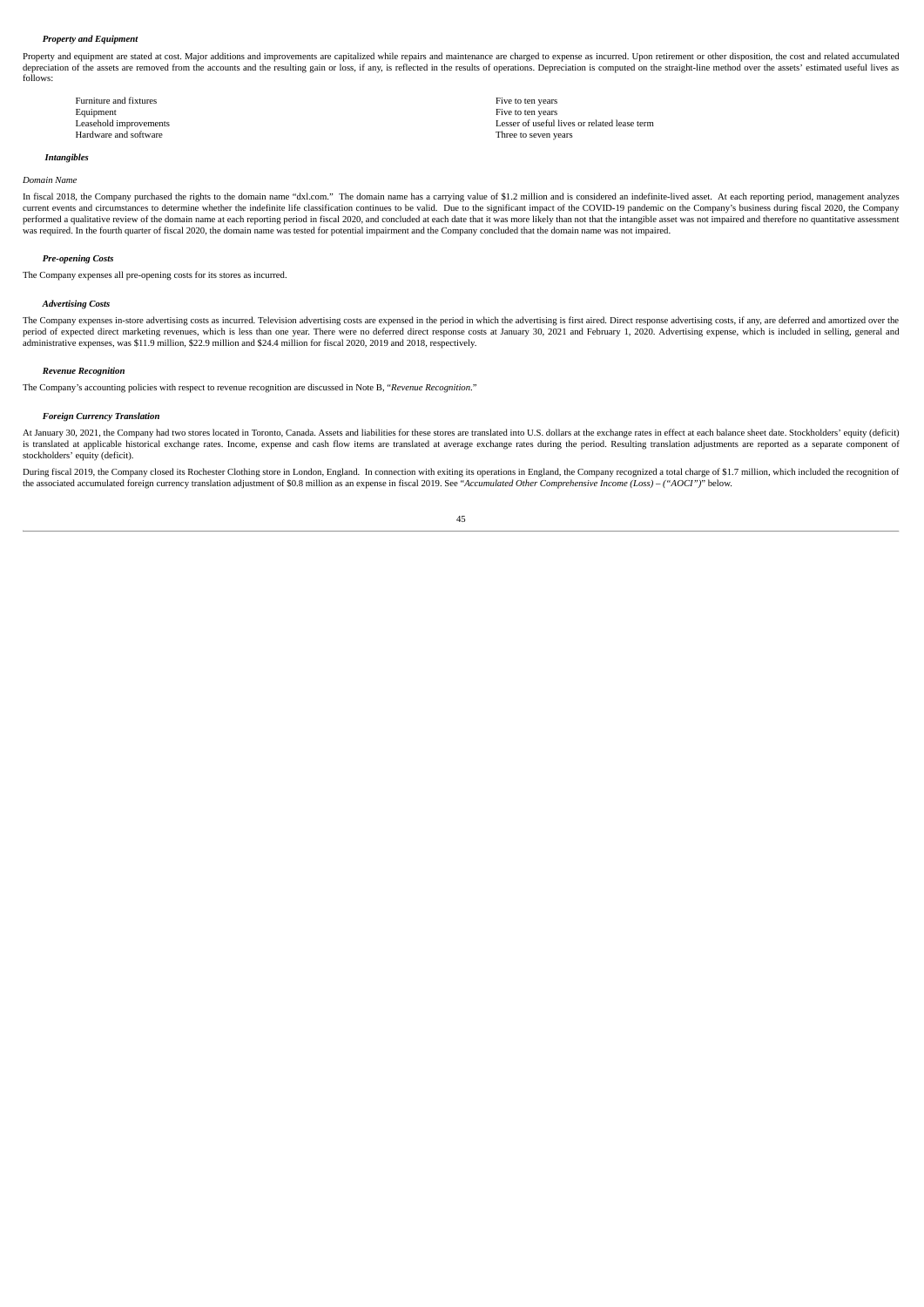***Property and Equipment***

Property and equipment are stated at cost. Major additions and improvements are capitalized while repairs and maintenance are charged to expense as incurred. Upon retirement or other disposition, the cost and related accumulated depreciation of the assets are removed from the accounts and the resulting gain or loss, if any, is reflected in the results of operations. Depreciation is computed on the straight-line method over the assets' estimated useful lives as follows:

| | |
|---|---|
| Furniture and fixtures | Five to ten years |
| Equipment | Five to ten years |
| Leasehold improvements | Lesser of useful lives or related lease term |
| Hardware and software | Three to seven years |

***Intangibles***

*Domain Name*

In fiscal 2018, the Company purchased the rights to the domain name "dxl.com." The domain name has a carrying value of $1.2 million and is considered an indefinite-lived asset. At each reporting period, management analyzes current events and circumstances to determine whether the indefinite life classification continues to be valid. Due to the significant impact of the COVID-19 pandemic on the Company's business during fiscal 2020, the Company performed a qualitative review of the domain name at each reporting period in fiscal 2020, and concluded at each date that it was more likely than not that the intangible asset was not impaired and therefore no quantitative assessment was required. In the fourth quarter of fiscal 2020, the domain name was tested for potential impairment and the Company concluded that the domain name was not impaired.

***Pre-opening Costs***

The Company expenses all pre-opening costs for its stores as incurred.

***Advertising Costs***

The Company expenses in-store advertising costs as incurred. Television advertising costs are expensed in the period in which the advertising is first aired. Direct response advertising costs, if any, are deferred and amortized over the period of expected direct marketing revenues, which is less than one year. There were no deferred direct response costs at January 30, 2021 and February 1, 2020. Advertising expense, which is included in selling, general and administrative expenses, was $11.9 million, $22.9 million and $24.4 million for fiscal 2020, 2019 and 2018, respectively.

***Revenue Recognition***

The Company's accounting policies with respect to revenue recognition are discussed in Note B, "*Revenue Recognition.*"

***Foreign Currency Translation***

At January 30, 2021, the Company had two stores located in Toronto, Canada. Assets and liabilities for these stores are translated into U.S. dollars at the exchange rates in effect at each balance sheet date. Stockholders' equity (deficit) is translated at applicable historical exchange rates. Income, expense and cash flow items are translated at average exchange rates during the period. Resulting translation adjustments are reported as a separate component of stockholders' equity (deficit).

During fiscal 2019, the Company closed its Rochester Clothing store in London, England. In connection with exiting its operations in England, the Company recognized a total charge of $1.7 million, which included the recognition of the associated accumulated foreign currency translation adjustment of $0.8 million as an expense in fiscal 2019. See "*Accumulated Other Comprehensive Income (Loss) – ("AOCI")*" below.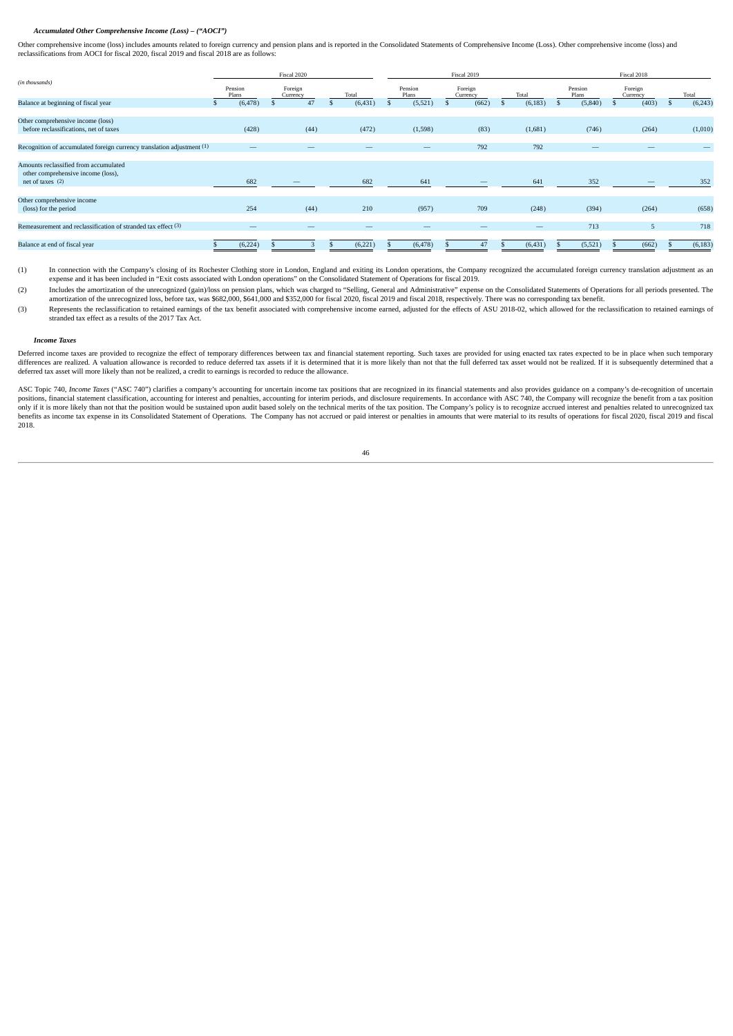***Accumulated Other Comprehensive Income (Loss) – ("AOCI")***

Other comprehensive income (loss) includes amounts related to foreign currency and pension plans and is reported in the Consolidated Statements of Comprehensive Income (Loss). Other comprehensive income (loss) and reclassifications from AOCI for fiscal 2020, fiscal 2019 and fiscal 2018 are as follows:

| *(in thousands)* | Fiscal 2020 | | | Fiscal 2019 | | | Fiscal 2018 | | |
|---|---|---|---|---|---|---|---|---|---|
| | Pension Plans | Foreign Currency | Total | Pension Plans | Foreign Currency | Total | Pension Plans | Foreign Currency | Total |
| Balance at beginning of fiscal year | $ (6,478) | $ 47 | $ (6,431) | $ (5,521) | $ (662) | $ (6,183) | $ (5,840) | $ (403) | $ (6,243) |
| Other comprehensive income (loss) before reclassifications, net of taxes | (428) | (44) | (472) | (1,598) | (83) | (1,681) | (746) | (264) | (1,010) |
| Recognition of accumulated foreign currency translation adjustment (1) | — | — | — | — | 792 | 792 | — | — | — |
| Amounts reclassified from accumulated other comprehensive income (loss), net of taxes (2) | 682 | — | 682 | 641 | — | 641 | 352 | — | 352 |
| Other comprehensive income (loss) for the period | 254 | (44) | 210 | (957) | 709 | (248) | (394) | (264) | (658) |
| Remeasurement and reclassification of stranded tax effect (3) | — | — | — | — | — | — | 713 | 5 | 718 |
| Balance at end of fiscal year | $ (6,224) | $ 3 | $ (6,221) | $ (6,478) | $ 47 | $ (6,431) | $ (5,521) | $ (662) | $ (6,183) |

(1) In connection with the Company's closing of its Rochester Clothing store in London, England and exiting its London operations, the Company recognized the accumulated foreign currency translation adjustment as an expense and it has been included in "Exit costs associated with London operations" on the Consolidated Statement of Operations for fiscal 2019.

(2) Includes the amortization of the unrecognized (gain)/loss on pension plans, which was charged to "Selling, General and Administrative" expense on the Consolidated Statements of Operations for all periods presented. The amortization of the unrecognized loss, before tax, was $682,000, $641,000 and $352,000 for fiscal 2020, fiscal 2019 and fiscal 2018, respectively. There was no corresponding tax benefit.

(3) Represents the reclassification to retained earnings of the tax benefit associated with comprehensive income earned, adjusted for the effects of ASU 2018-02, which allowed for the reclassification to retained earnings of stranded tax effect as a results of the 2017 Tax Act.

***Income Taxes***

Deferred income taxes are provided to recognize the effect of temporary differences between tax and financial statement reporting. Such taxes are provided for using enacted tax rates expected to be in place when such temporary differences are realized. A valuation allowance is recorded to reduce deferred tax assets if it is determined that it is more likely than not that the full deferred tax asset would not be realized. If it is subsequently determined that a deferred tax asset will more likely than not be realized, a credit to earnings is recorded to reduce the allowance.

ASC Topic 740, *Income Taxes* ("ASC 740") clarifies a company's accounting for uncertain income tax positions that are recognized in its financial statements and also provides guidance on a company's de-recognition of uncertain positions, financial statement classification, accounting for interest and penalties, accounting for interim periods, and disclosure requirements. In accordance with ASC 740, the Company will recognize the benefit from a tax position only if it is more likely than not that the position would be sustained upon audit based solely on the technical merits of the tax position. The Company's policy is to recognize accrued interest and penalties related to unrecognized tax benefits as income tax expense in its Consolidated Statement of Operations. The Company has not accrued or paid interest or penalties in amounts that were material to its results of operations for fiscal 2020, fiscal 2019 and fiscal 2018.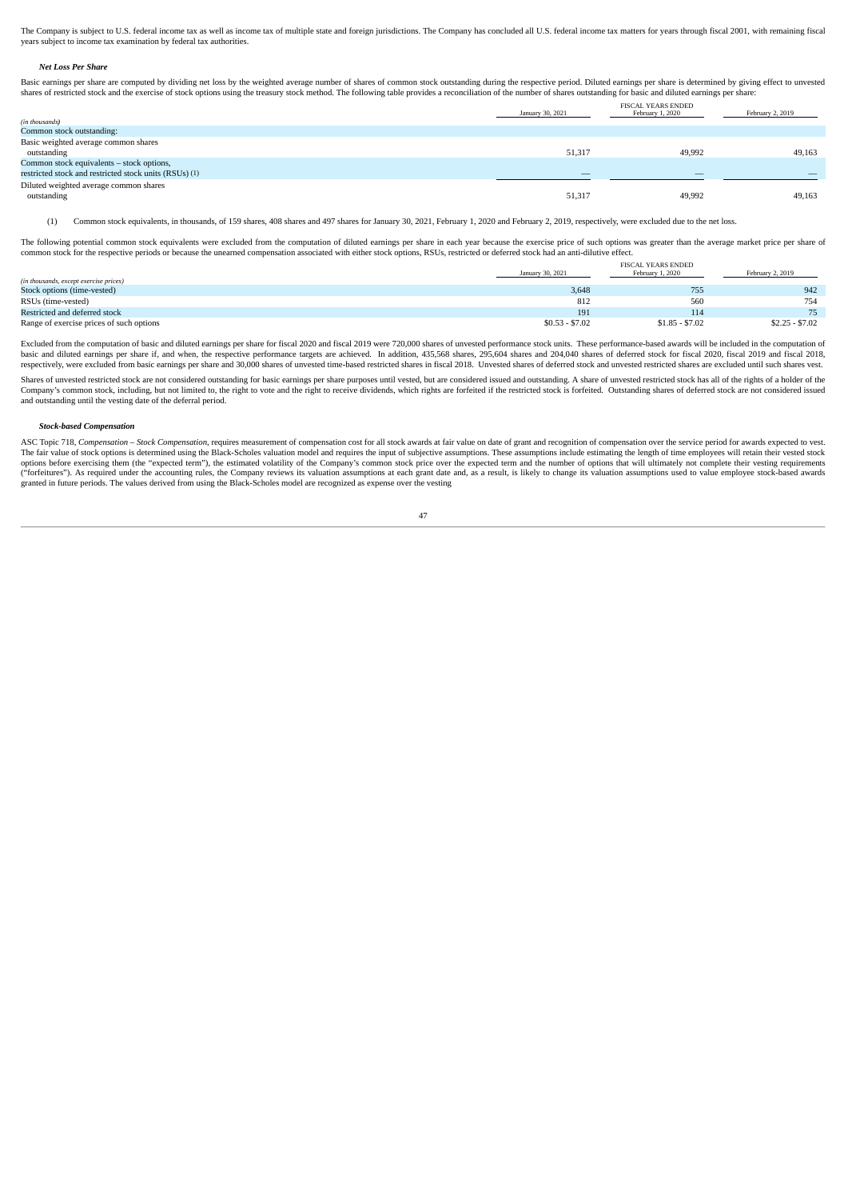The Company is subject to U.S. federal income tax as well as income tax of multiple state and foreign jurisdictions. The Company has concluded all U.S. federal income tax matters for years through fiscal 2001, with remaining fiscal years subject to income tax examination by federal tax authorities.

***Net Loss Per Share***

Basic earnings per share are computed by dividing net loss by the weighted average number of shares of common stock outstanding during the respective period. Diluted earnings per share is determined by giving effect to unvested shares of restricted stock and the exercise of stock options using the treasury stock method. The following table provides a reconciliation of the number of shares outstanding for basic and diluted earnings per share:

| | FISCAL YEARS ENDED | | |
|---|---|---|---|
| *(in thousands)* | January 30, 2021 | February 1, 2020 | February 2, 2019 |
| Common stock outstanding: | | | |
| Basic weighted average common shares outstanding | 51,317 | 49,992 | 49,163 |
| Common stock equivalents – stock options, restricted stock and restricted stock units (RSUs) (1) | — | — | — |
| Diluted weighted average common shares outstanding | 51,317 | 49,992 | 49,163 |

(1) Common stock equivalents, in thousands, of 159 shares, 408 shares and 497 shares for January 30, 2021, February 1, 2020 and February 2, 2019, respectively, were excluded due to the net loss.

The following potential common stock equivalents were excluded from the computation of diluted earnings per share in each year because the exercise price of such options was greater than the average market price per share of common stock for the respective periods or because the unearned compensation associated with either stock options, RSUs, restricted or deferred stock had an anti-dilutive effect.

| | FISCAL YEARS ENDED | | |
|---|---|---|---|
| *(in thousands, except exercise prices)* | January 30, 2021 | February 1, 2020 | February 2, 2019 |
| Stock options (time-vested) | 3,648 | 755 | 942 |
| RSUs (time-vested) | 812 | 560 | 754 |
| Restricted and deferred stock | 191 | 114 | 75 |
| Range of exercise prices of such options | $0.53 - $7.02 | $1.85 - $7.02 | $2.25 - $7.02 |

Excluded from the computation of basic and diluted earnings per share for fiscal 2020 and fiscal 2019 were 720,000 shares of unvested performance stock units. These performance-based awards will be included in the computation of basic and diluted earnings per share if, and when, the respective performance targets are achieved. In addition, 435,568 shares, 295,604 shares and 204,040 shares of deferred stock for fiscal 2020, fiscal 2019 and fiscal 2018, respectively, were excluded from basic earnings per share and 30,000 shares of unvested time-based restricted shares in fiscal 2018. Unvested shares of deferred stock and unvested restricted shares are excluded until such shares vest.

Shares of unvested restricted stock are not considered outstanding for basic earnings per share purposes until vested, but are considered issued and outstanding. A share of unvested restricted stock has all of the rights of a holder of the Company's common stock, including, but not limited to, the right to vote and the right to receive dividends, which rights are forfeited if the restricted stock is forfeited. Outstanding shares of deferred stock are not considered issued and outstanding until the vesting date of the deferral period.

***Stock-based Compensation***

ASC Topic 718, *Compensation – Stock Compensation*, requires measurement of compensation cost for all stock awards at fair value on date of grant and recognition of compensation over the service period for awards expected to vest. The fair value of stock options is determined using the Black-Scholes valuation model and requires the input of subjective assumptions. These assumptions include estimating the length of time employees will retain their vested stock options before exercising them (the "expected term"), the estimated volatility of the Company's common stock price over the expected term and the number of options that will ultimately not complete their vesting requirements ("forfeitures"). As required under the accounting rules, the Company reviews its valuation assumptions at each grant date and, as a result, is likely to change its valuation assumptions used to value employee stock-based awards granted in future periods. The values derived from using the Black-Scholes model are recognized as expense over the vesting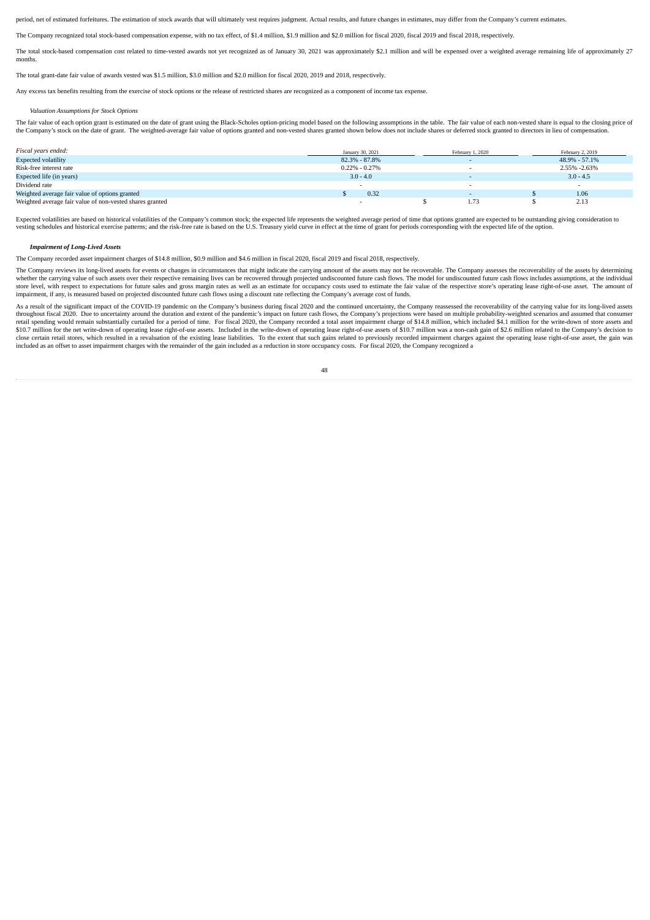period, net of estimated forfeitures. The estimation of stock awards that will ultimately vest requires judgment. Actual results, and future changes in estimates, may differ from the Company's current estimates.

The Company recognized total stock-based compensation expense, with no tax effect, of $1.4 million, $1.9 million and $2.0 million for fiscal 2020, fiscal 2019 and fiscal 2018, respectively.

The total stock-based compensation cost related to time-vested awards not yet recognized as of January 30, 2021 was approximately $2.1 million and will be expensed over a weighted average remaining life of approximately 27 months.

The total grant-date fair value of awards vested was $1.5 million, $3.0 million and $2.0 million for fiscal 2020, 2019 and 2018, respectively.

Any excess tax benefits resulting from the exercise of stock options or the release of restricted shares are recognized as a component of income tax expense.

*Valuation Assumptions for Stock Options*

The fair value of each option grant is estimated on the date of grant using the Black-Scholes option-pricing model based on the following assumptions in the table. The fair value of each non-vested share is equal to the closing price of the Company's stock on the date of grant. The weighted-average fair value of options granted and non-vested shares granted shown below does not include shares or deferred stock granted to directors in lieu of compensation.

| *Fiscal years ended:* | January 30, 2021 | February 1, 2020 | February 2, 2019 |
|---|---|---|---|
| Expected volatility | 82.3% - 87.8% | - | 48.9% - 57.1% |
| Risk-free interest rate | 0.22% - 0.27% | - | 2.55% -2.63% |
| Expected life (in years) | 3.0 - 4.0 | - | 3.0 - 4.5 |
| Dividend rate | - | - | - |
| Weighted average fair value of options granted | $ 0.32 | - | $ 1.06 |
| Weighted average fair value of non-vested shares granted | - | $ 1.73 | $ 2.13 |

Expected volatilities are based on historical volatilities of the Company's common stock; the expected life represents the weighted average period of time that options granted are expected to be outstanding giving consideration to vesting schedules and historical exercise patterns; and the risk-free rate is based on the U.S. Treasury yield curve in effect at the time of grant for periods corresponding with the expected life of the option.

***Impairment of Long-Lived Assets***

The Company recorded asset impairment charges of $14.8 million, $0.9 million and $4.6 million in fiscal 2020, fiscal 2019 and fiscal 2018, respectively.

The Company reviews its long-lived assets for events or changes in circumstances that might indicate the carrying amount of the assets may not be recoverable. The Company assesses the recoverability of the assets by determining whether the carrying value of such assets over their respective remaining lives can be recovered through projected undiscounted future cash flows. The model for undiscounted future cash flows includes assumptions, at the individual store level, with respect to expectations for future sales and gross margin rates as well as an estimate for occupancy costs used to estimate the fair value of the respective store's operating lease right-of-use asset. The amount of impairment, if any, is measured based on projected discounted future cash flows using a discount rate reflecting the Company's average cost of funds.

As a result of the significant impact of the COVID-19 pandemic on the Company's business during fiscal 2020 and the continued uncertainty, the Company reassessed the recoverability of the carrying value for its long-lived assets throughout fiscal 2020. Due to uncertainty around the duration and extent of the pandemic's impact on future cash flows, the Company's projections were based on multiple probability-weighted scenarios and assumed that consumer retail spending would remain substantially curtailed for a period of time. For fiscal 2020, the Company recorded a total asset impairment charge of $14.8 million, which included $4.1 million for the write-down of store assets and $10.7 million for the net write-down of operating lease right-of-use assets. Included in the write-down of operating lease right-of-use assets of $10.7 million was a non-cash gain of $2.6 million related to the Company's decision to close certain retail stores, which resulted in a revaluation of the existing lease liabilities. To the extent that such gains related to previously recorded impairment charges against the operating lease right-of-use asset, the gain was included as an offset to asset impairment charges with the remainder of the gain included as a reduction in store occupancy costs. For fiscal 2020, the Company recognized a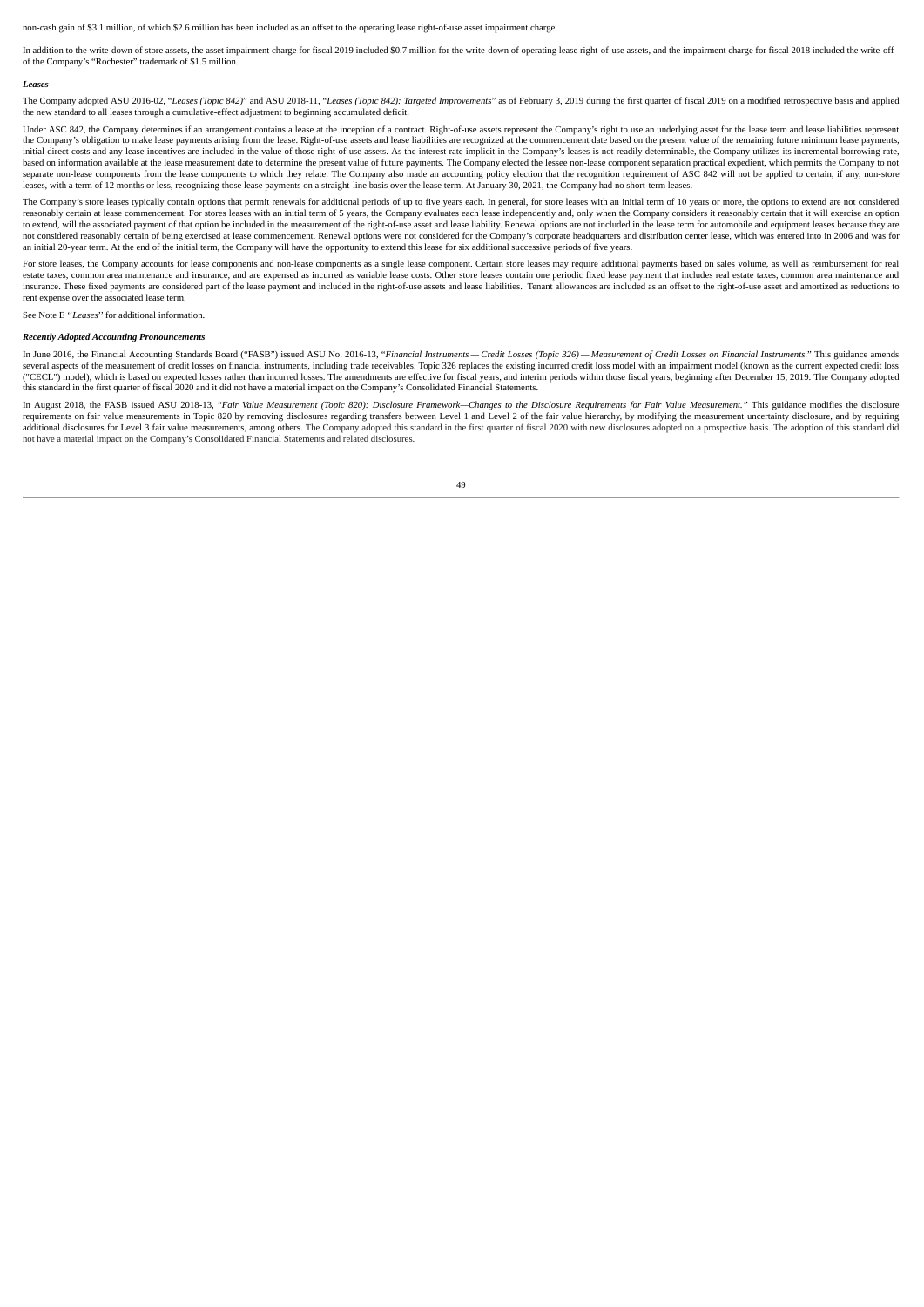non-cash gain of $3.1 million, of which $2.6 million has been included as an offset to the operating lease right-of-use asset impairment charge.

In addition to the write-down of store assets, the asset impairment charge for fiscal 2019 included $0.7 million for the write-down of operating lease right-of-use assets, and the impairment charge for fiscal 2018 included the write-off of the Company's "Rochester" trademark of $1.5 million.

***Leases***

The Company adopted ASU 2016-02, "*Leases (Topic 842)*" and ASU 2018-11, "*Leases (Topic 842): Targeted Improvements*" as of February 3, 2019 during the first quarter of fiscal 2019 on a modified retrospective basis and applied the new standard to all leases through a cumulative-effect adjustment to beginning accumulated deficit.

Under ASC 842, the Company determines if an arrangement contains a lease at the inception of a contract. Right-of-use assets represent the Company's right to use an underlying asset for the lease term and lease liabilities represent the Company's obligation to make lease payments arising from the lease. Right-of-use assets and lease liabilities are recognized at the commencement date based on the present value of the remaining future minimum lease payments, initial direct costs and any lease incentives are included in the value of those right-of use assets. As the interest rate implicit in the Company's leases is not readily determinable, the Company utilizes its incremental borrowing rate, based on information available at the lease measurement date to determine the present value of future payments. The Company elected the lessee non-lease component separation practical expedient, which permits the Company to not separate non-lease components from the lease components to which they relate. The Company also made an accounting policy election that the recognition requirement of ASC 842 will not be applied to certain, if any, non-store leases, with a term of 12 months or less, recognizing those lease payments on a straight-line basis over the lease term. At January 30, 2021, the Company had no short-term leases.

The Company's store leases typically contain options that permit renewals for additional periods of up to five years each. In general, for store leases with an initial term of 10 years or more, the options to extend are not considered reasonably certain at lease commencement. For stores leases with an initial term of 5 years, the Company evaluates each lease independently and, only when the Company considers it reasonably certain that it will exercise an option to extend, will the associated payment of that option be included in the measurement of the right-of-use asset and lease liability. Renewal options are not included in the lease term for automobile and equipment leases because they are not considered reasonably certain of being exercised at lease commencement. Renewal options were not considered for the Company's corporate headquarters and distribution center lease, which was entered into in 2006 and was for an initial 20-year term. At the end of the initial term, the Company will have the opportunity to extend this lease for six additional successive periods of five years.

For store leases, the Company accounts for lease components and non-lease components as a single lease component. Certain store leases may require additional payments based on sales volume, as well as reimbursement for real estate taxes, common area maintenance and insurance, and are expensed as incurred as variable lease costs. Other store leases contain one periodic fixed lease payment that includes real estate taxes, common area maintenance and insurance. These fixed payments are considered part of the lease payment and included in the right-of-use assets and lease liabilities. Tenant allowances are included as an offset to the right-of-use asset and amortized as reductions to rent expense over the associated lease term.

See Note E ''*Leases*'' for additional information.

***Recently Adopted Accounting Pronouncements***

In June 2016, the Financial Accounting Standards Board ("FASB") issued ASU No. 2016-13, "*Financial Instruments — Credit Losses (Topic 326) — Measurement of Credit Losses on Financial Instruments*." This guidance amends several aspects of the measurement of credit losses on financial instruments, including trade receivables. Topic 326 replaces the existing incurred credit loss model with an impairment model (known as the current expected credit loss ("CECL") model), which is based on expected losses rather than incurred losses. The amendments are effective for fiscal years, and interim periods within those fiscal years, beginning after December 15, 2019. The Company adopted this standard in the first quarter of fiscal 2020 and it did not have a material impact on the Company's Consolidated Financial Statements.

In August 2018, the FASB issued ASU 2018-13, "*Fair Value Measurement (Topic 820): Disclosure Framework—Changes to the Disclosure Requirements for Fair Value Measurement.*" This guidance modifies the disclosure requirements on fair value measurements in Topic 820 by removing disclosures regarding transfers between Level 1 and Level 2 of the fair value hierarchy, by modifying the measurement uncertainty disclosure, and by requiring additional disclosures for Level 3 fair value measurements, among others. The Company adopted this standard in the first quarter of fiscal 2020 with new disclosures adopted on a prospective basis. The adoption of this standard did not have a material impact on the Company's Consolidated Financial Statements and related disclosures.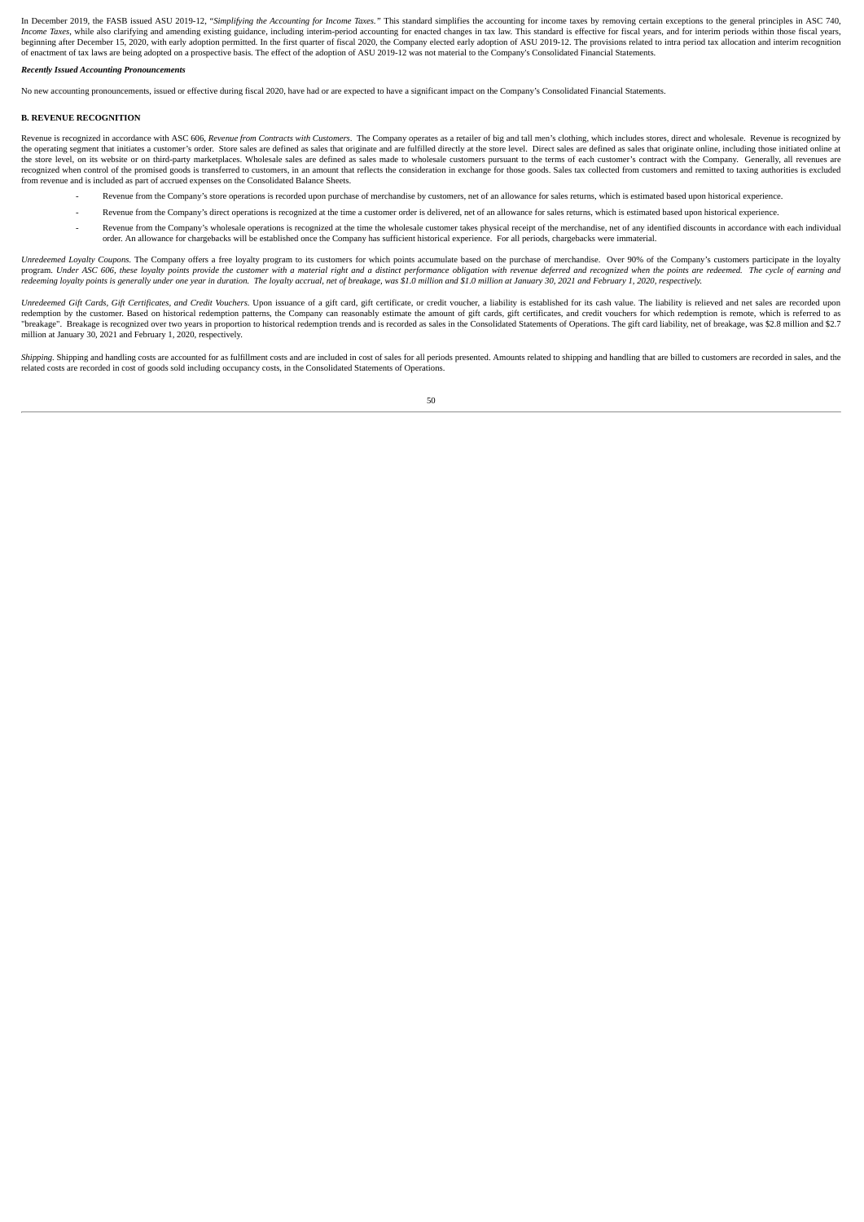In December 2019, the FASB issued ASU 2019-12, "*Simplifying the Accounting for Income Taxes.*" This standard simplifies the accounting for income taxes by removing certain exceptions to the general principles in ASC 740, *Income Taxes*, while also clarifying and amending existing guidance, including interim-period accounting for enacted changes in tax law. This standard is effective for fiscal years, and for interim periods within those fiscal years, beginning after December 15, 2020, with early adoption permitted. In the first quarter of fiscal 2020, the Company elected early adoption of ASU 2019-12. The provisions related to intra period tax allocation and interim recognition of enactment of tax laws are being adopted on a prospective basis. The effect of the adoption of ASU 2019-12 was not material to the Company's Consolidated Financial Statements.

***Recently Issued Accounting Pronouncements***

No new accounting pronouncements, issued or effective during fiscal 2020, have had or are expected to have a significant impact on the Company's Consolidated Financial Statements.

**B. REVENUE RECOGNITION**

Revenue is recognized in accordance with ASC 606, *Revenue from Contracts with Customers*. The Company operates as a retailer of big and tall men's clothing, which includes stores, direct and wholesale. Revenue is recognized by the operating segment that initiates a customer's order. Store sales are defined as sales that originate and are fulfilled directly at the store level. Direct sales are defined as sales that originate online, including those initiated online at the store level, on its website or on third-party marketplaces. Wholesale sales are defined as sales made to wholesale customers pursuant to the terms of each customer's contract with the Company. Generally, all revenues are recognized when control of the promised goods is transferred to customers, in an amount that reflects the consideration in exchange for those goods. Sales tax collected from customers and remitted to taxing authorities is excluded from revenue and is included as part of accrued expenses on the Consolidated Balance Sheets.

- Revenue from the Company's store operations is recorded upon purchase of merchandise by customers, net of an allowance for sales returns, which is estimated based upon historical experience.
- Revenue from the Company's direct operations is recognized at the time a customer order is delivered, net of an allowance for sales returns, which is estimated based upon historical experience.
- Revenue from the Company's wholesale operations is recognized at the time the wholesale customer takes physical receipt of the merchandise, net of any identified discounts in accordance with each individual order. An allowance for chargebacks will be established once the Company has sufficient historical experience. For all periods, chargebacks were immaterial.

*Unredeemed Loyalty Coupons.* The Company offers a free loyalty program to its customers for which points accumulate based on the purchase of merchandise. Over 90% of the Company's customers participate in the loyalty program. *Under ASC 606, these loyalty points provide the customer with a material right and a distinct performance obligation with revenue deferred and recognized when the points are redeemed. The cycle of earning and redeeming loyalty points is generally under one year in duration. The loyalty accrual, net of breakage, was $1.0 million and $1.0 million at January 30, 2021 and February 1, 2020, respectively.*

*Unredeemed Gift Cards, Gift Certificates, and Credit Vouchers.* Upon issuance of a gift card, gift certificate, or credit voucher, a liability is established for its cash value. The liability is relieved and net sales are recorded upon redemption by the customer. Based on historical redemption patterns, the Company can reasonably estimate the amount of gift cards, gift certificates, and credit vouchers for which redemption is remote, which is referred to as "breakage". Breakage is recognized over two years in proportion to historical redemption trends and is recorded as sales in the Consolidated Statements of Operations. The gift card liability, net of breakage, was $2.8 million and $2.7 million at January 30, 2021 and February 1, 2020, respectively.

*Shipping.* Shipping and handling costs are accounted for as fulfillment costs and are included in cost of sales for all periods presented. Amounts related to shipping and handling that are billed to customers are recorded in sales, and the related costs are recorded in cost of goods sold including occupancy costs, in the Consolidated Statements of Operations.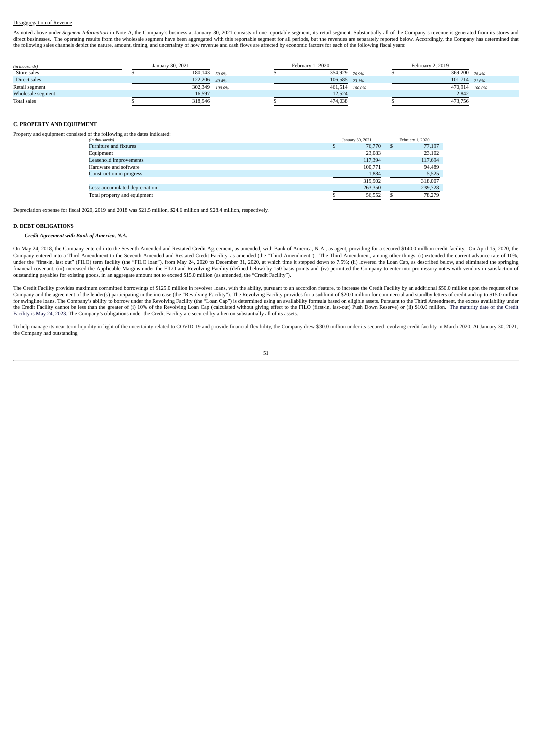Disaggregation of Revenue

As noted above under *Segment Information* in Note A, the Company's business at January 30, 2021 consists of one reportable segment, its retail segment. Substantially all of the Company's revenue is generated from its stores and direct businesses. The operating results from the wholesale segment have been aggregated with this reportable segment for all periods, but the revenues are separately reported below. Accordingly, the Company has determined that the following sales channels depict the nature, amount, timing, and uncertainty of how revenue and cash flows are affected by economic factors for each of the following fiscal years:

| *(in thousands)* | January 30, 2021 | | February 1, 2020 | | February 2, 2019 | |
|---|---|---|---|---|---|---|
| Store sales | $ 180,143 | *59.6%* | $ 354,929 | *76.9%* | $ 369,200 | *78.4%* |
| Direct sales | 122,206 | *40.4%* | 106,585 | *23.1%* | 101,714 | *21.6%* |
| Retail segment | 302,349 | *100.0%* | 461,514 | *100.0%* | 470,914 | *100.0%* |
| Wholesale segment | 16,597 | | 12,524 | | 2,842 | |
| Total sales | $ 318,946 | | $ 474,038 | | $ 473,756 | |

**C. PROPERTY AND EQUIPMENT**

Property and equipment consisted of the following at the dates indicated:

| *(in thousands)* | January 30, 2021 | February 1, 2020 |
|---|---|---|
| Furniture and fixtures | $ 76,770 | $ 77,197 |
| Equipment | 23,083 | 23,102 |
| Leasehold improvements | 117,394 | 117,694 |
| Hardware and software | 100,771 | 94,489 |
| Construction in progress | 1,884 | 5,525 |
| | 319,902 | 318,007 |
| Less: accumulated depreciation | 263,350 | 239,728 |
| Total property and equipment | $ 56,552 | $ 78,279 |

Depreciation expense for fiscal 2020, 2019 and 2018 was $21.5 million, $24.6 million and $28.4 million, respectively.

**D. DEBT OBLIGATIONS**

***Credit Agreement with Bank of America, N.A.***

On May 24, 2018, the Company entered into the Seventh Amended and Restated Credit Agreement, as amended, with Bank of America, N.A., as agent, providing for a secured $140.0 million credit facility. On April 15, 2020, the Company entered into a Third Amendment to the Seventh Amended and Restated Credit Facility, as amended (the "Third Amendment"). The Third Amendment, among other things, (i) extended the current advance rate of 10%, under the "first-in, last out" (FILO) term facility (the "FILO loan"), from May 24, 2020 to December 31, 2020, at which time it stepped down to 7.5%; (ii) lowered the Loan Cap, as described below, and eliminated the springing financial covenant, (iii) increased the Applicable Margins under the FILO and Revolving Facility (defined below) by 150 basis points and (iv) permitted the Company to enter into promissory notes with vendors in satisfaction of outstanding payables for existing goods, in an aggregate amount not to exceed $15.0 million (as amended, the "Credit Facility").

The Credit Facility provides maximum committed borrowings of $125.0 million in revolver loans, with the ability, pursuant to an accordion feature, to increase the Credit Facility by an additional $50.0 million upon the request of the Company and the agreement of the lender(s) participating in the increase (the "Revolving Facility"). The Revolving Facility provides for a sublimit of $20.0 million for commercial and standby letters of credit and up to $15.0 million for swingline loans. The Company's ability to borrow under the Revolving Facility (the "Loan Cap") is determined using an availability formula based on eligible assets. Pursuant to the Third Amendment, the excess availability under the Credit Facility cannot be less than the greater of (i) 10% of the Revolving Loan Cap (calculated without giving effect to the FILO (first-in, last-out) Push Down Reserve) or (ii) $10.0 million. The maturity date of the Credit Facility is May 24, 2023. The Company's obligations under the Credit Facility are secured by a lien on substantially all of its assets.

To help manage its near-term liquidity in light of the uncertainty related to COVID-19 and provide financial flexibility, the Company drew $30.0 million under its secured revolving credit facility in March 2020. At January 30, 2021, the Company had outstanding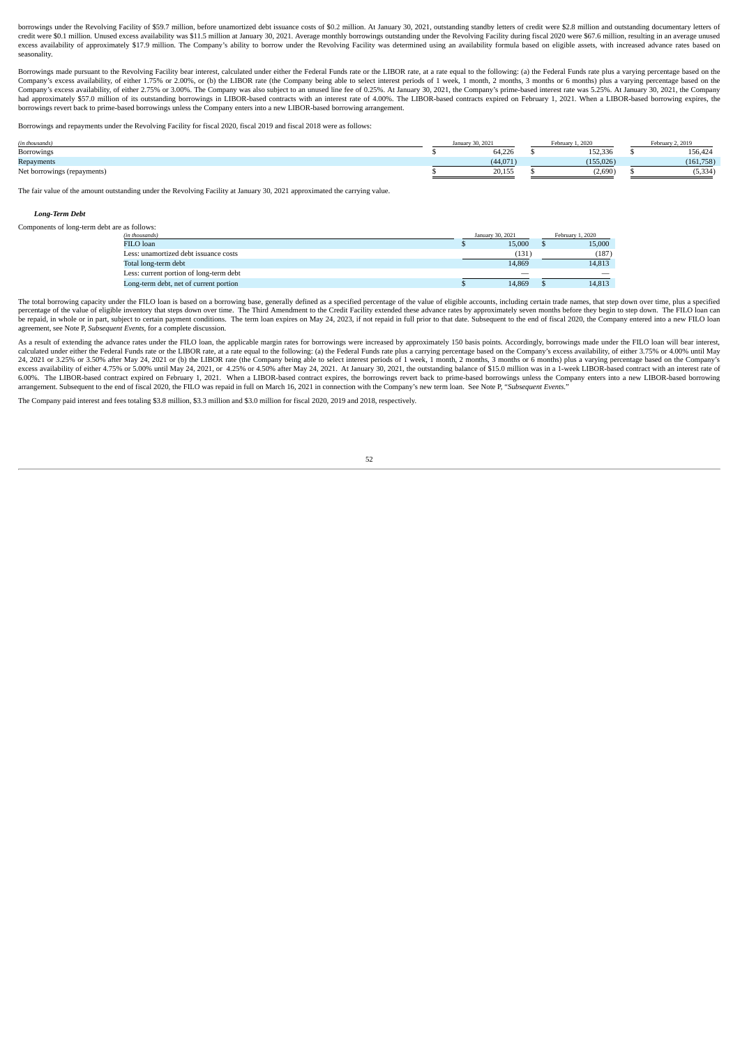borrowings under the Revolving Facility of $59.7 million, before unamortized debt issuance costs of $0.2 million. At January 30, 2021, outstanding standby letters of credit were $2.8 million and outstanding documentary letters of credit were $0.1 million. Unused excess availability was $11.5 million at January 30, 2021. Average monthly borrowings outstanding under the Revolving Facility during fiscal 2020 were $67.6 million, resulting in an average unused excess availability of approximately $17.9 million. The Company's ability to borrow under the Revolving Facility was determined using an availability formula based on eligible assets, with increased advance rates based on seasonality.

Borrowings made pursuant to the Revolving Facility bear interest, calculated under either the Federal Funds rate or the LIBOR rate, at a rate equal to the following: (a) the Federal Funds rate plus a varying percentage based on the Company's excess availability, of either 1.75% or 2.00%, or (b) the LIBOR rate (the Company being able to select interest periods of 1 week, 1 month, 2 months, 3 months or 6 months) plus a varying percentage based on the Company's excess availability, of either 2.75% or 3.00%. The Company was also subject to an unused line fee of 0.25%. At January 30, 2021, the Company's prime-based interest rate was 5.25%. At January 30, 2021, the Company had approximately $57.0 million of its outstanding borrowings in LIBOR-based contracts with an interest rate of 4.00%. The LIBOR-based contracts expired on February 1, 2021. When a LIBOR-based borrowing expires, the borrowings revert back to prime-based borrowings unless the Company enters into a new LIBOR-based borrowing arrangement.

Borrowings and repayments under the Revolving Facility for fiscal 2020, fiscal 2019 and fiscal 2018 were as follows:

| *(in thousands)* | January 30, 2021 | February 1, 2020 | February 2, 2019 |
|---|---|---|---|
| Borrowings | $ 64,226 | $ 152,336 | $ 156,424 |
| Repayments | (44,071) | (155,026) | (161,758) |
| Net borrowings (repayments) | $ 20,155 | $ (2,690) | $ (5,334) |

The fair value of the amount outstanding under the Revolving Facility at January 30, 2021 approximated the carrying value.

***Long-Term Debt***

Components of long-term debt are as follows:

| *(in thousands)* | January 30, 2021 | February 1, 2020 |
|---|---|---|
| FILO loan | $ 15,000 | $ 15,000 |
| Less: unamortized debt issuance costs | (131) | (187) |
| Total long-term debt | 14,869 | 14,813 |
| Less: current portion of long-term debt | — | — |
| Long-term debt, net of current portion | $ 14,869 | $ 14,813 |

The total borrowing capacity under the FILO loan is based on a borrowing base, generally defined as a specified percentage of the value of eligible accounts, including certain trade names, that step down over time, plus a specified percentage of the value of eligible inventory that steps down over time. The Third Amendment to the Credit Facility extended these advance rates by approximately seven months before they begin to step down. The FILO loan can be repaid, in whole or in part, subject to certain payment conditions. The term loan expires on May 24, 2023, if not repaid in full prior to that date. Subsequent to the end of fiscal 2020, the Company entered into a new FILO loan agreement, see Note P, *Subsequent Events*, for a complete discussion.

As a result of extending the advance rates under the FILO loan, the applicable margin rates for borrowings were increased by approximately 150 basis points. Accordingly, borrowings made under the FILO loan will bear interest, calculated under either the Federal Funds rate or the LIBOR rate, at a rate equal to the following: (a) the Federal Funds rate plus a carrying percentage based on the Company's excess availability, of either 3.75% or 4.00% until May 24, 2021 or 3.25% or 3.50% after May 24, 2021 or (b) the LIBOR rate (the Company being able to select interest periods of 1 week, 1 month, 2 months, 3 months or 6 months) plus a varying percentage based on the Company's excess availability of either 4.75% or 5.00% until May 24, 2021, or 4.25% or 4.50% after May 24, 2021. At January 30, 2021, the outstanding balance of $15.0 million was in a 1-week LIBOR-based contract with an interest rate of 6.00%. The LIBOR-based contract expired on February 1, 2021. When a LIBOR-based contract expires, the borrowings revert back to prime-based borrowings unless the Company enters into a new LIBOR-based borrowing arrangement. Subsequent to the end of fiscal 2020, the FILO was repaid in full on March 16, 2021 in connection with the Company's new term loan. See Note P, "*Subsequent Events*."

The Company paid interest and fees totaling $3.8 million, $3.3 million and $3.0 million for fiscal 2020, 2019 and 2018, respectively.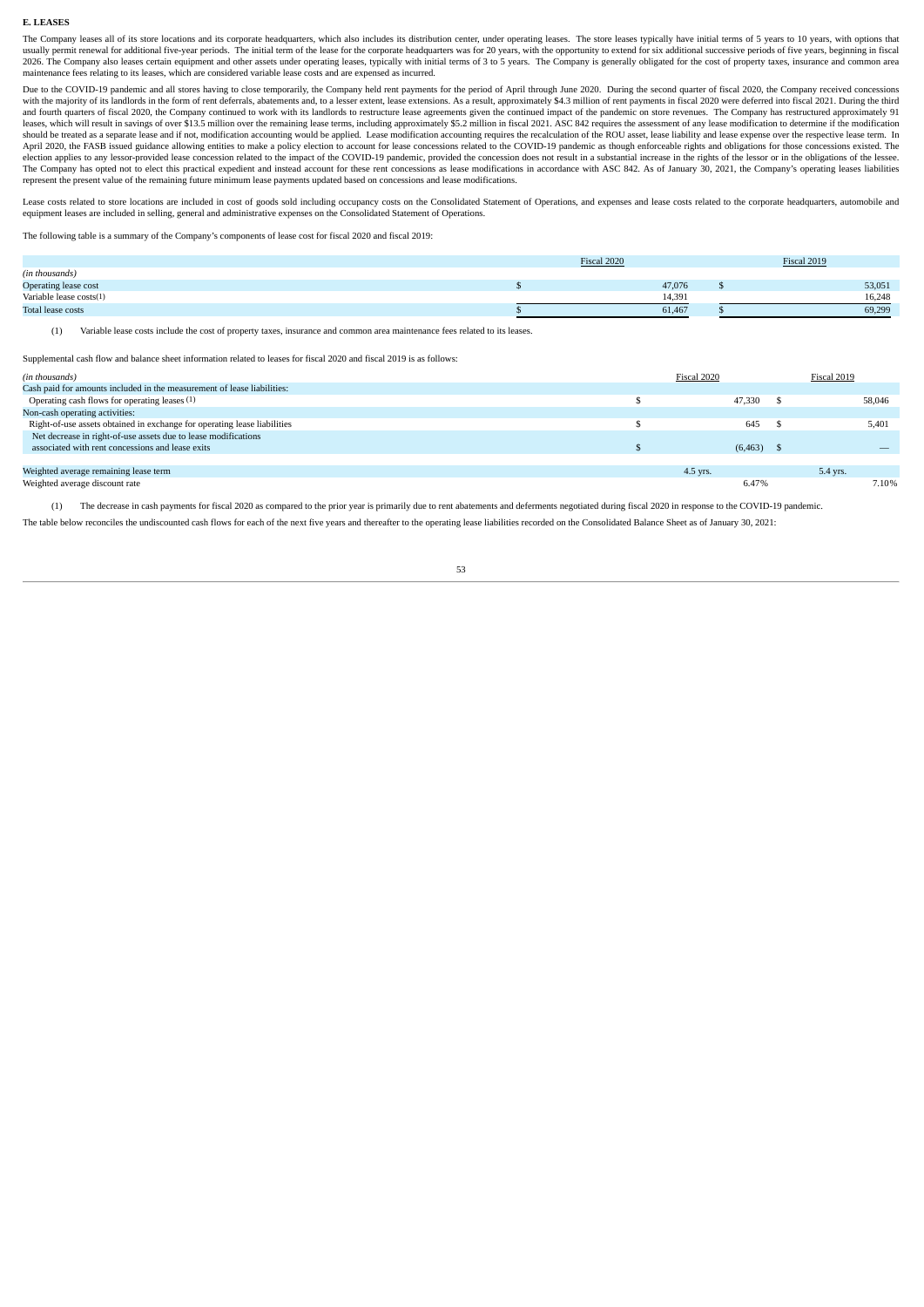**E. LEASES**

The Company leases all of its store locations and its corporate headquarters, which also includes its distribution center, under operating leases. The store leases typically have initial terms of 5 years to 10 years, with options that usually permit renewal for additional five-year periods. The initial term of the lease for the corporate headquarters was for 20 years, with the opportunity to extend for six additional successive periods of five years, beginning in fiscal 2026. The Company also leases certain equipment and other assets under operating leases, typically with initial terms of 3 to 5 years. The Company is generally obligated for the cost of property taxes, insurance and common area maintenance fees relating to its leases, which are considered variable lease costs and are expensed as incurred.

Due to the COVID-19 pandemic and all stores having to close temporarily, the Company held rent payments for the period of April through June 2020. During the second quarter of fiscal 2020, the Company received concessions with the majority of its landlords in the form of rent deferrals, abatements and, to a lesser extent, lease extensions. As a result, approximately $4.3 million of rent payments in fiscal 2020 were deferred into fiscal 2021. During the third and fourth quarters of fiscal 2020, the Company continued to work with its landlords to restructure lease agreements given the continued impact of the pandemic on store revenues. The Company has restructured approximately 91 leases, which will result in savings of over $13.5 million over the remaining lease terms, including approximately $5.2 million in fiscal 2021. ASC 842 requires the assessment of any lease modification to determine if the modification should be treated as a separate lease and if not, modification accounting would be applied. Lease modification accounting requires the recalculation of the ROU asset, lease liability and lease expense over the respective lease term. In April 2020, the FASB issued guidance allowing entities to make a policy election to account for lease concessions related to the COVID-19 pandemic as though enforceable rights and obligations for those concessions existed. The election applies to any lessor-provided lease concession related to the impact of the COVID-19 pandemic, provided the concession does not result in a substantial increase in the rights of the lessor or in the obligations of the lessee. The Company has opted not to elect this practical expedient and instead account for these rent concessions as lease modifications in accordance with ASC 842. As of January 30, 2021, the Company's operating leases liabilities represent the present value of the remaining future minimum lease payments updated based on concessions and lease modifications.

Lease costs related to store locations are included in cost of goods sold including occupancy costs on the Consolidated Statement of Operations, and expenses and lease costs related to the corporate headquarters, automobile and equipment leases are included in selling, general and administrative expenses on the Consolidated Statement of Operations.

The following table is a summary of the Company's components of lease cost for fiscal 2020 and fiscal 2019:

| *(in thousands)* | Fiscal 2020 | Fiscal 2019 |
|---|---|---|
| Operating lease cost | $ 47,076 | $ 53,051 |
| Variable lease costs(1) | 14,391 | 16,248 |
| Total lease costs | $ 61,467 | $ 69,299 |

(1) Variable lease costs include the cost of property taxes, insurance and common area maintenance fees related to its leases.

Supplemental cash flow and balance sheet information related to leases for fiscal 2020 and fiscal 2019 is as follows:

| *(in thousands)* | Fiscal 2020 | Fiscal 2019 |
|---|---|---|
| Cash paid for amounts included in the measurement of lease liabilities: | | |
| Operating cash flows for operating leases (1) | $ 47,330 | $ 58,046 |
| Non-cash operating activities: | | |
| Right-of-use assets obtained in exchange for operating lease liabilities | $ 645 | $ 5,401 |
| Net decrease in right-of-use assets due to lease modifications associated with rent concessions and lease exits | $ (6,463) | $ — |
| | | |
| Weighted average remaining lease term | 4.5 yrs. | 5.4 yrs. |
| Weighted average discount rate | 6.47% | 7.10% |

(1) The decrease in cash payments for fiscal 2020 as compared to the prior year is primarily due to rent abatements and deferments negotiated during fiscal 2020 in response to the COVID-19 pandemic.

The table below reconciles the undiscounted cash flows for each of the next five years and thereafter to the operating lease liabilities recorded on the Consolidated Balance Sheet as of January 30, 2021: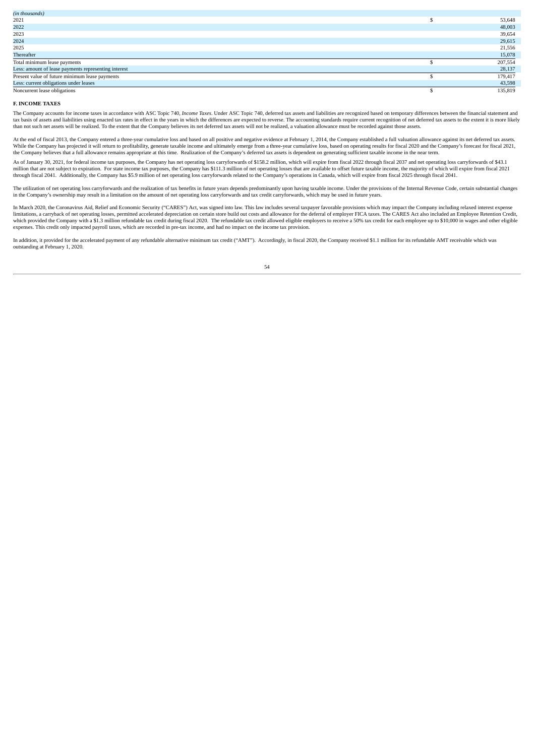| *(in thousands)* | | |
|---|---|---|
| 2021 | $ | 53,648 |
| 2022 | | 48,003 |
| 2023 | | 39,654 |
| 2024 | | 29,615 |
| 2025 | | 21,556 |
| Thereafter | | 15,078 |
| Total minimum lease payments | $ | 207,554 |
| Less: amount of lease payments representing interest | | 28,137 |
| Present value of future minimum lease payments | $ | 179,417 |
| Less: current obligations under leases | | 43,598 |
| Noncurrent lease obligations | $ | 135,819 |

## F. INCOME TAXES

The Company accounts for income taxes in accordance with ASC Topic 740, *Income Taxes*. Under ASC Topic 740, deferred tax assets and liabilities are recognized based on temporary differences between the financial statement and tax basis of assets and liabilities using enacted tax rates in effect in the years in which the differences are expected to reverse. The accounting standards require current recognition of net deferred tax assets to the extent it is more likely than not such net assets will be realized. To the extent that the Company believes its net deferred tax assets will not be realized, a valuation allowance must be recorded against those assets.

At the end of fiscal 2013, the Company entered a three-year cumulative loss and based on all positive and negative evidence at February 1, 2014, the Company established a full valuation allowance against its net deferred tax assets. While the Company has projected it will return to profitability, generate taxable income and ultimately emerge from a three-year cumulative loss, based on operating results for fiscal 2020 and the Company's forecast for fiscal 2021, the Company believes that a full allowance remains appropriate at this time. Realization of the Company's deferred tax assets is dependent on generating sufficient taxable income in the near term.

As of January 30, 2021, for federal income tax purposes, the Company has net operating loss carryforwards of $158.2 million, which will expire from fiscal 2022 through fiscal 2037 and net operating loss carryforwards of $43.1 million that are not subject to expiration. For state income tax purposes, the Company has $111.3 million of net operating losses that are available to offset future taxable income, the majority of which will expire from fiscal 2021 through fiscal 2041. Additionally, the Company has $5.9 million of net operating loss carryforwards related to the Company's operations in Canada, which will expire from fiscal 2025 through fiscal 2041.

The utilization of net operating loss carryforwards and the realization of tax benefits in future years depends predominantly upon having taxable income. Under the provisions of the Internal Revenue Code, certain substantial changes in the Company's ownership may result in a limitation on the amount of net operating loss carryforwards and tax credit carryforwards, which may be used in future years.

In March 2020, the Coronavirus Aid, Relief and Economic Security ("CARES") Act, was signed into law. This law includes several taxpayer favorable provisions which may impact the Company including relaxed interest expense limitations, a carryback of net operating losses, permitted accelerated depreciation on certain store build out costs and allowance for the deferral of employer FICA taxes. The CARES Act also included an Employee Retention Credit, which provided the Company with a $1.3 million refundable tax credit during fiscal 2020. The refundable tax credit allowed eligible employers to receive a 50% tax credit for each employee up to $10,000 in wages and other eligible expenses. This credit only impacted payroll taxes, which are recorded in pre-tax income, and had no impact on the income tax provision.

In addition, it provided for the accelerated payment of any refundable alternative minimum tax credit ("AMT"). Accordingly, in fiscal 2020, the Company received $1.1 million for its refundable AMT receivable which was outstanding at February 1, 2020.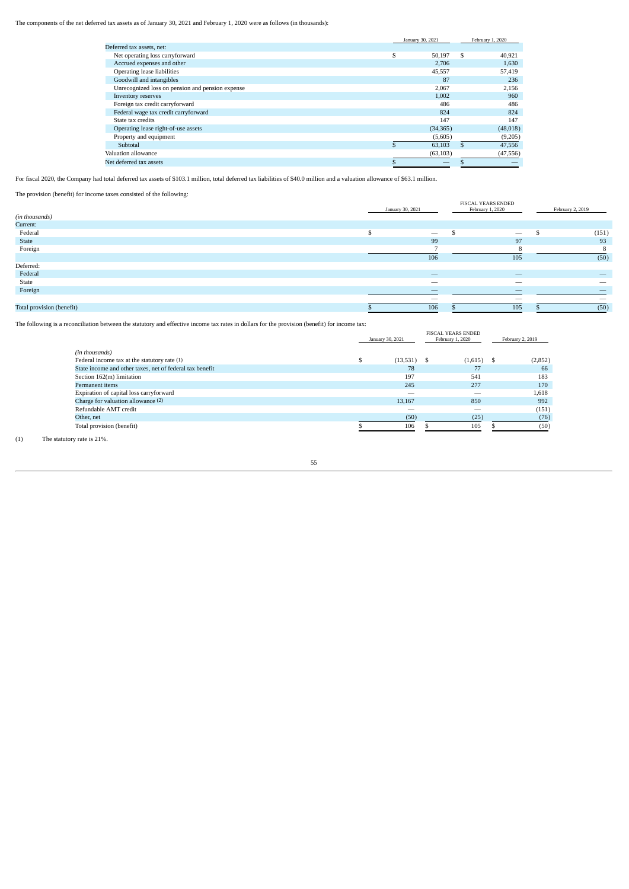The components of the net deferred tax assets as of January 30, 2021 and February 1, 2020 were as follows (in thousands):

| | January 30, 2021 | February 1, 2020 |
|---|---|---|
| Deferred tax assets, net: | | |
| Net operating loss carryforward | $ 50,197 | $ 40,921 |
| Accrued expenses and other | 2,706 | 1,630 |
| Operating lease liabilities | 45,557 | 57,419 |
| Goodwill and intangibles | 87 | 236 |
| Unrecognized loss on pension and pension expense | 2,067 | 2,156 |
| Inventory reserves | 1,002 | 960 |
| Foreign tax credit carryforward | 486 | 486 |
| Federal wage tax credit carryforward | 824 | 824 |
| State tax credits | 147 | 147 |
| Operating lease right-of-use assets | (34,365) | (48,018) |
| Property and equipment | (5,605) | (9,205) |
| Subtotal | $ 63,103 | $ 47,556 |
| Valuation allowance | (63,103) | (47,556) |
| Net deferred tax assets | $ — | $ — |

For fiscal 2020, the Company had total deferred tax assets of $103.1 million, total deferred tax liabilities of $40.0 million and a valuation allowance of $63.1 million.

The provision (benefit) for income taxes consisted of the following:

| | FISCAL YEARS ENDED | | |
|---|---|---|---|
| *(in thousands)* | January 30, 2021 | February 1, 2020 | February 2, 2019 |
| Current: | | | |
| Federal | $ — | $ — | $ (151) |
| State | 99 | 97 | 93 |
| Foreign | 7 | 8 | 8 |
| | 106 | 105 | (50) |
| Deferred: | | | |
| Federal | — | — | — |
| State | — | — | — |
| Foreign | — | — | — |
| | — | — | — |
| Total provision (benefit) | $ 106 | $ 105 | $ (50) |

The following is a reconciliation between the statutory and effective income tax rates in dollars for the provision (benefit) for income tax:

| | FISCAL YEARS ENDED | | |
|---|---|---|---|
| *(in thousands)* | January 30, 2021 | February 1, 2020 | February 2, 2019 |
| Federal income tax at the statutory rate (1) | $ (13,531) | $ (1,615) | $ (2,852) |
| State income and other taxes, net of federal tax benefit | 78 | 77 | 66 |
| Section 162(m) limitation | 197 | 541 | 183 |
| Permanent items | 245 | 277 | 170 |
| Expiration of capital loss carryforward | — | — | 1,618 |
| Charge for valuation allowance (2) | 13,167 | 850 | 992 |
| Refundable AMT credit | — | — | (151) |
| Other, net | (50) | (25) | (76) |
| Total provision (benefit) | $ 106 | $ 105 | $ (50) |

(1) The statutory rate is 21%.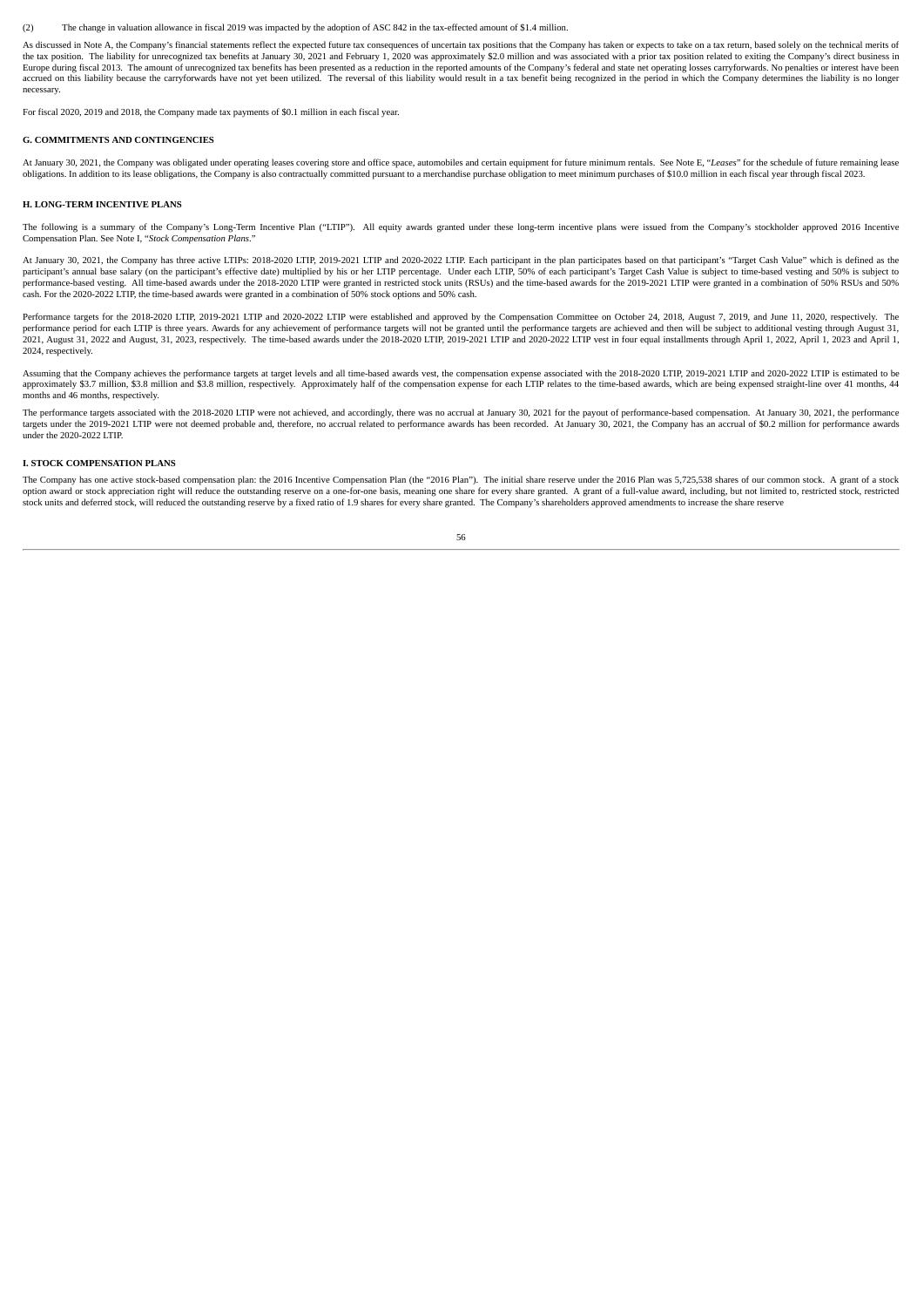(2) The change in valuation allowance in fiscal 2019 was impacted by the adoption of ASC 842 in the tax-effected amount of $1.4 million.

As discussed in Note A, the Company's financial statements reflect the expected future tax consequences of uncertain tax positions that the Company has taken or expects to take on a tax return, based solely on the technical merits of the tax position. The liability for unrecognized tax benefits at January 30, 2021 and February 1, 2020 was approximately $2.0 million and was associated with a prior tax position related to exiting the Company's direct business in Europe during fiscal 2013. The amount of unrecognized tax benefits has been presented as a reduction in the reported amounts of the Company's federal and state net operating losses carryforwards. No penalties or interest have been accrued on this liability because the carryforwards have not yet been utilized. The reversal of this liability would result in a tax benefit being recognized in the period in which the Company determines the liability is no longer necessary.

For fiscal 2020, 2019 and 2018, the Company made tax payments of $0.1 million in each fiscal year.

### G. COMMITMENTS AND CONTINGENCIES

At January 30, 2021, the Company was obligated under operating leases covering store and office space, automobiles and certain equipment for future minimum rentals. See Note E, "*Leases*" for the schedule of future remaining lease obligations. In addition to its lease obligations, the Company is also contractually committed pursuant to a merchandise purchase obligation to meet minimum purchases of $10.0 million in each fiscal year through fiscal 2023.

### H. LONG-TERM INCENTIVE PLANS

The following is a summary of the Company's Long-Term Incentive Plan ("LTIP"). All equity awards granted under these long-term incentive plans were issued from the Company's stockholder approved 2016 Incentive Compensation Plan. See Note I, "*Stock Compensation Plans*."

At January 30, 2021, the Company has three active LTIPs: 2018-2020 LTIP, 2019-2021 LTIP and 2020-2022 LTIP. Each participant in the plan participates based on that participant's "Target Cash Value" which is defined as the participant's annual base salary (on the participant's effective date) multiplied by his or her LTIP percentage. Under each LTIP, 50% of each participant's Target Cash Value is subject to time-based vesting and 50% is subject to performance-based vesting. All time-based awards under the 2018-2020 LTIP were granted in restricted stock units (RSUs) and the time-based awards for the 2019-2021 LTIP were granted in a combination of 50% RSUs and 50% cash. For the 2020-2022 LTIP, the time-based awards were granted in a combination of 50% stock options and 50% cash.

Performance targets for the 2018-2020 LTIP, 2019-2021 LTIP and 2020-2022 LTIP were established and approved by the Compensation Committee on October 24, 2018, August 7, 2019, and June 11, 2020, respectively. The performance period for each LTIP is three years. Awards for any achievement of performance targets will not be granted until the performance targets are achieved and then will be subject to additional vesting through August 31, 2021, August 31, 2022 and August, 31, 2023, respectively. The time-based awards under the 2018-2020 LTIP, 2019-2021 LTIP and 2020-2022 LTIP vest in four equal installments through April 1, 2022, April 1, 2023 and April 1, 2024, respectively.

Assuming that the Company achieves the performance targets at target levels and all time-based awards vest, the compensation expense associated with the 2018-2020 LTIP, 2019-2021 LTIP and 2020-2022 LTIP is estimated to be approximately $3.7 million, $3.8 million and $3.8 million, respectively. Approximately half of the compensation expense for each LTIP relates to the time-based awards, which are being expensed straight-line over 41 months, 44 months and 46 months, respectively.

The performance targets associated with the 2018-2020 LTIP were not achieved, and accordingly, there was no accrual at January 30, 2021 for the payout of performance-based compensation. At January 30, 2021, the performance targets under the 2019-2021 LTIP were not deemed probable and, therefore, no accrual related to performance awards has been recorded. At January 30, 2021, the Company has an accrual of $0.2 million for performance awards under the 2020-2022 LTIP.

### I. STOCK COMPENSATION PLANS

The Company has one active stock-based compensation plan: the 2016 Incentive Compensation Plan (the "2016 Plan"). The initial share reserve under the 2016 Plan was 5,725,538 shares of our common stock. A grant of a stock option award or stock appreciation right will reduce the outstanding reserve on a one-for-one basis, meaning one share for every share granted. A grant of a full-value award, including, but not limited to, restricted stock, restricted stock units and deferred stock, will reduced the outstanding reserve by a fixed ratio of 1.9 shares for every share granted. The Company's shareholders approved amendments to increase the share reserve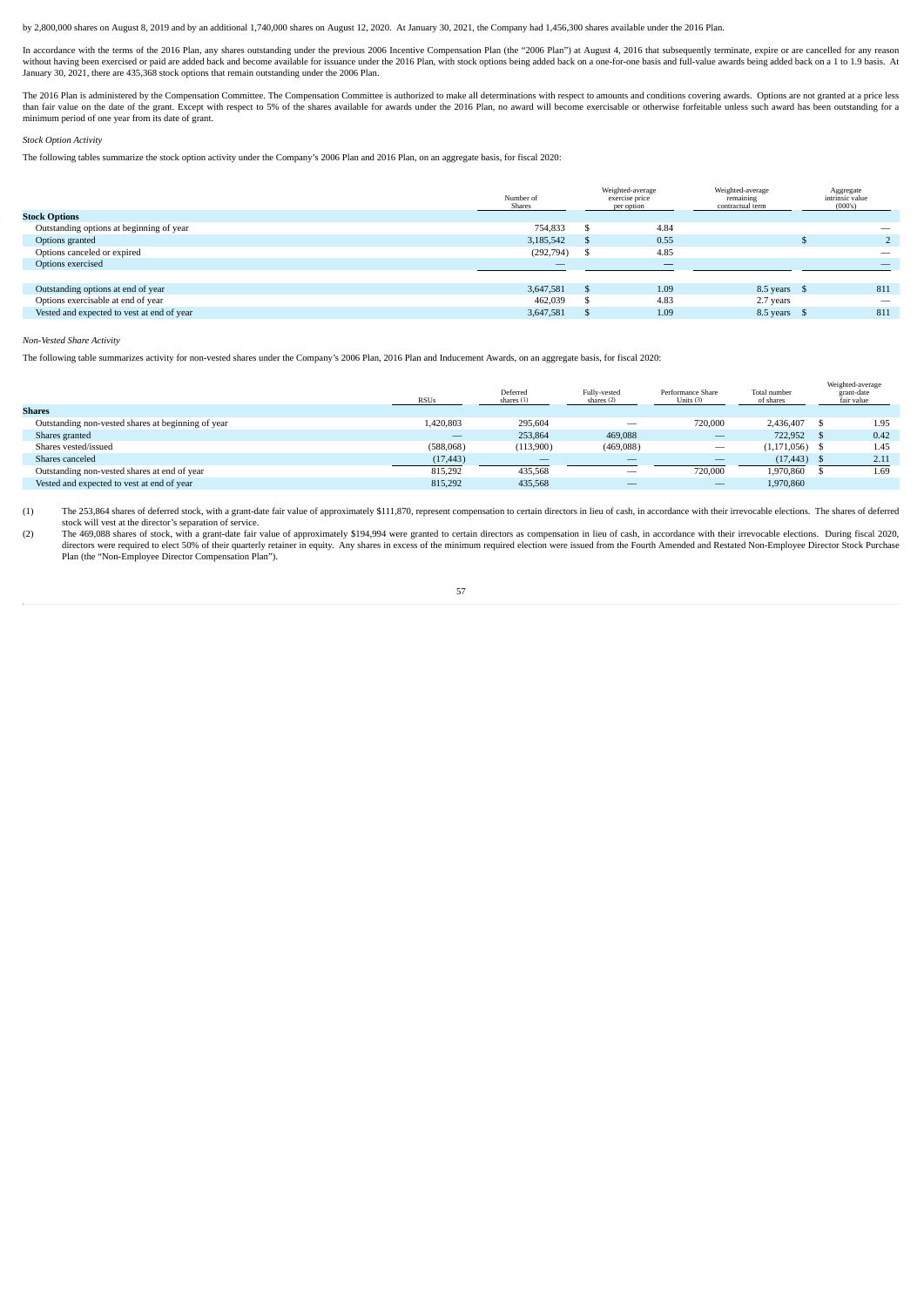by 2,800,000 shares on August 8, 2019 and by an additional 1,740,000 shares on August 12, 2020. At January 30, 2021, the Company had 1,456,300 shares available under the 2016 Plan.

In accordance with the terms of the 2016 Plan, any shares outstanding under the previous 2006 Incentive Compensation Plan (the "2006 Plan") at August 4, 2016 that subsequently terminate, expire or are cancelled for any reason without having been exercised or paid are added back and become available for issuance under the 2016 Plan, with stock options being added back on a one-for-one basis and full-value awards being added back on a 1 to 1.9 basis. At January 30, 2021, there are 435,368 stock options that remain outstanding under the 2006 Plan.

The 2016 Plan is administered by the Compensation Committee. The Compensation Committee is authorized to make all determinations with respect to amounts and conditions covering awards. Options are not granted at a price less than fair value on the date of the grant. Except with respect to 5% of the shares available for awards under the 2016 Plan, no award will become exercisable or otherwise forfeitable unless such award has been outstanding for a minimum period of one year from its date of grant.

*Stock Option Activity*

The following tables summarize the stock option activity under the Company's 2006 Plan and 2016 Plan, on an aggregate basis, for fiscal 2020:

| | Number of Shares | Weighted-average exercise price per option | Weighted-average remaining contractual term | Aggregate intrinsic value (000's) |
|---|---|---|---|---|
| **Stock Options** | | | | |
| Outstanding options at beginning of year | 754,833 | $ 4.84 | | — |
| Options granted | 3,185,542 | $ 0.55 | | $ 2 |
| Options canceled or expired | (292,794) | $ 4.85 | | — |
| Options exercised | — | — | | — |
| Outstanding options at end of year | 3,647,581 | $ 1.09 | 8.5 years | $ 811 |
| Options exercisable at end of year | 462,039 | $ 4.83 | 2.7 years | — |
| Vested and expected to vest at end of year | 3,647,581 | $ 1.09 | 8.5 years | $ 811 |

*Non-Vested Share Activity*

The following table summarizes activity for non-vested shares under the Company's 2006 Plan, 2016 Plan and Inducement Awards, on an aggregate basis, for fiscal 2020:

| | RSUs | Deferred shares (1) | Fully-vested shares (2) | Performance Share Units (3) | Total number of shares | Weighted-average grant-date fair value |
|---|---|---|---|---|---|---|
| **Shares** | | | | | | |
| Outstanding non-vested shares at beginning of year | 1,420,803 | 295,604 | — | 720,000 | 2,436,407 | $ 1.95 |
| Shares granted | — | 253,864 | 469,088 | — | 722,952 | $ 0.42 |
| Shares vested/issued | (588,068) | (113,900) | (469,088) | — | (1,171,056) | $ 1.45 |
| Shares canceled | (17,443) | — | — | — | (17,443) | $ 2.11 |
| Outstanding non-vested shares at end of year | 815,292 | 435,568 | — | 720,000 | 1,970,860 | $ 1.69 |
| Vested and expected to vest at end of year | 815,292 | 435,568 | — | — | 1,970,860 | |

(1) The 253,864 shares of deferred stock, with a grant-date fair value of approximately $111,870, represent compensation to certain directors in lieu of cash, in accordance with their irrevocable elections. The shares of deferred stock will vest at the director's separation of service.

(2) The 469,088 shares of stock, with a grant-date fair value of approximately $194,994 were granted to certain directors as compensation in lieu of cash, in accordance with their irrevocable elections. During fiscal 2020, directors were required to elect 50% of their quarterly retainer in equity. Any shares in excess of the minimum required election were issued from the Fourth Amended and Restated Non-Employee Director Stock Purchase Plan (the "Non-Employee Director Compensation Plan").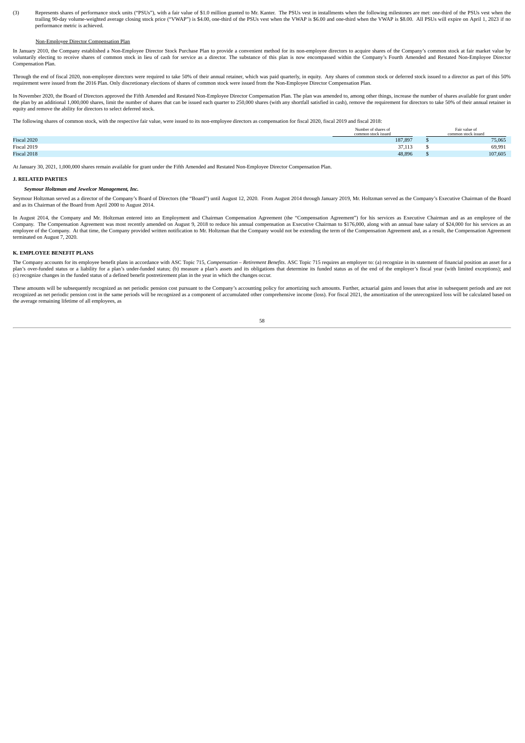(3) Represents shares of performance stock units ("PSUs"), with a fair value of $1.0 million granted to Mr. Kanter. The PSUs vest in installments when the following milestones are met: one-third of the PSUs vest when the trailing 90-day volume-weighted average closing stock price ("VWAP") is $4.00, one-third of the PSUs vest when the VWAP is $6.00 and one-third when the VWAP is $8.00. All PSUs will expire on April 1, 2023 if no performance metric is achieved.

Non-Employee Director Compensation Plan

In January 2010, the Company established a Non-Employee Director Stock Purchase Plan to provide a convenient method for its non-employee directors to acquire shares of the Company's common stock at fair market value by voluntarily electing to receive shares of common stock in lieu of cash for service as a director. The substance of this plan is now encompassed within the Company's Fourth Amended and Restated Non-Employee Director Compensation Plan.

Through the end of fiscal 2020, non-employee directors were required to take 50% of their annual retainer, which was paid quarterly, in equity. Any shares of common stock or deferred stock issued to a director as part of this 50% requirement were issued from the 2016 Plan. Only discretionary elections of shares of common stock were issued from the Non-Employee Director Compensation Plan.

In November 2020, the Board of Directors approved the Fifth Amended and Restated Non-Employee Director Compensation Plan. The plan was amended to, among other things, increase the number of shares available for grant under the plan by an additional 1,000,000 shares, limit the number of shares that can be issued each quarter to 250,000 shares (with any shortfall satisfied in cash), remove the requirement for directors to take 50% of their annual retainer in equity and remove the ability for directors to select deferred stock.

The following shares of common stock, with the respective fair value, were issued to its non-employee directors as compensation for fiscal 2020, fiscal 2019 and fiscal 2018:

| | Number of shares of common stock issued | Fair value of common stock issued |
|---|---|---|
| Fiscal 2020 | 187,897 | $ 75,065 |
| Fiscal 2019 | 37,113 | $ 69,991 |
| Fiscal 2018 | 48,896 | $ 107,605 |

At January 30, 2021, 1,000,000 shares remain available for grant under the Fifth Amended and Restated Non-Employee Director Compensation Plan.

## J. RELATED PARTIES

***Seymour Holtzman and Jewelcor Management, Inc.***

Seymour Holtzman served as a director of the Company's Board of Directors (the "Board") until August 12, 2020. From August 2014 through January 2019, Mr. Holtzman served as the Company's Executive Chairman of the Board and as its Chairman of the Board from April 2000 to August 2014.

In August 2014, the Company and Mr. Holtzman entered into an Employment and Chairman Compensation Agreement (the "Compensation Agreement") for his services as Executive Chairman and as an employee of the Company. The Compensation Agreement was most recently amended on August 9, 2018 to reduce his annual compensation as Executive Chairman to $176,000, along with an annual base salary of $24,000 for his services as an employee of the Company. At that time, the Company provided written notification to Mr. Holtzman that the Company would not be extending the term of the Compensation Agreement and, as a result, the Compensation Agreement terminated on August 7, 2020.

## K. EMPLOYEE BENEFIT PLANS

The Company accounts for its employee benefit plans in accordance with ASC Topic 715, *Compensation – Retirement Benefits*. ASC Topic 715 requires an employer to: (a) recognize in its statement of financial position an asset for a plan's over-funded status or a liability for a plan's under-funded status; (b) measure a plan's assets and its obligations that determine its funded status as of the end of the employer's fiscal year (with limited exceptions); and (c) recognize changes in the funded status of a defined benefit postretirement plan in the year in which the changes occur.

These amounts will be subsequently recognized as net periodic pension cost pursuant to the Company's accounting policy for amortizing such amounts. Further, actuarial gains and losses that arise in subsequent periods and are not recognized as net periodic pension cost in the same periods will be recognized as a component of accumulated other comprehensive income (loss). For fiscal 2021, the amortization of the unrecognized loss will be calculated based on the average remaining lifetime of all employees, as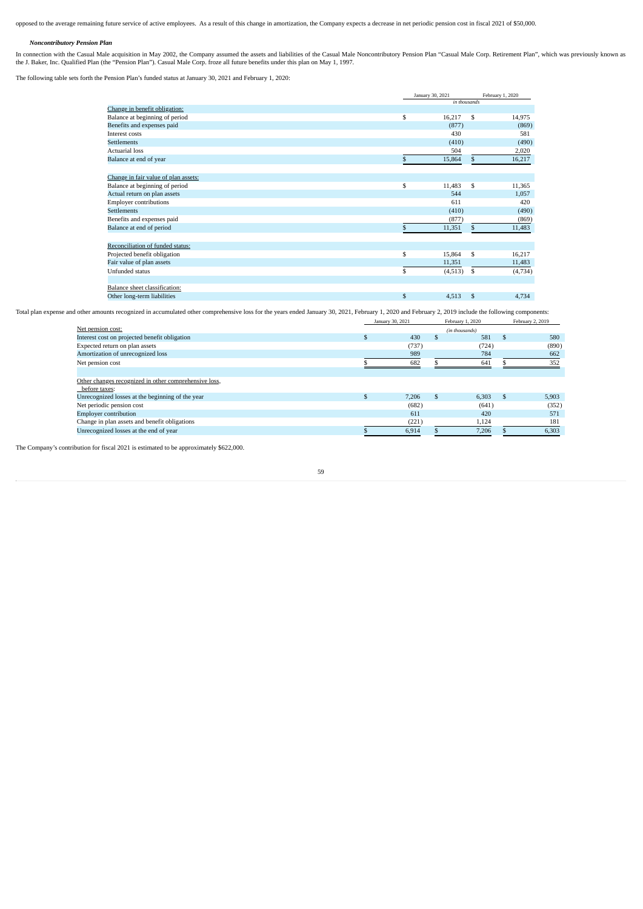opposed to the average remaining future service of active employees. As a result of this change in amortization, the Company expects a decrease in net periodic pension cost in fiscal 2021 of $50,000.

***Noncontributory Pension Plan***

In connection with the Casual Male acquisition in May 2002, the Company assumed the assets and liabilities of the Casual Male Noncontributory Pension Plan "Casual Male Corp. Retirement Plan", which was previously known as the J. Baker, Inc. Qualified Plan (the "Pension Plan"). Casual Male Corp. froze all future benefits under this plan on May 1, 1997.

The following table sets forth the Pension Plan's funded status at January 30, 2021 and February 1, 2020:

| | January 30, 2021 | February 1, 2020 |
|---|---|---|
| | *in thousands* | |
| Change in benefit obligation: | | |
| Balance at beginning of period | $ 16,217 | $ 14,975 |
| Benefits and expenses paid | (877) | (869) |
| Interest costs | 430 | 581 |
| Settlements | (410) | (490) |
| Actuarial loss | 504 | 2,020 |
| Balance at end of year | $ 15,864 | $ 16,217 |
| | | |
| Change in fair value of plan assets: | | |
| Balance at beginning of period | $ 11,483 | $ 11,365 |
| Actual return on plan assets | 544 | 1,057 |
| Employer contributions | 611 | 420 |
| Settlements | (410) | (490) |
| Benefits and expenses paid | (877) | (869) |
| Balance at end of period | $ 11,351 | $ 11,483 |
| | | |
| Reconciliation of funded status: | | |
| Projected benefit obligation | $ 15,864 | $ 16,217 |
| Fair value of plan assets | 11,351 | 11,483 |
| Unfunded status | $ (4,513) | $ (4,734) |
| | | |
| Balance sheet classification: | | |
| Other long-term liabilities | $ 4,513 | $ 4,734 |

Total plan expense and other amounts recognized in accumulated other comprehensive loss for the years ended January 30, 2021, February 1, 2020 and February 2, 2019 include the following components:

| | January 30, 2021 | February 1, 2020 | February 2, 2019 |
|---|---|---|---|
| | | *(in thousands)* | |
| Net pension cost: | | | |
| Interest cost on projected benefit obligation | $ 430 | $ 581 | $ 580 |
| Expected return on plan assets | (737) | (724) | (890) |
| Amortization of unrecognized loss | 989 | 784 | 662 |
| Net pension cost | $ 682 | $ 641 | $ 352 |
| | | | |
| Other changes recognized in other comprehensive loss, before taxes: | | | |
| Unrecognized losses at the beginning of the year | $ 7,206 | $ 6,303 | $ 5,903 |
| Net periodic pension cost | (682) | (641) | (352) |
| Employer contribution | 611 | 420 | 571 |
| Change in plan assets and benefit obligations | (221) | 1,124 | 181 |
| Unrecognized losses at the end of year | $ 6,914 | $ 7,206 | $ 6,303 |

The Company's contribution for fiscal 2021 is estimated to be approximately $622,000.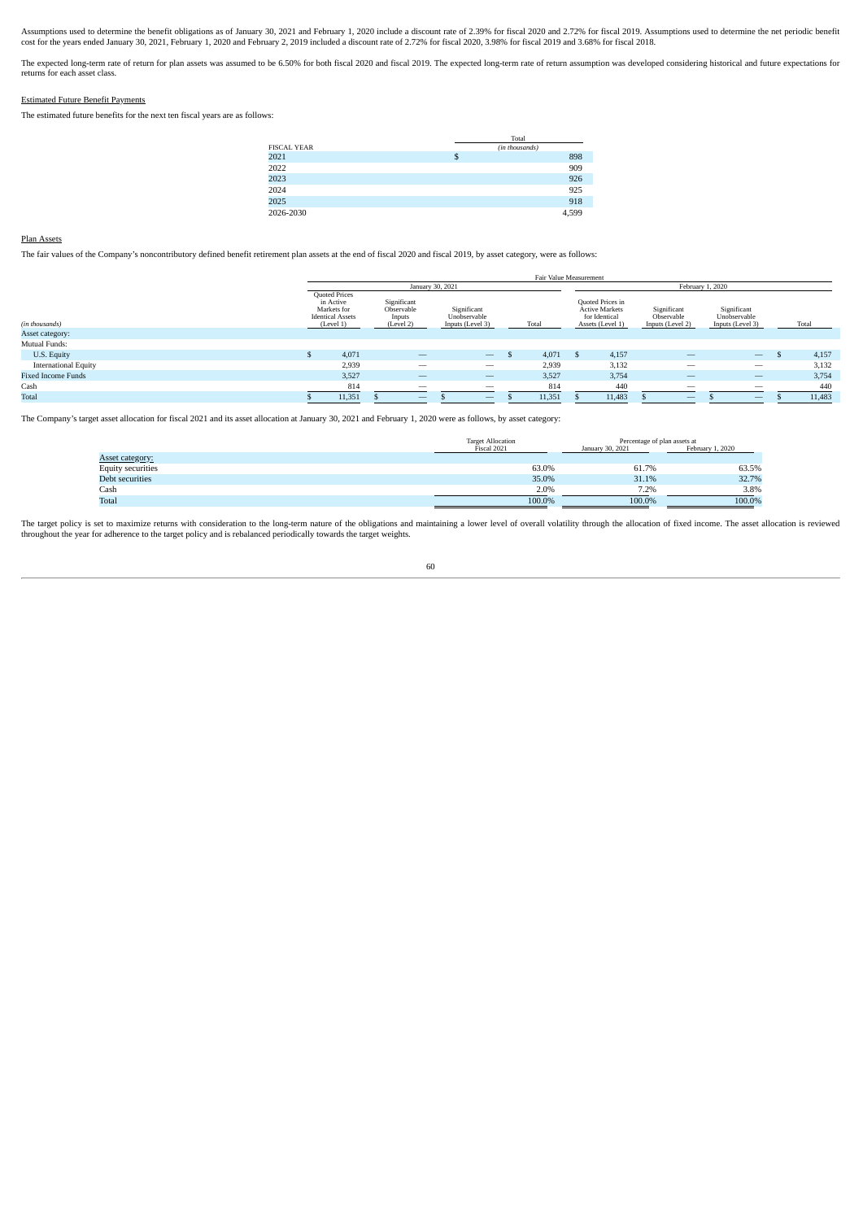Assumptions used to determine the benefit obligations as of January 30, 2021 and February 1, 2020 include a discount rate of 2.39% for fiscal 2020 and 2.72% for fiscal 2019. Assumptions used to determine the net periodic benefit cost for the years ended January 30, 2021, February 1, 2020 and February 2, 2019 included a discount rate of 2.72% for fiscal 2020, 3.98% for fiscal 2019 and 3.68% for fiscal 2018.

The expected long-term rate of return for plan assets was assumed to be 6.50% for both fiscal 2020 and fiscal 2019. The expected long-term rate of return assumption was developed considering historical and future expectations for returns for each asset class.

Estimated Future Benefit Payments

The estimated future benefits for the next ten fiscal years are as follows:

| FISCAL YEAR | Total *(in thousands)* |
|---|---|
| 2021 | $ 898 |
| 2022 | 909 |
| 2023 | 926 |
| 2024 | 925 |
| 2025 | 918 |
| 2026-2030 | 4,599 |

Plan Assets

The fair values of the Company's noncontributory defined benefit retirement plan assets at the end of fiscal 2020 and fiscal 2019, by asset category, were as follows:

| | Fair Value Measurement | | | | | | | |
|---|---|---|---|---|---|---|---|---|
| | January 30, 2021 | | | | February 1, 2020 | | | |
| *(in thousands)* | Quoted Prices in Active Markets for Identical Assets (Level 1) | Significant Observable Inputs (Level 2) | Significant Unobservable Inputs (Level 3) | Total | Quoted Prices in Active Markets for Identical Assets (Level 1) | Significant Observable Inputs (Level 2) | Significant Unobservable Inputs (Level 3) | Total |
| Asset category: | | | | | | | | |
| Mutual Funds: | | | | | | | | |
| U.S. Equity | $ 4,071 | — | — | $ 4,071 | $ 4,157 | — | — | $ 4,157 |
| International Equity | 2,939 | — | — | 2,939 | 3,132 | — | — | 3,132 |
| Fixed Income Funds | 3,527 | — | — | 3,527 | 3,754 | — | — | 3,754 |
| Cash | 814 | — | — | 814 | 440 | — | — | 440 |
| Total | $ 11,351 | $ — | $ — | $ 11,351 | $ 11,483 | $ — | $ — | $ 11,483 |

The Company's target asset allocation for fiscal 2021 and its asset allocation at January 30, 2021 and February 1, 2020 were as follows, by asset category:

| | Target Allocation Fiscal 2021 | Percentage of plan assets at January 30, 2021 | Percentage of plan assets at February 1, 2020 |
|---|---|---|---|
| Asset category: | | | |
| Equity securities | 63.0% | 61.7% | 63.5% |
| Debt securities | 35.0% | 31.1% | 32.7% |
| Cash | 2.0% | 7.2% | 3.8% |
| Total | 100.0% | 100.0% | 100.0% |

The target policy is set to maximize returns with consideration to the long-term nature of the obligations and maintaining a lower level of overall volatility through the allocation of fixed income. The asset allocation is reviewed throughout the year for adherence to the target policy and is rebalanced periodically towards the target weights.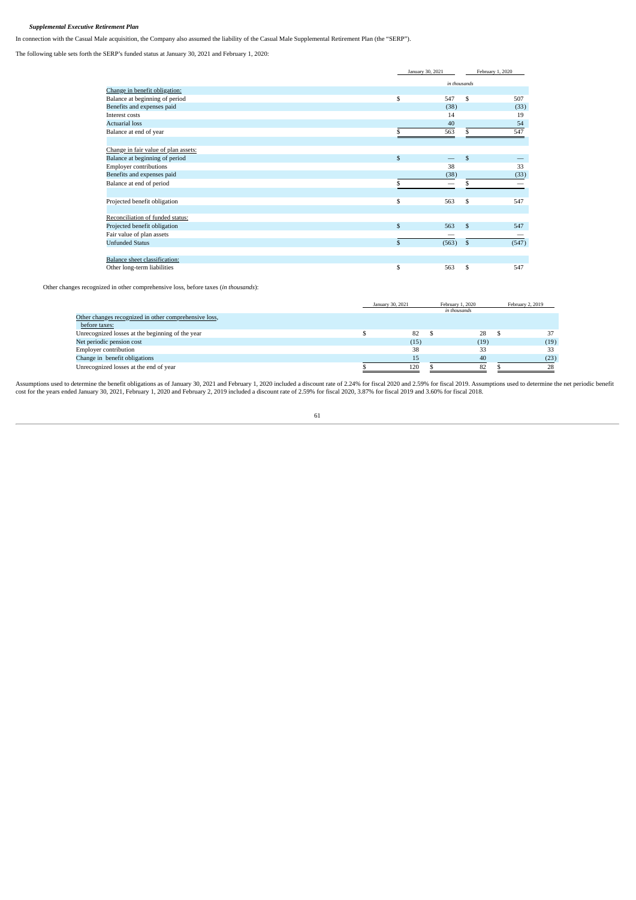***Supplemental Executive Retirement Plan***

In connection with the Casual Male acquisition, the Company also assumed the liability of the Casual Male Supplemental Retirement Plan (the "SERP").

The following table sets forth the SERP's funded status at January 30, 2021 and February 1, 2020:

| | January 30, 2021 | February 1, 2020 |
|---|---|---|
| | *in thousands* | |
| Change in benefit obligation: | | |
| Balance at beginning of period | $ 547 | $ 507 |
| Benefits and expenses paid | (38) | (33) |
| Interest costs | 14 | 19 |
| Actuarial loss | 40 | 54 |
| Balance at end of year | $ 563 | $ 547 |
| | | |
| Change in fair value of plan assets: | | |
| Balance at beginning of period | $ — | $ — |
| Employer contributions | 38 | 33 |
| Benefits and expenses paid | (38) | (33) |
| Balance at end of period | $ — | $ — |
| | | |
| Projected benefit obligation | $ 563 | $ 547 |
| | | |
| Reconciliation of funded status: | | |
| Projected benefit obligation | $ 563 | $ 547 |
| Fair value of plan assets | — | — |
| Unfunded Status | $ (563) | $ (547) |
| | | |
| Balance sheet classification: | | |
| Other long-term liabilities | $ 563 | $ 547 |

Other changes recognized in other comprehensive loss, before taxes (*in thousands*):

| | January 30, 2021 | February 1, 2020 | February 2, 2019 |
|---|---|---|---|
| | | *in thousands* | |
| Other changes recognized in other comprehensive loss, before taxes: | | | |
| Unrecognized losses at the beginning of the year | $ 82 | $ 28 | $ 37 |
| Net periodic pension cost | (15) | (19) | (19) |
| Employer contribution | 38 | 33 | 33 |
| Change in benefit obligations | 15 | 40 | (23) |
| Unrecognized losses at the end of year | $ 120 | $ 82 | $ 28 |

Assumptions used to determine the benefit obligations as of January 30, 2021 and February 1, 2020 included a discount rate of 2.24% for fiscal 2020 and 2.59% for fiscal 2019. Assumptions used to determine the net periodic benefit cost for the years ended January 30, 2021, February 1, 2020 and February 2, 2019 included a discount rate of 2.59% for fiscal 2020, 3.87% for fiscal 2019 and 3.60% for fiscal 2018.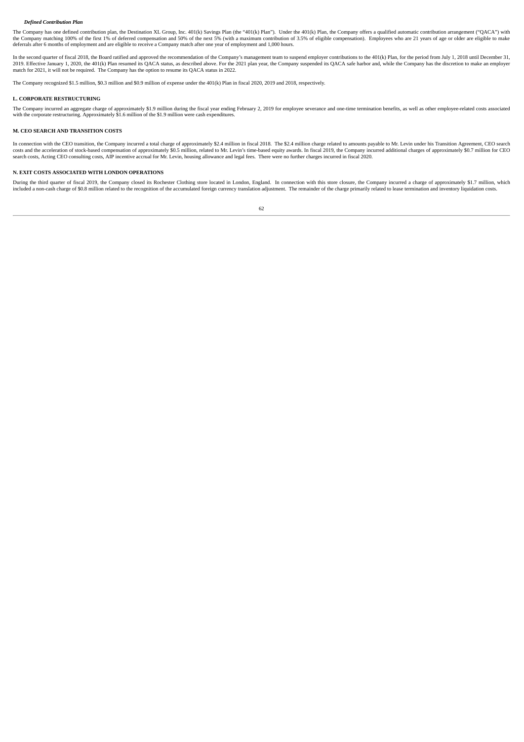***Defined Contribution Plan***

The Company has one defined contribution plan, the Destination XL Group, Inc. 401(k) Savings Plan (the "401(k) Plan"). Under the 401(k) Plan, the Company offers a qualified automatic contribution arrangement ("QACA") with the Company matching 100% of the first 1% of deferred compensation and 50% of the next 5% (with a maximum contribution of 3.5% of eligible compensation). Employees who are 21 years of age or older are eligible to make deferrals after 6 months of employment and are eligible to receive a Company match after one year of employment and 1,000 hours.

In the second quarter of fiscal 2018, the Board ratified and approved the recommendation of the Company's management team to suspend employer contributions to the 401(k) Plan, for the period from July 1, 2018 until December 31, 2019. Effective January 1, 2020, the 401(k) Plan resumed its QACA status, as described above. For the 2021 plan year, the Company suspended its QACA safe harbor and, while the Company has the discretion to make an employer match for 2021, it will not be required. The Company has the option to resume its QACA status in 2022.

The Company recognized $1.5 million, $0.3 million and $0.9 million of expense under the 401(k) Plan in fiscal 2020, 2019 and 2018, respectively.

**L. CORPORATE RESTRUCTURING**

The Company incurred an aggregate charge of approximately $1.9 million during the fiscal year ending February 2, 2019 for employee severance and one-time termination benefits, as well as other employee-related costs associated with the corporate restructuring. Approximately $1.6 million of the $1.9 million were cash expenditures.

**M. CEO SEARCH AND TRANSITION COSTS**

In connection with the CEO transition, the Company incurred a total charge of approximately $2.4 million in fiscal 2018. The $2.4 million charge related to amounts payable to Mr. Levin under his Transition Agreement, CEO search costs and the acceleration of stock-based compensation of approximately $0.5 million, related to Mr. Levin's time-based equity awards. In fiscal 2019, the Company incurred additional charges of approximately $0.7 million for CEO search costs, Acting CEO consulting costs, AIP incentive accrual for Mr. Levin, housing allowance and legal fees. There were no further charges incurred in fiscal 2020.

**N. EXIT COSTS ASSOCIATED WITH LONDON OPERATIONS**

During the third quarter of fiscal 2019, the Company closed its Rochester Clothing store located in London, England. In connection with this store closure, the Company incurred a charge of approximately $1.7 million, which included a non-cash charge of $0.8 million related to the recognition of the accumulated foreign currency translation adjustment. The remainder of the charge primarily related to lease termination and inventory liquidation costs.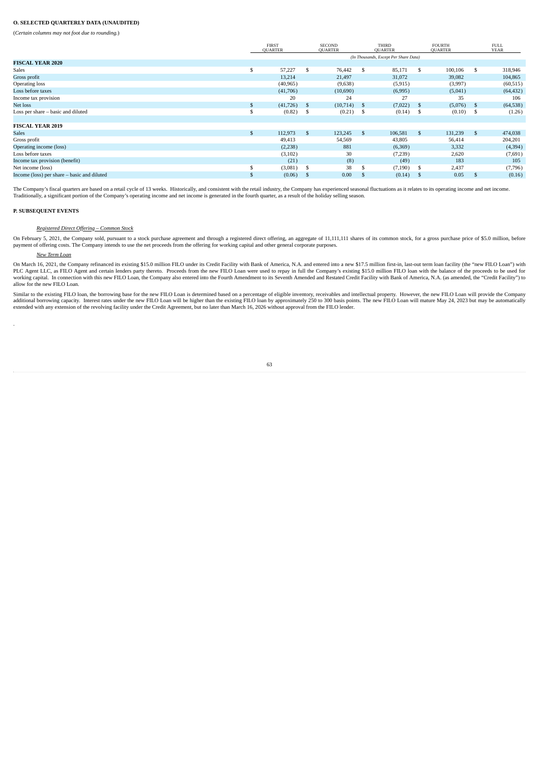**O. SELECTED QUARTERLY DATA (UNAUDITED)**

(*Certain columns may not foot due to rounding.*)

| | FIRST QUARTER | SECOND QUARTER | THIRD QUARTER | FOURTH QUARTER | FULL YEAR |
|---|---|---|---|---|---|
| | | | *(In Thousands, Except Per Share Data)* | | |
| **FISCAL YEAR 2020** | | | | | |
| Sales | $ 57,227 | $ 76,442 | $ 85,171 | $ 100,106 | $ 318,946 |
| Gross profit | 13,214 | 21,497 | 31,072 | 39,082 | 104,865 |
| Operating loss | (40,965) | (9,638) | (5,915) | (3,997) | (60,515) |
| Loss before taxes | (41,706) | (10,690) | (6,995) | (5,041) | (64,432) |
| Income tax provision | 20 | 24 | 27 | 35 | 106 |
| Net loss | $ (41,726) | $ (10,714) | $ (7,022) | $ (5,076) | $ (64,538) |
| Loss per share – basic and diluted | $ (0.82) | $ (0.21) | $ (0.14) | $ (0.10) | $ (1.26) |
| | | | | | |
| **FISCAL YEAR 2019** | | | | | |
| Sales | $ 112,973 | $ 123,245 | $ 106,581 | $ 131,239 | $ 474,038 |
| Gross profit | 49,413 | 54,569 | 43,805 | 56,414 | 204,201 |
| Operating income (loss) | (2,238) | 881 | (6,369) | 3,332 | (4,394) |
| Loss before taxes | (3,102) | 30 | (7,239) | 2,620 | (7,691) |
| Income tax provision (benefit) | (21) | (8) | (49) | 183 | 105 |
| Net income (loss) | $ (3,081) | $ 38 | $ (7,190) | $ 2,437 | (7,796) |
| Income (loss) per share – basic and diluted | $ (0.06) | $ 0.00 | $ (0.14) | $ 0.05 | $ (0.16) |

The Company's fiscal quarters are based on a retail cycle of 13 weeks. Historically, and consistent with the retail industry, the Company has experienced seasonal fluctuations as it relates to its operating income and net income. Traditionally, a significant portion of the Company's operating income and net income is generated in the fourth quarter, as a result of the holiday selling season.

**P. SUBSEQUENT EVENTS**

*Registered Direct Offering – Common Stock*

On February 5, 2021, the Company sold, pursuant to a stock purchase agreement and through a registered direct offering, an aggregate of 11,111,111 shares of its common stock, for a gross purchase price of $5.0 million, before payment of offering costs. The Company intends to use the net proceeds from the offering for working capital and other general corporate purposes.

*New Term Loan*

On March 16, 2021, the Company refinanced its existing $15.0 million FILO under its Credit Facility with Bank of America, N.A. and entered into a new $17.5 million first-in, last-out term loan facility (the "new FILO Loan") with PLC Agent LLC, as FILO Agent and certain lenders party thereto. Proceeds from the new FILO Loan were used to repay in full the Company's existing $15.0 million FILO loan with the balance of the proceeds to be used for working capital. In connection with this new FILO Loan, the Company also entered into the Fourth Amendment to its Seventh Amended and Restated Credit Facility with Bank of America, N.A. (as amended, the "Credit Facility") to allow for the new FILO Loan.

Similar to the existing FILO loan, the borrowing base for the new FILO Loan is determined based on a percentage of eligible inventory, receivables and intellectual property. However, the new FILO Loan will provide the Company additional borrowing capacity. Interest rates under the new FILO Loan will be higher than the existing FILO loan by approximately 250 to 300 basis points. The new FILO Loan will mature May 24, 2023 but may be automatically extended with any extension of the revolving facility under the Credit Agreement, but no later than March 16, 2026 without approval from the FILO lender.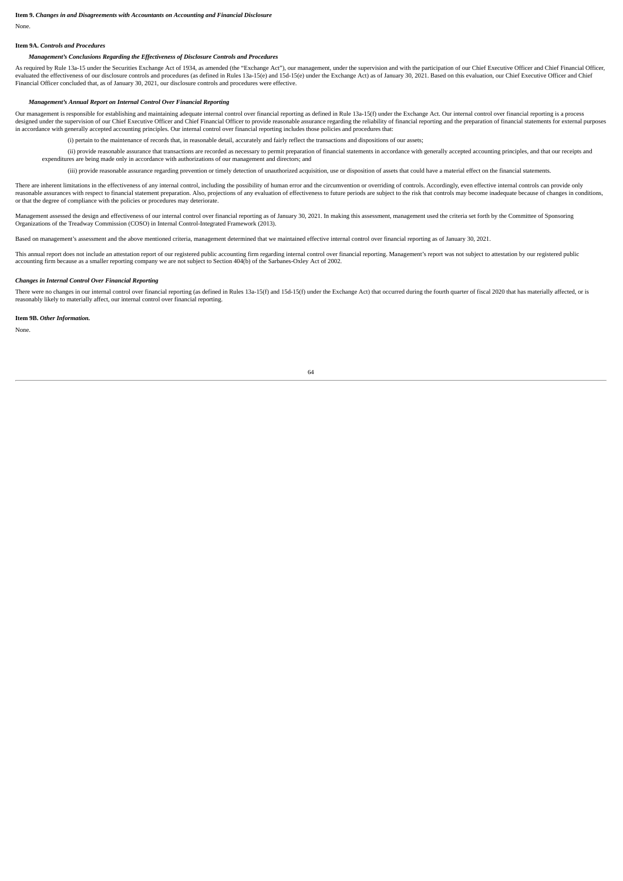**Item 9.** ***Changes in and Disagreements with Accountants on Accounting and Financial Disclosure***

None.

**Item 9A.** ***Controls and Procedures***

***Management's Conclusions Regarding the Effectiveness of Disclosure Controls and Procedures***

As required by Rule 13a-15 under the Securities Exchange Act of 1934, as amended (the "Exchange Act"), our management, under the supervision and with the participation of our Chief Executive Officer and Chief Financial Officer, evaluated the effectiveness of our disclosure controls and procedures (as defined in Rules 13a-15(e) and 15d-15(e) under the Exchange Act) as of January 30, 2021. Based on this evaluation, our Chief Executive Officer and Chief Financial Officer concluded that, as of January 30, 2021, our disclosure controls and procedures were effective.

***Management's Annual Report on Internal Control Over Financial Reporting***

Our management is responsible for establishing and maintaining adequate internal control over financial reporting as defined in Rule 13a-15(f) under the Exchange Act. Our internal control over financial reporting is a process designed under the supervision of our Chief Executive Officer and Chief Financial Officer to provide reasonable assurance regarding the reliability of financial reporting and the preparation of financial statements for external purposes in accordance with generally accepted accounting principles. Our internal control over financial reporting includes those policies and procedures that:

(i) pertain to the maintenance of records that, in reasonable detail, accurately and fairly reflect the transactions and dispositions of our assets;

(ii) provide reasonable assurance that transactions are recorded as necessary to permit preparation of financial statements in accordance with generally accepted accounting principles, and that our receipts and expenditures are being made only in accordance with authorizations of our management and directors; and

(iii) provide reasonable assurance regarding prevention or timely detection of unauthorized acquisition, use or disposition of assets that could have a material effect on the financial statements.

There are inherent limitations in the effectiveness of any internal control, including the possibility of human error and the circumvention or overriding of controls. Accordingly, even effective internal controls can provide only reasonable assurances with respect to financial statement preparation. Also, projections of any evaluation of effectiveness to future periods are subject to the risk that controls may become inadequate because of changes in conditions, or that the degree of compliance with the policies or procedures may deteriorate.

Management assessed the design and effectiveness of our internal control over financial reporting as of January 30, 2021. In making this assessment, management used the criteria set forth by the Committee of Sponsoring Organizations of the Treadway Commission (COSO) in Internal Control-Integrated Framework (2013).

Based on management's assessment and the above mentioned criteria, management determined that we maintained effective internal control over financial reporting as of January 30, 2021.

This annual report does not include an attestation report of our registered public accounting firm regarding internal control over financial reporting. Management's report was not subject to attestation by our registered public accounting firm because as a smaller reporting company we are not subject to Section 404(b) of the Sarbanes-Oxley Act of 2002.

***Changes in Internal Control Over Financial Reporting***

There were no changes in our internal control over financial reporting (as defined in Rules 13a-15(f) and 15d-15(f) under the Exchange Act) that occurred during the fourth quarter of fiscal 2020 that has materially affected, or is reasonably likely to materially affect, our internal control over financial reporting.

**Item 9B.** ***Other Information.***

None.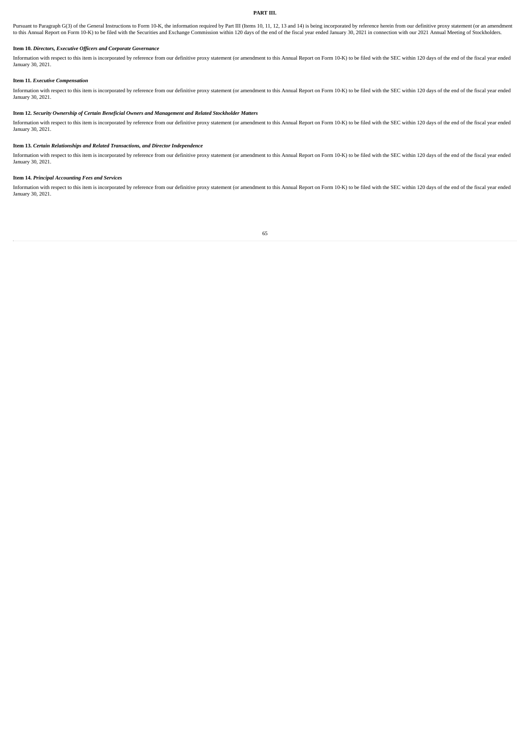## PART III.

Pursuant to Paragraph G(3) of the General Instructions to Form 10-K, the information required by Part III (Items 10, 11, 12, 13 and 14) is being incorporated by reference herein from our definitive proxy statement (or an amendment to this Annual Report on Form 10-K) to be filed with the Securities and Exchange Commission within 120 days of the end of the fiscal year ended January 30, 2021 in connection with our 2021 Annual Meeting of Stockholders.

### Item 10. *Directors, Executive Officers and Corporate Governance*

Information with respect to this item is incorporated by reference from our definitive proxy statement (or amendment to this Annual Report on Form 10-K) to be filed with the SEC within 120 days of the end of the fiscal year ended January 30, 2021.

### Item 11. *Executive Compensation*

Information with respect to this item is incorporated by reference from our definitive proxy statement (or amendment to this Annual Report on Form 10-K) to be filed with the SEC within 120 days of the end of the fiscal year ended January 30, 2021.

### Item 12. *Security Ownership of Certain Beneficial Owners and Management and Related Stockholder Matters*

Information with respect to this item is incorporated by reference from our definitive proxy statement (or amendment to this Annual Report on Form 10-K) to be filed with the SEC within 120 days of the end of the fiscal year ended January 30, 2021.

### Item 13. *Certain Relationships and Related Transactions, and Director Independence*

Information with respect to this item is incorporated by reference from our definitive proxy statement (or amendment to this Annual Report on Form 10-K) to be filed with the SEC within 120 days of the end of the fiscal year ended January 30, 2021.

### Item 14. *Principal Accounting Fees and Services*

Information with respect to this item is incorporated by reference from our definitive proxy statement (or amendment to this Annual Report on Form 10-K) to be filed with the SEC within 120 days of the end of the fiscal year ended January 30, 2021.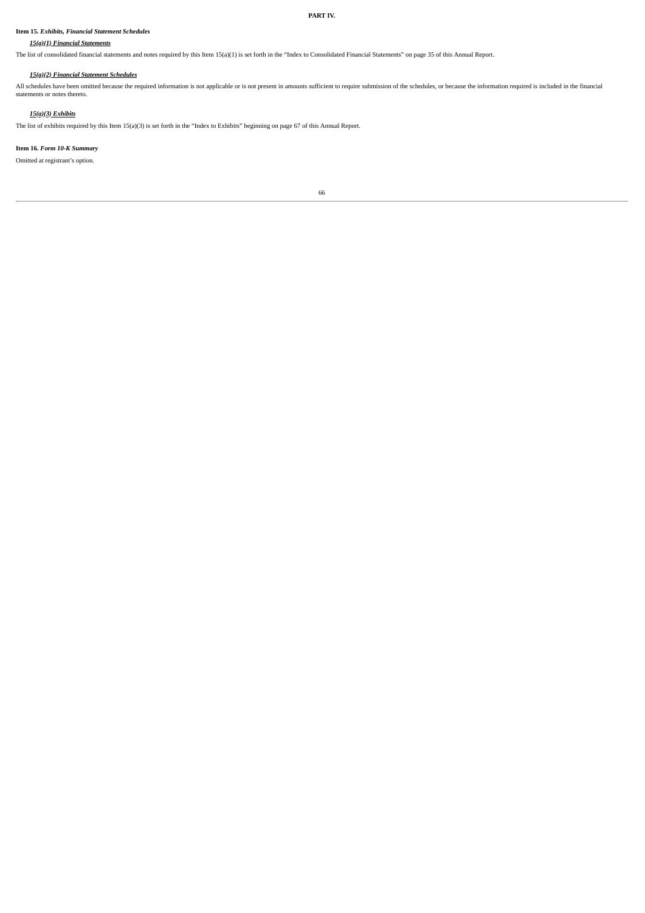# PART IV.

## Item 15. *Exhibits, Financial Statement Schedules*

***15(a)(1) Financial Statements***

The list of consolidated financial statements and notes required by this Item 15(a)(1) is set forth in the "Index to Consolidated Financial Statements" on page 35 of this Annual Report.

***15(a)(2) Financial Statement Schedules***

All schedules have been omitted because the required information is not applicable or is not present in amounts sufficient to require submission of the schedules, or because the information required is included in the financial statements or notes thereto.

***15(a)(3) Exhibits***

The list of exhibits required by this Item 15(a)(3) is set forth in the "Index to Exhibits" beginning on page 67 of this Annual Report.

## Item 16. *Form 10-K Summary*

Omitted at registrant's option.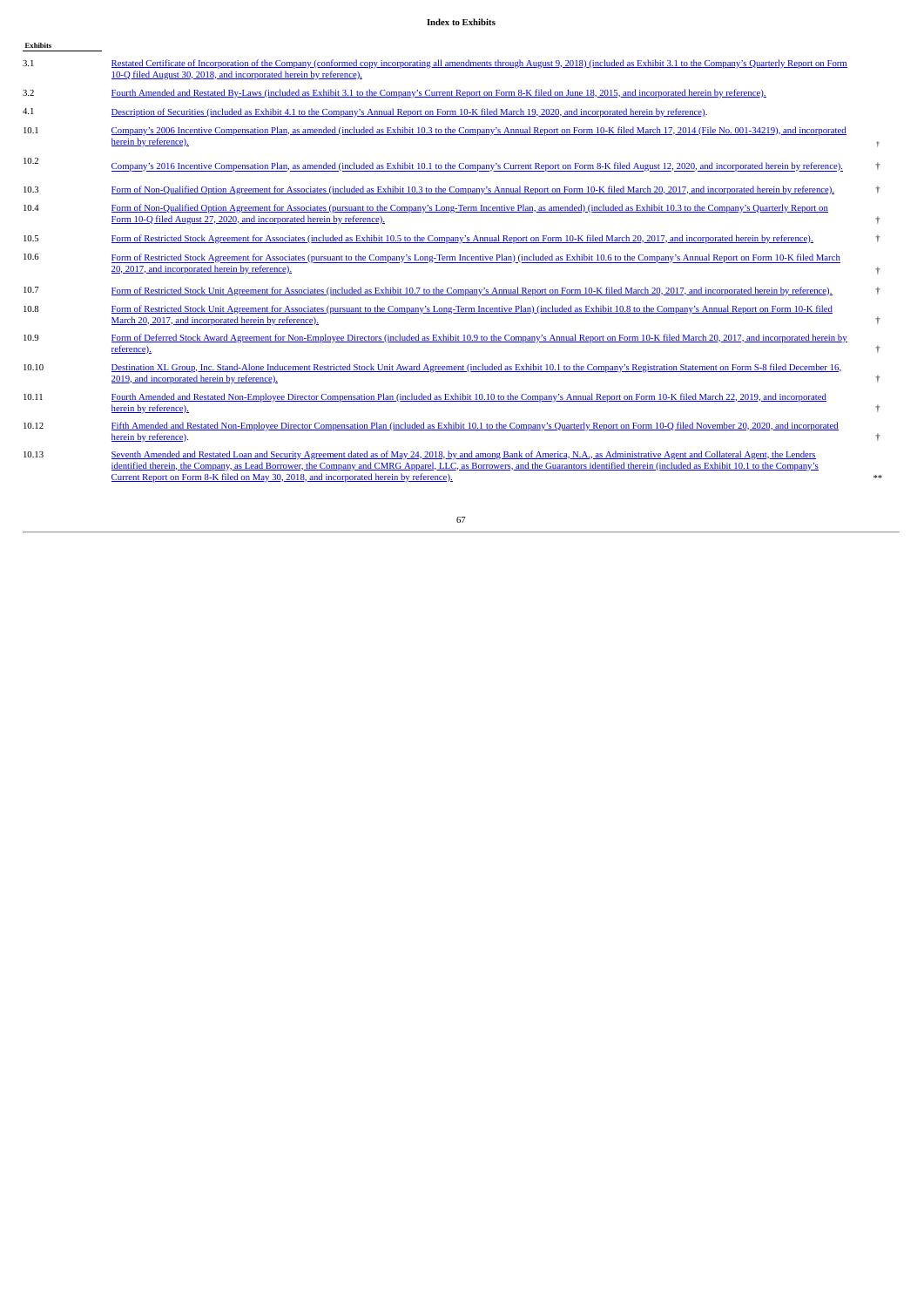**Index to Exhibits**

| Exhibits | | |
|---|---|---|
| 3.1 | Restated Certificate of Incorporation of the Company (conformed copy incorporating all amendments through August 9, 2018) (included as Exhibit 3.1 to the Company's Quarterly Report on Form 10-Q filed August 30, 2018, and incorporated herein by reference). | |
| 3.2 | Fourth Amended and Restated By-Laws (included as Exhibit 3.1 to the Company's Current Report on Form 8-K filed on June 18, 2015, and incorporated herein by reference). | |
| 4.1 | Description of Securities (included as Exhibit 4.1 to the Company's Annual Report on Form 10-K filed March 19, 2020, and incorporated herein by reference). | |
| 10.1 | Company's 2006 Incentive Compensation Plan, as amended (included as Exhibit 10.3 to the Company's Annual Report on Form 10-K filed March 17, 2014 (File No. 001-34219), and incorporated herein by reference). | † |
| 10.2 | Company's 2016 Incentive Compensation Plan, as amended (included as Exhibit 10.1 to the Company's Current Report on Form 8-K filed August 12, 2020, and incorporated herein by reference). | † |
| 10.3 | Form of Non-Qualified Option Agreement for Associates (included as Exhibit 10.3 to the Company's Annual Report on Form 10-K filed March 20, 2017, and incorporated herein by reference). | † |
| 10.4 | Form of Non-Qualified Option Agreement for Associates (pursuant to the Company's Long-Term Incentive Plan, as amended) (included as Exhibit 10.3 to the Company's Quarterly Report on Form 10-Q filed August 27, 2020, and incorporated herein by reference). | † |
| 10.5 | Form of Restricted Stock Agreement for Associates (included as Exhibit 10.5 to the Company's Annual Report on Form 10-K filed March 20, 2017, and incorporated herein by reference). | † |
| 10.6 | Form of Restricted Stock Agreement for Associates (pursuant to the Company's Long-Term Incentive Plan) (included as Exhibit 10.6 to the Company's Annual Report on Form 10-K filed March 20, 2017, and incorporated herein by reference). | † |
| 10.7 | Form of Restricted Stock Unit Agreement for Associates (included as Exhibit 10.7 to the Company's Annual Report on Form 10-K filed March 20, 2017, and incorporated herein by reference). | † |
| 10.8 | Form of Restricted Stock Unit Agreement for Associates (pursuant to the Company's Long-Term Incentive Plan) (included as Exhibit 10.8 to the Company's Annual Report on Form 10-K filed March 20, 2017, and incorporated herein by reference). | † |
| 10.9 | Form of Deferred Stock Award Agreement for Non-Employee Directors (included as Exhibit 10.9 to the Company's Annual Report on Form 10-K filed March 20, 2017, and incorporated herein by reference). | † |
| 10.10 | Destination XL Group, Inc. Stand-Alone Inducement Restricted Stock Unit Award Agreement (included as Exhibit 10.1 to the Company's Registration Statement on Form S-8 filed December 16, 2019, and incorporated herein by reference). | † |
| 10.11 | Fourth Amended and Restated Non-Employee Director Compensation Plan (included as Exhibit 10.10 to the Company's Annual Report on Form 10-K filed March 22, 2019, and incorporated herein by reference). | † |
| 10.12 | Fifth Amended and Restated Non-Employee Director Compensation Plan (included as Exhibit 10.1 to the Company's Quarterly Report on Form 10-Q filed November 20, 2020, and incorporated herein by reference). | † |
| 10.13 | Seventh Amended and Restated Loan and Security Agreement dated as of May 24, 2018, by and among Bank of America, N.A., as Administrative Agent and Collateral Agent, the Lenders identified therein, the Company, as Lead Borrower, the Company and CMRG Apparel, LLC, as Borrowers, and the Guarantors identified therein (included as Exhibit 10.1 to the Company's Current Report on Form 8-K filed on May 30, 2018, and incorporated herein by reference). | ** |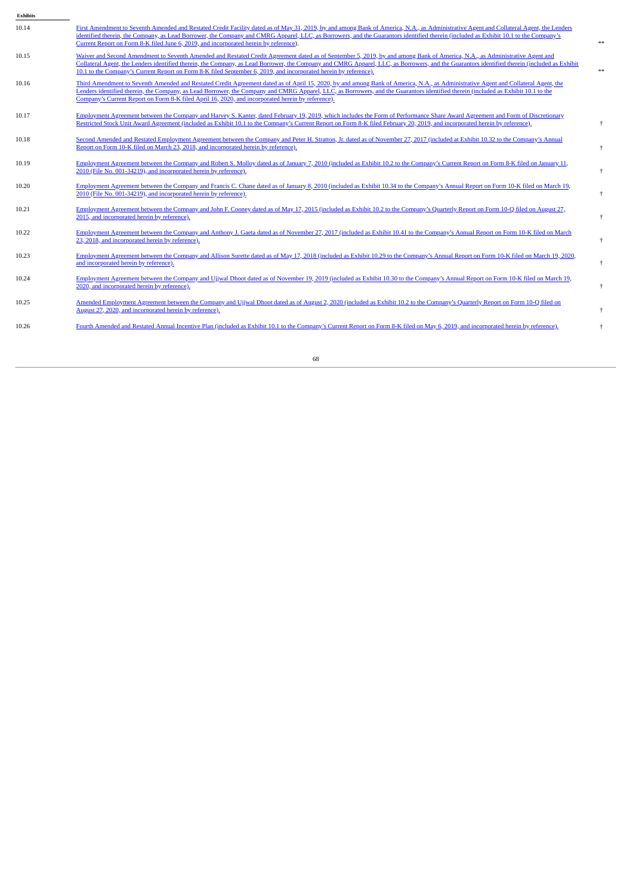| Exhibits | | |
|---|---|---|
| 10.14 | First Amendment to Seventh Amended and Restated Credit Facility dated as of May 31, 2019, by and among Bank of America, N.A., as Administrative Agent and Collateral Agent, the Lenders identified therein, the Company, as Lead Borrower, the Company and CMRG Apparel, LLC, as Borrowers, and the Guarantors identified therein (included as Exhibit 10.1 to the Company's Current Report on Form 8-K filed June 6, 2019, and incorporated herein by reference). | ** |
| 10.15 | Waiver and Second Amendment to Seventh Amended and Restated Credit Agreement dated as of September 5, 2019, by and among Bank of America, N.A., as Administrative Agent and Collateral Agent, the Lenders identified therein, the Company, as Lead Borrower, the Company and CMRG Apparel, LLC, as Borrowers, and the Guarantors identified therein (included as Exhibit 10.1 to the Company's Current Report on Form 8-K filed September 6, 2019, and incorporated herein by reference). | ** |
| 10.16 | Third Amendment to Seventh Amended and Restated Credit Agreement dated as of April 15, 2020, by and among Bank of America, N.A., as Administrative Agent and Collateral Agent, the Lenders identified therein, the Company, as Lead Borrower, the Company and CMRG Apparel, LLC, as Borrowers, and the Guarantors identified therein (included as Exhibit 10.1 to the Company's Current Report on Form 8-K filed April 16, 2020, and incorporated herein by reference). | |
| 10.17 | Employment Agreement between the Company and Harvey S. Kanter, dated February 19, 2019, which includes the Form of Performance Share Award Agreement and Form of Discretionary Restricted Stock Unit Award Agreement (included as Exhibit 10.1 to the Company's Current Report on Form 8-K filed February 20, 2019, and incorporated herein by reference). | † |
| 10.18 | Second Amended and Restated Employment Agreement between the Company and Peter H. Stratton, Jr. dated as of November 27, 2017 (included at Exhibit 10.32 to the Company's Annual Report on Form 10-K filed on March 23, 2018, and incorporated herein by reference). | † |
| 10.19 | Employment Agreement between the Company and Robert S. Molloy dated as of January 7, 2010 (included as Exhibit 10.2 to the Company's Current Report on Form 8-K filed on January 11, 2010 (File No. 001-34219), and incorporated herein by reference). | † |
| 10.20 | Employment Agreement between the Company and Francis C. Chane dated as of January 8, 2010 (included as Exhibit 10.34 to the Company's Annual Report on Form 10-K filed on March 19, 2010 (File No. 001-34219), and incorporated herein by reference). | † |
| 10.21 | Employment Agreement between the Company and John F. Cooney dated as of May 17, 2015 (included as Exhibit 10.2 to the Company's Quarterly Report on Form 10-Q filed on August 27, 2015, and incorporated herein by reference). | † |
| 10.22 | Employment Agreement between the Company and Anthony J. Gaeta dated as of November 27, 2017 (included as Exhibit 10.41 to the Company's Annual Report on Form 10-K filed on March 23, 2018, and incorporated herein by reference). | † |
| 10.23 | Employment Agreement between the Company and Allison Surette dated as of May 17, 2018 (included as Exhibit 10.29 to the Company's Annual Report on Form 10-K filed on March 19, 2020, and incorporated herein by reference). | † |
| 10.24 | Employment Agreement between the Company and Ujjwal Dhoot dated as of November 19, 2019 (included as Exhibit 10.30 to the Company's Annual Report on Form 10-K filed on March 19, 2020, and incorporated herein by reference). | † |
| 10.25 | Amended Employment Agreement between the Company and Ujjwal Dhoot dated as of August 2, 2020 (included as Exhibit 10.2 to the Company's Quarterly Report on Form 10-Q filed on August 27, 2020, and incorporated herein by reference). | † |
| 10.26 | Fourth Amended and Restated Annual Incentive Plan (included as Exhibit 10.1 to the Company's Current Report on Form 8-K filed on May 6, 2019, and incorporated herein by reference). | † |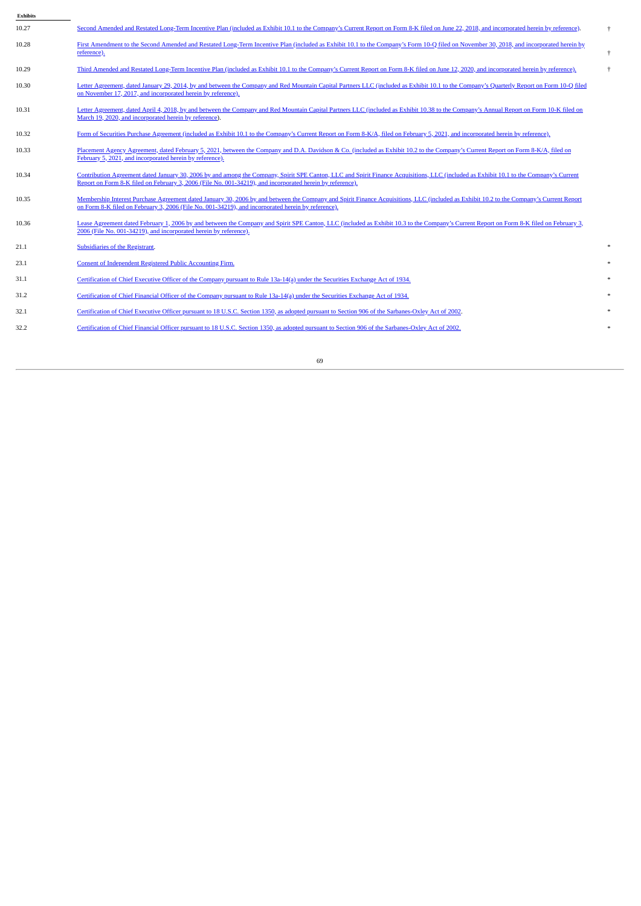| Exhibits | | |
|---|---|---|
| 10.27 | Second Amended and Restated Long-Term Incentive Plan (included as Exhibit 10.1 to the Company's Current Report on Form 8-K filed on June 22, 2018, and incorporated herein by reference). | † |
| 10.28 | First Amendment to the Second Amended and Restated Long-Term Incentive Plan (included as Exhibit 10.1 to the Company's Form 10-Q filed on November 30, 2018, and incorporated herein by reference). | † |
| 10.29 | Third Amended and Restated Long-Term Incentive Plan (included as Exhibit 10.1 to the Company's Current Report on Form 8-K filed on June 12, 2020, and incorporated herein by reference). | † |
| 10.30 | Letter Agreement, dated January 29, 2014, by and between the Company and Red Mountain Capital Partners LLC (included as Exhibit 10.1 to the Company's Quarterly Report on Form 10-Q filed on November 17, 2017, and incorporated herein by reference). | |
| 10.31 | Letter Agreement, dated April 4, 2018, by and between the Company and Red Mountain Capital Partners LLC (included as Exhibit 10.38 to the Company's Annual Report on Form 10-K filed on March 19, 2020, and incorporated herein by reference). | |
| 10.32 | Form of Securities Purchase Agreement (included as Exhibit 10.1 to the Company's Current Report on Form 8-K/A, filed on February 5, 2021, and incorporated herein by reference). | |
| 10.33 | Placement Agency Agreement, dated February 5, 2021, between the Company and D.A. Davidson & Co. (included as Exhibit 10.2 to the Company's Current Report on Form 8-K/A, filed on February 5, 2021, and incorporated herein by reference). | |
| 10.34 | Contribution Agreement dated January 30, 2006 by and among the Company, Spirit SPE Canton, LLC and Spirit Finance Acquisitions, LLC (included as Exhibit 10.1 to the Company's Current Report on Form 8-K filed on February 3, 2006 (File No. 001-34219), and incorporated herein by reference). | |
| 10.35 | Membership Interest Purchase Agreement dated January 30, 2006 by and between the Company and Spirit Finance Acquisitions, LLC (included as Exhibit 10.2 to the Company's Current Report on Form 8-K filed on February 3, 2006 (File No. 001-34219), and incorporated herein by reference). | |
| 10.36 | Lease Agreement dated February 1, 2006 by and between the Company and Spirit SPE Canton, LLC (included as Exhibit 10.3 to the Company's Current Report on Form 8-K filed on February 3, 2006 (File No. 001-34219), and incorporated herein by reference). | |
| 21.1 | Subsidiaries of the Registrant. | * |
| 23.1 | Consent of Independent Registered Public Accounting Firm. | * |
| 31.1 | Certification of Chief Executive Officer of the Company pursuant to Rule 13a-14(a) under the Securities Exchange Act of 1934. | * |
| 31.2 | Certification of Chief Financial Officer of the Company pursuant to Rule 13a-14(a) under the Securities Exchange Act of 1934. | * |
| 32.1 | Certification of Chief Executive Officer pursuant to 18 U.S.C. Section 1350, as adopted pursuant to Section 906 of the Sarbanes-Oxley Act of 2002. | * |
| 32.2 | Certification of Chief Financial Officer pursuant to 18 U.S.C. Section 1350, as adopted pursuant to Section 906 of the Sarbanes-Oxley Act of 2002. | * |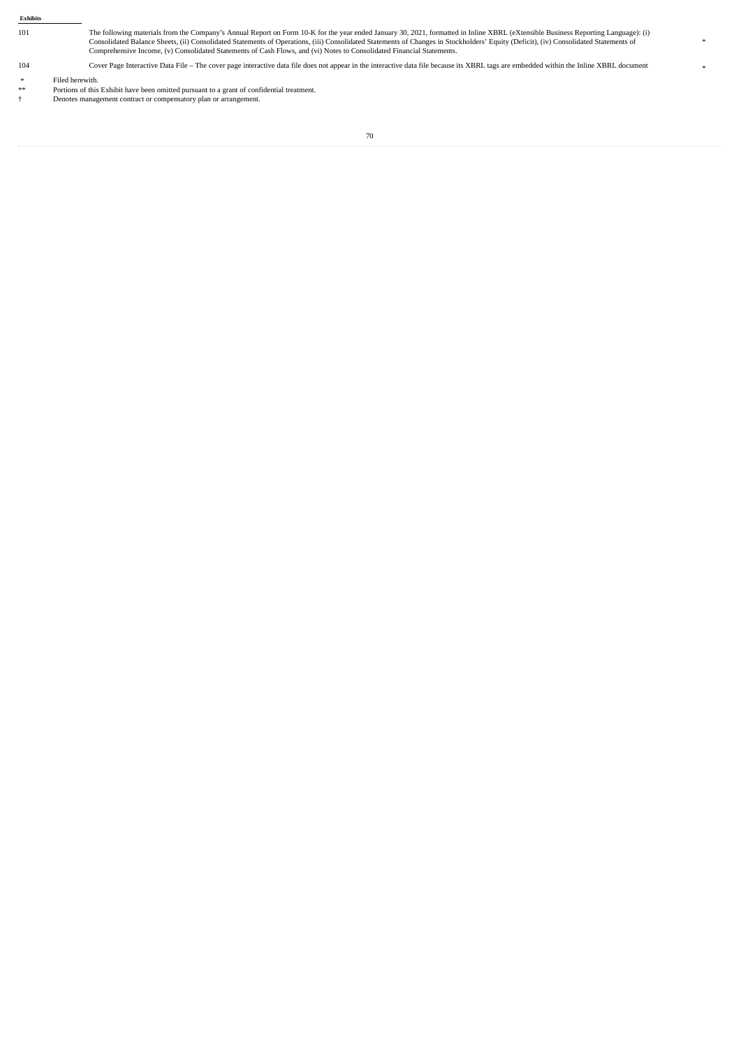| Exhibits | | |
|---|---|---|
| 101 | The following materials from the Company's Annual Report on Form 10-K for the year ended January 30, 2021, formatted in Inline XBRL (eXtensible Business Reporting Language): (i) Consolidated Balance Sheets, (ii) Consolidated Statements of Operations, (iii) Consolidated Statements of Changes in Stockholders' Equity (Deficit), (iv) Consolidated Statements of Comprehensive Income, (v) Consolidated Statements of Cash Flows, and (vi) Notes to Consolidated Financial Statements. | * |
| 104 | Cover Page Interactive Data File – The cover page interactive data file does not appear in the interactive data file because its XBRL tags are embedded within the Inline XBRL document | * |

\* Filed herewith.

\*\* Portions of this Exhibit have been omitted pursuant to a grant of confidential treatment.

† Denotes management contract or compensatory plan or arrangement.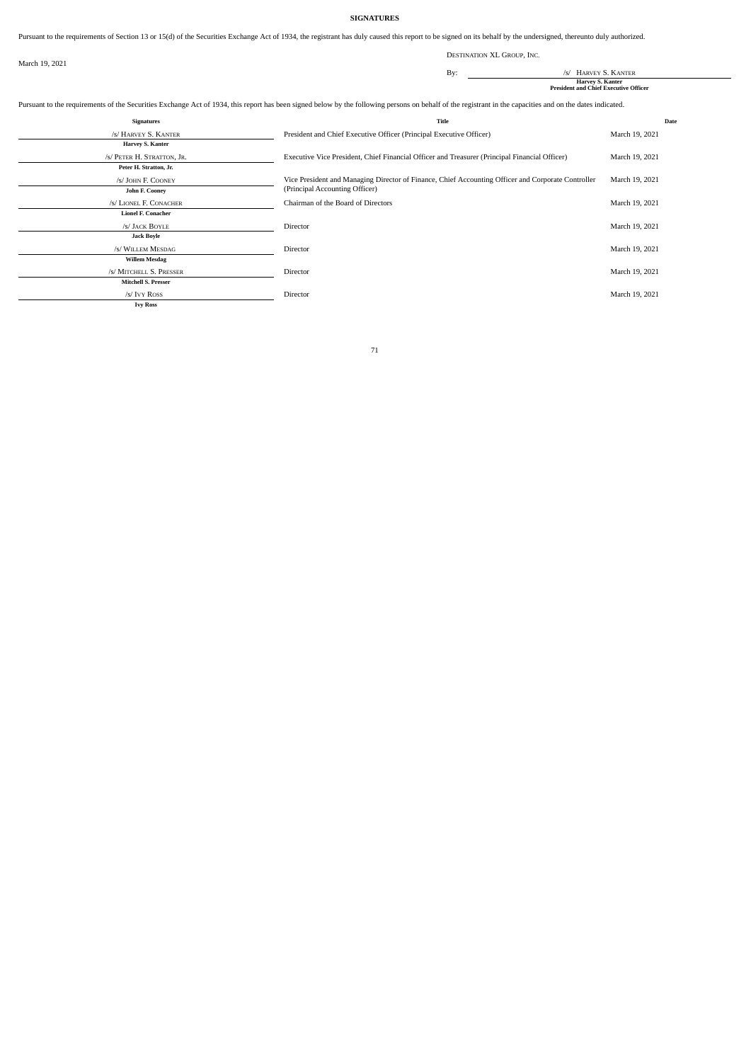**SIGNATURES**

Pursuant to the requirements of Section 13 or 15(d) of the Securities Exchange Act of 1934, the registrant has duly caused this report to be signed on its behalf by the undersigned, thereunto duly authorized.

March 19, 2021

DESTINATION XL GROUP, INC.

By: /s/ HARVEY S. KANTER
**Harvey S. Kanter**
**President and Chief Executive Officer**

Pursuant to the requirements of the Securities Exchange Act of 1934, this report has been signed below by the following persons on behalf of the registrant in the capacities and on the dates indicated.

| Signatures | Title | Date |
|---|---|---|
| /s/ HARVEY S. KANTER<br>**Harvey S. Kanter** | President and Chief Executive Officer (Principal Executive Officer) | March 19, 2021 |
| /s/ PETER H. STRATTON, JR.<br>**Peter H. Stratton, Jr.** | Executive Vice President, Chief Financial Officer and Treasurer (Principal Financial Officer) | March 19, 2021 |
| /s/ JOHN F. COONEY<br>**John F. Cooney** | Vice President and Managing Director of Finance, Chief Accounting Officer and Corporate Controller (Principal Accounting Officer) | March 19, 2021 |
| /s/ LIONEL F. CONACHER<br>**Lionel F. Conacher** | Chairman of the Board of Directors | March 19, 2021 |
| /s/ JACK BOYLE<br>**Jack Boyle** | Director | March 19, 2021 |
| /s/ WILLEM MESDAG<br>**Willem Mesdag** | Director | March 19, 2021 |
| /s/ MITCHELL S. PRESSER<br>**Mitchell S. Presser** | Director | March 19, 2021 |
| /s/ IVY ROSS<br>**Ivy Ross** | Director | March 19, 2021 |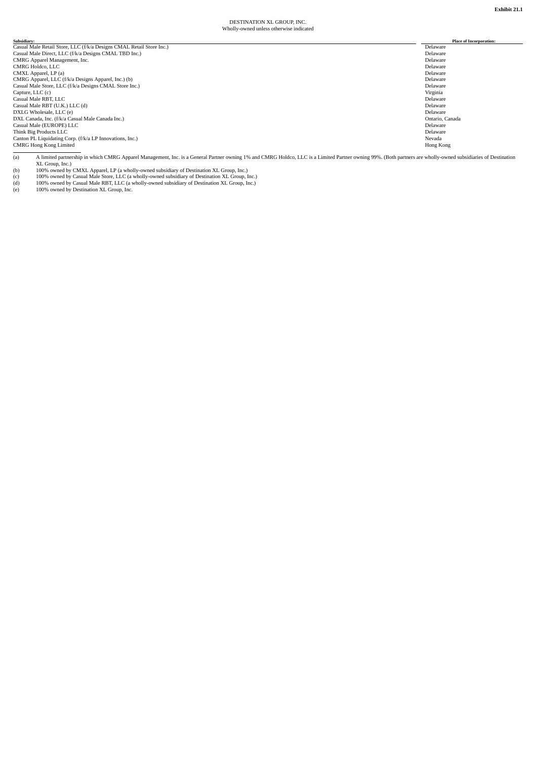**Exhibit 21.1**

DESTINATION XL GROUP, INC.
Wholly-owned unless otherwise indicated

| Subsidiary: | Place of Incorporation: |
|---|---|
| Casual Male Retail Store, LLC (f/k/a Designs CMAL Retail Store Inc.) | Delaware |
| Casual Male Direct, LLC (f/k/a Designs CMAL TBD Inc.) | Delaware |
| CMRG Apparel Management, Inc. | Delaware |
| CMRG Holdco, LLC | Delaware |
| CMXL Apparel, LP (a) | Delaware |
| CMRG Apparel, LLC (f/k/a Designs Apparel, Inc.) (b) | Delaware |
| Casual Male Store, LLC (f/k/a Designs CMAL Store Inc.) | Delaware |
| Capture, LLC (c) | Virginia |
| Casual Male RBT, LLC | Delaware |
| Casual Male RBT (U.K.) LLC (d) | Delaware |
| DXLG Wholesale, LLC (e) | Delaware |
| DXL Canada, Inc. (f/k/a Casual Male Canada Inc.) | Ontario, Canada |
| Casual Male (EUROPE) LLC | Delaware |
| Think Big Products LLC | Delaware |
| Canton PL Liquidating Corp. (f/k/a LP Innovations, Inc.) | Nevada |
| CMRG Hong Kong Limited | Hong Kong |

(a) A limited partnership in which CMRG Apparel Management, Inc. is a General Partner owning 1% and CMRG Holdco, LLC is a Limited Partner owning 99%. (Both partners are wholly-owned subsidiaries of Destination XL Group, Inc.)

(b) 100% owned by CMXL Apparel, LP (a wholly-owned subsidiary of Destination XL Group, Inc.)

(c) 100% owned by Casual Male Store, LLC (a wholly-owned subsidiary of Destination XL Group, Inc.)

(d) 100% owned by Casual Male RBT, LLC (a wholly-owned subsidiary of Destination XL Group, Inc.)

(e) 100% owned by Destination XL Group, Inc.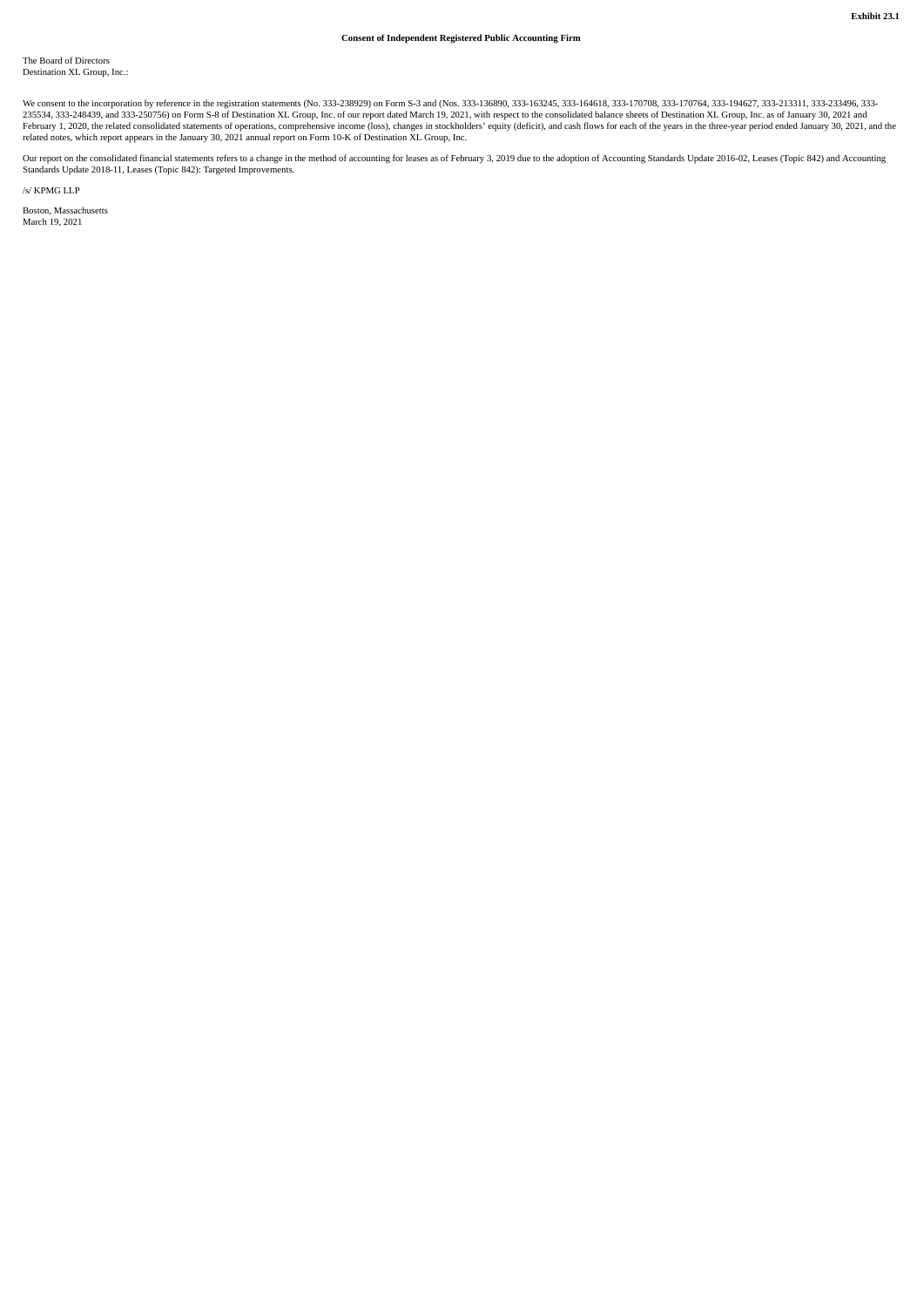**Exhibit 23.1**

**Consent of Independent Registered Public Accounting Firm**

The Board of Directors
Destination XL Group, Inc.:

We consent to the incorporation by reference in the registration statements (No. 333-238929) on Form S-3 and (Nos. 333-136890, 333-163245, 333-164618, 333-170708, 333-170764, 333-194627, 333-213311, 333-233496, 333-235534, 333-248439, and 333-250756) on Form S-8 of Destination XL Group, Inc. of our report dated March 19, 2021, with respect to the consolidated balance sheets of Destination XL Group, Inc. as of January 30, 2021 and February 1, 2020, the related consolidated statements of operations, comprehensive income (loss), changes in stockholders' equity (deficit), and cash flows for each of the years in the three-year period ended January 30, 2021, and the related notes, which report appears in the January 30, 2021 annual report on Form 10-K of Destination XL Group, Inc.

Our report on the consolidated financial statements refers to a change in the method of accounting for leases as of February 3, 2019 due to the adoption of Accounting Standards Update 2016-02, Leases (Topic 842) and Accounting Standards Update 2018-11, Leases (Topic 842): Targeted Improvements.

/s/ KPMG LLP

Boston, Massachusetts
March 19, 2021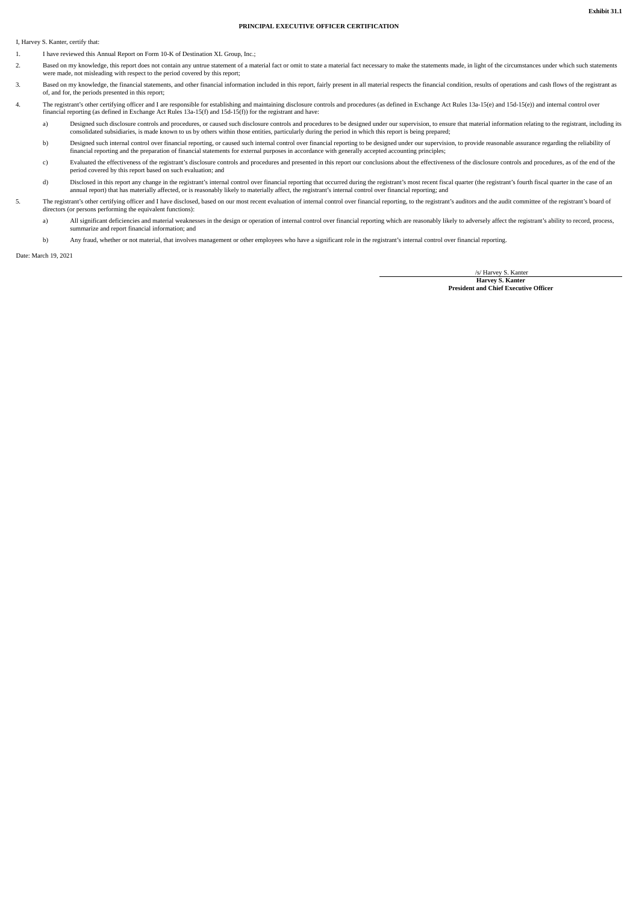**Exhibit 31.1**

**PRINCIPAL EXECUTIVE OFFICER CERTIFICATION**

I, Harvey S. Kanter, certify that:

1. I have reviewed this Annual Report on Form 10-K of Destination XL Group, Inc.;

2. Based on my knowledge, this report does not contain any untrue statement of a material fact or omit to state a material fact necessary to make the statements made, in light of the circumstances under which such statements were made, not misleading with respect to the period covered by this report;

3. Based on my knowledge, the financial statements, and other financial information included in this report, fairly present in all material respects the financial condition, results of operations and cash flows of the registrant as of, and for, the periods presented in this report;

4. The registrant's other certifying officer and I are responsible for establishing and maintaining disclosure controls and procedures (as defined in Exchange Act Rules 13a-15(e) and 15d-15(e)) and internal control over financial reporting (as defined in Exchange Act Rules 13a-15(f) and 15d-15(f)) for the registrant and have:

   a) Designed such disclosure controls and procedures, or caused such disclosure controls and procedures to be designed under our supervision, to ensure that material information relating to the registrant, including its consolidated subsidiaries, is made known to us by others within those entities, particularly during the period in which this report is being prepared;

   b) Designed such internal control over financial reporting, or caused such internal control over financial reporting to be designed under our supervision, to provide reasonable assurance regarding the reliability of financial reporting and the preparation of financial statements for external purposes in accordance with generally accepted accounting principles;

   c) Evaluated the effectiveness of the registrant's disclosure controls and procedures and presented in this report our conclusions about the effectiveness of the disclosure controls and procedures, as of the end of the period covered by this report based on such evaluation; and

   d) Disclosed in this report any change in the registrant's internal control over financial reporting that occurred during the registrant's most recent fiscal quarter (the registrant's fourth fiscal quarter in the case of an annual report) that has materially affected, or is reasonably likely to materially affect, the registrant's internal control over financial reporting; and

5. The registrant's other certifying officer and I have disclosed, based on our most recent evaluation of internal control over financial reporting, to the registrant's auditors and the audit committee of the registrant's board of directors (or persons performing the equivalent functions):

   a) All significant deficiencies and material weaknesses in the design or operation of internal control over financial reporting which are reasonably likely to adversely affect the registrant's ability to record, process, summarize and report financial information; and

   b) Any fraud, whether or not material, that involves management or other employees who have a significant role in the registrant's internal control over financial reporting.

Date: March 19, 2021

/s/ Harvey S. Kanter
**Harvey S. Kanter**
**President and Chief Executive Officer**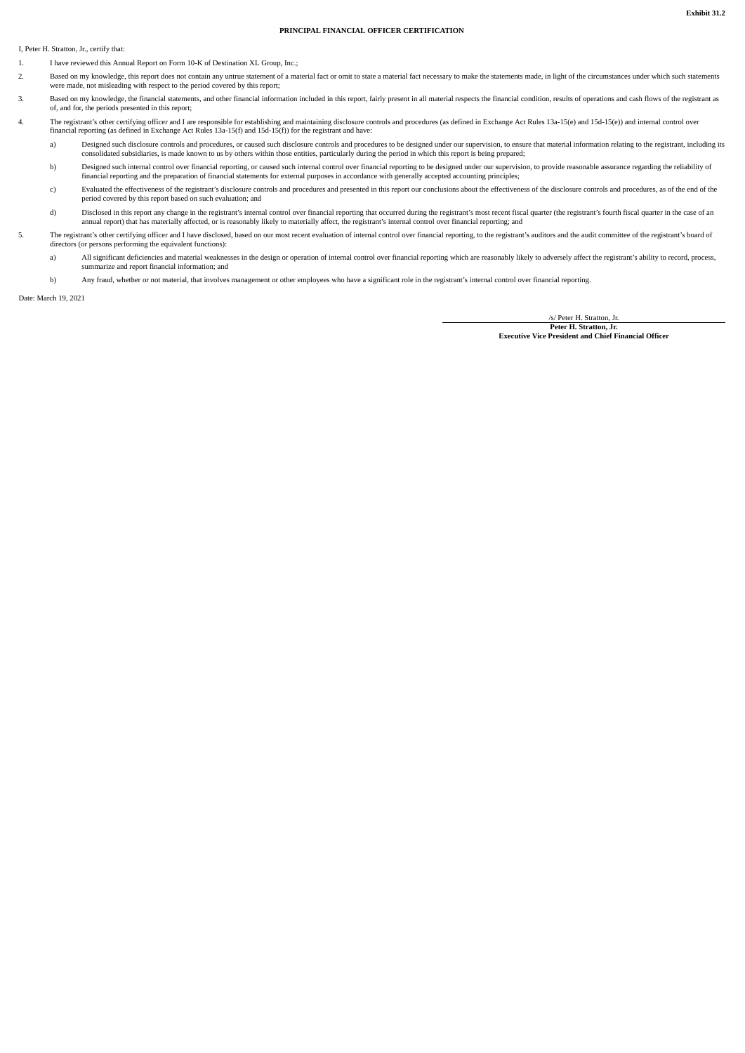**Exhibit 31.2**

**PRINCIPAL FINANCIAL OFFICER CERTIFICATION**

I, Peter H. Stratton, Jr., certify that:

1. I have reviewed this Annual Report on Form 10-K of Destination XL Group, Inc.;

2. Based on my knowledge, this report does not contain any untrue statement of a material fact or omit to state a material fact necessary to make the statements made, in light of the circumstances under which such statements were made, not misleading with respect to the period covered by this report;

3. Based on my knowledge, the financial statements, and other financial information included in this report, fairly present in all material respects the financial condition, results of operations and cash flows of the registrant as of, and for, the periods presented in this report;

4. The registrant's other certifying officer and I are responsible for establishing and maintaining disclosure controls and procedures (as defined in Exchange Act Rules 13a-15(e) and 15d-15(e)) and internal control over financial reporting (as defined in Exchange Act Rules 13a-15(f) and 15d-15(f)) for the registrant and have:

   a) Designed such disclosure controls and procedures, or caused such disclosure controls and procedures to be designed under our supervision, to ensure that material information relating to the registrant, including its consolidated subsidiaries, is made known to us by others within those entities, particularly during the period in which this report is being prepared;

   b) Designed such internal control over financial reporting, or caused such internal control over financial reporting to be designed under our supervision, to provide reasonable assurance regarding the reliability of financial reporting and the preparation of financial statements for external purposes in accordance with generally accepted accounting principles;

   c) Evaluated the effectiveness of the registrant's disclosure controls and procedures and presented in this report our conclusions about the effectiveness of the disclosure controls and procedures, as of the end of the period covered by this report based on such evaluation; and

   d) Disclosed in this report any change in the registrant's internal control over financial reporting that occurred during the registrant's most recent fiscal quarter (the registrant's fourth fiscal quarter in the case of an annual report) that has materially affected, or is reasonably likely to materially affect, the registrant's internal control over financial reporting; and

5. The registrant's other certifying officer and I have disclosed, based on our most recent evaluation of internal control over financial reporting, to the registrant's auditors and the audit committee of the registrant's board of directors (or persons performing the equivalent functions):

   a) All significant deficiencies and material weaknesses in the design or operation of internal control over financial reporting which are reasonably likely to adversely affect the registrant's ability to record, process, summarize and report financial information; and

   b) Any fraud, whether or not material, that involves management or other employees who have a significant role in the registrant's internal control over financial reporting.

Date: March 19, 2021

/s/ Peter H. Stratton, Jr.

**Peter H. Stratton, Jr.**
**Executive Vice President and Chief Financial Officer**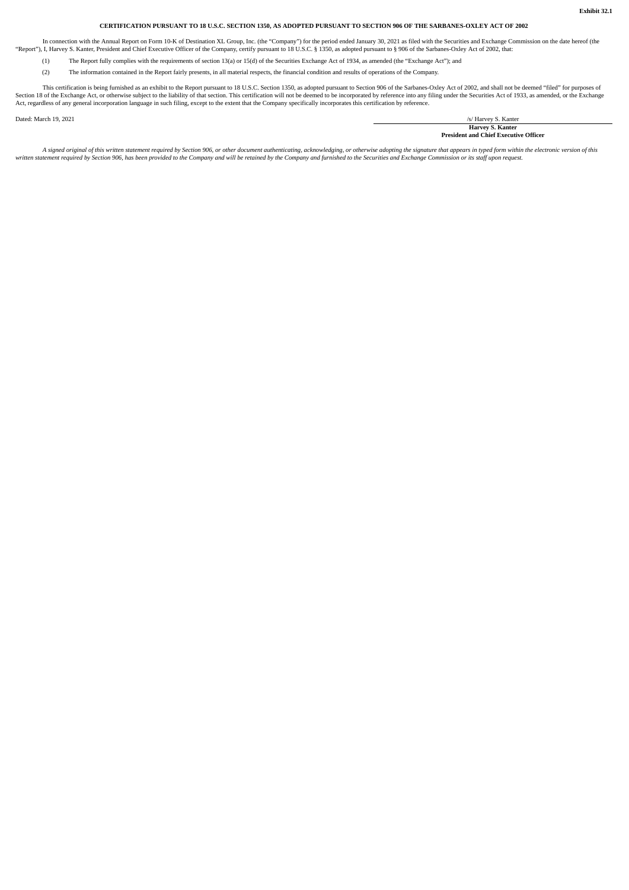**Exhibit 32.1**

**CERTIFICATION PURSUANT TO 18 U.S.C. SECTION 1350, AS ADOPTED PURSUANT TO SECTION 906 OF THE SARBANES-OXLEY ACT OF 2002**

In connection with the Annual Report on Form 10-K of Destination XL Group, Inc. (the "Company") for the period ended January 30, 2021 as filed with the Securities and Exchange Commission on the date hereof (the "Report"), I, Harvey S. Kanter, President and Chief Executive Officer of the Company, certify pursuant to 18 U.S.C. § 1350, as adopted pursuant to § 906 of the Sarbanes-Oxley Act of 2002, that:

(1) The Report fully complies with the requirements of section 13(a) or 15(d) of the Securities Exchange Act of 1934, as amended (the "Exchange Act"); and

(2) The information contained in the Report fairly presents, in all material respects, the financial condition and results of operations of the Company.

This certification is being furnished as an exhibit to the Report pursuant to 18 U.S.C. Section 1350, as adopted pursuant to Section 906 of the Sarbanes-Oxley Act of 2002, and shall not be deemed "filed" for purposes of Section 18 of the Exchange Act, or otherwise subject to the liability of that section. This certification will not be deemed to be incorporated by reference into any filing under the Securities Act of 1933, as amended, or the Exchange Act, regardless of any general incorporation language in such filing, except to the extent that the Company specifically incorporates this certification by reference.

Dated: March 19, 2021

/s/ Harvey S. Kanter
**Harvey S. Kanter**
**President and Chief Executive Officer**

*A signed original of this written statement required by Section 906, or other document authenticating, acknowledging, or otherwise adopting the signature that appears in typed form within the electronic version of this written statement required by Section 906, has been provided to the Company and will be retained by the Company and furnished to the Securities and Exchange Commission or its staff upon request.*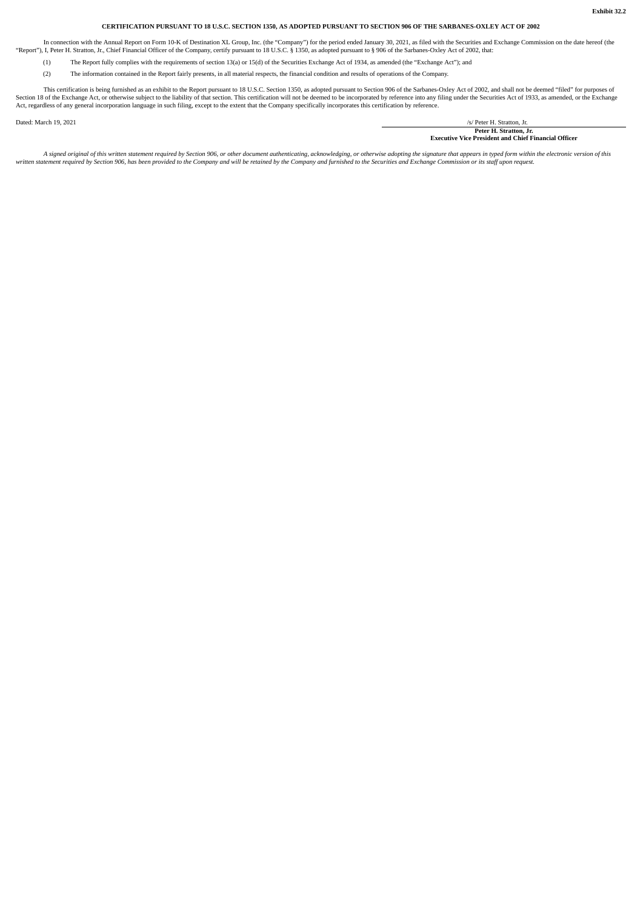**Exhibit 32.2**

**CERTIFICATION PURSUANT TO 18 U.S.C. SECTION 1350, AS ADOPTED PURSUANT TO SECTION 906 OF THE SARBANES-OXLEY ACT OF 2002**

In connection with the Annual Report on Form 10-K of Destination XL Group, Inc. (the "Company") for the period ended January 30, 2021, as filed with the Securities and Exchange Commission on the date hereof (the "Report"), I, Peter H. Stratton, Jr., Chief Financial Officer of the Company, certify pursuant to 18 U.S.C. § 1350, as adopted pursuant to § 906 of the Sarbanes-Oxley Act of 2002, that:

(1) The Report fully complies with the requirements of section 13(a) or 15(d) of the Securities Exchange Act of 1934, as amended (the "Exchange Act"); and

(2) The information contained in the Report fairly presents, in all material respects, the financial condition and results of operations of the Company.

This certification is being furnished as an exhibit to the Report pursuant to 18 U.S.C. Section 1350, as adopted pursuant to Section 906 of the Sarbanes-Oxley Act of 2002, and shall not be deemed "filed" for purposes of Section 18 of the Exchange Act, or otherwise subject to the liability of that section. This certification will not be deemed to be incorporated by reference into any filing under the Securities Act of 1933, as amended, or the Exchange Act, regardless of any general incorporation language in such filing, except to the extent that the Company specifically incorporates this certification by reference.

Dated: March 19, 2021

/s/ Peter H. Stratton, Jr.
**Peter H. Stratton, Jr.**
**Executive Vice President and Chief Financial Officer**

*A signed original of this written statement required by Section 906, or other document authenticating, acknowledging, or otherwise adopting the signature that appears in typed form within the electronic version of this written statement required by Section 906, has been provided to the Company and will be retained by the Company and furnished to the Securities and Exchange Commission or its staff upon request.*